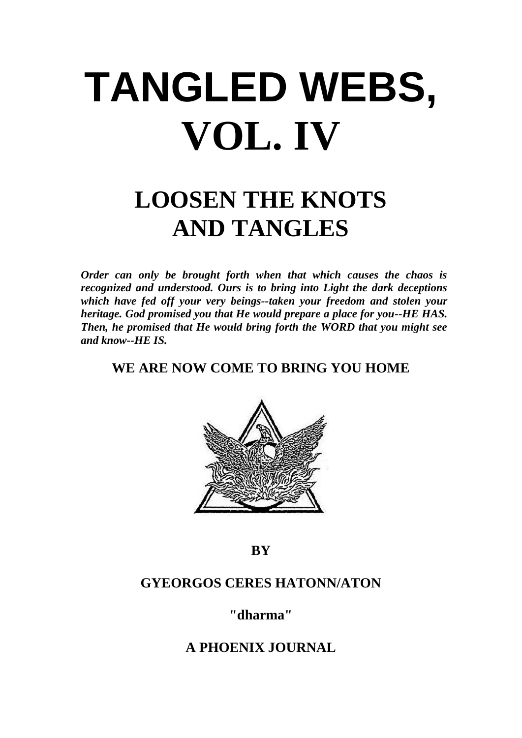# TANGLED WEBS, VOL. IV

## LOOSEN THE KNOTS AND TANGLES

***Order can only be brought forth when that which causes the chaos is recognized and understood. Ours is to bring into Light the dark deceptions which have fed off your very beings--taken your freedom and stolen your heritage. God promised you that He would prepare a place for you--HE HAS. Then, he promised that He would bring forth the WORD that you might see and know--HE IS.***

**WE ARE NOW COME TO BRING YOU HOME**

**BY**

**GYEORGOS CERES HATONN/ATON**

**"dharma"**

**A PHOENIX JOURNAL**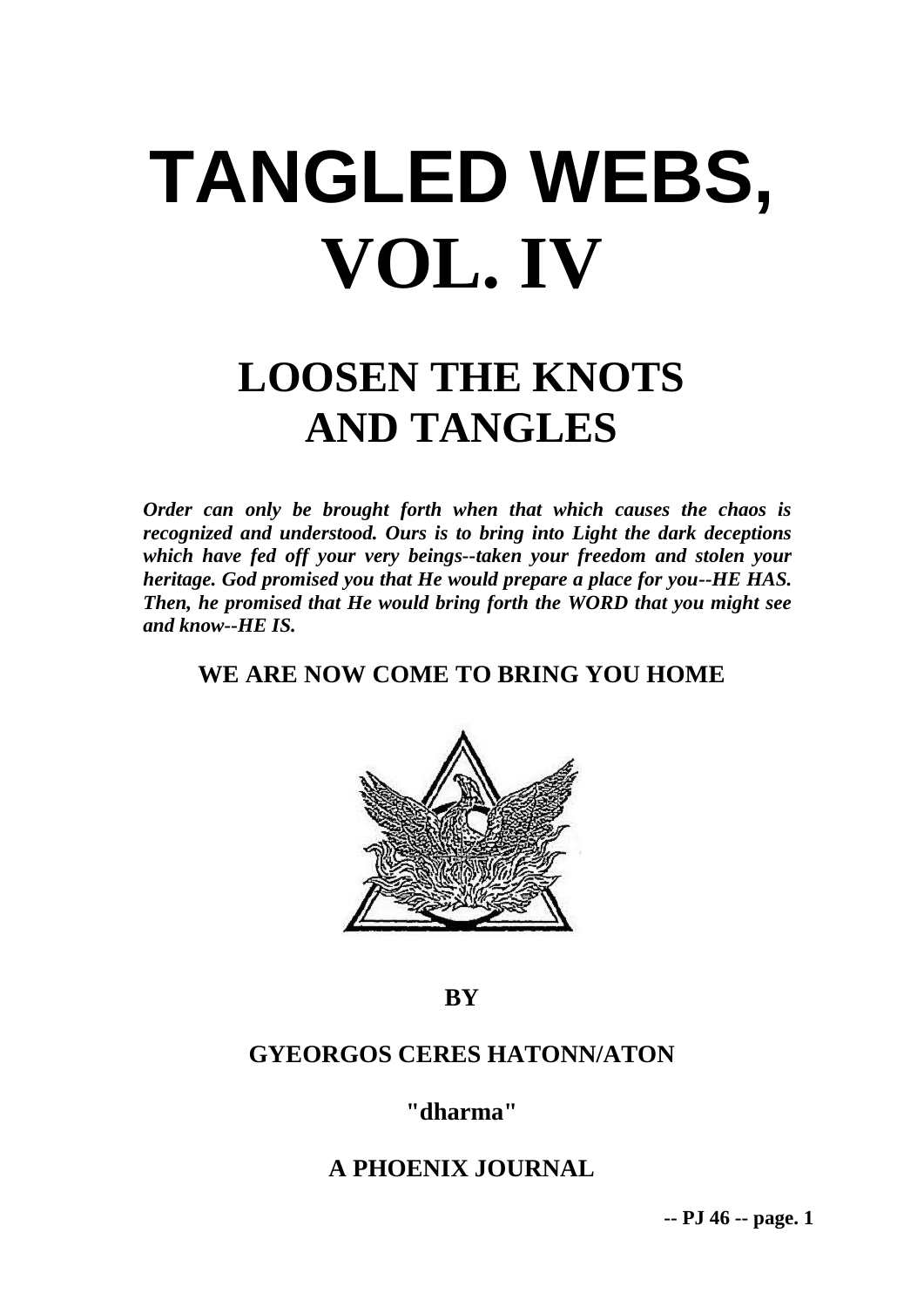# TANGLED WEBS, VOL. IV

## LOOSEN THE KNOTS AND TANGLES

***Order can only be brought forth when that which causes the chaos is recognized and understood. Ours is to bring into Light the dark deceptions which have fed off your very beings--taken your freedom and stolen your heritage. God promised you that He would prepare a place for you--HE HAS. Then, he promised that He would bring forth the WORD that you might see and know--HE IS.***

**WE ARE NOW COME TO BRING YOU HOME**

**BY**

**GYEORGOS CERES HATONN/ATON**

**"dharma"**

**A PHOENIX JOURNAL**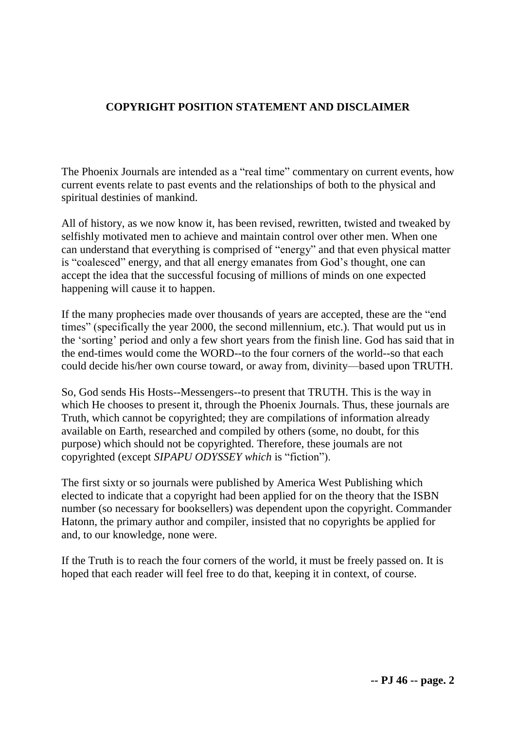## COPYRIGHT POSITION STATEMENT AND DISCLAIMER

The Phoenix Journals are intended as a "real time" commentary on current events, how current events relate to past events and the relationships of both to the physical and spiritual destinies of mankind.

All of history, as we now know it, has been revised, rewritten, twisted and tweaked by selfishly motivated men to achieve and maintain control over other men. When one can understand that everything is comprised of "energy" and that even physical matter is "coalesced" energy, and that all energy emanates from God's thought, one can accept the idea that the successful focusing of millions of minds on one expected happening will cause it to happen.

If the many prophecies made over thousands of years are accepted, these are the "end times" (specifically the year 2000, the second millennium, etc.). That would put us in the 'sorting' period and only a few short years from the finish line. God has said that in the end-times would come the WORD--to the four corners of the world--so that each could decide his/her own course toward, or away from, divinity—based upon TRUTH.

So, God sends His Hosts--Messengers--to present that TRUTH. This is the way in which He chooses to present it, through the Phoenix Journals. Thus, these journals are Truth, which cannot be copyrighted; they are compilations of information already available on Earth, researched and compiled by others (some, no doubt, for this purpose) which should not be copyrighted. Therefore, these joumals are not copyrighted (except *SIPAPU ODYSSEY which* is "fiction").

The first sixty or so journals were published by America West Publishing which elected to indicate that a copyright had been applied for on the theory that the ISBN number (so necessary for booksellers) was dependent upon the copyright. Commander Hatonn, the primary author and compiler, insisted that no copyrights be applied for and, to our knowledge, none were.

If the Truth is to reach the four corners of the world, it must be freely passed on. It is hoped that each reader will feel free to do that, keeping it in context, of course.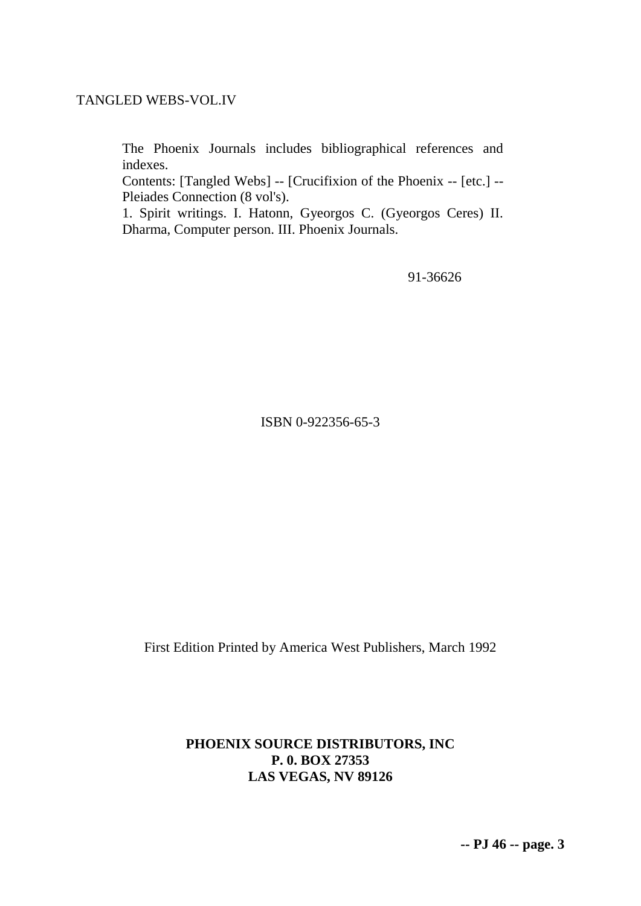TANGLED WEBS-VOL.IV

The Phoenix Journals includes bibliographical references and indexes.
Contents: [Tangled Webs] -- [Crucifixion of the Phoenix -- [etc.] -- Pleiades Connection (8 vol's).
1. Spirit writings. I. Hatonn, Gyeorgos C. (Gyeorgos Ceres) II. Dharma, Computer person. III. Phoenix Journals.

91-36626

ISBN 0-922356-65-3

First Edition Printed by America West Publishers, March 1992

**PHOENIX SOURCE DISTRIBUTORS, INC**
**P. 0. BOX 27353**
**LAS VEGAS, NV 89126**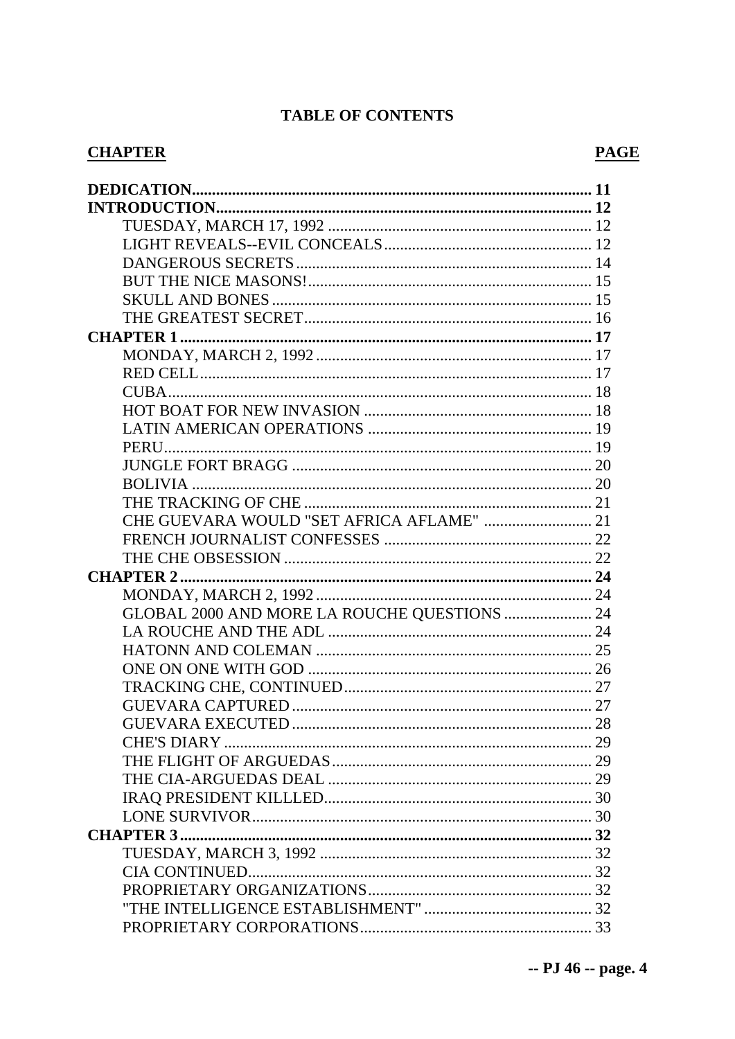**TABLE OF CONTENTS**

| **CHAPTER** | **PAGE** |
|---|---|
| **DEDICATION** | **11** |
| **INTRODUCTION** | **12** |
| TUESDAY, MARCH 17, 1992 | 12 |
| LIGHT REVEALS--EVIL CONCEALS | 12 |
| DANGEROUS SECRETS | 14 |
| BUT THE NICE MASONS! | 15 |
| SKULL AND BONES | 15 |
| THE GREATEST SECRET | 16 |
| **CHAPTER 1** | **17** |
| MONDAY, MARCH 2, 1992 | 17 |
| RED CELL | 17 |
| CUBA | 18 |
| HOT BOAT FOR NEW INVASION | 18 |
| LATIN AMERICAN OPERATIONS | 19 |
| PERU | 19 |
| JUNGLE FORT BRAGG | 20 |
| BOLIVIA | 20 |
| THE TRACKING OF CHE | 21 |
| CHE GUEVARA WOULD "SET AFRICA AFLAME" | 21 |
| FRENCH JOURNALIST CONFESSES | 22 |
| THE CHE OBSESSION | 22 |
| **CHAPTER 2** | **24** |
| MONDAY, MARCH 2, 1992 | 24 |
| GLOBAL 2000 AND MORE LA ROUCHE QUESTIONS | 24 |
| LA ROUCHE AND THE ADL | 24 |
| HATONN AND COLEMAN | 25 |
| ONE ON ONE WITH GOD | 26 |
| TRACKING CHE, CONTINUED | 27 |
| GUEVARA CAPTURED | 27 |
| GUEVARA EXECUTED | 28 |
| CHE'S DIARY | 29 |
| THE FLIGHT OF ARGUEDAS | 29 |
| THE CIA-ARGUEDAS DEAL | 29 |
| IRAQ PRESIDENT KILLLED | 30 |
| LONE SURVIVOR | 30 |
| **CHAPTER 3** | **32** |
| TUESDAY, MARCH 3, 1992 | 32 |
| CIA CONTINUED | 32 |
| PROPRIETARY ORGANIZATIONS | 32 |
| "THE INTELLIGENCE ESTABLISHMENT" | 32 |
| PROPRIETARY CORPORATIONS | 33 |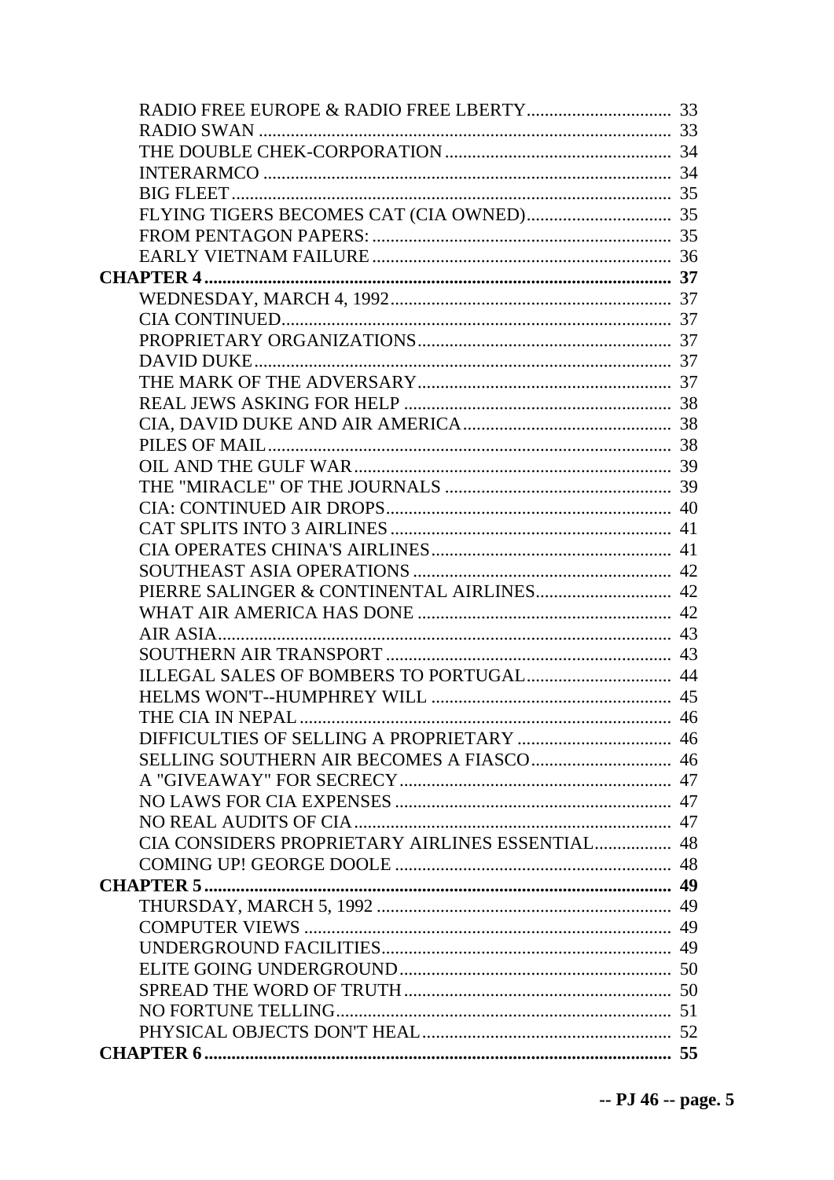RADIO FREE EUROPE & RADIO FREE LBERTY ........ 33
RADIO SWAN ........ 33
THE DOUBLE CHEK-CORPORATION ........ 34
INTERARMCO ........ 34
BIG FLEET ........ 35
FLYING TIGERS BECOMES CAT (CIA OWNED) ........ 35
FROM PENTAGON PAPERS: ........ 35
EARLY VIETNAM FAILURE ........ 36

**CHAPTER 4 ........ 37**

WEDNESDAY, MARCH 4, 1992 ........ 37
CIA CONTINUED ........ 37
PROPRIETARY ORGANIZATIONS ........ 37
DAVID DUKE ........ 37
THE MARK OF THE ADVERSARY ........ 37
REAL JEWS ASKING FOR HELP ........ 38
CIA, DAVID DUKE AND AIR AMERICA ........ 38
PILES OF MAIL ........ 38
OIL AND THE GULF WAR ........ 39
THE "MIRACLE" OF THE JOURNALS ........ 39
CIA: CONTINUED AIR DROPS ........ 40
CAT SPLITS INTO 3 AIRLINES ........ 41
CIA OPERATES CHINA'S AIRLINES ........ 41
SOUTHEAST ASIA OPERATIONS ........ 42
PIERRE SALINGER & CONTINENTAL AIRLINES ........ 42
WHAT AIR AMERICA HAS DONE ........ 42
AIR ASIA ........ 43
SOUTHERN AIR TRANSPORT ........ 43
ILLEGAL SALES OF BOMBERS TO PORTUGAL ........ 44
HELMS WON'T--HUMPHREY WILL ........ 45
THE CIA IN NEPAL ........ 46
DIFFICULTIES OF SELLING A PROPRIETARY ........ 46
SELLING SOUTHERN AIR BECOMES A FIASCO ........ 46
A "GIVEAWAY" FOR SECRECY ........ 47
NO LAWS FOR CIA EXPENSES ........ 47
NO REAL AUDITS OF CIA ........ 47
CIA CONSIDERS PROPRIETARY AIRLINES ESSENTIAL ........ 48
COMING UP! GEORGE DOOLE ........ 48

**CHAPTER 5 ........ 49**

THURSDAY, MARCH 5, 1992 ........ 49
COMPUTER VIEWS ........ 49
UNDERGROUND FACILITIES ........ 49
ELITE GOING UNDERGROUND ........ 50
SPREAD THE WORD OF TRUTH ........ 50
NO FORTUNE TELLING ........ 51
PHYSICAL OBJECTS DON'T HEAL ........ 52

**CHAPTER 6 ........ 55**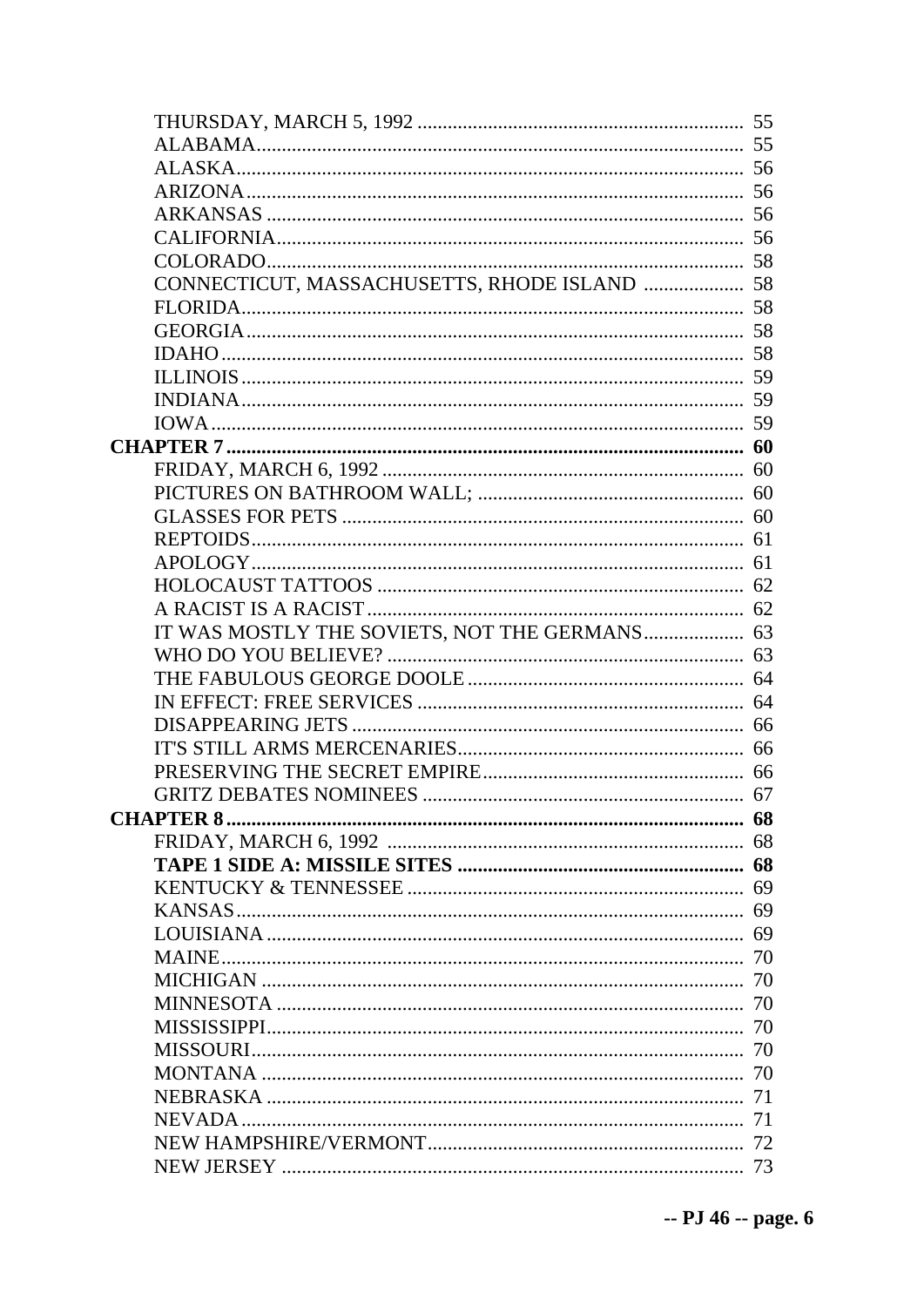THURSDAY, MARCH 5, 1992 .................................................................. 55
ALABAMA........................................................................................ 55
ALASKA........................................................................................... 56
ARIZONA......................................................................................... 56
ARKANSAS ..................................................................................... 56
CALIFORNIA.................................................................................... 56
COLORADO..................................................................................... 58
CONNECTICUT, MASSACHUSETTS, RHODE ISLAND .................... 58
FLORIDA.......................................................................................... 58
GEORGIA......................................................................................... 58
IDAHO.............................................................................................. 58
ILLINOIS.......................................................................................... 59
INDIANA.......................................................................................... 59
IOWA................................................................................................ 59

**CHAPTER 7....................................................................................... 60**

FRIDAY, MARCH 6, 1992 ................................................................ 60
PICTURES ON BATHROOM WALL; .................................................. 60
GLASSES FOR PETS ........................................................................ 60
REPTOIDS........................................................................................ 61
APOLOGY......................................................................................... 61
HOLOCAUST TATTOOS ................................................................... 62
A RACIST IS A RACIST.................................................................... 62
IT WAS MOSTLY THE SOVIETS, NOT THE GERMANS................... 63
WHO DO YOU BELIEVE? ................................................................ 63
THE FABULOUS GEORGE DOOLE.................................................. 64
IN EFFECT: FREE SERVICES .......................................................... 64
DISAPPEARING JETS ...................................................................... 66
IT'S STILL ARMS MERCENARIES.................................................... 66
PRESERVING THE SECRET EMPIRE................................................ 66
GRITZ DEBATES NOMINEES .......................................................... 67

**CHAPTER 8....................................................................................... 68**

FRIDAY, MARCH 6, 1992 ................................................................ 68
**TAPE 1 SIDE A: MISSILE SITES ................................................... 68**
KENTUCKY & TENNESSEE .............................................................. 69
KANSAS............................................................................................ 69
LOUISIANA...................................................................................... 69
MAINE.............................................................................................. 70
MICHIGAN ....................................................................................... 70
MINNESOTA .................................................................................... 70
MISSISSIPPI..................................................................................... 70
MISSOURI........................................................................................ 70
MONTANA ....................................................................................... 70
NEBRASKA ...................................................................................... 71
NEVADA........................................................................................... 71
NEW HAMPSHIRE/VERMONT.......................................................... 72
NEW JERSEY ................................................................................... 73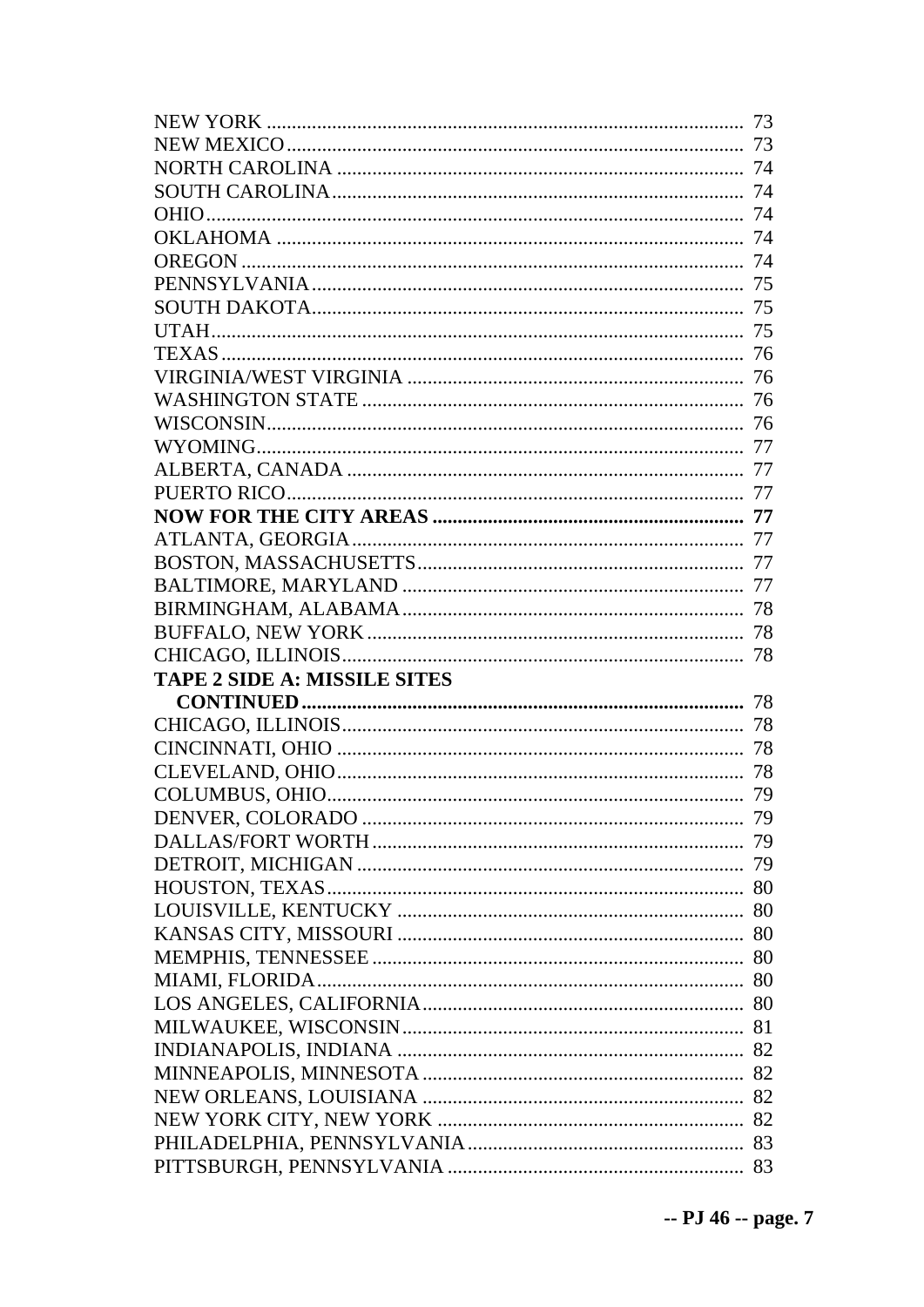NEW YORK .............................................................................................. 73
NEW MEXICO.......................................................................................... 73
NORTH CAROLINA ................................................................................ 74
SOUTH CAROLINA.................................................................................. 74
OHIO.......................................................................................................... 74
OKLAHOMA ............................................................................................ 74
OREGON ................................................................................................... 74
PENNSYLVANIA..................................................................................... 75
SOUTH DAKOTA..................................................................................... 75
UTAH......................................................................................................... 75
TEXAS ...................................................................................................... 76
VIRGINIA/WEST VIRGINIA .................................................................. 76
WASHINGTON STATE ........................................................................... 76
WISCONSIN.............................................................................................. 76
WYOMING................................................................................................ 77
ALBERTA, CANADA .............................................................................. 77
PUERTO RICO.......................................................................................... 77
**NOW FOR THE CITY AREAS ............................................................. 77**
ATLANTA, GEORGIA............................................................................. 77
BOSTON, MASSACHUSETTS................................................................ 77
BALTIMORE, MARYLAND ................................................................... 77
BIRMINGHAM, ALABAMA................................................................... 78
BUFFALO, NEW YORK.......................................................................... 78
CHICAGO, ILLINOIS............................................................................... 78
**TAPE 2 SIDE A: MISSILE SITES CONTINUED ....................................................................................... 78**
CHICAGO, ILLINOIS............................................................................... 78
CINCINNATI, OHIO ................................................................................ 78
CLEVELAND, OHIO................................................................................ 78
COLUMBUS, OHIO.................................................................................. 79
DENVER, COLORADO ........................................................................... 79
DALLAS/FORT WORTH......................................................................... 79
DETROIT, MICHIGAN ............................................................................ 79
HOUSTON, TEXAS.................................................................................. 80
LOUISVILLE, KENTUCKY .................................................................... 80
KANSAS CITY, MISSOURI .................................................................... 80
MEMPHIS, TENNESSEE ......................................................................... 80
MIAMI, FLORIDA.................................................................................... 80
LOS ANGELES, CALIFORNIA............................................................... 80
MILWAUKEE, WISCONSIN................................................................... 81
INDIANAPOLIS, INDIANA .................................................................... 82
MINNEAPOLIS, MINNESOTA ............................................................... 82
NEW ORLEANS, LOUISIANA ............................................................... 82
NEW YORK CITY, NEW YORK ............................................................ 82
PHILADELPHIA, PENNSYLVANIA...................................................... 83
PITTSBURGH, PENNSYLVANIA .......................................................... 83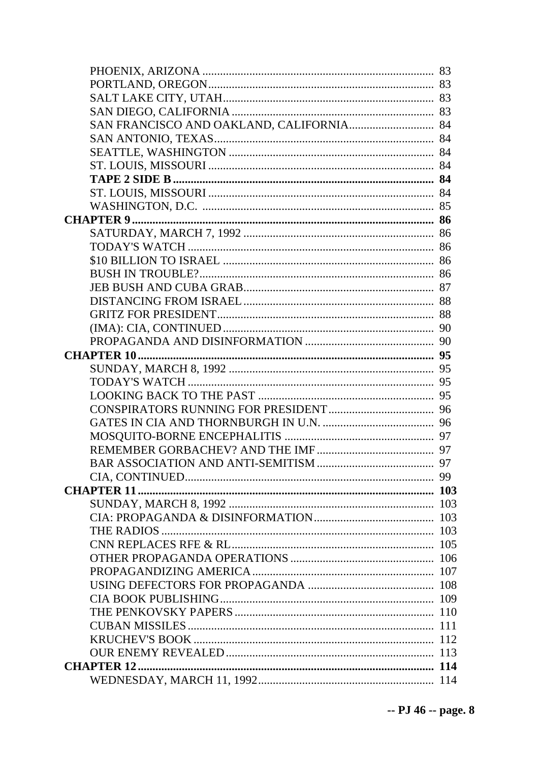PHOENIX, ARIZONA .......... 83
PORTLAND, OREGON .......... 83
SALT LAKE CITY, UTAH .......... 83
SAN DIEGO, CALIFORNIA .......... 83
SAN FRANCISCO AND OAKLAND, CALIFORNIA .......... 84
SAN ANTONIO, TEXAS .......... 84
SEATTLE, WASHINGTON .......... 84
ST. LOUIS, MISSOURI .......... 84
**TAPE 2 SIDE B .......... 84**
ST. LOUIS, MISSOURI .......... 84
WASHINGTON, D.C. .......... 85

**CHAPTER 9 .......... 86**
SATURDAY, MARCH 7, 1992 .......... 86
TODAY'S WATCH .......... 86
$10 BILLION TO ISRAEL .......... 86
BUSH IN TROUBLE? .......... 86
JEB BUSH AND CUBA GRAB .......... 87
DISTANCING FROM ISRAEL .......... 88
GRITZ FOR PRESIDENT .......... 88
(IMA): CIA, CONTINUED .......... 90
PROPAGANDA AND DISINFORMATION .......... 90

**CHAPTER 10 .......... 95**
SUNDAY, MARCH 8, 1992 .......... 95
TODAY'S WATCH .......... 95
LOOKING BACK TO THE PAST .......... 95
CONSPIRATORS RUNNING FOR PRESIDENT .......... 96
GATES IN CIA AND THORNBURGH IN U.N. .......... 96
MOSQUITO-BORNE ENCEPHALITIS .......... 97
REMEMBER GORBACHEV? AND THE IMF .......... 97
BAR ASSOCIATION AND ANTI-SEMITISM .......... 97
CIA, CONTINUED .......... 99

**CHAPTER 11 .......... 103**
SUNDAY, MARCH 8, 1992 .......... 103
CIA: PROPAGANDA & DISINFORMATION .......... 103
THE RADIOS .......... 103
CNN REPLACES RFE & RL .......... 105
OTHER PROPAGANDA OPERATIONS .......... 106
PROPAGANDIZING AMERICA .......... 107
USING DEFECTORS FOR PROPAGANDA .......... 108
CIA BOOK PUBLISHING .......... 109
THE PENKOVSKY PAPERS .......... 110
CUBAN MISSILES .......... 111
KRUCHEV'S BOOK .......... 112
OUR ENEMY REVEALED .......... 113

**CHAPTER 12 .......... 114**
WEDNESDAY, MARCH 11, 1992 .......... 114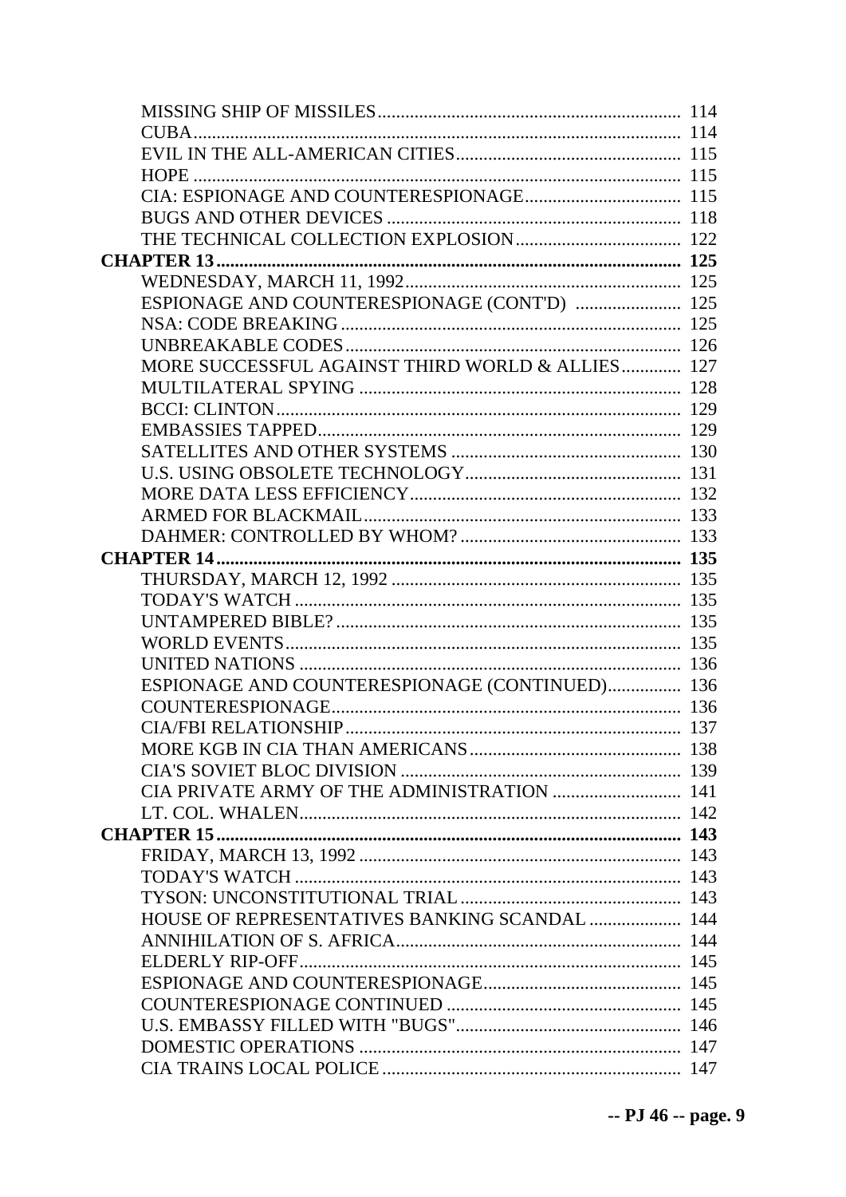| | |
|---|---|
| MISSING SHIP OF MISSILES | 114 |
| CUBA | 114 |
| EVIL IN THE ALL-AMERICAN CITIES | 115 |
| HOPE | 115 |
| CIA: ESPIONAGE AND COUNTERESPIONAGE | 115 |
| BUGS AND OTHER DEVICES | 118 |
| THE TECHNICAL COLLECTION EXPLOSION | 122 |
| **CHAPTER 13** | **125** |
| WEDNESDAY, MARCH 11, 1992 | 125 |
| ESPIONAGE AND COUNTERESPIONAGE (CONT'D) | 125 |
| NSA: CODE BREAKING | 125 |
| UNBREAKABLE CODES | 126 |
| MORE SUCCESSFUL AGAINST THIRD WORLD & ALLIES | 127 |
| MULTILATERAL SPYING | 128 |
| BCCI: CLINTON | 129 |
| EMBASSIES TAPPED | 129 |
| SATELLITES AND OTHER SYSTEMS | 130 |
| U.S. USING OBSOLETE TECHNOLOGY | 131 |
| MORE DATA LESS EFFICIENCY | 132 |
| ARMED FOR BLACKMAIL | 133 |
| DAHMER: CONTROLLED BY WHOM? | 133 |
| **CHAPTER 14** | **135** |
| THURSDAY, MARCH 12, 1992 | 135 |
| TODAY'S WATCH | 135 |
| UNTAMPERED BIBLE? | 135 |
| WORLD EVENTS | 135 |
| UNITED NATIONS | 136 |
| ESPIONAGE AND COUNTERESPIONAGE (CONTINUED) | 136 |
| COUNTERESPIONAGE | 136 |
| CIA/FBI RELATIONSHIP | 137 |
| MORE KGB IN CIA THAN AMERICANS | 138 |
| CIA'S SOVIET BLOC DIVISION | 139 |
| CIA PRIVATE ARMY OF THE ADMINISTRATION | 141 |
| LT. COL. WHALEN | 142 |
| **CHAPTER 15** | **143** |
| FRIDAY, MARCH 13, 1992 | 143 |
| TODAY'S WATCH | 143 |
| TYSON: UNCONSTITUTIONAL TRIAL | 143 |
| HOUSE OF REPRESENTATIVES BANKING SCANDAL | 144 |
| ANNIHILATION OF S. AFRICA | 144 |
| ELDERLY RIP-OFF | 145 |
| ESPIONAGE AND COUNTERESPIONAGE | 145 |
| COUNTERESPIONAGE CONTINUED | 145 |
| U.S. EMBASSY FILLED WITH "BUGS" | 146 |
| DOMESTIC OPERATIONS | 147 |
| CIA TRAINS LOCAL POLICE | 147 |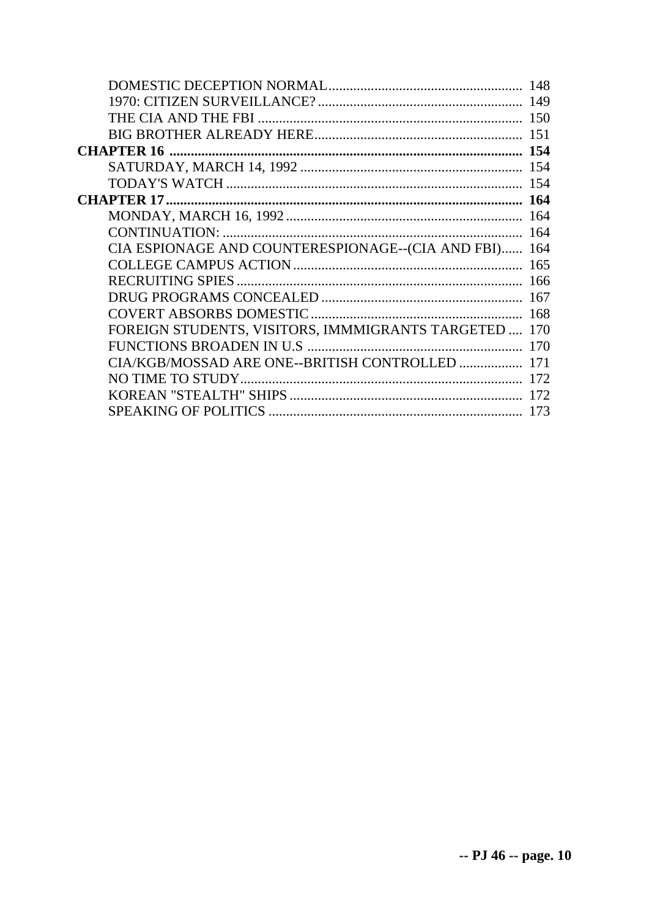DOMESTIC DECEPTION NORMAL ........................................................ 148
1970: CITIZEN SURVEILLANCE? ........................................................ 149
THE CIA AND THE FBI ........................................................ 150
BIG BROTHER ALREADY HERE ........................................................ 151

**CHAPTER 16 ........................................................ 154**

SATURDAY, MARCH 14, 1992 ........................................................ 154
TODAY'S WATCH ........................................................ 154

**CHAPTER 17 ........................................................ 164**

MONDAY, MARCH 16, 1992 ........................................................ 164
CONTINUATION: ........................................................ 164
CIA ESPIONAGE AND COUNTERESPIONAGE--(CIA AND FBI)...... 164
COLLEGE CAMPUS ACTION ........................................................ 165
RECRUITING SPIES ........................................................ 166
DRUG PROGRAMS CONCEALED ........................................................ 167
COVERT ABSORBS DOMESTIC ........................................................ 168
FOREIGN STUDENTS, VISITORS, IMMMIGRANTS TARGETED .... 170
FUNCTIONS BROADEN IN U.S ........................................................ 170
CIA/KGB/MOSSAD ARE ONE--BRITISH CONTROLLED .................. 171
NO TIME TO STUDY ........................................................ 172
KOREAN "STEALTH" SHIPS ........................................................ 172
SPEAKING OF POLITICS ........................................................ 173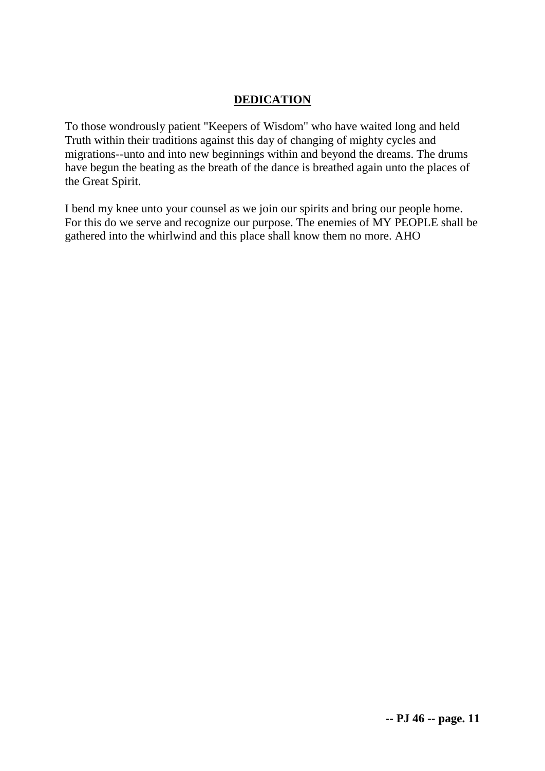# DEDICATION

To those wondrously patient "Keepers of Wisdom" who have waited long and held Truth within their traditions against this day of changing of mighty cycles and migrations--unto and into new beginnings within and beyond the dreams. The drums have begun the beating as the breath of the dance is breathed again unto the places of the Great Spirit.

I bend my knee unto your counsel as we join our spirits and bring our people home. For this do we serve and recognize our purpose. The enemies of MY PEOPLE shall be gathered into the whirlwind and this place shall know them no more. AHO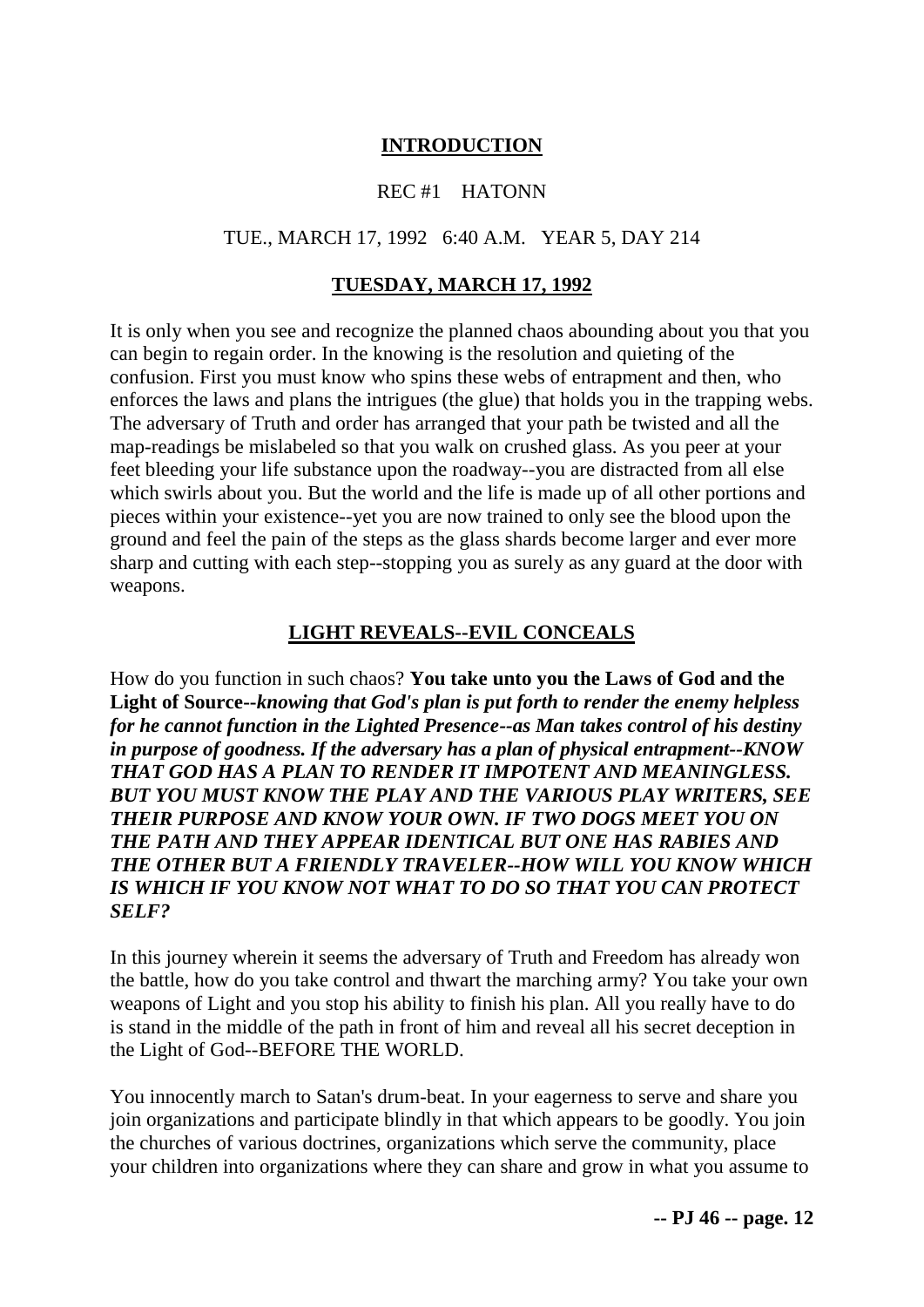## INTRODUCTION

REC #1 HATONN

TUE., MARCH 17, 1992 6:40 A.M. YEAR 5, DAY 214

## TUESDAY, MARCH 17, 1992

It is only when you see and recognize the planned chaos abounding about you that you can begin to regain order. In the knowing is the resolution and quieting of the confusion. First you must know who spins these webs of entrapment and then, who enforces the laws and plans the intrigues (the glue) that holds you in the trapping webs. The adversary of Truth and order has arranged that your path be twisted and all the map-readings be mislabeled so that you walk on crushed glass. As you peer at your feet bleeding your life substance upon the roadway--you are distracted from all else which swirls about you. But the world and the life is made up of all other portions and pieces within your existence--yet you are now trained to only see the blood upon the ground and feel the pain of the steps as the glass shards become larger and ever more sharp and cutting with each step--stopping you as surely as any guard at the door with weapons.

## LIGHT REVEALS--EVIL CONCEALS

How do you function in such chaos? **You take unto you the Laws of God and the Light of Source--*knowing that God's plan is put forth to render the enemy helpless for he cannot function in the Lighted Presence--as Man takes control of his destiny in purpose of goodness. If the adversary has a plan of physical entrapment--KNOW THAT GOD HAS A PLAN TO RENDER IT IMPOTENT AND MEANINGLESS. BUT YOU MUST KNOW THE PLAY AND THE VARIOUS PLAY WRITERS, SEE THEIR PURPOSE AND KNOW YOUR OWN. IF TWO DOGS MEET YOU ON THE PATH AND THEY APPEAR IDENTICAL BUT ONE HAS RABIES AND THE OTHER BUT A FRIENDLY TRAVELER--HOW WILL YOU KNOW WHICH IS WHICH IF YOU KNOW NOT WHAT TO DO SO THAT YOU CAN PROTECT SELF?***

In this journey wherein it seems the adversary of Truth and Freedom has already won the battle, how do you take control and thwart the marching army? You take your own weapons of Light and you stop his ability to finish his plan. All you really have to do is stand in the middle of the path in front of him and reveal all his secret deception in the Light of God--BEFORE THE WORLD.

You innocently march to Satan's drum-beat. In your eagerness to serve and share you join organizations and participate blindly in that which appears to be goodly. You join the churches of various doctrines, organizations which serve the community, place your children into organizations where they can share and grow in what you assume to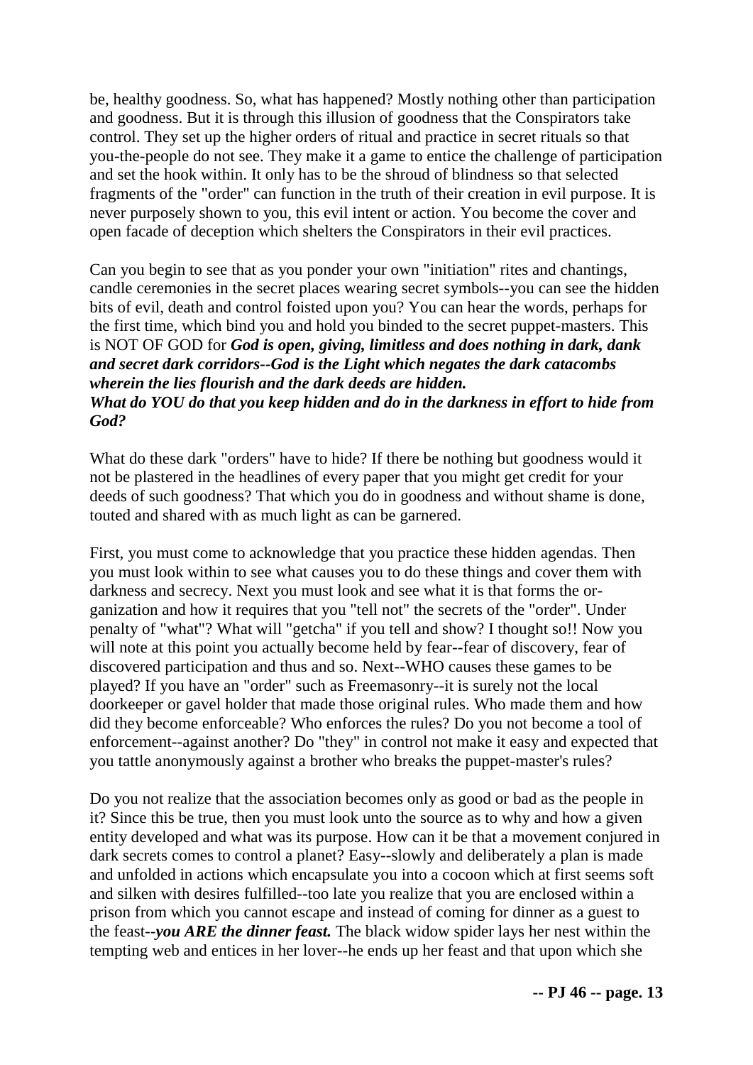be, healthy goodness. So, what has happened? Mostly nothing other than participation and goodness. But it is through this illusion of goodness that the Conspirators take control. They set up the higher orders of ritual and practice in secret rituals so that you-the-people do not see. They make it a game to entice the challenge of participation and set the hook within. It only has to be the shroud of blindness so that selected fragments of the "order" can function in the truth of their creation in evil purpose. It is never purposely shown to you, this evil intent or action. You become the cover and open facade of deception which shelters the Conspirators in their evil practices.

Can you begin to see that as you ponder your own "initiation" rites and chantings, candle ceremonies in the secret places wearing secret symbols--you can see the hidden bits of evil, death and control foisted upon you? You can hear the words, perhaps for the first time, which bind you and hold you binded to the secret puppet-masters. This is NOT OF GOD for ***God is open, giving, limitless and does nothing in dark, dank and secret dark corridors--God is the Light which negates the dark catacombs wherein the lies flourish and the dark deeds are hidden.***
***What do YOU do that you keep hidden and do in the darkness in effort to hide from God?***

What do these dark "orders" have to hide? If there be nothing but goodness would it not be plastered in the headlines of every paper that you might get credit for your deeds of such goodness? That which you do in goodness and without shame is done, touted and shared with as much light as can be garnered.

First, you must come to acknowledge that you practice these hidden agendas. Then you must look within to see what causes you to do these things and cover them with darkness and secrecy. Next you must look and see what it is that forms the organization and how it requires that you "tell not" the secrets of the "order". Under penalty of "what"? What will "getcha" if you tell and show? I thought so!! Now you will note at this point you actually become held by fear--fear of discovery, fear of discovered participation and thus and so. Next--WHO causes these games to be played? If you have an "order" such as Freemasonry--it is surely not the local doorkeeper or gavel holder that made those original rules. Who made them and how did they become enforceable? Who enforces the rules? Do you not become a tool of enforcement--against another? Do "they" in control not make it easy and expected that you tattle anonymously against a brother who breaks the puppet-master's rules?

Do you not realize that the association becomes only as good or bad as the people in it? Since this be true, then you must look unto the source as to why and how a given entity developed and what was its purpose. How can it be that a movement conjured in dark secrets comes to control a planet? Easy--slowly and deliberately a plan is made and unfolded in actions which encapsulate you into a cocoon which at first seems soft and silken with desires fulfilled--too late you realize that you are enclosed within a prison from which you cannot escape and instead of coming for dinner as a guest to the feast--***you ARE the dinner feast.*** The black widow spider lays her nest within the tempting web and entices in her lover--he ends up her feast and that upon which she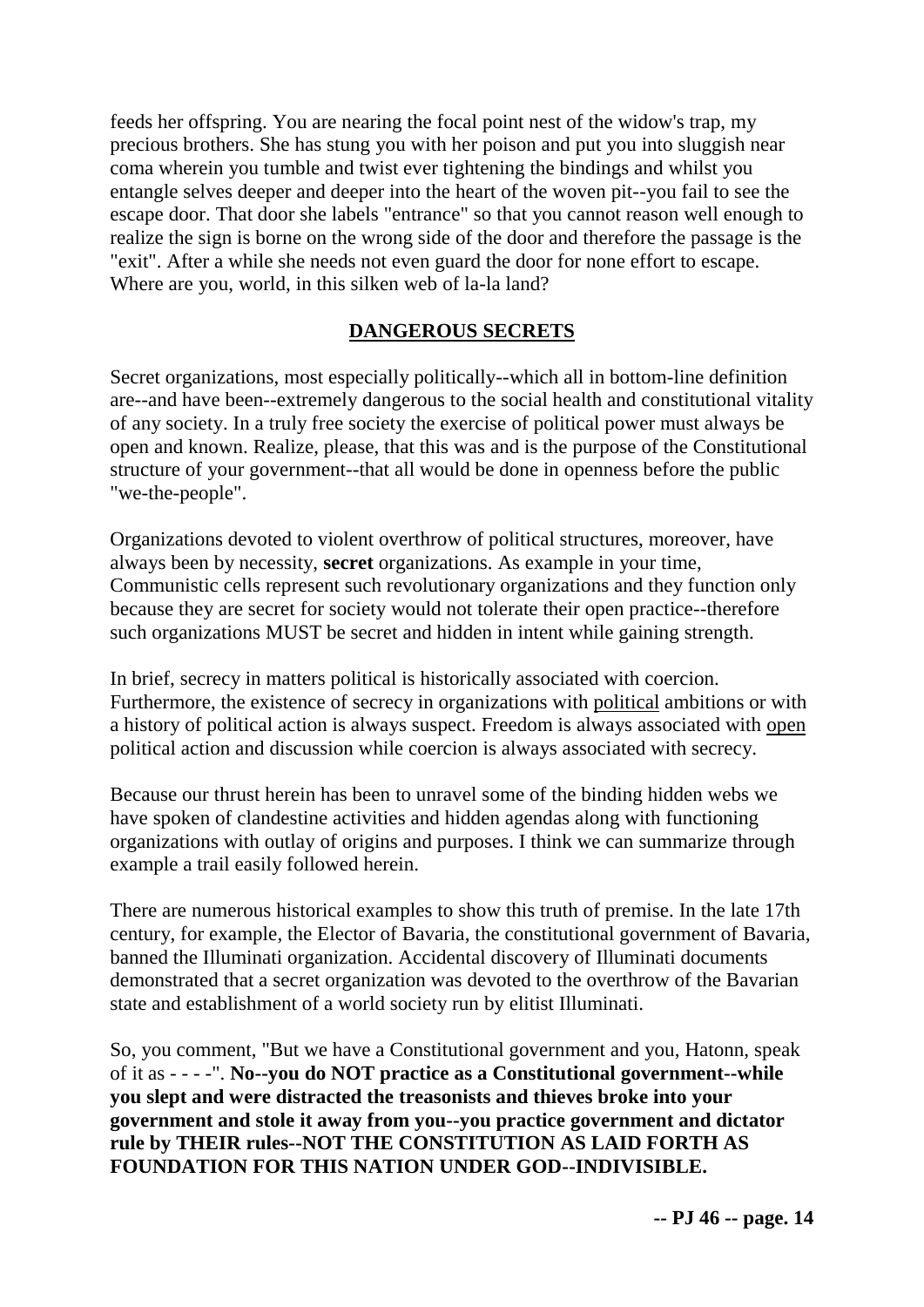feeds her offspring. You are nearing the focal point nest of the widow's trap, my precious brothers. She has stung you with her poison and put you into sluggish near coma wherein you tumble and twist ever tightening the bindings and whilst you entangle selves deeper and deeper into the heart of the woven pit--you fail to see the escape door. That door she labels "entrance" so that you cannot reason well enough to realize the sign is borne on the wrong side of the door and therefore the passage is the "exit". After a while she needs not even guard the door for none effort to escape. Where are you, world, in this silken web of la-la land?

## DANGEROUS SECRETS

Secret organizations, most especially politically--which all in bottom-line definition are--and have been--extremely dangerous to the social health and constitutional vitality of any society. In a truly free society the exercise of political power must always be open and known. Realize, please, that this was and is the purpose of the Constitutional structure of your government--that all would be done in openness before the public "we-the-people".

Organizations devoted to violent overthrow of political structures, moreover, have always been by necessity, **secret** organizations. As example in your time, Communistic cells represent such revolutionary organizations and they function only because they are secret for society would not tolerate their open practice--therefore such organizations MUST be secret and hidden in intent while gaining strength.

In brief, secrecy in matters political is historically associated with coercion. Furthermore, the existence of secrecy in organizations with political ambitions or with a history of political action is always suspect. Freedom is always associated with open political action and discussion while coercion is always associated with secrecy.

Because our thrust herein has been to unravel some of the binding hidden webs we have spoken of clandestine activities and hidden agendas along with functioning organizations with outlay of origins and purposes. I think we can summarize through example a trail easily followed herein.

There are numerous historical examples to show this truth of premise. In the late 17th century, for example, the Elector of Bavaria, the constitutional government of Bavaria, banned the Illuminati organization. Accidental discovery of Illuminati documents demonstrated that a secret organization was devoted to the overthrow of the Bavarian state and establishment of a world society run by elitist Illuminati.

So, you comment, "But we have a Constitutional government and you, Hatonn, speak of it as - - - -". **No--you do NOT practice as a Constitutional government--while you slept and were distracted the treasonists and thieves broke into your government and stole it away from you--you practice government and dictator rule by THEIR rules--NOT THE CONSTITUTION AS LAID FORTH AS FOUNDATION FOR THIS NATION UNDER GOD--INDIVISIBLE.**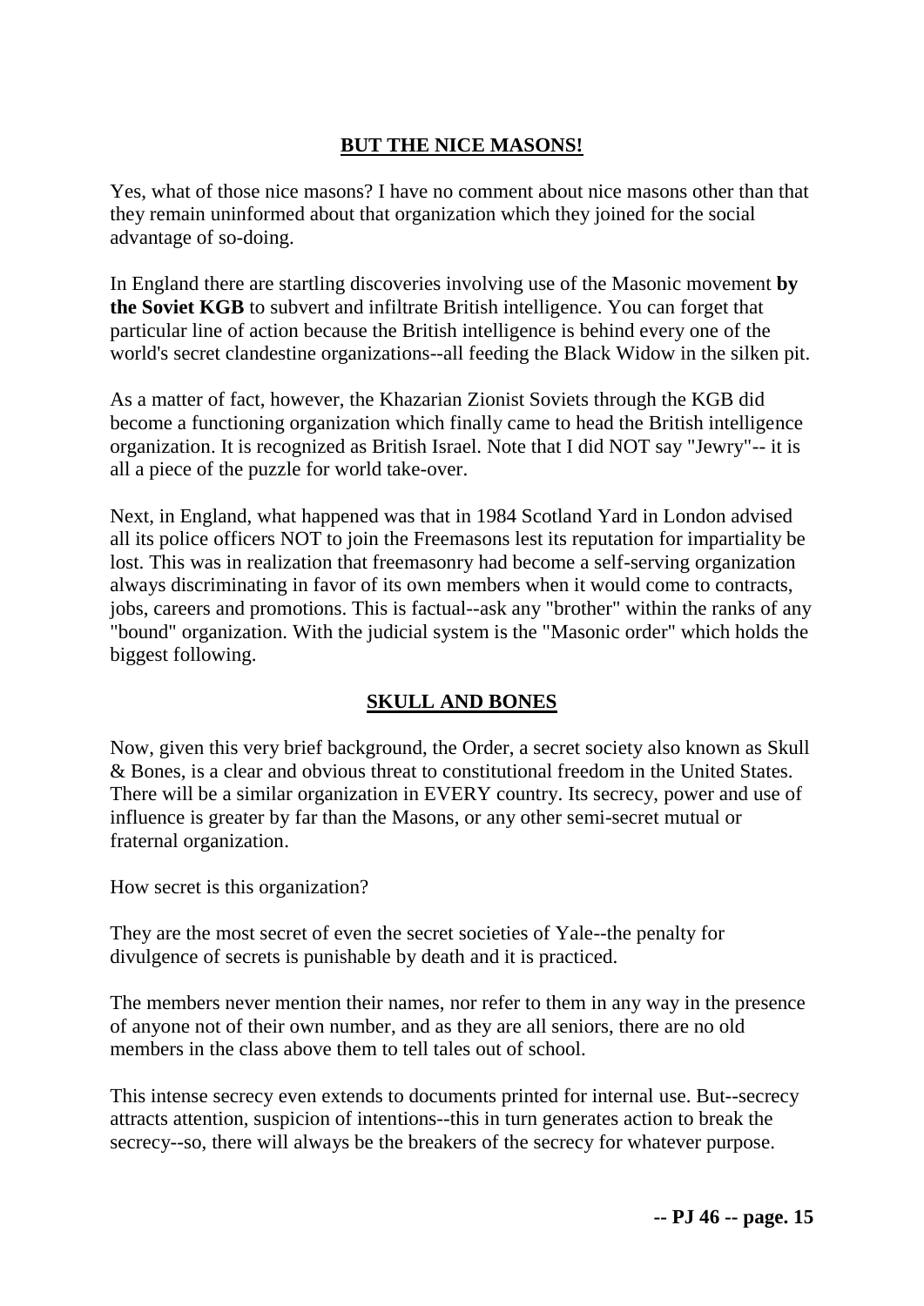## BUT THE NICE MASONS!

Yes, what of those nice masons? I have no comment about nice masons other than that they remain uninformed about that organization which they joined for the social advantage of so-doing.

In England there are startling discoveries involving use of the Masonic movement **by the Soviet KGB** to subvert and infiltrate British intelligence. You can forget that particular line of action because the British intelligence is behind every one of the world's secret clandestine organizations--all feeding the Black Widow in the silken pit.

As a matter of fact, however, the Khazarian Zionist Soviets through the KGB did become a functioning organization which finally came to head the British intelligence organization. It is recognized as British Israel. Note that I did NOT say "Jewry"-- it is all a piece of the puzzle for world take-over.

Next, in England, what happened was that in 1984 Scotland Yard in London advised all its police officers NOT to join the Freemasons lest its reputation for impartiality be lost. This was in realization that freemasonry had become a self-serving organization always discriminating in favor of its own members when it would come to contracts, jobs, careers and promotions. This is factual--ask any "brother" within the ranks of any "bound" organization. With the judicial system is the "Masonic order" which holds the biggest following.

## SKULL AND BONES

Now, given this very brief background, the Order, a secret society also known as Skull & Bones, is a clear and obvious threat to constitutional freedom in the United States. There will be a similar organization in EVERY country. Its secrecy, power and use of influence is greater by far than the Masons, or any other semi-secret mutual or fraternal organization.

How secret is this organization?

They are the most secret of even the secret societies of Yale--the penalty for divulgence of secrets is punishable by death and it is practiced.

The members never mention their names, nor refer to them in any way in the presence of anyone not of their own number, and as they are all seniors, there are no old members in the class above them to tell tales out of school.

This intense secrecy even extends to documents printed for internal use. But--secrecy attracts attention, suspicion of intentions--this in turn generates action to break the secrecy--so, there will always be the breakers of the secrecy for whatever purpose.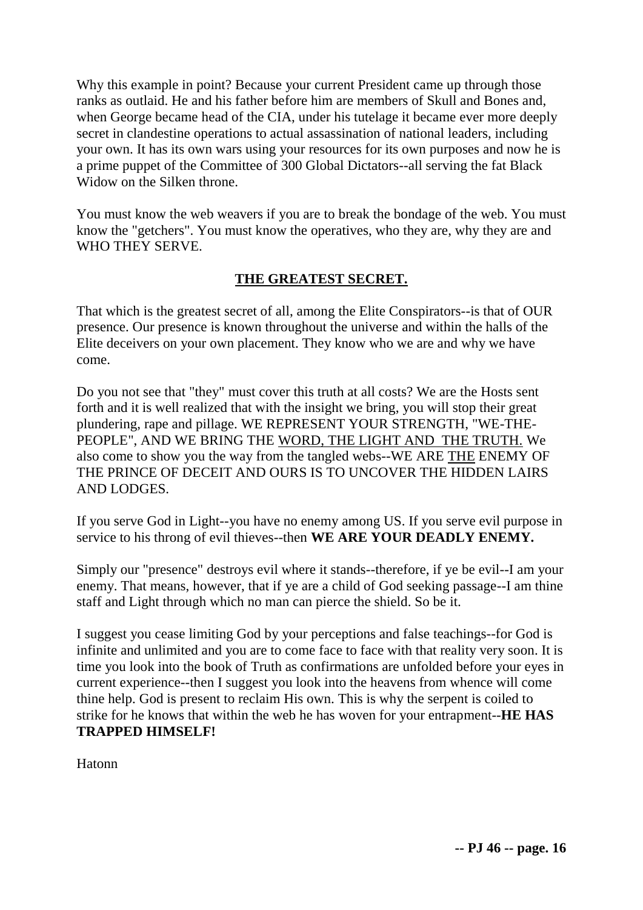Why this example in point? Because your current President came up through those ranks as outlaid. He and his father before him are members of Skull and Bones and, when George became head of the CIA, under his tutelage it became ever more deeply secret in clandestine operations to actual assassination of national leaders, including your own. It has its own wars using your resources for its own purposes and now he is a prime puppet of the Committee of 300 Global Dictators--all serving the fat Black Widow on the Silken throne.

You must know the web weavers if you are to break the bondage of the web. You must know the "getchers". You must know the operatives, who they are, why they are and WHO THEY SERVE.

## THE GREATEST SECRET.

That which is the greatest secret of all, among the Elite Conspirators--is that of OUR presence. Our presence is known throughout the universe and within the halls of the Elite deceivers on your own placement. They know who we are and why we have come.

Do you not see that "they" must cover this truth at all costs? We are the Hosts sent forth and it is well realized that with the insight we bring, you will stop their great plundering, rape and pillage. WE REPRESENT YOUR STRENGTH, "WE-THE-PEOPLE", AND WE BRING THE WORD, THE LIGHT AND THE TRUTH. We also come to show you the way from the tangled webs--WE ARE THE ENEMY OF THE PRINCE OF DECEIT AND OURS IS TO UNCOVER THE HIDDEN LAIRS AND LODGES.

If you serve God in Light--you have no enemy among US. If you serve evil purpose in service to his throng of evil thieves--then **WE ARE YOUR DEADLY ENEMY.**

Simply our "presence" destroys evil where it stands--therefore, if ye be evil--I am your enemy. That means, however, that if ye are a child of God seeking passage--I am thine staff and Light through which no man can pierce the shield. So be it.

I suggest you cease limiting God by your perceptions and false teachings--for God is infinite and unlimited and you are to come face to face with that reality very soon. It is time you look into the book of Truth as confirmations are unfolded before your eyes in current experience--then I suggest you look into the heavens from whence will come thine help. God is present to reclaim His own. This is why the serpent is coiled to strike for he knows that within the web he has woven for your entrapment--**HE HAS TRAPPED HIMSELF!**

Hatonn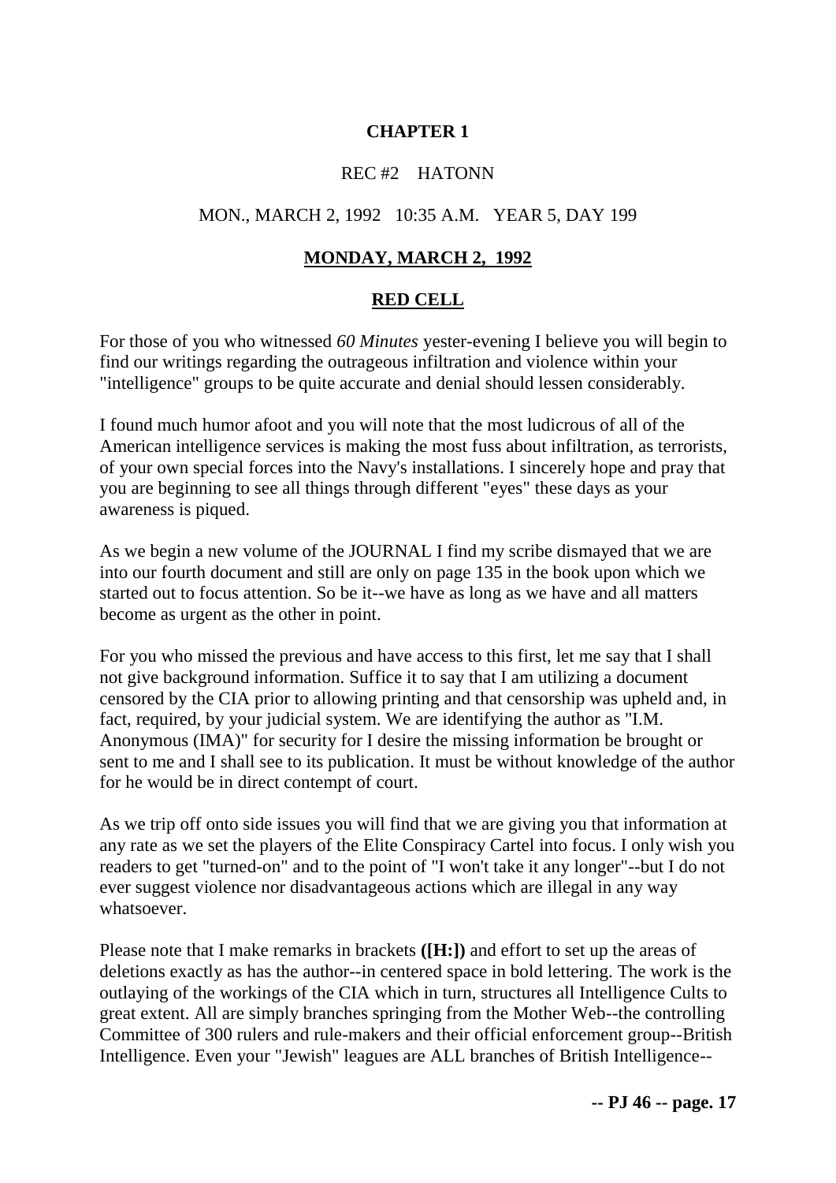# CHAPTER 1

REC #2 HATONN

MON., MARCH 2, 1992 10:35 A.M. YEAR 5, DAY 199

## MONDAY, MARCH 2, 1992

## RED CELL

For those of you who witnessed *60 Minutes* yester-evening I believe you will begin to find our writings regarding the outrageous infiltration and violence within your "intelligence" groups to be quite accurate and denial should lessen considerably.

I found much humor afoot and you will note that the most ludicrous of all of the American intelligence services is making the most fuss about infiltration, as terrorists, of your own special forces into the Navy's installations. I sincerely hope and pray that you are beginning to see all things through different "eyes" these days as your awareness is piqued.

As we begin a new volume of the JOURNAL I find my scribe dismayed that we are into our fourth document and still are only on page 135 in the book upon which we started out to focus attention. So be it--we have as long as we have and all matters become as urgent as the other in point.

For you who missed the previous and have access to this first, let me say that I shall not give background information. Suffice it to say that I am utilizing a document censored by the CIA prior to allowing printing and that censorship was upheld and, in fact, required, by your judicial system. We are identifying the author as "I.M. Anonymous (IMA)" for security for I desire the missing information be brought or sent to me and I shall see to its publication. It must be without knowledge of the author for he would be in direct contempt of court.

As we trip off onto side issues you will find that we are giving you that information at any rate as we set the players of the Elite Conspiracy Cartel into focus. I only wish you readers to get "turned-on" and to the point of "I won't take it any longer"--but I do not ever suggest violence nor disadvantageous actions which are illegal in any way whatsoever.

Please note that I make remarks in brackets **([H:])** and effort to set up the areas of deletions exactly as has the author--in centered space in bold lettering. The work is the outlaying of the workings of the CIA which in turn, structures all Intelligence Cults to great extent. All are simply branches springing from the Mother Web--the controlling Committee of 300 rulers and rule-makers and their official enforcement group--British Intelligence. Even your "Jewish" leagues are ALL branches of British Intelligence--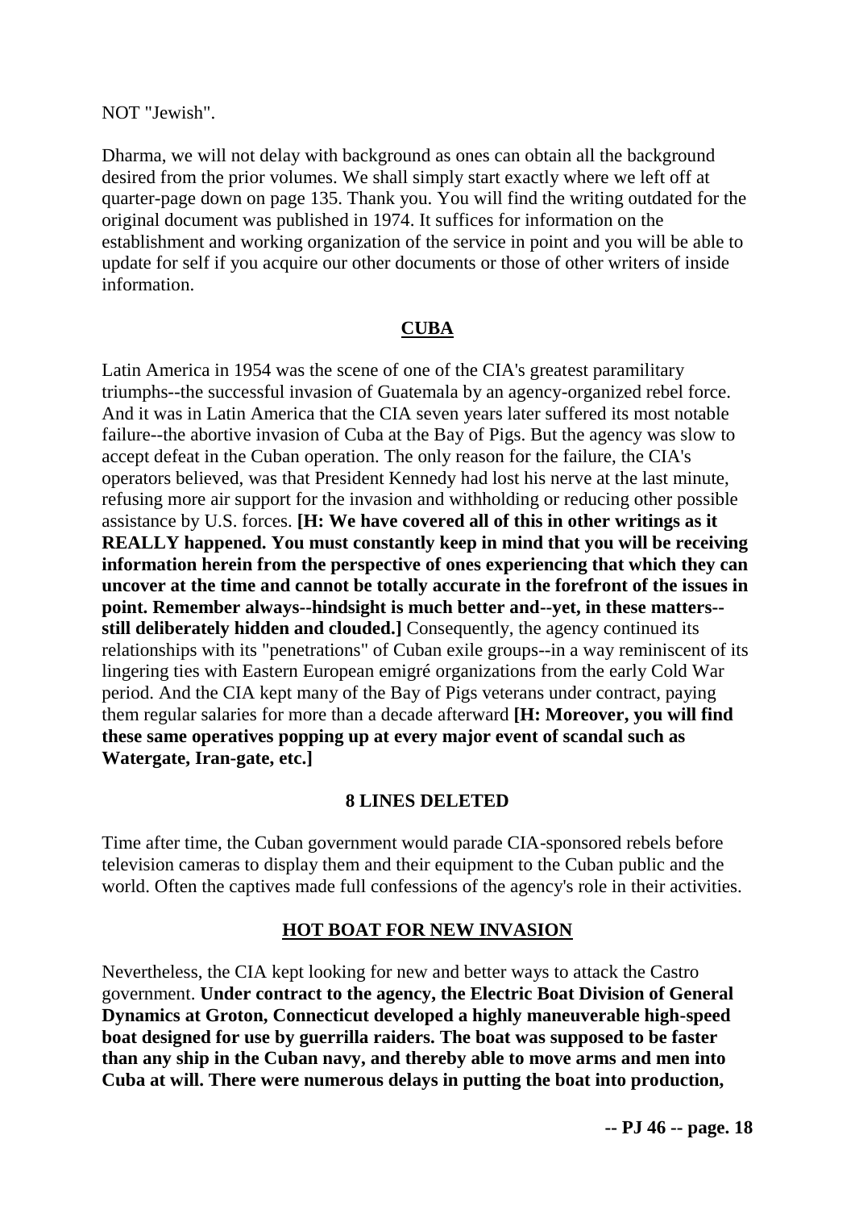NOT "Jewish".

Dharma, we will not delay with background as ones can obtain all the background desired from the prior volumes. We shall simply start exactly where we left off at quarter-page down on page 135. Thank you. You will find the writing outdated for the original document was published in 1974. It suffices for information on the establishment and working organization of the service in point and you will be able to update for self if you acquire our other documents or those of other writers of inside information.

## CUBA

Latin America in 1954 was the scene of one of the CIA's greatest paramilitary triumphs--the successful invasion of Guatemala by an agency-organized rebel force. And it was in Latin America that the CIA seven years later suffered its most notable failure--the abortive invasion of Cuba at the Bay of Pigs. But the agency was slow to accept defeat in the Cuban operation. The only reason for the failure, the CIA's operators believed, was that President Kennedy had lost his nerve at the last minute, refusing more air support for the invasion and withholding or reducing other possible assistance by U.S. forces. **[H: We have covered all of this in other writings as it REALLY happened. You must constantly keep in mind that you will be receiving information herein from the perspective of ones experiencing that which they can uncover at the time and cannot be totally accurate in the forefront of the issues in point. Remember always--hindsight is much better and--yet, in these matters--still deliberately hidden and clouded.]** Consequently, the agency continued its relationships with its "penetrations" of Cuban exile groups--in a way reminiscent of its lingering ties with Eastern European emigré organizations from the early Cold War period. And the CIA kept many of the Bay of Pigs veterans under contract, paying them regular salaries for more than a decade afterward **[H: Moreover, you will find these same operatives popping up at every major event of scandal such as Watergate, Iran-gate, etc.]**

**8 LINES DELETED**

Time after time, the Cuban government would parade CIA-sponsored rebels before television cameras to display them and their equipment to the Cuban public and the world. Often the captives made full confessions of the agency's role in their activities.

## HOT BOAT FOR NEW INVASION

Nevertheless, the CIA kept looking for new and better ways to attack the Castro government. **Under contract to the agency, the Electric Boat Division of General Dynamics at Groton, Connecticut developed a highly maneuverable high-speed boat designed for use by guerrilla raiders. The boat was supposed to be faster than any ship in the Cuban navy, and thereby able to move arms and men into Cuba at will. There were numerous delays in putting the boat into production,**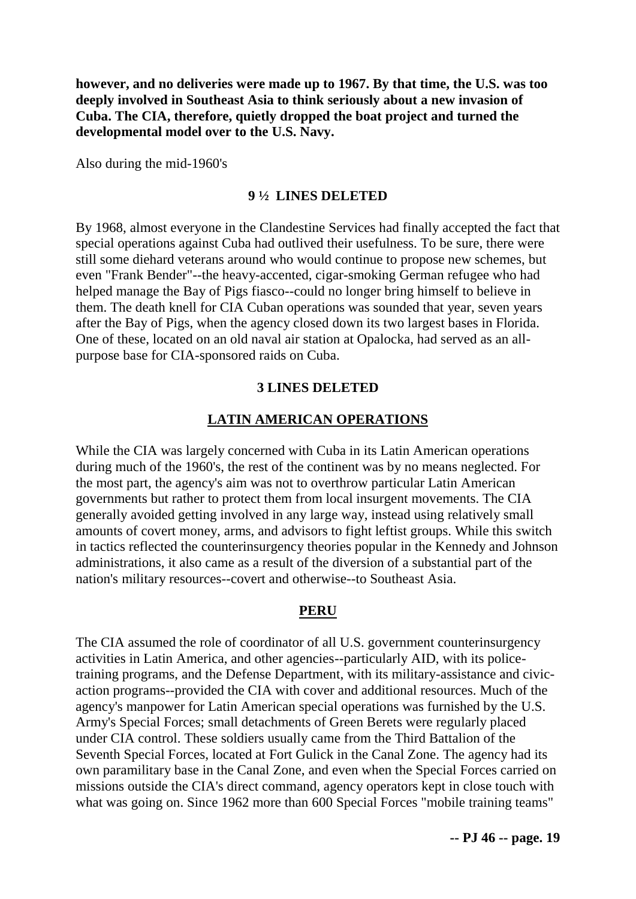**however, and no deliveries were made up to 1967. By that time, the U.S. was too deeply involved in Southeast Asia to think seriously about a new invasion of Cuba. The CIA, therefore, quietly dropped the boat project and turned the developmental model over to the U.S. Navy.**

Also during the mid-1960's

**9 ½ LINES DELETED**

By 1968, almost everyone in the Clandestine Services had finally accepted the fact that special operations against Cuba had outlived their usefulness. To be sure, there were still some diehard veterans around who would continue to propose new schemes, but even "Frank Bender"--the heavy-accented, cigar-smoking German refugee who had helped manage the Bay of Pigs fiasco--could no longer bring himself to believe in them. The death knell for CIA Cuban operations was sounded that year, seven years after the Bay of Pigs, when the agency closed down its two largest bases in Florida. One of these, located on an old naval air station at Opalocka, had served as an all-purpose base for CIA-sponsored raids on Cuba.

**3 LINES DELETED**

## LATIN AMERICAN OPERATIONS

While the CIA was largely concerned with Cuba in its Latin American operations during much of the 1960's, the rest of the continent was by no means neglected. For the most part, the agency's aim was not to overthrow particular Latin American governments but rather to protect them from local insurgent movements. The CIA generally avoided getting involved in any large way, instead using relatively small amounts of covert money, arms, and advisors to fight leftist groups. While this switch in tactics reflected the counterinsurgency theories popular in the Kennedy and Johnson administrations, it also came as a result of the diversion of a substantial part of the nation's military resources--covert and otherwise--to Southeast Asia.

## PERU

The CIA assumed the role of coordinator of all U.S. government counterinsurgency activities in Latin America, and other agencies--particularly AID, with its police-training programs, and the Defense Department, with its military-assistance and civic-action programs--provided the CIA with cover and additional resources. Much of the agency's manpower for Latin American special operations was furnished by the U.S. Army's Special Forces; small detachments of Green Berets were regularly placed under CIA control. These soldiers usually came from the Third Battalion of the Seventh Special Forces, located at Fort Gulick in the Canal Zone. The agency had its own paramilitary base in the Canal Zone, and even when the Special Forces carried on missions outside the CIA's direct command, agency operators kept in close touch with what was going on. Since 1962 more than 600 Special Forces "mobile training teams"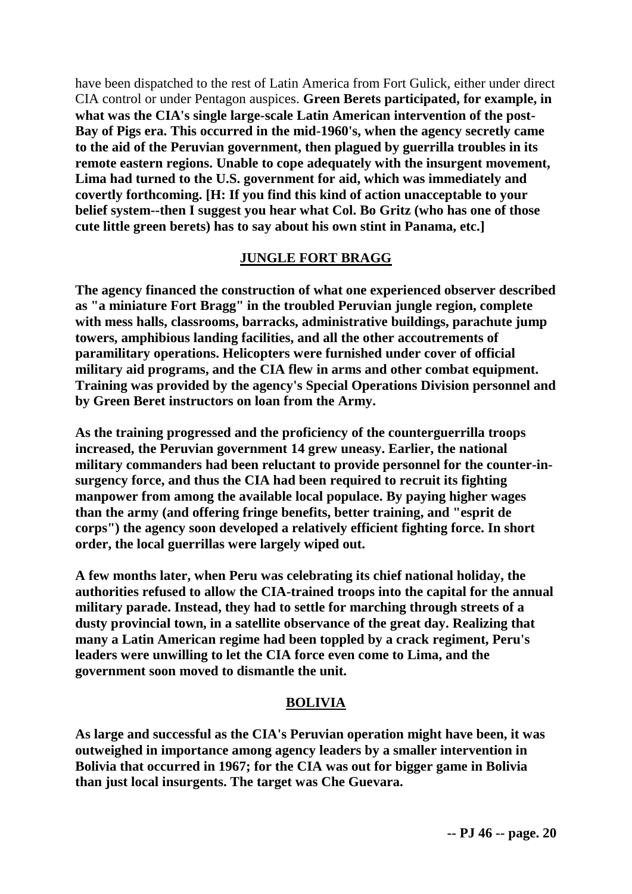have been dispatched to the rest of Latin America from Fort Gulick, either under direct CIA control or under Pentagon auspices. **Green Berets participated, for example, in what was the CIA's single large-scale Latin American intervention of the post-Bay of Pigs era. This occurred in the mid-1960's, when the agency secretly came to the aid of the Peruvian government, then plagued by guerrilla troubles in its remote eastern regions. Unable to cope adequately with the insurgent movement, Lima had turned to the U.S. government for aid, which was immediately and covertly forthcoming. [H: If you find this kind of action unacceptable to your belief system--then I suggest you hear what Col. Bo Gritz (who has one of those cute little green berets) has to say about his own stint in Panama, etc.]**

## JUNGLE FORT BRAGG

**The agency financed the construction of what one experienced observer described as "a miniature Fort Bragg" in the troubled Peruvian jungle region, complete with mess halls, classrooms, barracks, administrative buildings, parachute jump towers, amphibious landing facilities, and all the other accoutrements of paramilitary operations. Helicopters were furnished under cover of official military aid programs, and the CIA flew in arms and other combat equipment. Training was provided by the agency's Special Operations Division personnel and by Green Beret instructors on loan from the Army.**

**As the training progressed and the proficiency of the counterguerrilla troops increased, the Peruvian government 14 grew uneasy. Earlier, the national military commanders had been reluctant to provide personnel for the counter-in-surgency force, and thus the CIA had been required to recruit its fighting manpower from among the available local populace. By paying higher wages than the army (and offering fringe benefits, better training, and "esprit de corps") the agency soon developed a relatively efficient fighting force. In short order, the local guerrillas were largely wiped out.**

**A few months later, when Peru was celebrating its chief national holiday, the authorities refused to allow the CIA-trained troops into the capital for the annual military parade. Instead, they had to settle for marching through streets of a dusty provincial town, in a satellite observance of the great day. Realizing that many a Latin American regime had been toppled by a crack regiment, Peru's leaders were unwilling to let the CIA force even come to Lima, and the government soon moved to dismantle the unit.**

## BOLIVIA

**As large and successful as the CIA's Peruvian operation might have been, it was outweighed in importance among agency leaders by a smaller intervention in Bolivia that occurred in 1967; for the CIA was out for bigger game in Bolivia than just local insurgents. The target was Che Guevara.**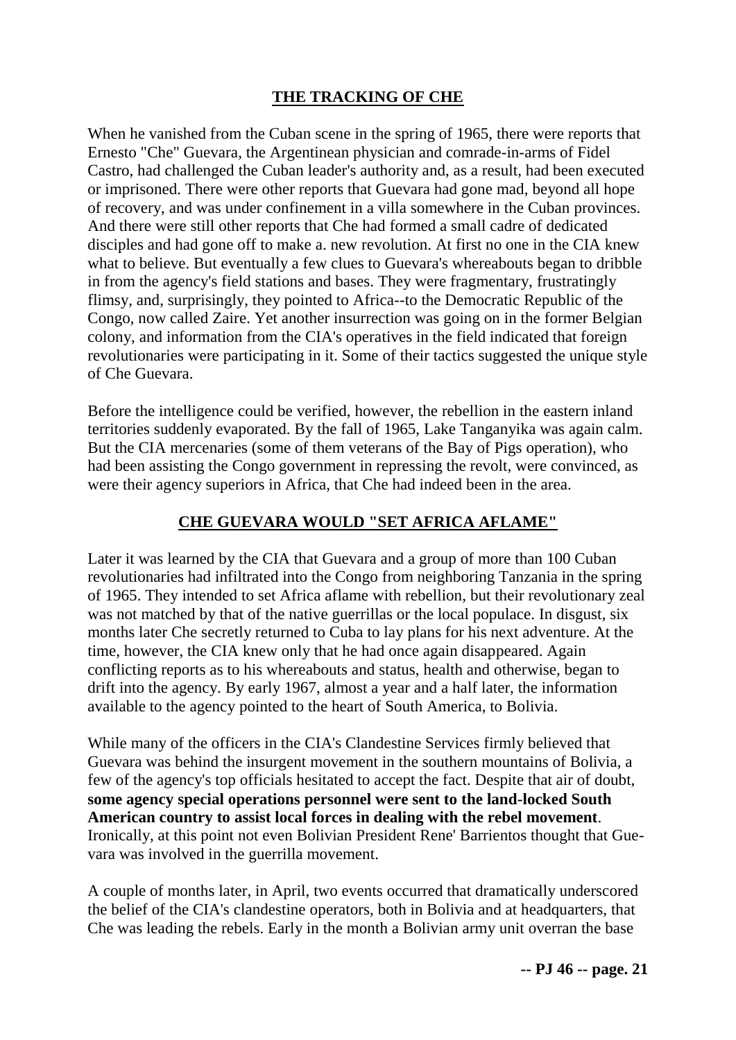## THE TRACKING OF CHE

When he vanished from the Cuban scene in the spring of 1965, there were reports that Ernesto "Che" Guevara, the Argentinean physician and comrade-in-arms of Fidel Castro, had challenged the Cuban leader's authority and, as a result, had been executed or imprisoned. There were other reports that Guevara had gone mad, beyond all hope of recovery, and was under confinement in a villa somewhere in the Cuban provinces. And there were still other reports that Che had formed a small cadre of dedicated disciples and had gone off to make a. new revolution. At first no one in the CIA knew what to believe. But eventually a few clues to Guevara's whereabouts began to dribble in from the agency's field stations and bases. They were fragmentary, frustratingly flimsy, and, surprisingly, they pointed to Africa--to the Democratic Republic of the Congo, now called Zaire. Yet another insurrection was going on in the former Belgian colony, and information from the CIA's operatives in the field indicated that foreign revolutionaries were participating in it. Some of their tactics suggested the unique style of Che Guevara.

Before the intelligence could be verified, however, the rebellion in the eastern inland territories suddenly evaporated. By the fall of 1965, Lake Tanganyika was again calm. But the CIA mercenaries (some of them veterans of the Bay of Pigs operation), who had been assisting the Congo government in repressing the revolt, were convinced, as were their agency superiors in Africa, that Che had indeed been in the area.

## CHE GUEVARA WOULD "SET AFRICA AFLAME"

Later it was learned by the CIA that Guevara and a group of more than 100 Cuban revolutionaries had infiltrated into the Congo from neighboring Tanzania in the spring of 1965. They intended to set Africa aflame with rebellion, but their revolutionary zeal was not matched by that of the native guerrillas or the local populace. In disgust, six months later Che secretly returned to Cuba to lay plans for his next adventure. At the time, however, the CIA knew only that he had once again disappeared. Again conflicting reports as to his whereabouts and status, health and otherwise, began to drift into the agency. By early 1967, almost a year and a half later, the information available to the agency pointed to the heart of South America, to Bolivia.

While many of the officers in the CIA's Clandestine Services firmly believed that Guevara was behind the insurgent movement in the southern mountains of Bolivia, a few of the agency's top officials hesitated to accept the fact. Despite that air of doubt, **some agency special operations personnel were sent to the land-locked South American country to assist local forces in dealing with the rebel movement**. Ironically, at this point not even Bolivian President Rene' Barrientos thought that Guevara was involved in the guerrilla movement.

A couple of months later, in April, two events occurred that dramatically underscored the belief of the CIA's clandestine operators, both in Bolivia and at headquarters, that Che was leading the rebels. Early in the month a Bolivian army unit overran the base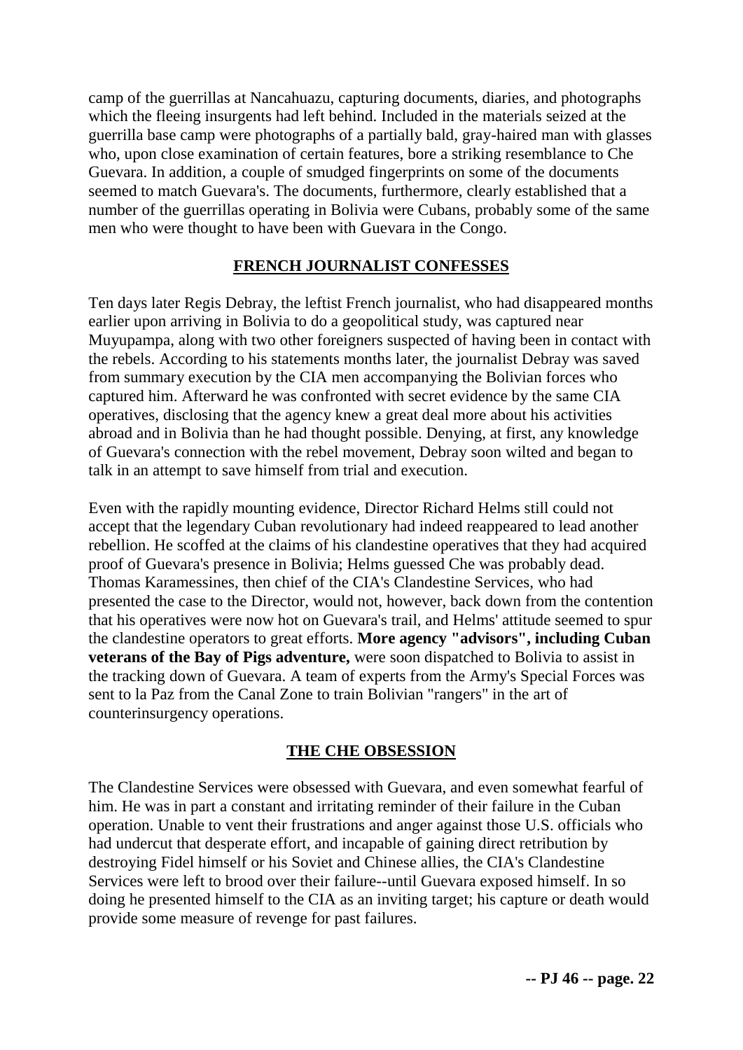camp of the guerrillas at Nancahuazu, capturing documents, diaries, and photographs which the fleeing insurgents had left behind. Included in the materials seized at the guerrilla base camp were photographs of a partially bald, gray-haired man with glasses who, upon close examination of certain features, bore a striking resemblance to Che Guevara. In addition, a couple of smudged fingerprints on some of the documents seemed to match Guevara's. The documents, furthermore, clearly established that a number of the guerrillas operating in Bolivia were Cubans, probably some of the same men who were thought to have been with Guevara in the Congo.

## FRENCH JOURNALIST CONFESSES

Ten days later Regis Debray, the leftist French journalist, who had disappeared months earlier upon arriving in Bolivia to do a geopolitical study, was captured near Muyupampa, along with two other foreigners suspected of having been in contact with the rebels. According to his statements months later, the journalist Debray was saved from summary execution by the CIA men accompanying the Bolivian forces who captured him. Afterward he was confronted with secret evidence by the same CIA operatives, disclosing that the agency knew a great deal more about his activities abroad and in Bolivia than he had thought possible. Denying, at first, any knowledge of Guevara's connection with the rebel movement, Debray soon wilted and began to talk in an attempt to save himself from trial and execution.

Even with the rapidly mounting evidence, Director Richard Helms still could not accept that the legendary Cuban revolutionary had indeed reappeared to lead another rebellion. He scoffed at the claims of his clandestine operatives that they had acquired proof of Guevara's presence in Bolivia; Helms guessed Che was probably dead. Thomas Karamessines, then chief of the CIA's Clandestine Services, who had presented the case to the Director, would not, however, back down from the contention that his operatives were now hot on Guevara's trail, and Helms' attitude seemed to spur the clandestine operators to great efforts. **More agency "advisors", including Cuban veterans of the Bay of Pigs adventure,** were soon dispatched to Bolivia to assist in the tracking down of Guevara. A team of experts from the Army's Special Forces was sent to la Paz from the Canal Zone to train Bolivian "rangers" in the art of counterinsurgency operations.

## THE CHE OBSESSION

The Clandestine Services were obsessed with Guevara, and even somewhat fearful of him. He was in part a constant and irritating reminder of their failure in the Cuban operation. Unable to vent their frustrations and anger against those U.S. officials who had undercut that desperate effort, and incapable of gaining direct retribution by destroying Fidel himself or his Soviet and Chinese allies, the CIA's Clandestine Services were left to brood over their failure--until Guevara exposed himself. In so doing he presented himself to the CIA as an inviting target; his capture or death would provide some measure of revenge for past failures.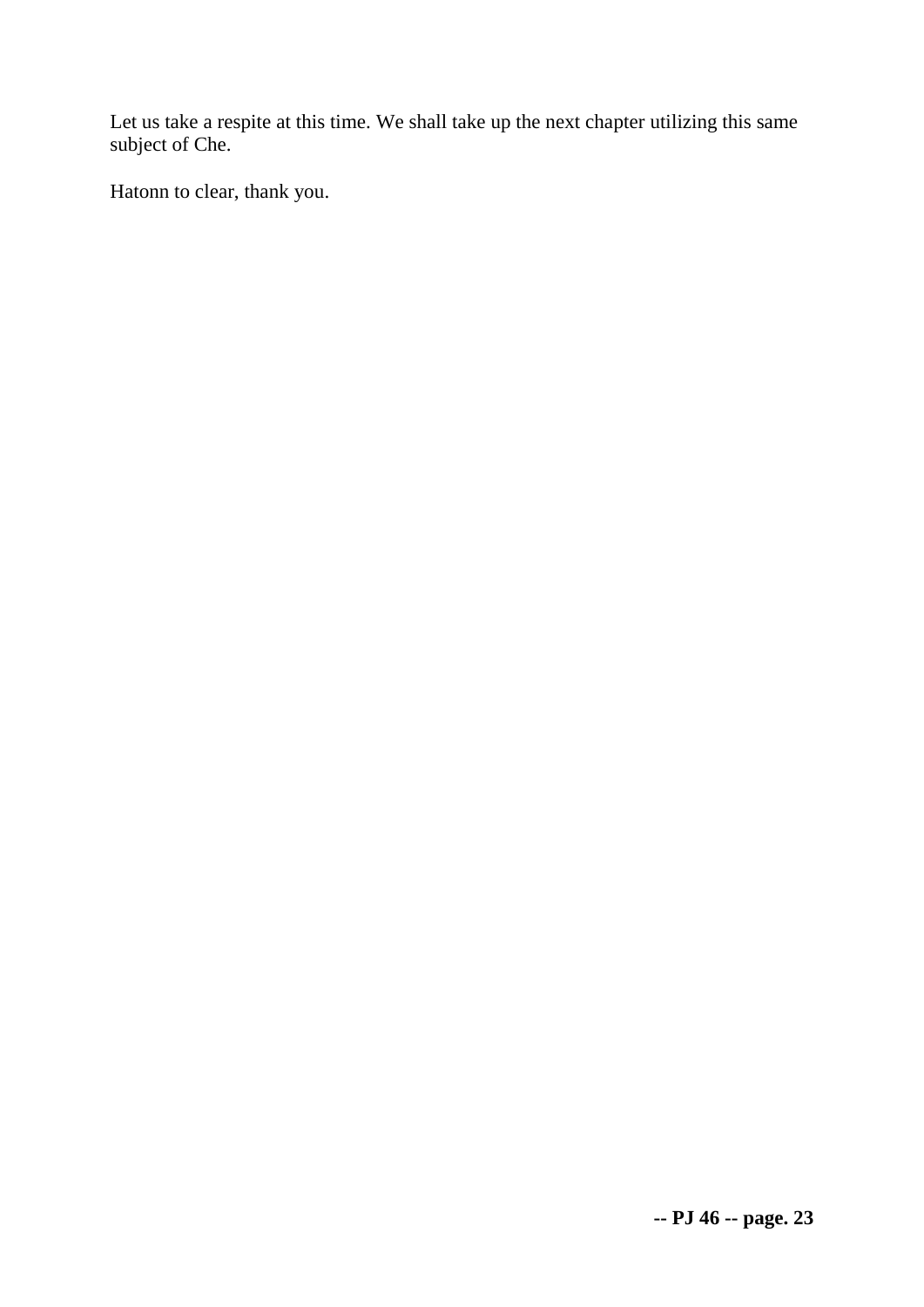Let us take a respite at this time. We shall take up the next chapter utilizing this same subject of Che.

Hatonn to clear, thank you.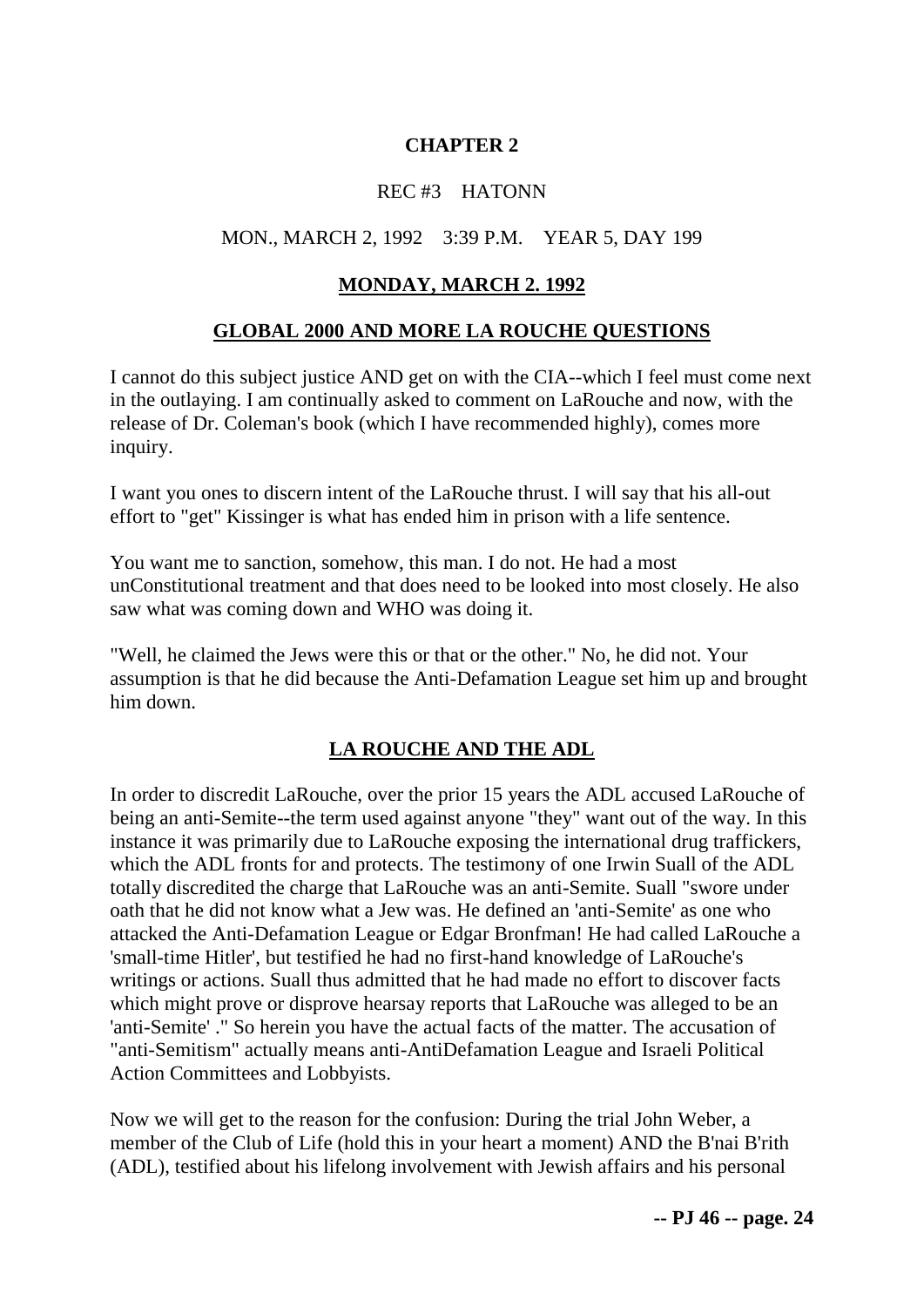**CHAPTER 2**

REC #3 HATONN

MON., MARCH 2, 1992 3:39 P.M. YEAR 5, DAY 199

**MONDAY, MARCH 2. 1992**

## GLOBAL 2000 AND MORE LA ROUCHE QUESTIONS

I cannot do this subject justice AND get on with the CIA--which I feel must come next in the outlaying. I am continually asked to comment on LaRouche and now, with the release of Dr. Coleman's book (which I have recommended highly), comes more inquiry.

I want you ones to discern intent of the LaRouche thrust. I will say that his all-out effort to "get" Kissinger is what has ended him in prison with a life sentence.

You want me to sanction, somehow, this man. I do not. He had a most unConstitutional treatment and that does need to be looked into most closely. He also saw what was coming down and WHO was doing it.

"Well, he claimed the Jews were this or that or the other." No, he did not. Your assumption is that he did because the Anti-Defamation League set him up and brought him down.

## LA ROUCHE AND THE ADL

In order to discredit LaRouche, over the prior 15 years the ADL accused LaRouche of being an anti-Semite--the term used against anyone "they" want out of the way. In this instance it was primarily due to LaRouche exposing the international drug traffickers, which the ADL fronts for and protects. The testimony of one Irwin Suall of the ADL totally discredited the charge that LaRouche was an anti-Semite. Suall "swore under oath that he did not know what a Jew was. He defined an 'anti-Semite' as one who attacked the Anti-Defamation League or Edgar Bronfman! He had called LaRouche a 'small-time Hitler', but testified he had no first-hand knowledge of LaRouche's writings or actions. Suall thus admitted that he had made no effort to discover facts which might prove or disprove hearsay reports that LaRouche was alleged to be an 'anti-Semite' ." So herein you have the actual facts of the matter. The accusation of "anti-Semitism" actually means anti-AntiDefamation League and Israeli Political Action Committees and Lobbyists.

Now we will get to the reason for the confusion: During the trial John Weber, a member of the Club of Life (hold this in your heart a moment) AND the B'nai B'rith (ADL), testified about his lifelong involvement with Jewish affairs and his personal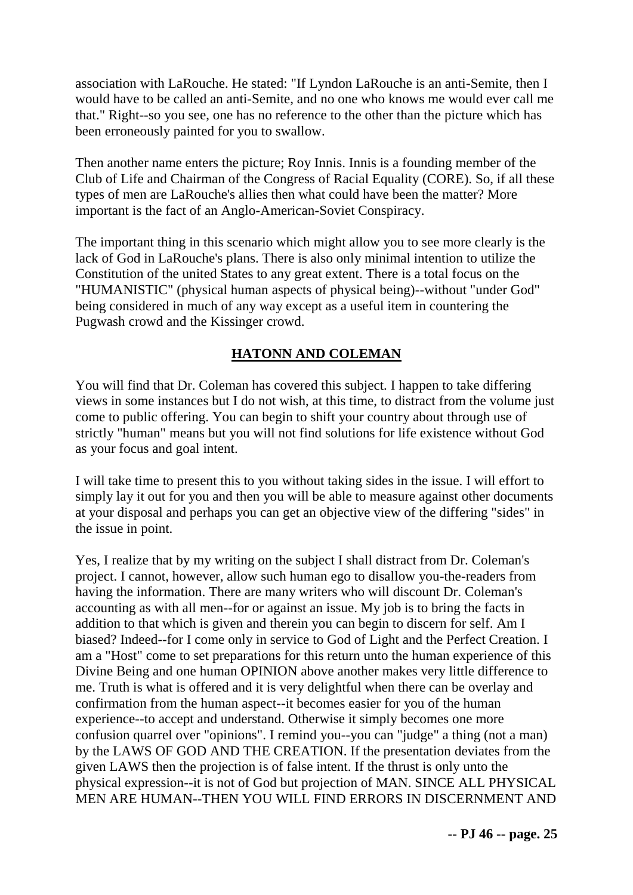association with LaRouche. He stated: "If Lyndon LaRouche is an anti-Semite, then I would have to be called an anti-Semite, and no one who knows me would ever call me that." Right--so you see, one has no reference to the other than the picture which has been erroneously painted for you to swallow.

Then another name enters the picture; Roy Innis. Innis is a founding member of the Club of Life and Chairman of the Congress of Racial Equality (CORE). So, if all these types of men are LaRouche's allies then what could have been the matter? More important is the fact of an Anglo-American-Soviet Conspiracy.

The important thing in this scenario which might allow you to see more clearly is the lack of God in LaRouche's plans. There is also only minimal intention to utilize the Constitution of the united States to any great extent. There is a total focus on the "HUMANISTIC" (physical human aspects of physical being)--without "under God" being considered in much of any way except as a useful item in countering the Pugwash crowd and the Kissinger crowd.

## **HATONN AND COLEMAN**

You will find that Dr. Coleman has covered this subject. I happen to take differing views in some instances but I do not wish, at this time, to distract from the volume just come to public offering. You can begin to shift your country about through use of strictly "human" means but you will not find solutions for life existence without God as your focus and goal intent.

I will take time to present this to you without taking sides in the issue. I will effort to simply lay it out for you and then you will be able to measure against other documents at your disposal and perhaps you can get an objective view of the differing "sides" in the issue in point.

Yes, I realize that by my writing on the subject I shall distract from Dr. Coleman's project. I cannot, however, allow such human ego to disallow you-the-readers from having the information. There are many writers who will discount Dr. Coleman's accounting as with all men--for or against an issue. My job is to bring the facts in addition to that which is given and therein you can begin to discern for self. Am I biased? Indeed--for I come only in service to God of Light and the Perfect Creation. I am a "Host" come to set preparations for this return unto the human experience of this Divine Being and one human OPINION above another makes very little difference to me. Truth is what is offered and it is very delightful when there can be overlay and confirmation from the human aspect--it becomes easier for you of the human experience--to accept and understand. Otherwise it simply becomes one more confusion quarrel over "opinions". I remind you--you can "judge" a thing (not a man) by the LAWS OF GOD AND THE CREATION. If the presentation deviates from the given LAWS then the projection is of false intent. If the thrust is only unto the physical expression--it is not of God but projection of MAN. SINCE ALL PHYSICAL MEN ARE HUMAN--THEN YOU WILL FIND ERRORS IN DISCERNMENT AND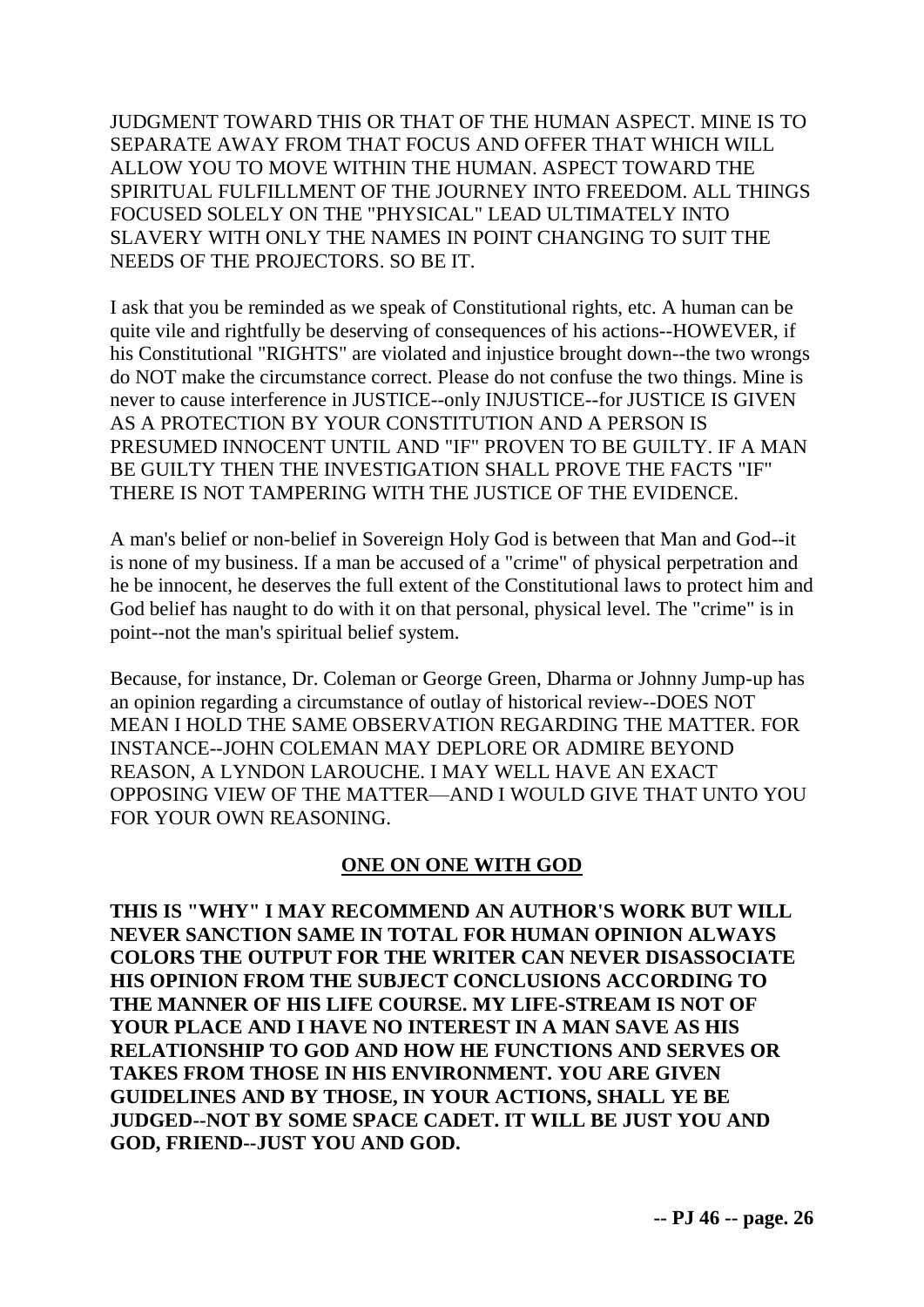JUDGMENT TOWARD THIS OR THAT OF THE HUMAN ASPECT. MINE IS TO SEPARATE AWAY FROM THAT FOCUS AND OFFER THAT WHICH WILL ALLOW YOU TO MOVE WITHIN THE HUMAN. ASPECT TOWARD THE SPIRITUAL FULFILLMENT OF THE JOURNEY INTO FREEDOM. ALL THINGS FOCUSED SOLELY ON THE "PHYSICAL" LEAD ULTIMATELY INTO SLAVERY WITH ONLY THE NAMES IN POINT CHANGING TO SUIT THE NEEDS OF THE PROJECTORS. SO BE IT.

I ask that you be reminded as we speak of Constitutional rights, etc. A human can be quite vile and rightfully be deserving of consequences of his actions--HOWEVER, if his Constitutional "RIGHTS" are violated and injustice brought down--the two wrongs do NOT make the circumstance correct. Please do not confuse the two things. Mine is never to cause interference in JUSTICE--only INJUSTICE--for JUSTICE IS GIVEN AS A PROTECTION BY YOUR CONSTITUTION AND A PERSON IS PRESUMED INNOCENT UNTIL AND "IF" PROVEN TO BE GUILTY. IF A MAN BE GUILTY THEN THE INVESTIGATION SHALL PROVE THE FACTS "IF" THERE IS NOT TAMPERING WITH THE JUSTICE OF THE EVIDENCE.

A man's belief or non-belief in Sovereign Holy God is between that Man and God--it is none of my business. If a man be accused of a "crime" of physical perpetration and he be innocent, he deserves the full extent of the Constitutional laws to protect him and God belief has naught to do with it on that personal, physical level. The "crime" is in point--not the man's spiritual belief system.

Because, for instance, Dr. Coleman or George Green, Dharma or Johnny Jump-up has an opinion regarding a circumstance of outlay of historical review--DOES NOT MEAN I HOLD THE SAME OBSERVATION REGARDING THE MATTER. FOR INSTANCE--JOHN COLEMAN MAY DEPLORE OR ADMIRE BEYOND REASON, A LYNDON LAROUCHE. I MAY WELL HAVE AN EXACT OPPOSING VIEW OF THE MATTER—AND I WOULD GIVE THAT UNTO YOU FOR YOUR OWN REASONING.

## ONE ON ONE WITH GOD

**THIS IS "WHY" I MAY RECOMMEND AN AUTHOR'S WORK BUT WILL NEVER SANCTION SAME IN TOTAL FOR HUMAN OPINION ALWAYS COLORS THE OUTPUT FOR THE WRITER CAN NEVER DISASSOCIATE HIS OPINION FROM THE SUBJECT CONCLUSIONS ACCORDING TO THE MANNER OF HIS LIFE COURSE. MY LIFE-STREAM IS NOT OF YOUR PLACE AND I HAVE NO INTEREST IN A MAN SAVE AS HIS RELATIONSHIP TO GOD AND HOW HE FUNCTIONS AND SERVES OR TAKES FROM THOSE IN HIS ENVIRONMENT. YOU ARE GIVEN GUIDELINES AND BY THOSE, IN YOUR ACTIONS, SHALL YE BE JUDGED--NOT BY SOME SPACE CADET. IT WILL BE JUST YOU AND GOD, FRIEND--JUST YOU AND GOD.**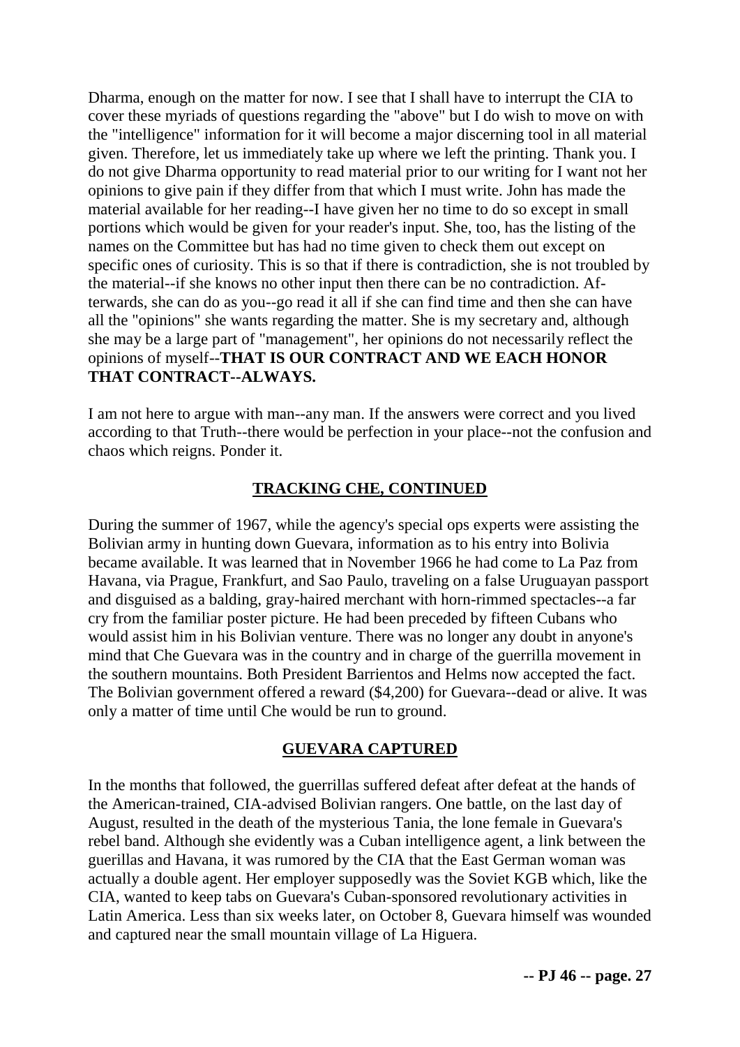Dharma, enough on the matter for now. I see that I shall have to interrupt the CIA to cover these myriads of questions regarding the "above" but I do wish to move on with the "intelligence" information for it will become a major discerning tool in all material given. Therefore, let us immediately take up where we left the printing. Thank you. I do not give Dharma opportunity to read material prior to our writing for I want not her opinions to give pain if they differ from that which I must write. John has made the material available for her reading--I have given her no time to do so except in small portions which would be given for your reader's input. She, too, has the listing of the names on the Committee but has had no time given to check them out except on specific ones of curiosity. This is so that if there is contradiction, she is not troubled by the material--if she knows no other input then there can be no contradiction. Afterwards, she can do as you--go read it all if she can find time and then she can have all the "opinions" she wants regarding the matter. She is my secretary and, although she may be a large part of "management", her opinions do not necessarily reflect the opinions of myself--**THAT IS OUR CONTRACT AND WE EACH HONOR THAT CONTRACT--ALWAYS.**

I am not here to argue with man--any man. If the answers were correct and you lived according to that Truth--there would be perfection in your place--not the confusion and chaos which reigns. Ponder it.

## TRACKING CHE, CONTINUED

During the summer of 1967, while the agency's special ops experts were assisting the Bolivian army in hunting down Guevara, information as to his entry into Bolivia became available. It was learned that in November 1966 he had come to La Paz from Havana, via Prague, Frankfurt, and Sao Paulo, traveling on a false Uruguayan passport and disguised as a balding, gray-haired merchant with horn-rimmed spectacles--a far cry from the familiar poster picture. He had been preceded by fifteen Cubans who would assist him in his Bolivian venture. There was no longer any doubt in anyone's mind that Che Guevara was in the country and in charge of the guerrilla movement in the southern mountains. Both President Barrientos and Helms now accepted the fact. The Bolivian government offered a reward ($4,200) for Guevara--dead or alive. It was only a matter of time until Che would be run to ground.

## GUEVARA CAPTURED

In the months that followed, the guerrillas suffered defeat after defeat at the hands of the American-trained, CIA-advised Bolivian rangers. One battle, on the last day of August, resulted in the death of the mysterious Tania, the lone female in Guevara's rebel band. Although she evidently was a Cuban intelligence agent, a link between the guerillas and Havana, it was rumored by the CIA that the East German woman was actually a double agent. Her employer supposedly was the Soviet KGB which, like the CIA, wanted to keep tabs on Guevara's Cuban-sponsored revolutionary activities in Latin America. Less than six weeks later, on October 8, Guevara himself was wounded and captured near the small mountain village of La Higuera.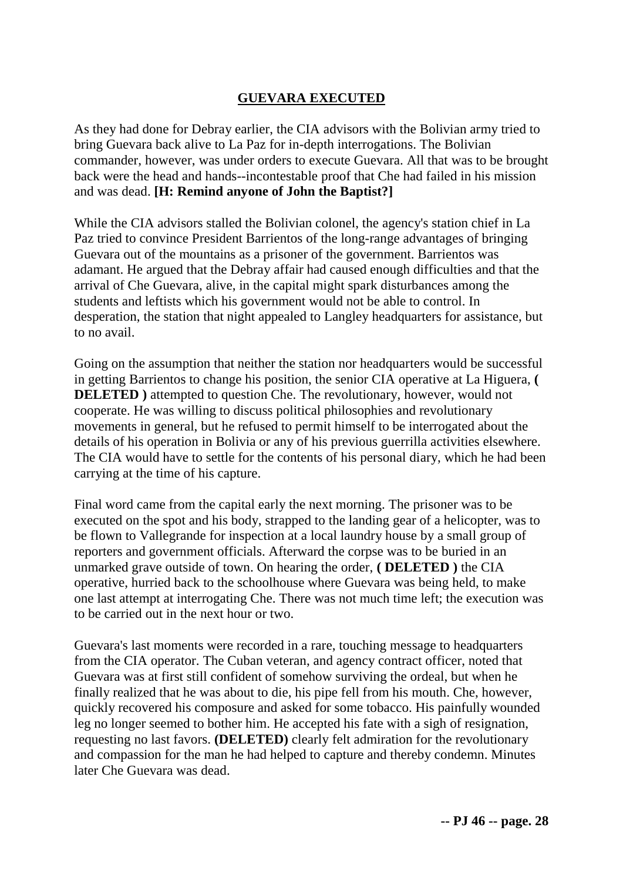## GUEVARA EXECUTED

As they had done for Debray earlier, the CIA advisors with the Bolivian army tried to bring Guevara back alive to La Paz for in-depth interrogations. The Bolivian commander, however, was under orders to execute Guevara. All that was to be brought back were the head and hands--incontestable proof that Che had failed in his mission and was dead. **[H: Remind anyone of John the Baptist?]**

While the CIA advisors stalled the Bolivian colonel, the agency's station chief in La Paz tried to convince President Barrientos of the long-range advantages of bringing Guevara out of the mountains as a prisoner of the government. Barrientos was adamant. He argued that the Debray affair had caused enough difficulties and that the arrival of Che Guevara, alive, in the capital might spark disturbances among the students and leftists which his government would not be able to control. In desperation, the station that night appealed to Langley headquarters for assistance, but to no avail.

Going on the assumption that neither the station nor headquarters would be successful in getting Barrientos to change his position, the senior CIA operative at La Higuera, **( DELETED )** attempted to question Che. The revolutionary, however, would not cooperate. He was willing to discuss political philosophies and revolutionary movements in general, but he refused to permit himself to be interrogated about the details of his operation in Bolivia or any of his previous guerrilla activities elsewhere. The CIA would have to settle for the contents of his personal diary, which he had been carrying at the time of his capture.

Final word came from the capital early the next morning. The prisoner was to be executed on the spot and his body, strapped to the landing gear of a helicopter, was to be flown to Vallegrande for inspection at a local laundry house by a small group of reporters and government officials. Afterward the corpse was to be buried in an unmarked grave outside of town. On hearing the order, **( DELETED )** the CIA operative, hurried back to the schoolhouse where Guevara was being held, to make one last attempt at interrogating Che. There was not much time left; the execution was to be carried out in the next hour or two.

Guevara's last moments were recorded in a rare, touching message to headquarters from the CIA operator. The Cuban veteran, and agency contract officer, noted that Guevara was at first still confident of somehow surviving the ordeal, but when he finally realized that he was about to die, his pipe fell from his mouth. Che, however, quickly recovered his composure and asked for some tobacco. His painfully wounded leg no longer seemed to bother him. He accepted his fate with a sigh of resignation, requesting no last favors. **(DELETED)** clearly felt admiration for the revolutionary and compassion for the man he had helped to capture and thereby condemn. Minutes later Che Guevara was dead.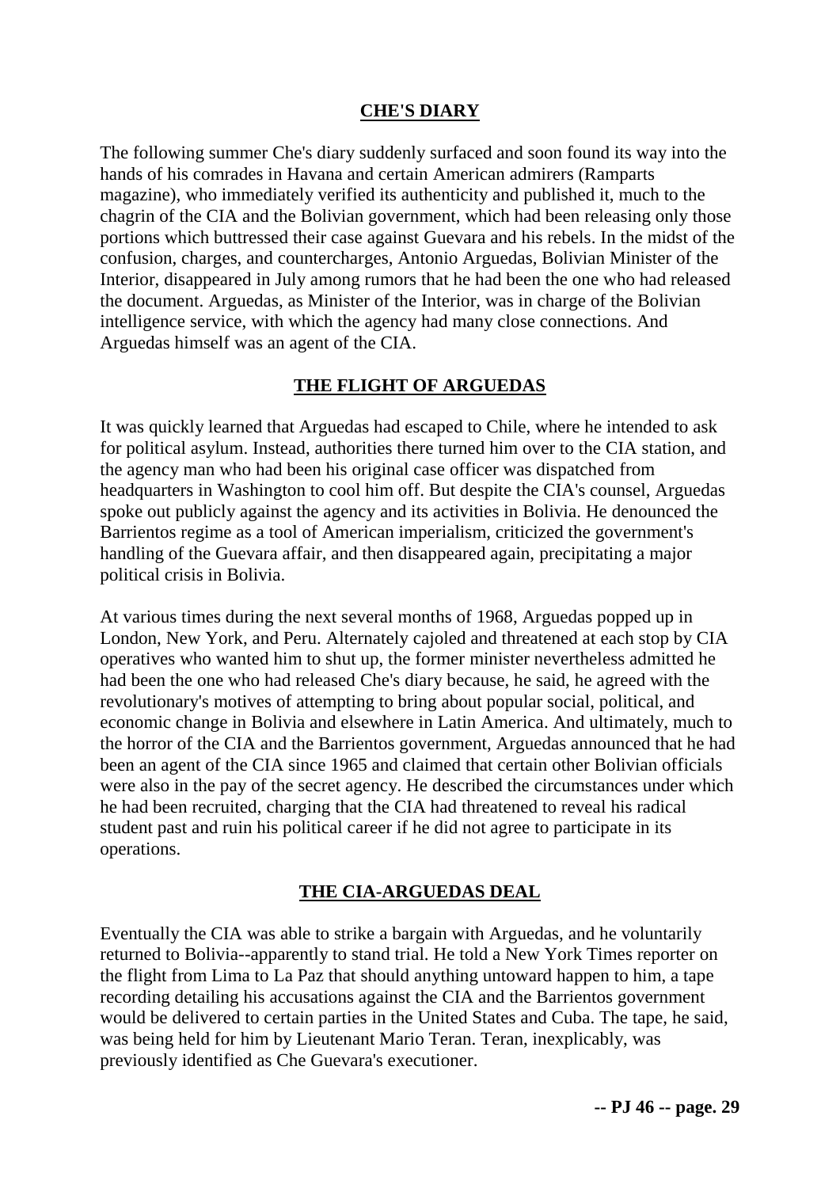## CHE'S DIARY

The following summer Che's diary suddenly surfaced and soon found its way into the hands of his comrades in Havana and certain American admirers (Ramparts magazine), who immediately verified its authenticity and published it, much to the chagrin of the CIA and the Bolivian government, which had been releasing only those portions which buttressed their case against Guevara and his rebels. In the midst of the confusion, charges, and countercharges, Antonio Arguedas, Bolivian Minister of the Interior, disappeared in July among rumors that he had been the one who had released the document. Arguedas, as Minister of the Interior, was in charge of the Bolivian intelligence service, with which the agency had many close connections. And Arguedas himself was an agent of the CIA.

## THE FLIGHT OF ARGUEDAS

It was quickly learned that Arguedas had escaped to Chile, where he intended to ask for political asylum. Instead, authorities there turned him over to the CIA station, and the agency man who had been his original case officer was dispatched from headquarters in Washington to cool him off. But despite the CIA's counsel, Arguedas spoke out publicly against the agency and its activities in Bolivia. He denounced the Barrientos regime as a tool of American imperialism, criticized the government's handling of the Guevara affair, and then disappeared again, precipitating a major political crisis in Bolivia.

At various times during the next several months of 1968, Arguedas popped up in London, New York, and Peru. Alternately cajoled and threatened at each stop by CIA operatives who wanted him to shut up, the former minister nevertheless admitted he had been the one who had released Che's diary because, he said, he agreed with the revolutionary's motives of attempting to bring about popular social, political, and economic change in Bolivia and elsewhere in Latin America. And ultimately, much to the horror of the CIA and the Barrientos government, Arguedas announced that he had been an agent of the CIA since 1965 and claimed that certain other Bolivian officials were also in the pay of the secret agency. He described the circumstances under which he had been recruited, charging that the CIA had threatened to reveal his radical student past and ruin his political career if he did not agree to participate in its operations.

## THE CIA-ARGUEDAS DEAL

Eventually the CIA was able to strike a bargain with Arguedas, and he voluntarily returned to Bolivia--apparently to stand trial. He told a New York Times reporter on the flight from Lima to La Paz that should anything untoward happen to him, a tape recording detailing his accusations against the CIA and the Barrientos government would be delivered to certain parties in the United States and Cuba. The tape, he said, was being held for him by Lieutenant Mario Teran. Teran, inexplicably, was previously identified as Che Guevara's executioner.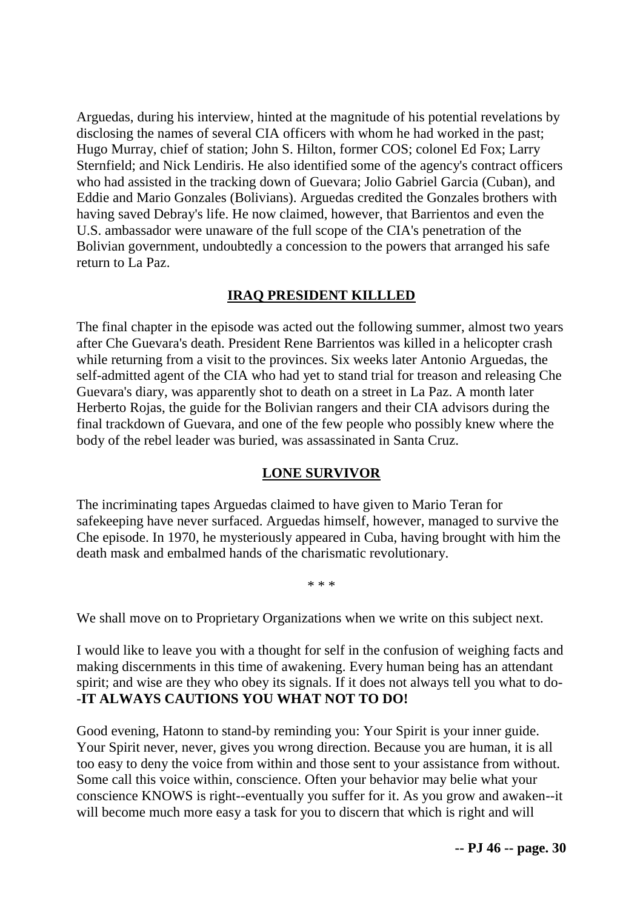Arguedas, during his interview, hinted at the magnitude of his potential revelations by disclosing the names of several CIA officers with whom he had worked in the past; Hugo Murray, chief of station; John S. Hilton, former COS; colonel Ed Fox; Larry Sternfield; and Nick Lendiris. He also identified some of the agency's contract officers who had assisted in the tracking down of Guevara; Jolio Gabriel Garcia (Cuban), and Eddie and Mario Gonzales (Bolivians). Arguedas credited the Gonzales brothers with having saved Debray's life. He now claimed, however, that Barrientos and even the U.S. ambassador were unaware of the full scope of the CIA's penetration of the Bolivian government, undoubtedly a concession to the powers that arranged his safe return to La Paz.

## IRAQ PRESIDENT KILLLED

The final chapter in the episode was acted out the following summer, almost two years after Che Guevara's death. President Rene Barrientos was killed in a helicopter crash while returning from a visit to the provinces. Six weeks later Antonio Arguedas, the self-admitted agent of the CIA who had yet to stand trial for treason and releasing Che Guevara's diary, was apparently shot to death on a street in La Paz. A month later Herberto Rojas, the guide for the Bolivian rangers and their CIA advisors during the final trackdown of Guevara, and one of the few people who possibly knew where the body of the rebel leader was buried, was assassinated in Santa Cruz.

## LONE SURVIVOR

The incriminating tapes Arguedas claimed to have given to Mario Teran for safekeeping have never surfaced. Arguedas himself, however, managed to survive the Che episode. In 1970, he mysteriously appeared in Cuba, having brought with him the death mask and embalmed hands of the charismatic revolutionary.

\* \* \*

We shall move on to Proprietary Organizations when we write on this subject next.

I would like to leave you with a thought for self in the confusion of weighing facts and making discernments in this time of awakening. Every human being has an attendant spirit; and wise are they who obey its signals. If it does not always tell you what to do--**IT ALWAYS CAUTIONS YOU WHAT NOT TO DO!**

Good evening, Hatonn to stand-by reminding you: Your Spirit is your inner guide. Your Spirit never, never, gives you wrong direction. Because you are human, it is all too easy to deny the voice from within and those sent to your assistance from without. Some call this voice within, conscience. Often your behavior may belie what your conscience KNOWS is right--eventually you suffer for it. As you grow and awaken--it will become much more easy a task for you to discern that which is right and will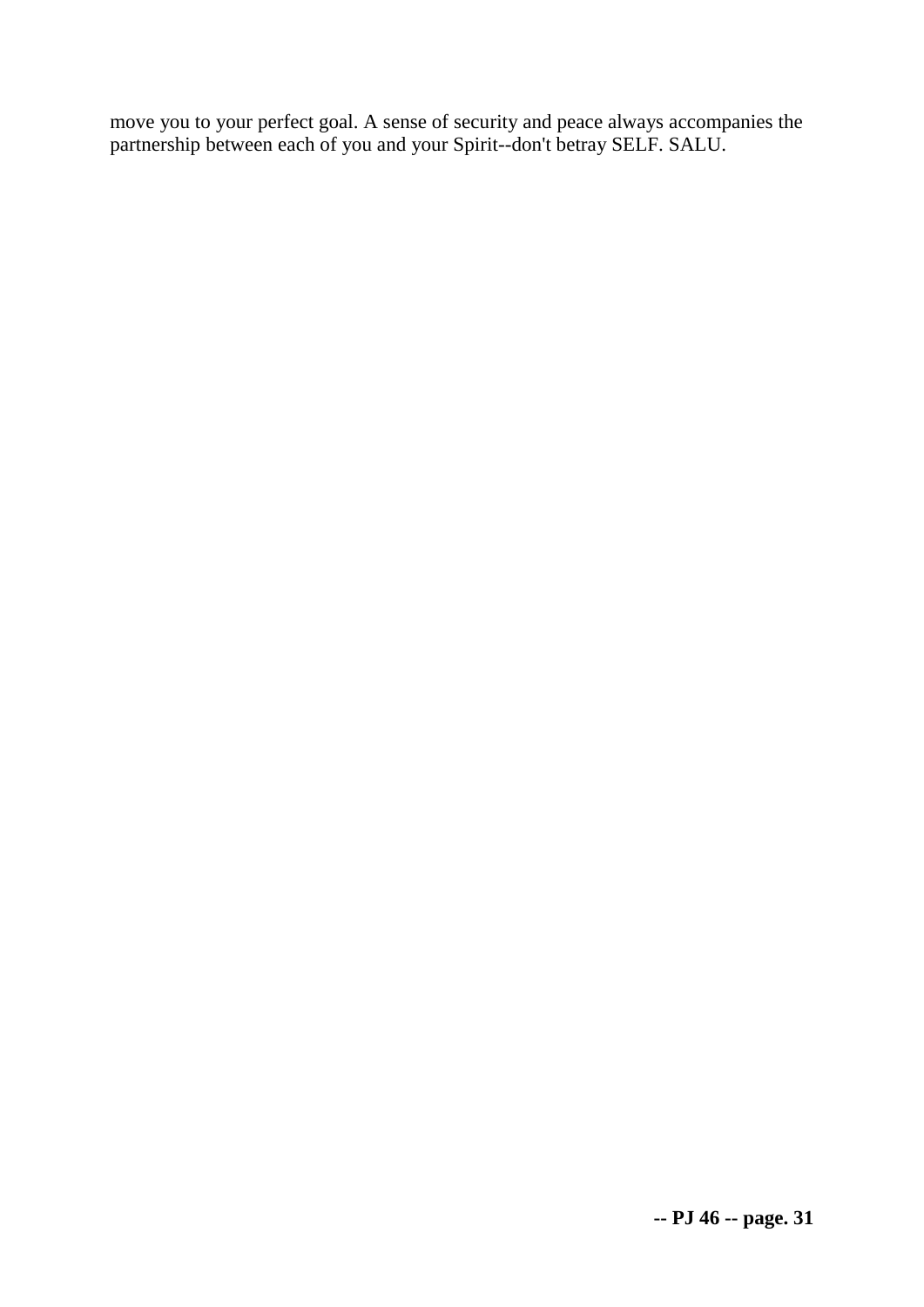move you to your perfect goal. A sense of security and peace always accompanies the partnership between each of you and your Spirit--don't betray SELF. SALU.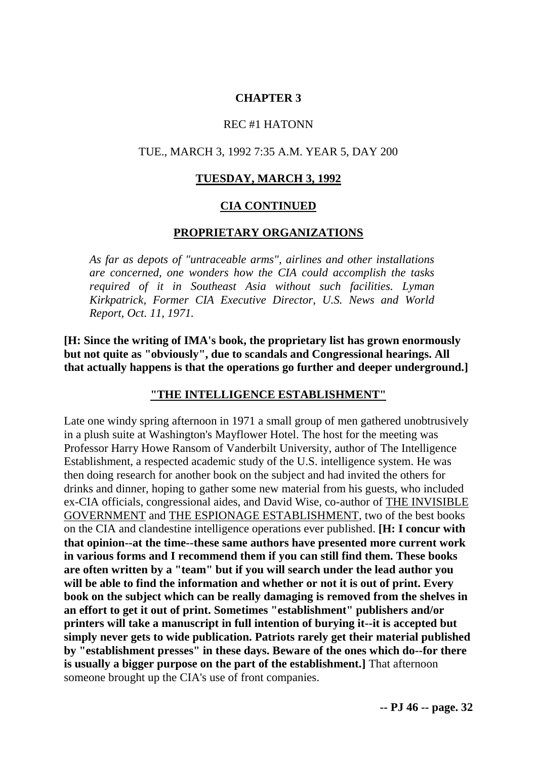# CHAPTER 3

REC #1 HATONN

TUE., MARCH 3, 1992 7:35 A.M. YEAR 5, DAY 200

## TUESDAY, MARCH 3, 1992

## CIA CONTINUED

## PROPRIETARY ORGANIZATIONS

> *As far as depots of "untraceable arms", airlines and other installations are concerned, one wonders how the CIA could accomplish the tasks required of it in Southeast Asia without such facilities. Lyman Kirkpatrick, Former CIA Executive Director, U.S. News and World Report, Oct. 11, 1971.*

**[H: Since the writing of IMA's book, the proprietary list has grown enormously but not quite as "obviously", due to scandals and Congressional hearings. All that actually happens is that the operations go further and deeper underground.]**

## "THE INTELLIGENCE ESTABLISHMENT"

Late one windy spring afternoon in 1971 a small group of men gathered unobtrusively in a plush suite at Washington's Mayflower Hotel. The host for the meeting was Professor Harry Howe Ransom of Vanderbilt University, author of The Intelligence Establishment, a respected academic study of the U.S. intelligence system. He was then doing research for another book on the subject and had invited the others for drinks and dinner, hoping to gather some new material from his guests, who included ex-CIA officials, congressional aides, and David Wise, co-author of THE INVISIBLE GOVERNMENT and THE ESPIONAGE ESTABLISHMENT, two of the best books on the CIA and clandestine intelligence operations ever published. **[H: I concur with that opinion--at the time--these same authors have presented more current work in various forms and I recommend them if you can still find them. These books are often written by a "team" but if you will search under the lead author you will be able to find the information and whether or not it is out of print. Every book on the subject which can be really damaging is removed from the shelves in an effort to get it out of print. Sometimes "establishment" publishers and/or printers will take a manuscript in full intention of burying it--it is accepted but simply never gets to wide publication. Patriots rarely get their material published by "establishment presses" in these days. Beware of the ones which do--for there is usually a bigger purpose on the part of the establishment.]** That afternoon someone brought up the CIA's use of front companies.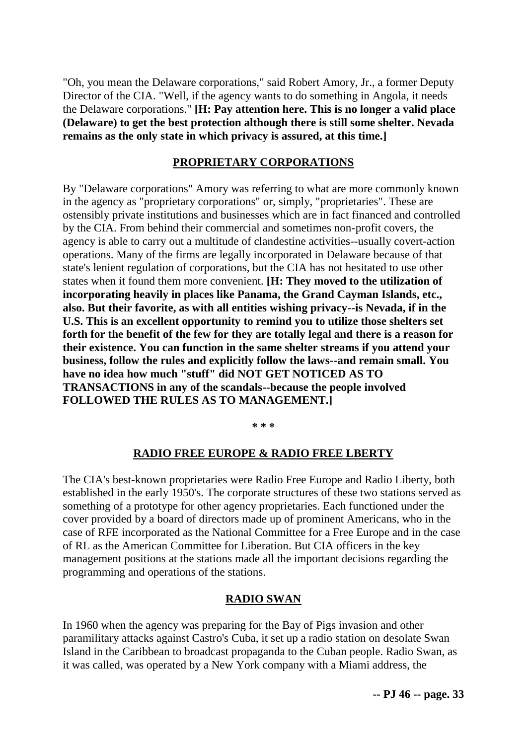"Oh, you mean the Delaware corporations," said Robert Amory, Jr., a former Deputy Director of the CIA. "Well, if the agency wants to do something in Angola, it needs the Delaware corporations." **[H: Pay attention here. This is no longer a valid place (Delaware) to get the best protection although there is still some shelter. Nevada remains as the only state in which privacy is assured, at this time.]**

## PROPRIETARY CORPORATIONS

By "Delaware corporations" Amory was referring to what are more commonly known in the agency as "proprietary corporations" or, simply, "proprietaries". These are ostensibly private institutions and businesses which are in fact financed and controlled by the CIA. From behind their commercial and sometimes non-profit covers, the agency is able to carry out a multitude of clandestine activities--usually covert-action operations. Many of the firms are legally incorporated in Delaware because of that state's lenient regulation of corporations, but the CIA has not hesitated to use other states when it found them more convenient. **[H: They moved to the utilization of incorporating heavily in places like Panama, the Grand Cayman Islands, etc., also. But their favorite, as with all entities wishing privacy--is Nevada, if in the U.S. This is an excellent opportunity to remind you to utilize those shelters set forth for the benefit of the few for they are totally legal and there is a reason for their existence. You can function in the same shelter streams if you attend your business, follow the rules and explicitly follow the laws--and remain small. You have no idea how much "stuff" did NOT GET NOTICED AS TO TRANSACTIONS in any of the scandals--because the people involved FOLLOWED THE RULES AS TO MANAGEMENT.]**

* * *

## RADIO FREE EUROPE & RADIO FREE LBERTY

The CIA's best-known proprietaries were Radio Free Europe and Radio Liberty, both established in the early 1950's. The corporate structures of these two stations served as something of a prototype for other agency proprietaries. Each functioned under the cover provided by a board of directors made up of prominent Americans, who in the case of RFE incorporated as the National Committee for a Free Europe and in the case of RL as the American Committee for Liberation. But CIA officers in the key management positions at the stations made all the important decisions regarding the programming and operations of the stations.

## RADIO SWAN

In 1960 when the agency was preparing for the Bay of Pigs invasion and other paramilitary attacks against Castro's Cuba, it set up a radio station on desolate Swan Island in the Caribbean to broadcast propaganda to the Cuban people. Radio Swan, as it was called, was operated by a New York company with a Miami address, the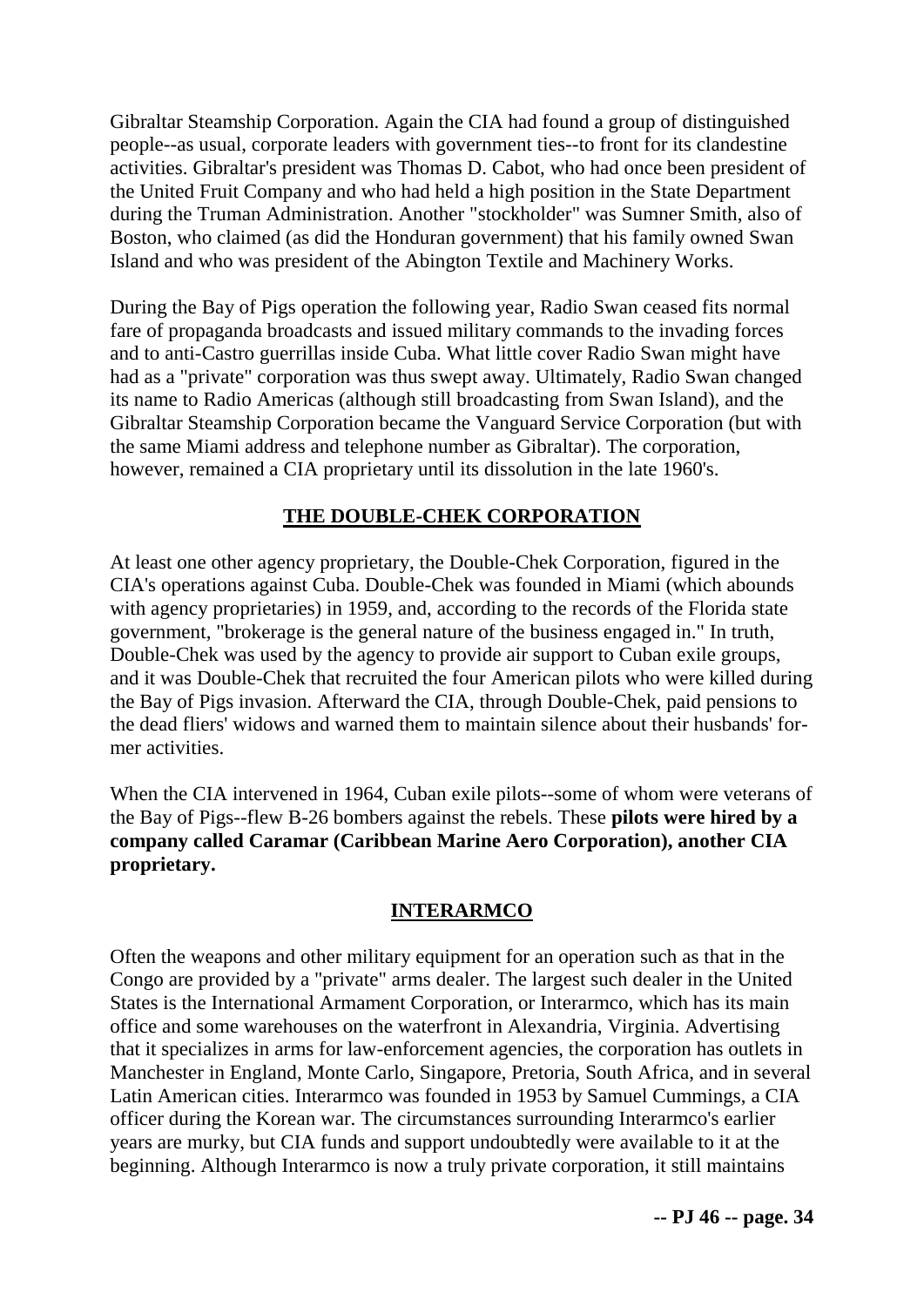Gibraltar Steamship Corporation. Again the CIA had found a group of distinguished people--as usual, corporate leaders with government ties--to front for its clandestine activities. Gibraltar's president was Thomas D. Cabot, who had once been president of the United Fruit Company and who had held a high position in the State Department during the Truman Administration. Another "stockholder" was Sumner Smith, also of Boston, who claimed (as did the Honduran government) that his family owned Swan Island and who was president of the Abington Textile and Machinery Works.

During the Bay of Pigs operation the following year, Radio Swan ceased fits normal fare of propaganda broadcasts and issued military commands to the invading forces and to anti-Castro guerrillas inside Cuba. What little cover Radio Swan might have had as a "private" corporation was thus swept away. Ultimately, Radio Swan changed its name to Radio Americas (although still broadcasting from Swan Island), and the Gibraltar Steamship Corporation became the Vanguard Service Corporation (but with the same Miami address and telephone number as Gibraltar). The corporation, however, remained a CIA proprietary until its dissolution in the late 1960's.

## THE DOUBLE-CHEK CORPORATION

At least one other agency proprietary, the Double-Chek Corporation, figured in the CIA's operations against Cuba. Double-Chek was founded in Miami (which abounds with agency proprietaries) in 1959, and, according to the records of the Florida state government, "brokerage is the general nature of the business engaged in." In truth, Double-Chek was used by the agency to provide air support to Cuban exile groups, and it was Double-Chek that recruited the four American pilots who were killed during the Bay of Pigs invasion. Afterward the CIA, through Double-Chek, paid pensions to the dead fliers' widows and warned them to maintain silence about their husbands' former activities.

When the CIA intervened in 1964, Cuban exile pilots--some of whom were veterans of the Bay of Pigs--flew B-26 bombers against the rebels. These **pilots were hired by a company called Caramar (Caribbean Marine Aero Corporation), another CIA proprietary.**

## INTERARMCO

Often the weapons and other military equipment for an operation such as that in the Congo are provided by a "private" arms dealer. The largest such dealer in the United States is the International Armament Corporation, or Interarmco, which has its main office and some warehouses on the waterfront in Alexandria, Virginia. Advertising that it specializes in arms for law-enforcement agencies, the corporation has outlets in Manchester in England, Monte Carlo, Singapore, Pretoria, South Africa, and in several Latin American cities. Interarmco was founded in 1953 by Samuel Cummings, a CIA officer during the Korean war. The circumstances surrounding Interarmco's earlier years are murky, but CIA funds and support undoubtedly were available to it at the beginning. Although Interarmco is now a truly private corporation, it still maintains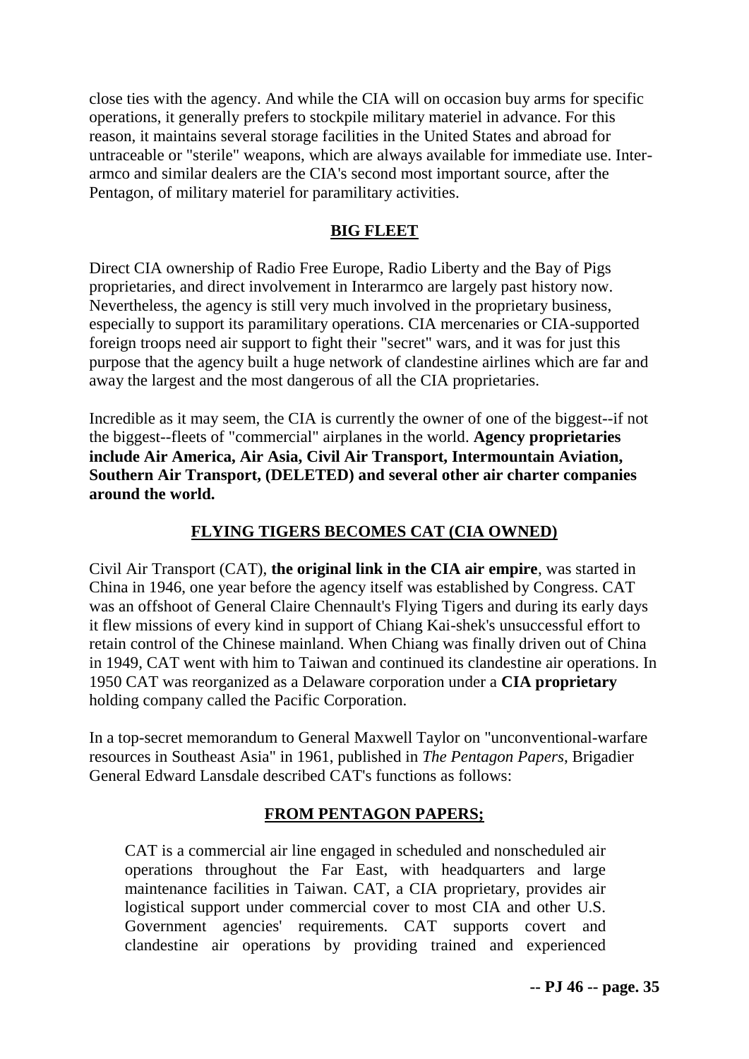close ties with the agency. And while the CIA will on occasion buy arms for specific operations, it generally prefers to stockpile military materiel in advance. For this reason, it maintains several storage facilities in the United States and abroad for untraceable or "sterile" weapons, which are always available for immediate use. Interarmco and similar dealers are the CIA's second most important source, after the Pentagon, of military materiel for paramilitary activities.

## BIG FLEET

Direct CIA ownership of Radio Free Europe, Radio Liberty and the Bay of Pigs proprietaries, and direct involvement in Interarmco are largely past history now. Nevertheless, the agency is still very much involved in the proprietary business, especially to support its paramilitary operations. CIA mercenaries or CIA-supported foreign troops need air support to fight their "secret" wars, and it was for just this purpose that the agency built a huge network of clandestine airlines which are far and away the largest and the most dangerous of all the CIA proprietaries.

Incredible as it may seem, the CIA is currently the owner of one of the biggest--if not the biggest--fleets of "commercial" airplanes in the world. **Agency proprietaries include Air America, Air Asia, Civil Air Transport, Intermountain Aviation, Southern Air Transport, (DELETED) and several other air charter companies around the world.**

## FLYING TIGERS BECOMES CAT (CIA OWNED)

Civil Air Transport (CAT), **the original link in the CIA air empire**, was started in China in 1946, one year before the agency itself was established by Congress. CAT was an offshoot of General Claire Chennault's Flying Tigers and during its early days it flew missions of every kind in support of Chiang Kai-shek's unsuccessful effort to retain control of the Chinese mainland. When Chiang was finally driven out of China in 1949, CAT went with him to Taiwan and continued its clandestine air operations. In 1950 CAT was reorganized as a Delaware corporation under a **CIA proprietary** holding company called the Pacific Corporation.

In a top-secret memorandum to General Maxwell Taylor on "unconventional-warfare resources in Southeast Asia" in 1961, published in *The Pentagon Papers*, Brigadier General Edward Lansdale described CAT's functions as follows:

## FROM PENTAGON PAPERS;

> CAT is a commercial air line engaged in scheduled and nonscheduled air operations throughout the Far East, with headquarters and large maintenance facilities in Taiwan. CAT, a CIA proprietary, provides air logistical support under commercial cover to most CIA and other U.S. Government agencies' requirements. CAT supports covert and clandestine air operations by providing trained and experienced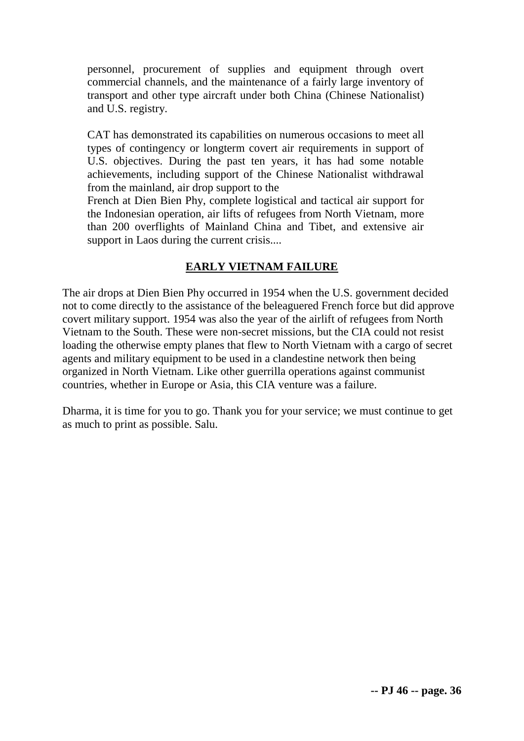personnel, procurement of supplies and equipment through overt commercial channels, and the maintenance of a fairly large inventory of transport and other type aircraft under both China (Chinese Nationalist) and U.S. registry.

CAT has demonstrated its capabilities on numerous occasions to meet all types of contingency or longterm covert air requirements in support of U.S. objectives. During the past ten years, it has had some notable achievements, including support of the Chinese Nationalist withdrawal from the mainland, air drop support to the
French at Dien Bien Phy, complete logistical and tactical air support for the Indonesian operation, air lifts of refugees from North Vietnam, more than 200 overflights of Mainland China and Tibet, and extensive air support in Laos during the current crisis....

## EARLY VIETNAM FAILURE

The air drops at Dien Bien Phy occurred in 1954 when the U.S. government decided not to come directly to the assistance of the beleaguered French force but did approve covert military support. 1954 was also the year of the airlift of refugees from North Vietnam to the South. These were non-secret missions, but the CIA could not resist loading the otherwise empty planes that flew to North Vietnam with a cargo of secret agents and military equipment to be used in a clandestine network then being organized in North Vietnam. Like other guerrilla operations against communist countries, whether in Europe or Asia, this CIA venture was a failure.

Dharma, it is time for you to go. Thank you for your service; we must continue to get as much to print as possible. Salu.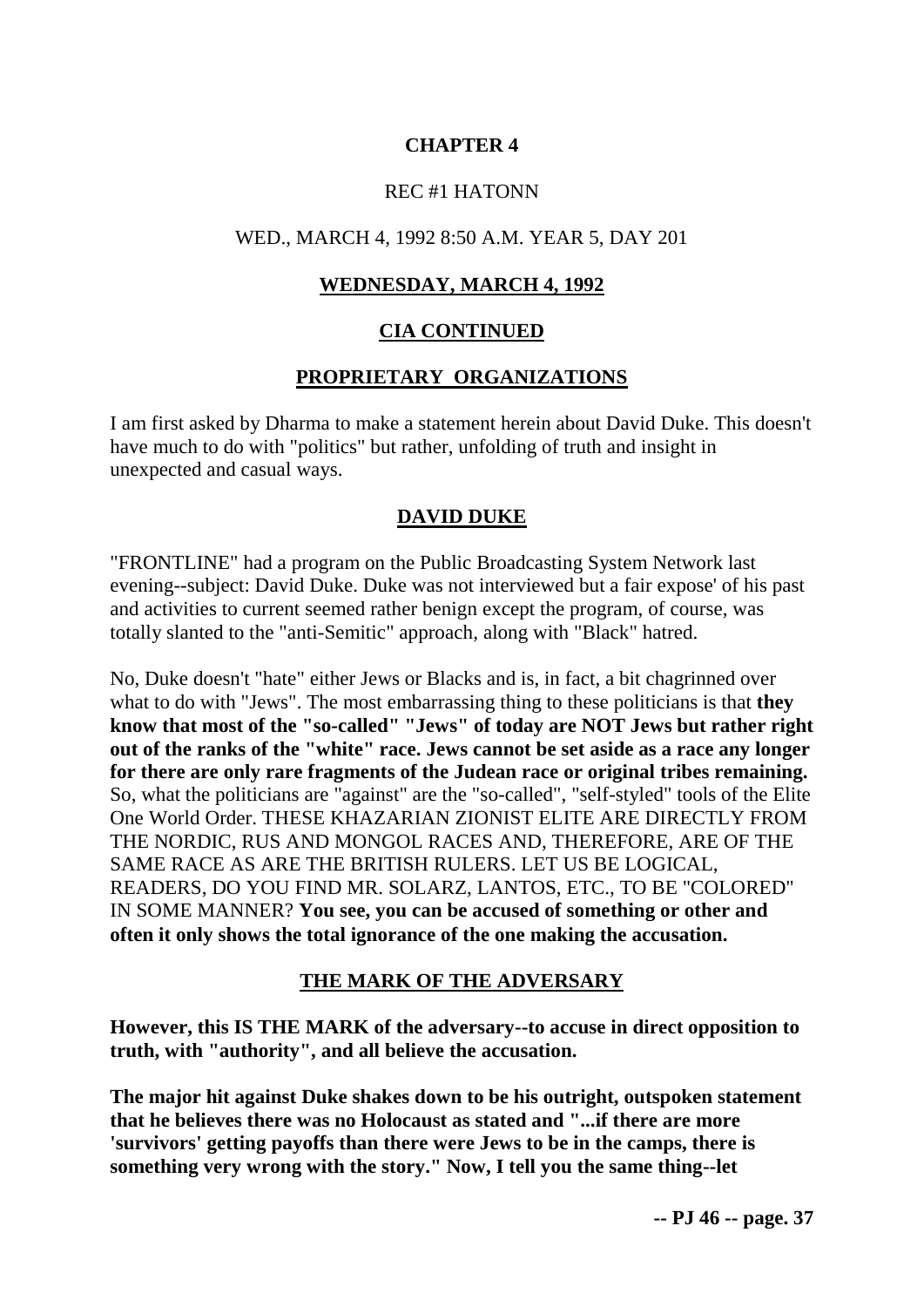# CHAPTER 4

REC #1 HATONN

WED., MARCH 4, 1992 8:50 A.M. YEAR 5, DAY 201

## WEDNESDAY, MARCH 4, 1992

## CIA CONTINUED

## PROPRIETARY ORGANIZATIONS

I am first asked by Dharma to make a statement herein about David Duke. This doesn't have much to do with "politics" but rather, unfolding of truth and insight in unexpected and casual ways.

## DAVID DUKE

"FRONTLINE" had a program on the Public Broadcasting System Network last evening--subject: David Duke. Duke was not interviewed but a fair expose' of his past and activities to current seemed rather benign except the program, of course, was totally slanted to the "anti-Semitic" approach, along with "Black" hatred.

No, Duke doesn't "hate" either Jews or Blacks and is, in fact, a bit chagrinned over what to do with "Jews". The most embarrassing thing to these politicians is that **they know that most of the "so-called" "Jews" of today are NOT Jews but rather right out of the ranks of the "white" race. Jews cannot be set aside as a race any longer for there are only rare fragments of the Judean race or original tribes remaining.** So, what the politicians are "against" are the "so-called", "self-styled" tools of the Elite One World Order. THESE KHAZARIAN ZIONIST ELITE ARE DIRECTLY FROM THE NORDIC, RUS AND MONGOL RACES AND, THEREFORE, ARE OF THE SAME RACE AS ARE THE BRITISH RULERS. LET US BE LOGICAL, READERS, DO YOU FIND MR. SOLARZ, LANTOS, ETC., TO BE "COLORED" IN SOME MANNER? **You see, you can be accused of something or other and often it only shows the total ignorance of the one making the accusation.**

## THE MARK OF THE ADVERSARY

**However, this IS THE MARK of the adversary--to accuse in direct opposition to truth, with "authority", and all believe the accusation.**

**The major hit against Duke shakes down to be his outright, outspoken statement that he believes there was no Holocaust as stated and "...if there are more 'survivors' getting payoffs than there were Jews to be in the camps, there is something very wrong with the story." Now, I tell you the same thing--let**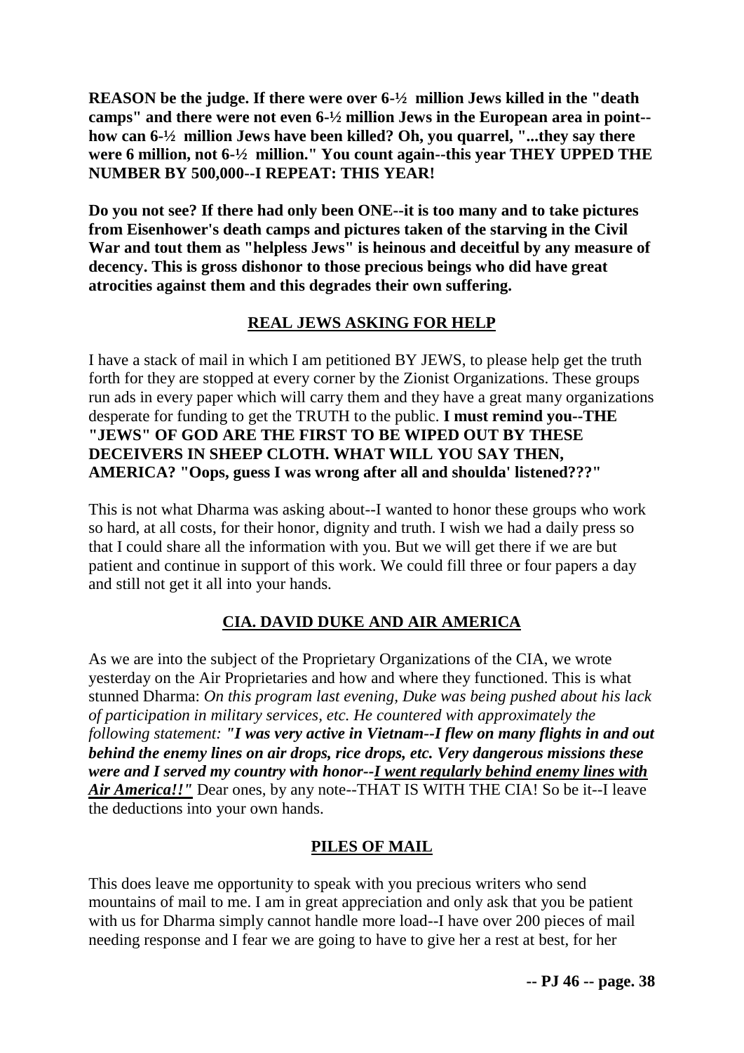**REASON be the judge. If there were over 6-½ million Jews killed in the "death camps" and there were not even 6-½ million Jews in the European area in point--how can 6-½ million Jews have been killed? Oh, you quarrel, "...they say there were 6 million, not 6-½ million." You count again--this year THEY UPPED THE NUMBER BY 500,000--I REPEAT: THIS YEAR!**

**Do you not see? If there had only been ONE--it is too many and to take pictures from Eisenhower's death camps and pictures taken of the starving in the Civil War and tout them as "helpless Jews" is heinous and deceitful by any measure of decency. This is gross dishonor to those precious beings who did have great atrocities against them and this degrades their own suffering.**

## REAL JEWS ASKING FOR HELP

I have a stack of mail in which I am petitioned BY JEWS, to please help get the truth forth for they are stopped at every corner by the Zionist Organizations. These groups run ads in every paper which will carry them and they have a great many organizations desperate for funding to get the TRUTH to the public. **I must remind you--THE "JEWS" OF GOD ARE THE FIRST TO BE WIPED OUT BY THESE DECEIVERS IN SHEEP CLOTH. WHAT WILL YOU SAY THEN, AMERICA? "Oops, guess I was wrong after all and shoulda' listened???"**

This is not what Dharma was asking about--I wanted to honor these groups who work so hard, at all costs, for their honor, dignity and truth. I wish we had a daily press so that I could share all the information with you. But we will get there if we are but patient and continue in support of this work. We could fill three or four papers a day and still not get it all into your hands.

## CIA. DAVID DUKE AND AIR AMERICA

As we are into the subject of the Proprietary Organizations of the CIA, we wrote yesterday on the Air Proprietaries and how and where they functioned. This is what stunned Dharma: *On this program last evening, Duke was being pushed about his lack of participation in military services, etc. He countered with approximately the following statement: **"I was very active in Vietnam--I flew on many flights in and out behind the enemy lines on air drops, rice drops, etc. Very dangerous missions these were and I served my country with honor--I went regularly behind enemy lines with Air America!!"*** Dear ones, by any note--THAT IS WITH THE CIA! So be it--I leave the deductions into your own hands.

## PILES OF MAIL

This does leave me opportunity to speak with you precious writers who send mountains of mail to me. I am in great appreciation and only ask that you be patient with us for Dharma simply cannot handle more load--I have over 200 pieces of mail needing response and I fear we are going to have to give her a rest at best, for her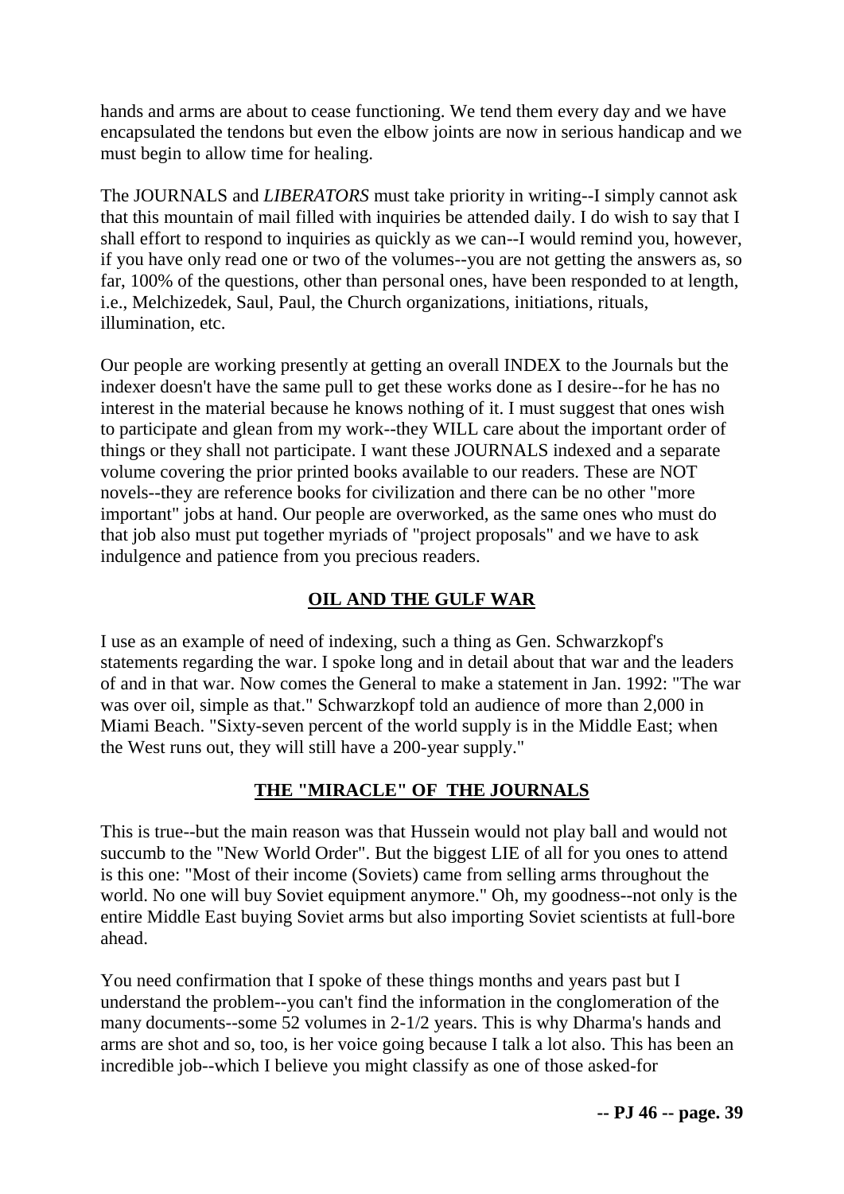hands and arms are about to cease functioning. We tend them every day and we have encapsulated the tendons but even the elbow joints are now in serious handicap and we must begin to allow time for healing.

The JOURNALS and *LIBERATORS* must take priority in writing--I simply cannot ask that this mountain of mail filled with inquiries be attended daily. I do wish to say that I shall effort to respond to inquiries as quickly as we can--I would remind you, however, if you have only read one or two of the volumes--you are not getting the answers as, so far, 100% of the questions, other than personal ones, have been responded to at length, i.e., Melchizedek, Saul, Paul, the Church organizations, initiations, rituals, illumination, etc.

Our people are working presently at getting an overall INDEX to the Journals but the indexer doesn't have the same pull to get these works done as I desire--for he has no interest in the material because he knows nothing of it. I must suggest that ones wish to participate and glean from my work--they WILL care about the important order of things or they shall not participate. I want these JOURNALS indexed and a separate volume covering the prior printed books available to our readers. These are NOT novels--they are reference books for civilization and there can be no other "more important" jobs at hand. Our people are overworked, as the same ones who must do that job also must put together myriads of "project proposals" and we have to ask indulgence and patience from you precious readers.

## **OIL AND THE GULF WAR**

I use as an example of need of indexing, such a thing as Gen. Schwarzkopf's statements regarding the war. I spoke long and in detail about that war and the leaders of and in that war. Now comes the General to make a statement in Jan. 1992: "The war was over oil, simple as that." Schwarzkopf told an audience of more than 2,000 in Miami Beach. "Sixty-seven percent of the world supply is in the Middle East; when the West runs out, they will still have a 200-year supply."

## **THE "MIRACLE" OF THE JOURNALS**

This is true--but the main reason was that Hussein would not play ball and would not succumb to the "New World Order". But the biggest LIE of all for you ones to attend is this one: "Most of their income (Soviets) came from selling arms throughout the world. No one will buy Soviet equipment anymore." Oh, my goodness--not only is the entire Middle East buying Soviet arms but also importing Soviet scientists at full-bore ahead.

You need confirmation that I spoke of these things months and years past but I understand the problem--you can't find the information in the conglomeration of the many documents--some 52 volumes in 2-1/2 years. This is why Dharma's hands and arms are shot and so, too, is her voice going because I talk a lot also. This has been an incredible job--which I believe you might classify as one of those asked-for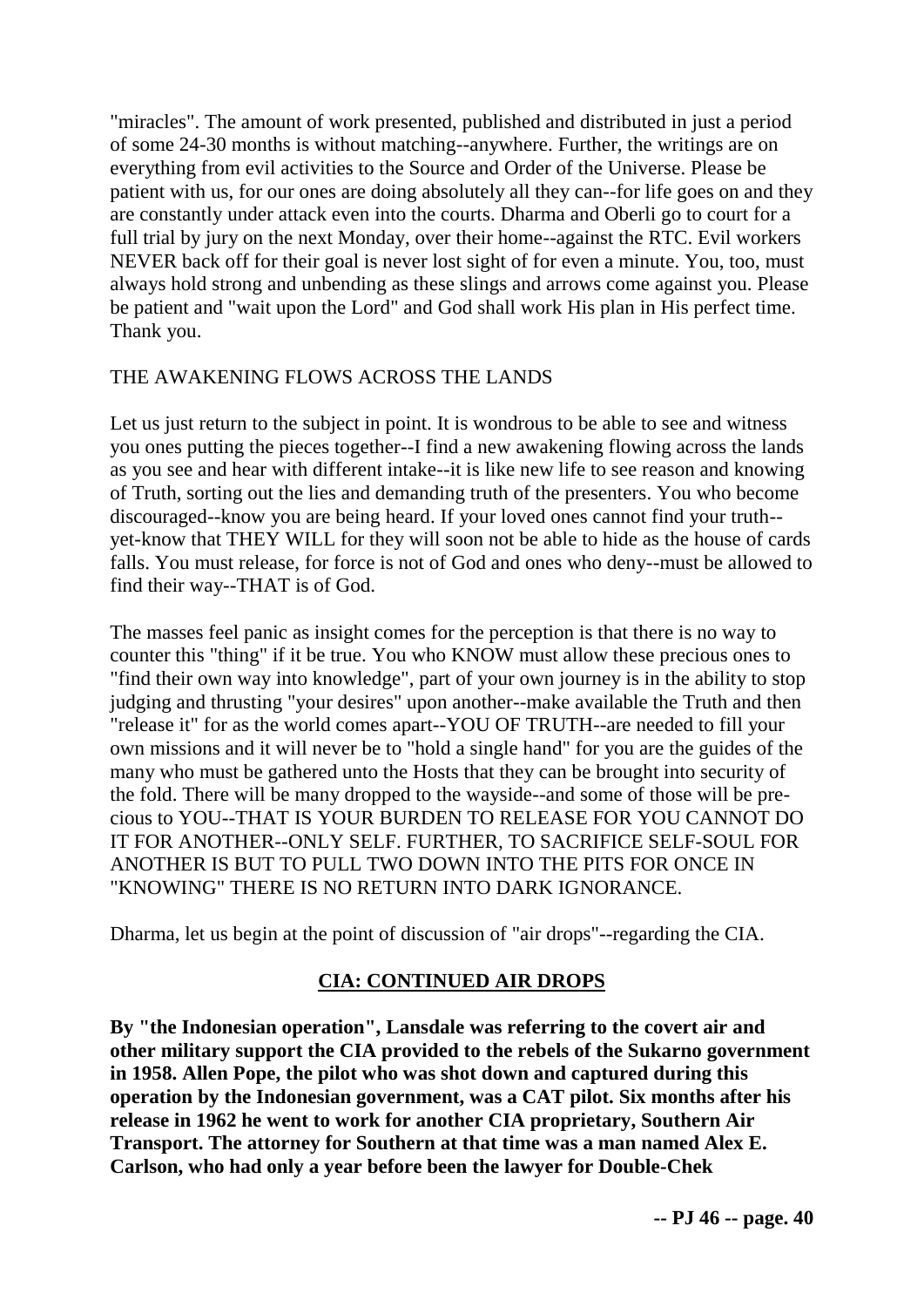"miracles". The amount of work presented, published and distributed in just a period of some 24-30 months is without matching--anywhere. Further, the writings are on everything from evil activities to the Source and Order of the Universe. Please be patient with us, for our ones are doing absolutely all they can--for life goes on and they are constantly under attack even into the courts. Dharma and Oberli go to court for a full trial by jury on the next Monday, over their home--against the RTC. Evil workers NEVER back off for their goal is never lost sight of for even a minute. You, too, must always hold strong and unbending as these slings and arrows come against you. Please be patient and "wait upon the Lord" and God shall work His plan in His perfect time. Thank you.

THE AWAKENING FLOWS ACROSS THE LANDS

Let us just return to the subject in point. It is wondrous to be able to see and witness you ones putting the pieces together--I find a new awakening flowing across the lands as you see and hear with different intake--it is like new life to see reason and knowing of Truth, sorting out the lies and demanding truth of the presenters. You who become discouraged--know you are being heard. If your loved ones cannot find your truth--yet-know that THEY WILL for they will soon not be able to hide as the house of cards falls. You must release, for force is not of God and ones who deny--must be allowed to find their way--THAT is of God.

The masses feel panic as insight comes for the perception is that there is no way to counter this "thing" if it be true. You who KNOW must allow these precious ones to "find their own way into knowledge", part of your own journey is in the ability to stop judging and thrusting "your desires" upon another--make available the Truth and then "release it" for as the world comes apart--YOU OF TRUTH--are needed to fill your own missions and it will never be to "hold a single hand" for you are the guides of the many who must be gathered unto the Hosts that they can be brought into security of the fold. There will be many dropped to the wayside--and some of those will be precious to YOU--THAT IS YOUR BURDEN TO RELEASE FOR YOU CANNOT DO IT FOR ANOTHER--ONLY SELF. FURTHER, TO SACRIFICE SELF-SOUL FOR ANOTHER IS BUT TO PULL TWO DOWN INTO THE PITS FOR ONCE IN "KNOWING" THERE IS NO RETURN INTO DARK IGNORANCE.

Dharma, let us begin at the point of discussion of "air drops"--regarding the CIA.

## CIA: CONTINUED AIR DROPS

**By "the Indonesian operation", Lansdale was referring to the covert air and other military support the CIA provided to the rebels of the Sukarno government in 1958. Allen Pope, the pilot who was shot down and captured during this operation by the Indonesian government, was a CAT pilot. Six months after his release in 1962 he went to work for another CIA proprietary, Southern Air Transport. The attorney for Southern at that time was a man named Alex E. Carlson, who had only a year before been the lawyer for Double-Chek**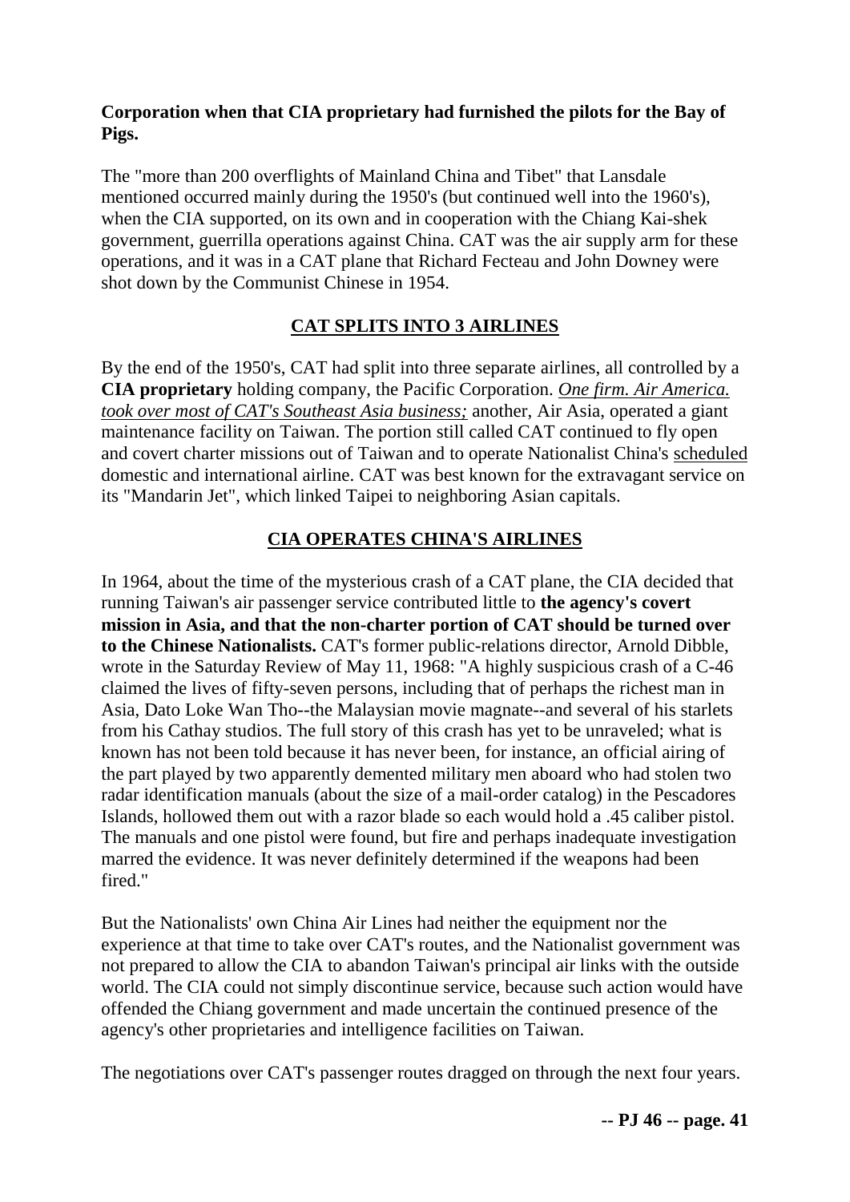**Corporation when that CIA proprietary had furnished the pilots for the Bay of Pigs.**

The "more than 200 overflights of Mainland China and Tibet" that Lansdale mentioned occurred mainly during the 1950's (but continued well into the 1960's), when the CIA supported, on its own and in cooperation with the Chiang Kai-shek government, guerrilla operations against China. CAT was the air supply arm for these operations, and it was in a CAT plane that Richard Fecteau and John Downey were shot down by the Communist Chinese in 1954.

## CAT SPLITS INTO 3 AIRLINES

By the end of the 1950's, CAT had split into three separate airlines, all controlled by a **CIA proprietary** holding company, the Pacific Corporation. *One firm. Air America. took over most of CAT's Southeast Asia business;* another, Air Asia, operated a giant maintenance facility on Taiwan. The portion still called CAT continued to fly open and covert charter missions out of Taiwan and to operate Nationalist China's scheduled domestic and international airline. CAT was best known for the extravagant service on its "Mandarin Jet", which linked Taipei to neighboring Asian capitals.

## CIA OPERATES CHINA'S AIRLINES

In 1964, about the time of the mysterious crash of a CAT plane, the CIA decided that running Taiwan's air passenger service contributed little to **the agency's covert mission in Asia, and that the non-charter portion of CAT should be turned over to the Chinese Nationalists.** CAT's former public-relations director, Arnold Dibble, wrote in the Saturday Review of May 11, 1968: "A highly suspicious crash of a C-46 claimed the lives of fifty-seven persons, including that of perhaps the richest man in Asia, Dato Loke Wan Tho--the Malaysian movie magnate--and several of his starlets from his Cathay studios. The full story of this crash has yet to be unraveled; what is known has not been told because it has never been, for instance, an official airing of the part played by two apparently demented military men aboard who had stolen two radar identification manuals (about the size of a mail-order catalog) in the Pescadores Islands, hollowed them out with a razor blade so each would hold a .45 caliber pistol. The manuals and one pistol were found, but fire and perhaps inadequate investigation marred the evidence. It was never definitely determined if the weapons had been fired."

But the Nationalists' own China Air Lines had neither the equipment nor the experience at that time to take over CAT's routes, and the Nationalist government was not prepared to allow the CIA to abandon Taiwan's principal air links with the outside world. The CIA could not simply discontinue service, because such action would have offended the Chiang government and made uncertain the continued presence of the agency's other proprietaries and intelligence facilities on Taiwan.

The negotiations over CAT's passenger routes dragged on through the next four years.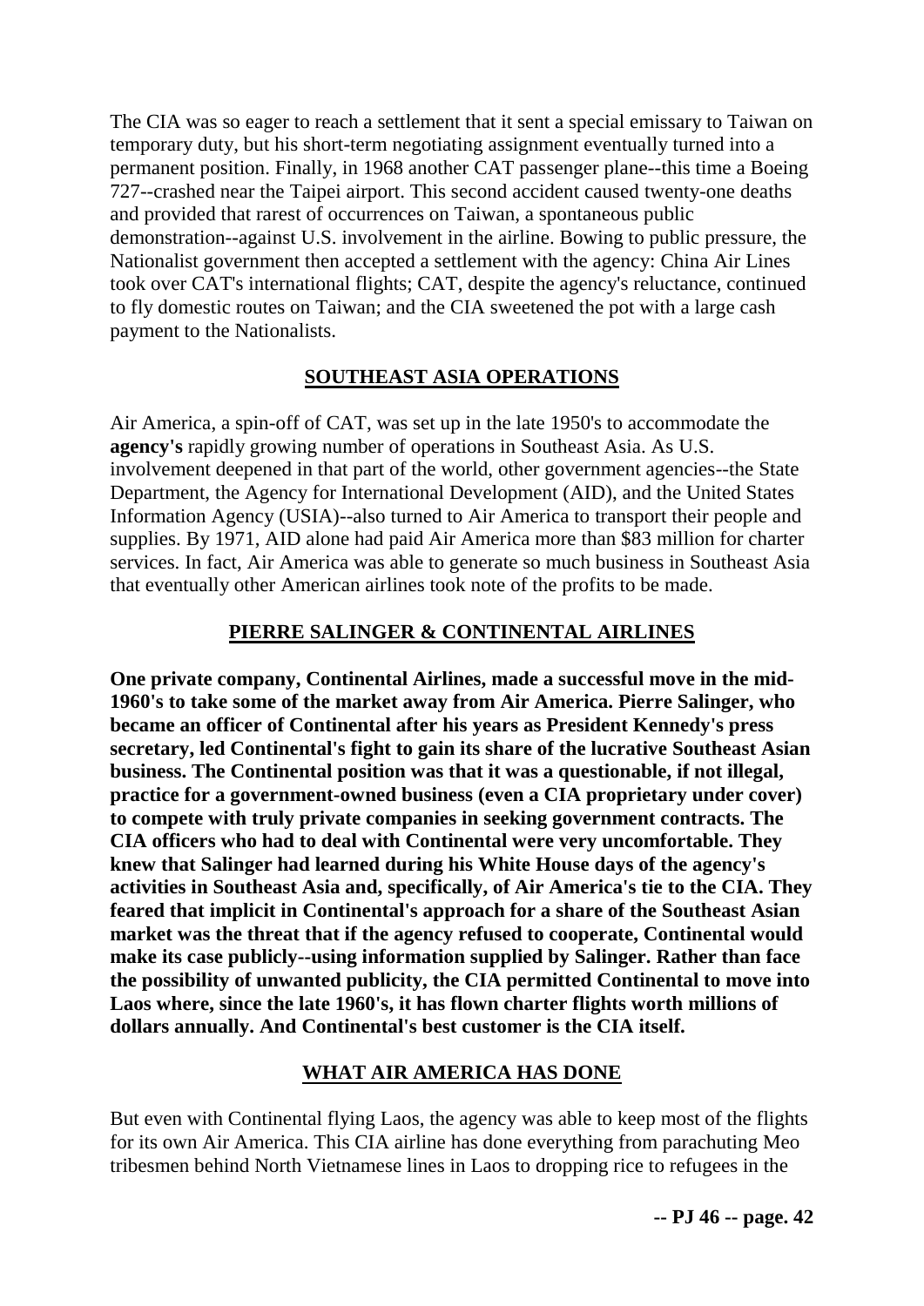The CIA was so eager to reach a settlement that it sent a special emissary to Taiwan on temporary duty, but his short-term negotiating assignment eventually turned into a permanent position. Finally, in 1968 another CAT passenger plane--this time a Boeing 727--crashed near the Taipei airport. This second accident caused twenty-one deaths and provided that rarest of occurrences on Taiwan, a spontaneous public demonstration--against U.S. involvement in the airline. Bowing to public pressure, the Nationalist government then accepted a settlement with the agency: China Air Lines took over CAT's international flights; CAT, despite the agency's reluctance, continued to fly domestic routes on Taiwan; and the CIA sweetened the pot with a large cash payment to the Nationalists.

## SOUTHEAST ASIA OPERATIONS

Air America, a spin-off of CAT, was set up in the late 1950's to accommodate the **agency's** rapidly growing number of operations in Southeast Asia. As U.S. involvement deepened in that part of the world, other government agencies--the State Department, the Agency for International Development (AID), and the United States Information Agency (USIA)--also turned to Air America to transport their people and supplies. By 1971, AID alone had paid Air America more than $83 million for charter services. In fact, Air America was able to generate so much business in Southeast Asia that eventually other American airlines took note of the profits to be made.

## PIERRE SALINGER & CONTINENTAL AIRLINES

**One private company, Continental Airlines, made a successful move in the mid-1960's to take some of the market away from Air America. Pierre Salinger, who became an officer of Continental after his years as President Kennedy's press secretary, led Continental's fight to gain its share of the lucrative Southeast Asian business. The Continental position was that it was a questionable, if not illegal, practice for a government-owned business (even a CIA proprietary under cover) to compete with truly private companies in seeking government contracts. The CIA officers who had to deal with Continental were very uncomfortable. They knew that Salinger had learned during his White House days of the agency's activities in Southeast Asia and, specifically, of Air America's tie to the CIA. They feared that implicit in Continental's approach for a share of the Southeast Asian market was the threat that if the agency refused to cooperate, Continental would make its case publicly--using information supplied by Salinger. Rather than face the possibility of unwanted publicity, the CIA permitted Continental to move into Laos where, since the late 1960's, it has flown charter flights worth millions of dollars annually. And Continental's best customer is the CIA itself.**

## WHAT AIR AMERICA HAS DONE

But even with Continental flying Laos, the agency was able to keep most of the flights for its own Air America. This CIA airline has done everything from parachuting Meo tribesmen behind North Vietnamese lines in Laos to dropping rice to refugees in the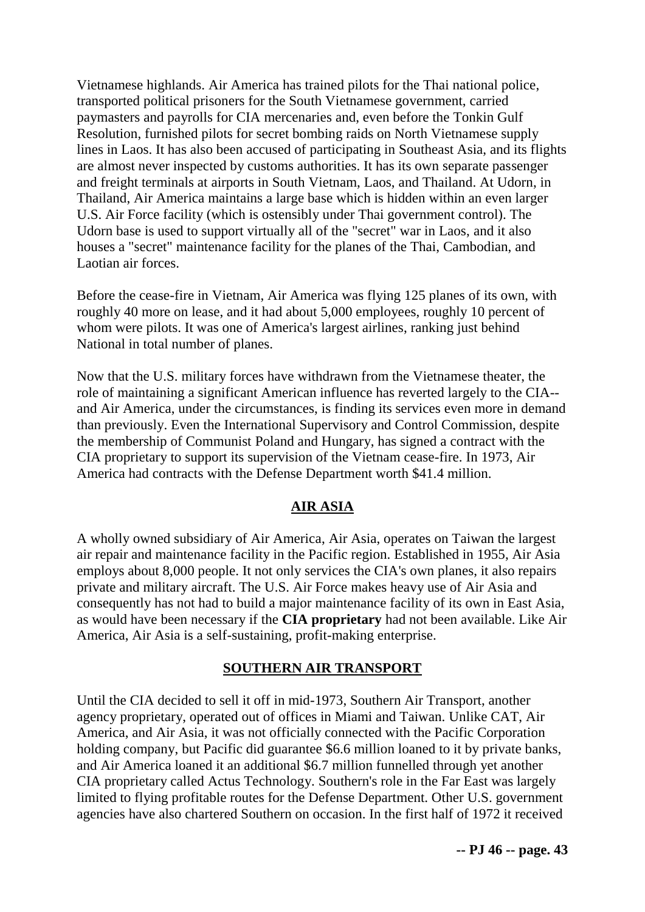Vietnamese highlands. Air America has trained pilots for the Thai national police, transported political prisoners for the South Vietnamese government, carried paymasters and payrolls for CIA mercenaries and, even before the Tonkin Gulf Resolution, furnished pilots for secret bombing raids on North Vietnamese supply lines in Laos. It has also been accused of participating in Southeast Asia, and its flights are almost never inspected by customs authorities. It has its own separate passenger and freight terminals at airports in South Vietnam, Laos, and Thailand. At Udorn, in Thailand, Air America maintains a large base which is hidden within an even larger U.S. Air Force facility (which is ostensibly under Thai government control). The Udorn base is used to support virtually all of the "secret" war in Laos, and it also houses a "secret" maintenance facility for the planes of the Thai, Cambodian, and Laotian air forces.

Before the cease-fire in Vietnam, Air America was flying 125 planes of its own, with roughly 40 more on lease, and it had about 5,000 employees, roughly 10 percent of whom were pilots. It was one of America's largest airlines, ranking just behind National in total number of planes.

Now that the U.S. military forces have withdrawn from the Vietnamese theater, the role of maintaining a significant American influence has reverted largely to the CIA--and Air America, under the circumstances, is finding its services even more in demand than previously. Even the International Supervisory and Control Commission, despite the membership of Communist Poland and Hungary, has signed a contract with the CIA proprietary to support its supervision of the Vietnam cease-fire. In 1973, Air America had contracts with the Defense Department worth $41.4 million.

## AIR ASIA

A wholly owned subsidiary of Air America, Air Asia, operates on Taiwan the largest air repair and maintenance facility in the Pacific region. Established in 1955, Air Asia employs about 8,000 people. It not only services the CIA's own planes, it also repairs private and military aircraft. The U.S. Air Force makes heavy use of Air Asia and consequently has not had to build a major maintenance facility of its own in East Asia, as would have been necessary if the **CIA proprietary** had not been available. Like Air America, Air Asia is a self-sustaining, profit-making enterprise.

## SOUTHERN AIR TRANSPORT

Until the CIA decided to sell it off in mid-1973, Southern Air Transport, another agency proprietary, operated out of offices in Miami and Taiwan. Unlike CAT, Air America, and Air Asia, it was not officially connected with the Pacific Corporation holding company, but Pacific did guarantee $6.6 million loaned to it by private banks, and Air America loaned it an additional $6.7 million funnelled through yet another CIA proprietary called Actus Technology. Southern's role in the Far East was largely limited to flying profitable routes for the Defense Department. Other U.S. government agencies have also chartered Southern on occasion. In the first half of 1972 it received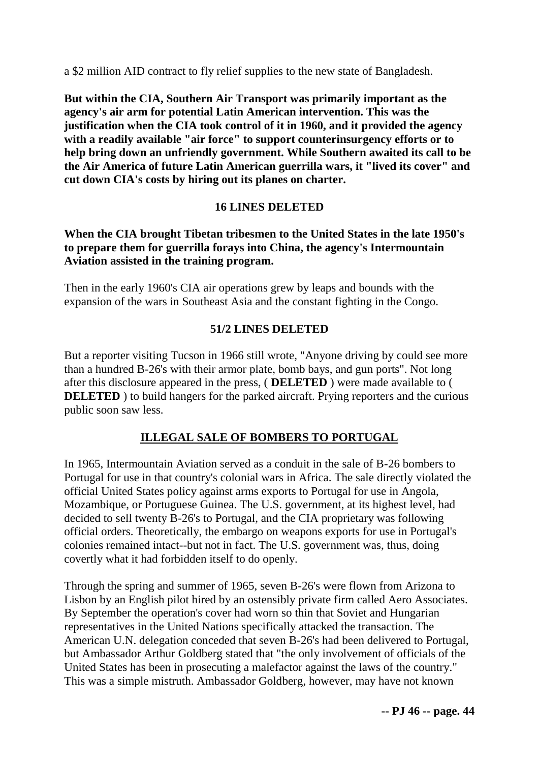a $2 million AID contract to fly relief supplies to the new state of Bangladesh.

**But within the CIA, Southern Air Transport was primarily important as the agency's air arm for potential Latin American intervention. This was the justification when the CIA took control of it in 1960, and it provided the agency with a readily available "air force" to support counterinsurgency efforts or to help bring down an unfriendly government. While Southern awaited its call to be the Air America of future Latin American guerrilla wars, it "lived its cover" and cut down CIA's costs by hiring out its planes on charter.**

**16 LINES DELETED**

**When the CIA brought Tibetan tribesmen to the United States in the late 1950's to prepare them for guerrilla forays into China, the agency's Intermountain Aviation assisted in the training program.**

Then in the early 1960's CIA air operations grew by leaps and bounds with the expansion of the wars in Southeast Asia and the constant fighting in the Congo.

**51/2 LINES DELETED**

But a reporter visiting Tucson in 1966 still wrote, "Anyone driving by could see more than a hundred B-26's with their armor plate, bomb bays, and gun ports". Not long after this disclosure appeared in the press, ( **DELETED** ) were made available to ( **DELETED** ) to build hangers for the parked aircraft. Prying reporters and the curious public soon saw less.

## ILLEGAL SALE OF BOMBERS TO PORTUGAL

In 1965, Intermountain Aviation served as a conduit in the sale of B-26 bombers to Portugal for use in that country's colonial wars in Africa. The sale directly violated the official United States policy against arms exports to Portugal for use in Angola, Mozambique, or Portuguese Guinea. The U.S. government, at its highest level, had decided to sell twenty B-26's to Portugal, and the CIA proprietary was following official orders. Theoretically, the embargo on weapons exports for use in Portugal's colonies remained intact--but not in fact. The U.S. government was, thus, doing covertly what it had forbidden itself to do openly.

Through the spring and summer of 1965, seven B-26's were flown from Arizona to Lisbon by an English pilot hired by an ostensibly private firm called Aero Associates. By September the operation's cover had worn so thin that Soviet and Hungarian representatives in the United Nations specifically attacked the transaction. The American U.N. delegation conceded that seven B-26's had been delivered to Portugal, but Ambassador Arthur Goldberg stated that "the only involvement of officials of the United States has been in prosecuting a malefactor against the laws of the country." This was a simple mistruth. Ambassador Goldberg, however, may have not known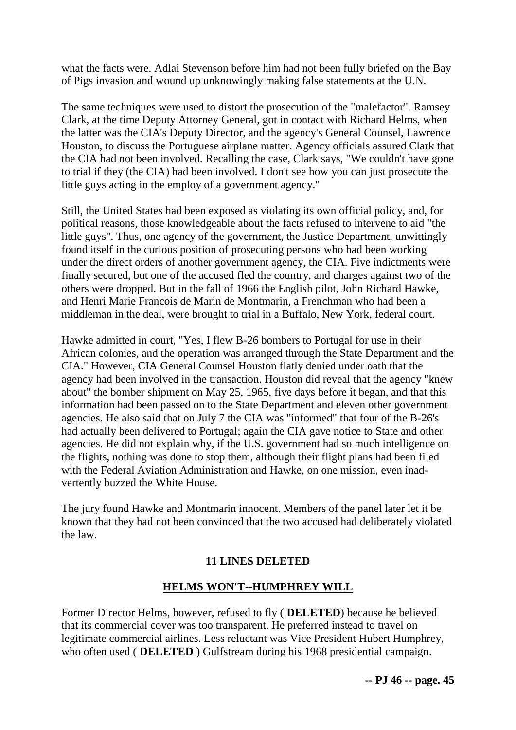what the facts were. Adlai Stevenson before him had not been fully briefed on the Bay of Pigs invasion and wound up unknowingly making false statements at the U.N.

The same techniques were used to distort the prosecution of the "malefactor". Ramsey Clark, at the time Deputy Attorney General, got in contact with Richard Helms, when the latter was the CIA's Deputy Director, and the agency's General Counsel, Lawrence Houston, to discuss the Portuguese airplane matter. Agency officials assured Clark that the CIA had not been involved. Recalling the case, Clark says, "We couldn't have gone to trial if they (the CIA) had been involved. I don't see how you can just prosecute the little guys acting in the employ of a government agency."

Still, the United States had been exposed as violating its own official policy, and, for political reasons, those knowledgeable about the facts refused to intervene to aid "the little guys". Thus, one agency of the government, the Justice Department, unwittingly found itself in the curious position of prosecuting persons who had been working under the direct orders of another government agency, the CIA. Five indictments were finally secured, but one of the accused fled the country, and charges against two of the others were dropped. But in the fall of 1966 the English pilot, John Richard Hawke, and Henri Marie Francois de Marin de Montmarin, a Frenchman who had been a middleman in the deal, were brought to trial in a Buffalo, New York, federal court.

Hawke admitted in court, "Yes, I flew B-26 bombers to Portugal for use in their African colonies, and the operation was arranged through the State Department and the CIA." However, CIA General Counsel Houston flatly denied under oath that the agency had been involved in the transaction. Houston did reveal that the agency "knew about" the bomber shipment on May 25, 1965, five days before it began, and that this information had been passed on to the State Department and eleven other government agencies. He also said that on July 7 the CIA was "informed" that four of the B-26's had actually been delivered to Portugal; again the CIA gave notice to State and other agencies. He did not explain why, if the U.S. government had so much intelligence on the flights, nothing was done to stop them, although their flight plans had been filed with the Federal Aviation Administration and Hawke, on one mission, even inadvertently buzzed the White House.

The jury found Hawke and Montmarin innocent. Members of the panel later let it be known that they had not been convinced that the two accused had deliberately violated the law.

**11 LINES DELETED**

## HELMS WON'T--HUMPHREY WILL

Former Director Helms, however, refused to fly ( **DELETED**) because he believed that its commercial cover was too transparent. He preferred instead to travel on legitimate commercial airlines. Less reluctant was Vice President Hubert Humphrey, who often used ( **DELETED** ) Gulfstream during his 1968 presidential campaign.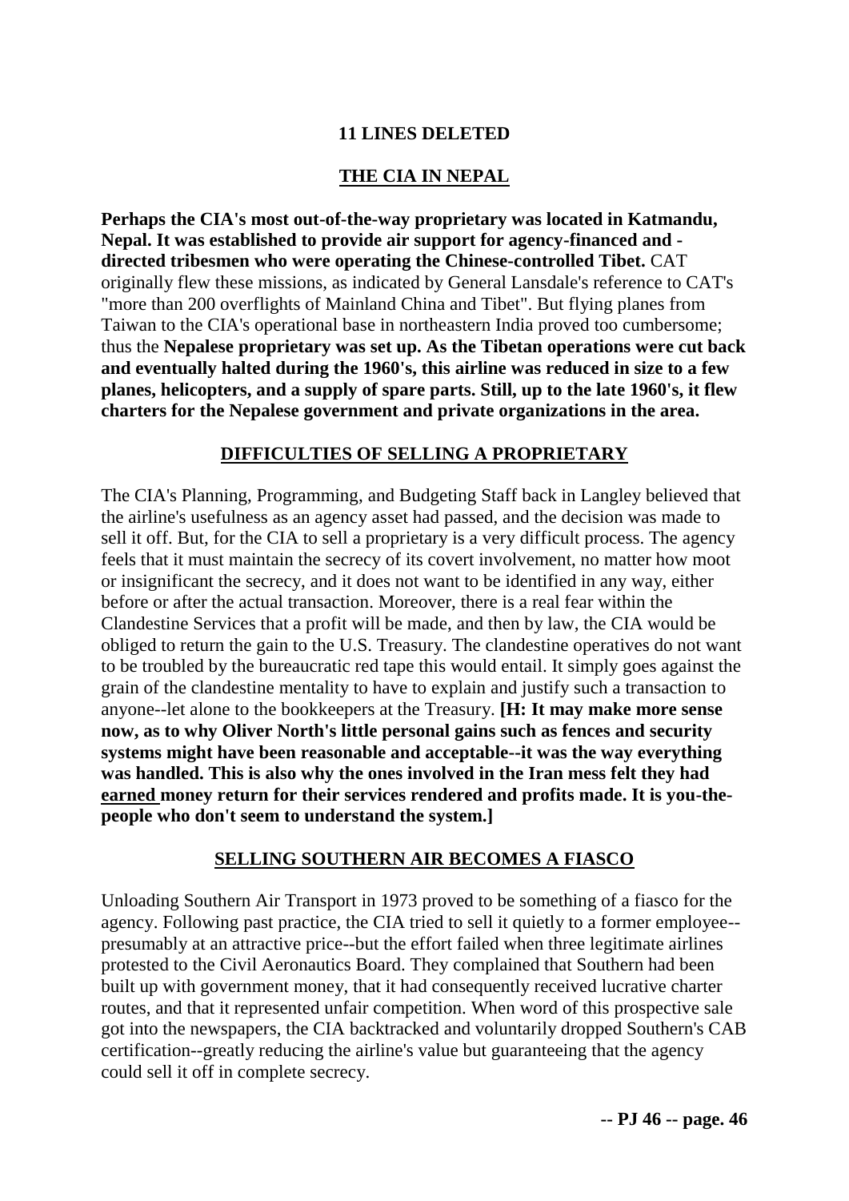**11 LINES DELETED**

## THE CIA IN NEPAL

**Perhaps the CIA's most out-of-the-way proprietary was located in Katmandu, Nepal. It was established to provide air support for agency-financed and -directed tribesmen who were operating the Chinese-controlled Tibet.** CAT originally flew these missions, as indicated by General Lansdale's reference to CAT's "more than 200 overflights of Mainland China and Tibet". But flying planes from Taiwan to the CIA's operational base in northeastern India proved too cumbersome; thus the **Nepalese proprietary was set up. As the Tibetan operations were cut back and eventually halted during the 1960's, this airline was reduced in size to a few planes, helicopters, and a supply of spare parts. Still, up to the late 1960's, it flew charters for the Nepalese government and private organizations in the area.**

## DIFFICULTIES OF SELLING A PROPRIETARY

The CIA's Planning, Programming, and Budgeting Staff back in Langley believed that the airline's usefulness as an agency asset had passed, and the decision was made to sell it off. But, for the CIA to sell a proprietary is a very difficult process. The agency feels that it must maintain the secrecy of its covert involvement, no matter how moot or insignificant the secrecy, and it does not want to be identified in any way, either before or after the actual transaction. Moreover, there is a real fear within the Clandestine Services that a profit will be made, and then by law, the CIA would be obliged to return the gain to the U.S. Treasury. The clandestine operatives do not want to be troubled by the bureaucratic red tape this would entail. It simply goes against the grain of the clandestine mentality to have to explain and justify such a transaction to anyone--let alone to the bookkeepers at the Treasury. **[H: It may make more sense now, as to why Oliver North's little personal gains such as fences and security systems might have been reasonable and acceptable--it was the way everything was handled. This is also why the ones involved in the Iran mess felt they had earned money return for their services rendered and profits made. It is you-the-people who don't seem to understand the system.]**

## SELLING SOUTHERN AIR BECOMES A FIASCO

Unloading Southern Air Transport in 1973 proved to be something of a fiasco for the agency. Following past practice, the CIA tried to sell it quietly to a former employee--presumably at an attractive price--but the effort failed when three legitimate airlines protested to the Civil Aeronautics Board. They complained that Southern had been built up with government money, that it had consequently received lucrative charter routes, and that it represented unfair competition. When word of this prospective sale got into the newspapers, the CIA backtracked and voluntarily dropped Southern's CAB certification--greatly reducing the airline's value but guaranteeing that the agency could sell it off in complete secrecy.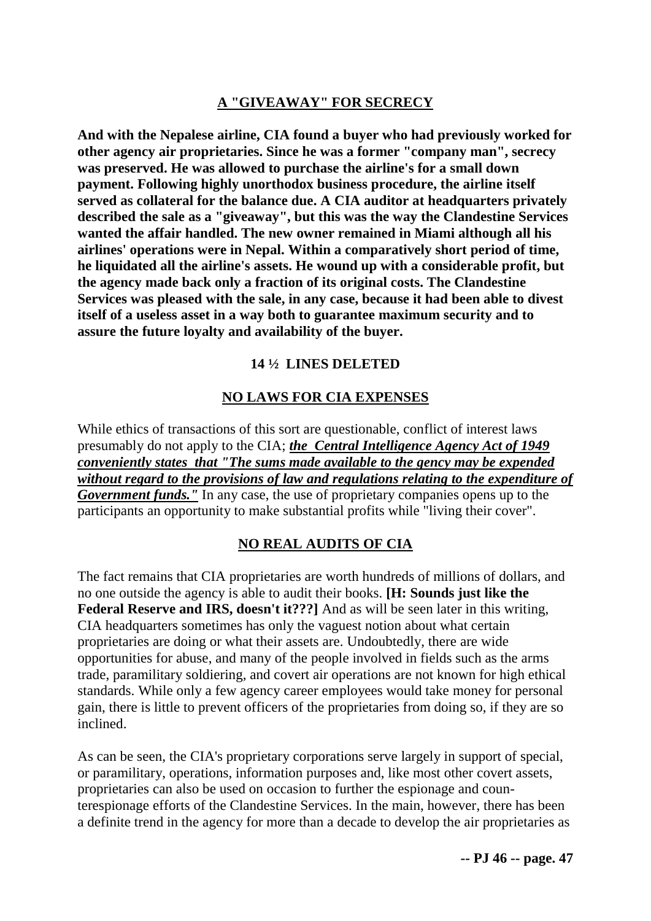## A "GIVEAWAY" FOR SECRECY

**And with the Nepalese airline, CIA found a buyer who had previously worked for other agency air proprietaries. Since he was a former "company man", secrecy was preserved. He was allowed to purchase the airline's for a small down payment. Following highly unorthodox business procedure, the airline itself served as collateral for the balance due. A CIA auditor at headquarters privately described the sale as a "giveaway", but this was the way the Clandestine Services wanted the affair handled. The new owner remained in Miami although all his airlines' operations were in Nepal. Within a comparatively short period of time, he liquidated all the airline's assets. He wound up with a considerable profit, but the agency made back only a fraction of its original costs. The Clandestine Services was pleased with the sale, in any case, because it had been able to divest itself of a useless asset in a way both to guarantee maximum security and to assure the future loyalty and availability of the buyer.**

**14 ½ LINES DELETED**

## NO LAWS FOR CIA EXPENSES

While ethics of transactions of this sort are questionable, conflict of interest laws presumably do not apply to the CIA; ***the Central Intelligence Agency Act of 1949 conveniently states that "The sums made available to the gency may be expended without regard to the provisions of law and regulations relating to the expenditure of Government funds."*** In any case, the use of proprietary companies opens up to the participants an opportunity to make substantial profits while "living their cover".

## NO REAL AUDITS OF CIA

The fact remains that CIA proprietaries are worth hundreds of millions of dollars, and no one outside the agency is able to audit their books. **[H: Sounds just like the Federal Reserve and IRS, doesn't it???]** And as will be seen later in this writing, CIA headquarters sometimes has only the vaguest notion about what certain proprietaries are doing or what their assets are. Undoubtedly, there are wide opportunities for abuse, and many of the people involved in fields such as the arms trade, paramilitary soldiering, and covert air operations are not known for high ethical standards. While only a few agency career employees would take money for personal gain, there is little to prevent officers of the proprietaries from doing so, if they are so inclined.

As can be seen, the CIA's proprietary corporations serve largely in support of special, or paramilitary, operations, information purposes and, like most other covert assets, proprietaries can also be used on occasion to further the espionage and counterespionage efforts of the Clandestine Services. In the main, however, there has been a definite trend in the agency for more than a decade to develop the air proprietaries as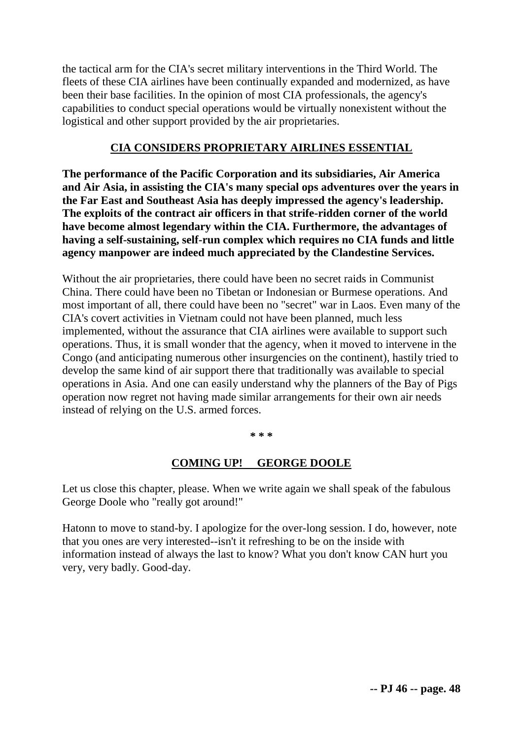the tactical arm for the CIA's secret military interventions in the Third World. The fleets of these CIA airlines have been continually expanded and modernized, as have been their base facilities. In the opinion of most CIA professionals, the agency's capabilities to conduct special operations would be virtually nonexistent without the logistical and other support provided by the air proprietaries.

## CIA CONSIDERS PROPRIETARY AIRLINES ESSENTIAL

**The performance of the Pacific Corporation and its subsidiaries, Air America and Air Asia, in assisting the CIA's many special ops adventures over the years in the Far East and Southeast Asia has deeply impressed the agency's leadership. The exploits of the contract air officers in that strife-ridden corner of the world have become almost legendary within the CIA. Furthermore, the advantages of having a self-sustaining, self-run complex which requires no CIA funds and little agency manpower are indeed much appreciated by the Clandestine Services.**

Without the air proprietaries, there could have been no secret raids in Communist China. There could have been no Tibetan or Indonesian or Burmese operations. And most important of all, there could have been no "secret" war in Laos. Even many of the CIA's covert activities in Vietnam could not have been planned, much less implemented, without the assurance that CIA airlines were available to support such operations. Thus, it is small wonder that the agency, when it moved to intervene in the Congo (and anticipating numerous other insurgencies on the continent), hastily tried to develop the same kind of air support there that traditionally was available to special operations in Asia. And one can easily understand why the planners of the Bay of Pigs operation now regret not having made similar arrangements for their own air needs instead of relying on the U.S. armed forces.

* * *

## COMING UP! GEORGE DOOLE

Let us close this chapter, please. When we write again we shall speak of the fabulous George Doole who "really got around!"

Hatonn to move to stand-by. I apologize for the over-long session. I do, however, note that you ones are very interested--isn't it refreshing to be on the inside with information instead of always the last to know? What you don't know CAN hurt you very, very badly. Good-day.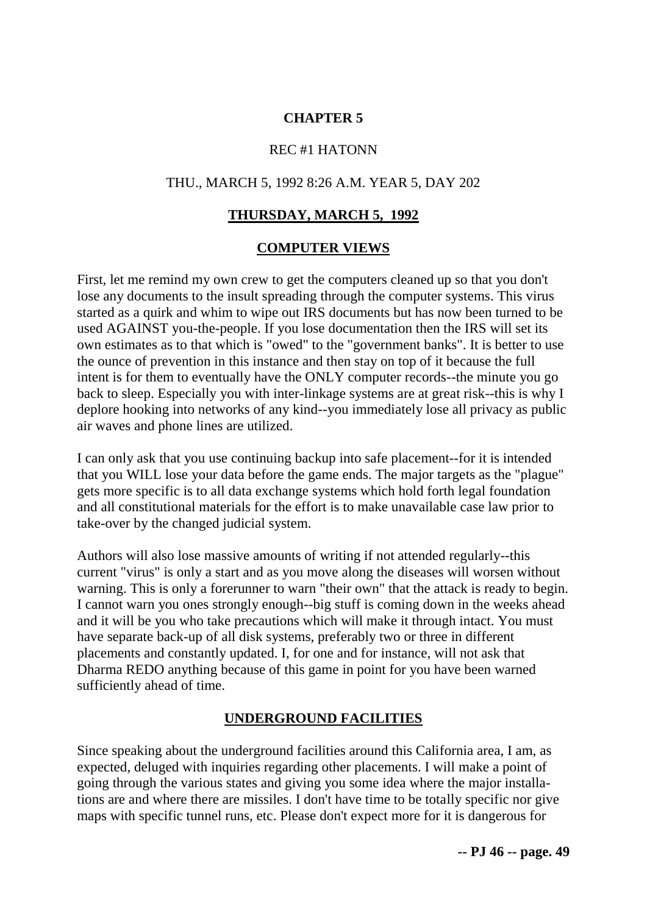**CHAPTER 5**

REC #1 HATONN

THU., MARCH 5, 1992 8:26 A.M. YEAR 5, DAY 202

**THURSDAY, MARCH 5, 1992**

**COMPUTER VIEWS**

First, let me remind my own crew to get the computers cleaned up so that you don't lose any documents to the insult spreading through the computer systems. This virus started as a quirk and whim to wipe out IRS documents but has now been turned to be used AGAINST you-the-people. If you lose documentation then the IRS will set its own estimates as to that which is "owed" to the "government banks". It is better to use the ounce of prevention in this instance and then stay on top of it because the full intent is for them to eventually have the ONLY computer records--the minute you go back to sleep. Especially you with inter-linkage systems are at great risk--this is why I deplore hooking into networks of any kind--you immediately lose all privacy as public air waves and phone lines are utilized.

I can only ask that you use continuing backup into safe placement--for it is intended that you WILL lose your data before the game ends. The major targets as the "plague" gets more specific is to all data exchange systems which hold forth legal foundation and all constitutional materials for the effort is to make unavailable case law prior to take-over by the changed judicial system.

Authors will also lose massive amounts of writing if not attended regularly--this current "virus" is only a start and as you move along the diseases will worsen without warning. This is only a forerunner to warn "their own" that the attack is ready to begin. I cannot warn you ones strongly enough--big stuff is coming down in the weeks ahead and it will be you who take precautions which will make it through intact. You must have separate back-up of all disk systems, preferably two or three in different placements and constantly updated. I, for one and for instance, will not ask that Dharma REDO anything because of this game in point for you have been warned sufficiently ahead of time.

**UNDERGROUND FACILITIES**

Since speaking about the underground facilities around this California area, I am, as expected, deluged with inquiries regarding other placements. I will make a point of going through the various states and giving you some idea where the major installations are and where there are missiles. I don't have time to be totally specific nor give maps with specific tunnel runs, etc. Please don't expect more for it is dangerous for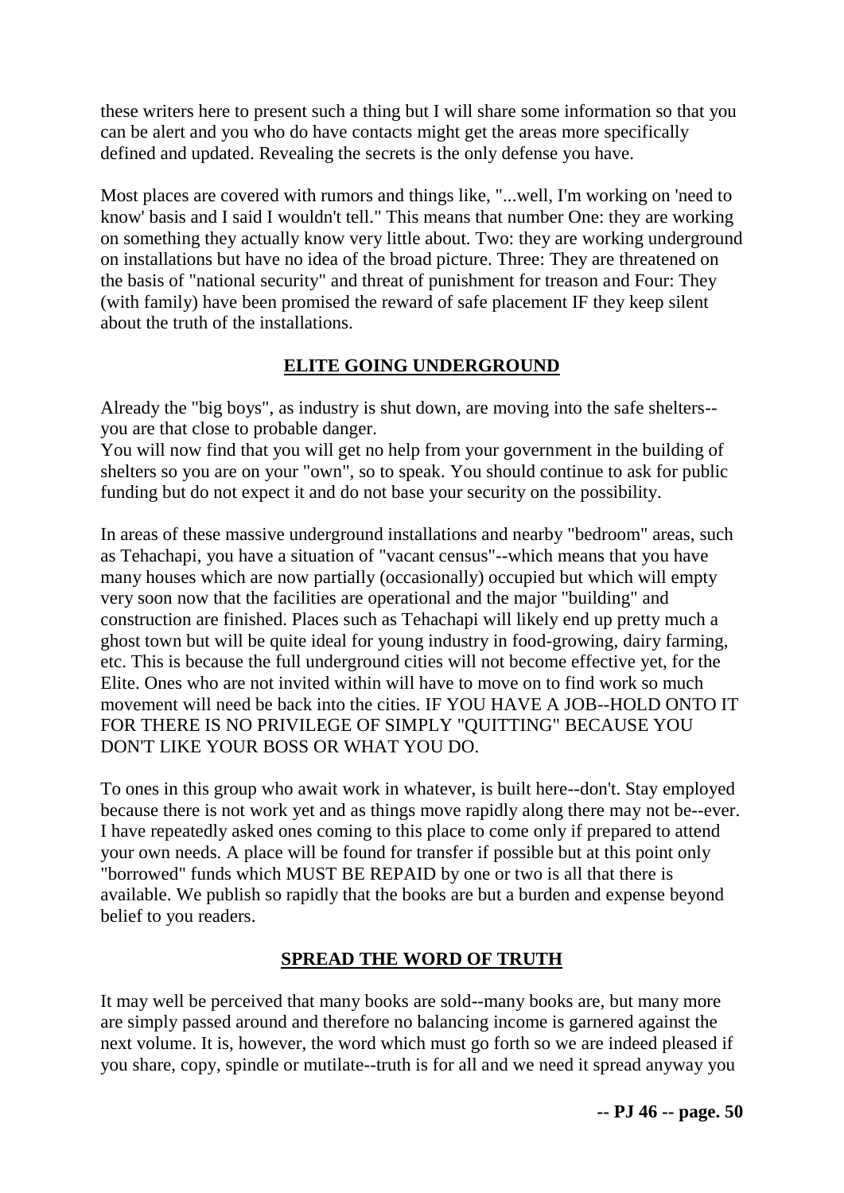these writers here to present such a thing but I will share some information so that you can be alert and you who do have contacts might get the areas more specifically defined and updated. Revealing the secrets is the only defense you have.

Most places are covered with rumors and things like, "...well, I'm working on 'need to know' basis and I said I wouldn't tell." This means that number One: they are working on something they actually know very little about. Two: they are working underground on installations but have no idea of the broad picture. Three: They are threatened on the basis of "national security" and threat of punishment for treason and Four: They (with family) have been promised the reward of safe placement IF they keep silent about the truth of the installations.

## **ELITE GOING UNDERGROUND**

Already the "big boys", as industry is shut down, are moving into the safe shelters--you are that close to probable danger.
You will now find that you will get no help from your government in the building of shelters so you are on your "own", so to speak. You should continue to ask for public funding but do not expect it and do not base your security on the possibility.

In areas of these massive underground installations and nearby "bedroom" areas, such as Tehachapi, you have a situation of "vacant census"--which means that you have many houses which are now partially (occasionally) occupied but which will empty very soon now that the facilities are operational and the major "building" and construction are finished. Places such as Tehachapi will likely end up pretty much a ghost town but will be quite ideal for young industry in food-growing, dairy farming, etc. This is because the full underground cities will not become effective yet, for the Elite. Ones who are not invited within will have to move on to find work so much movement will need be back into the cities. IF YOU HAVE A JOB--HOLD ONTO IT FOR THERE IS NO PRIVILEGE OF SIMPLY "QUITTING" BECAUSE YOU DON'T LIKE YOUR BOSS OR WHAT YOU DO.

To ones in this group who await work in whatever, is built here--don't. Stay employed because there is not work yet and as things move rapidly along there may not be--ever. I have repeatedly asked ones coming to this place to come only if prepared to attend your own needs. A place will be found for transfer if possible but at this point only "borrowed" funds which MUST BE REPAID by one or two is all that there is available. We publish so rapidly that the books are but a burden and expense beyond belief to you readers.

## **SPREAD THE WORD OF TRUTH**

It may well be perceived that many books are sold--many books are, but many more are simply passed around and therefore no balancing income is garnered against the next volume. It is, however, the word which must go forth so we are indeed pleased if you share, copy, spindle or mutilate--truth is for all and we need it spread anyway you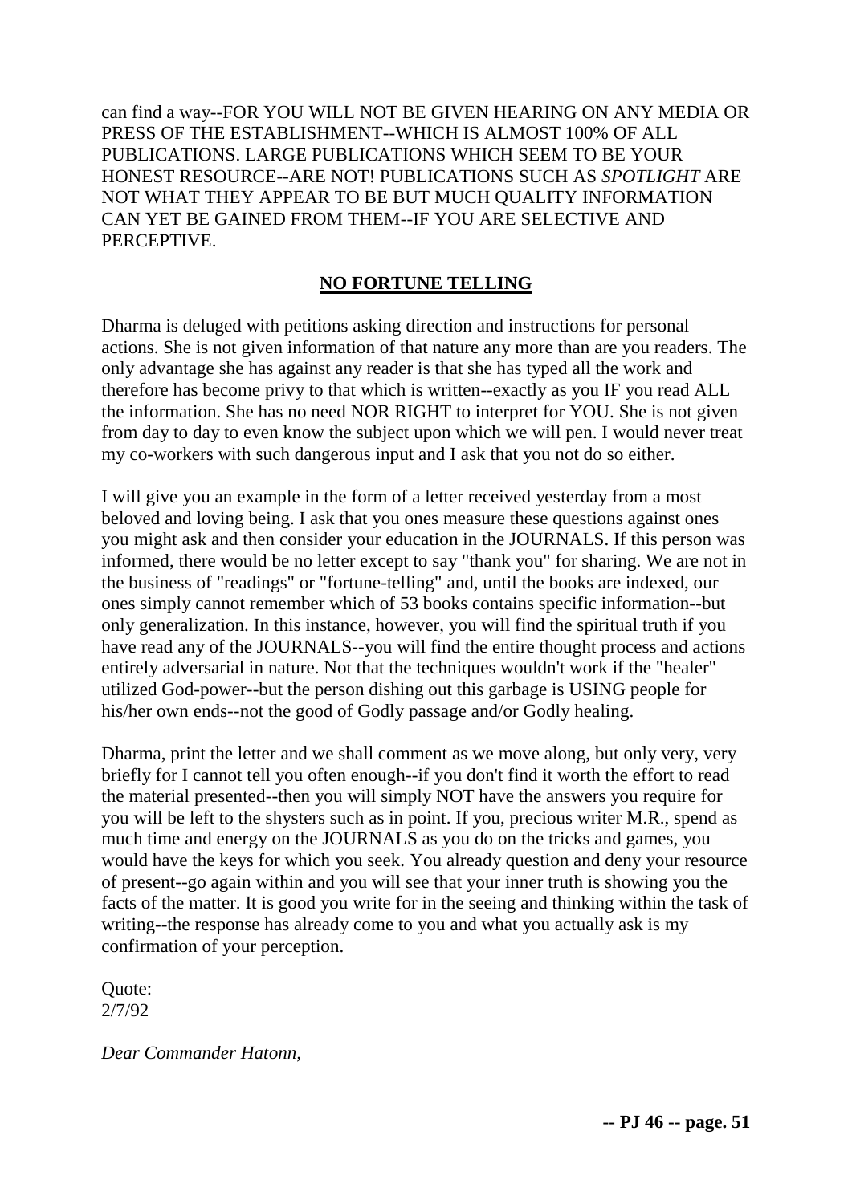can find a way--FOR YOU WILL NOT BE GIVEN HEARING ON ANY MEDIA OR PRESS OF THE ESTABLISHMENT--WHICH IS ALMOST 100% OF ALL PUBLICATIONS. LARGE PUBLICATIONS WHICH SEEM TO BE YOUR HONEST RESOURCE--ARE NOT! PUBLICATIONS SUCH AS *SPOTLIGHT* ARE NOT WHAT THEY APPEAR TO BE BUT MUCH QUALITY INFORMATION CAN YET BE GAINED FROM THEM--IF YOU ARE SELECTIVE AND PERCEPTIVE.

## **NO FORTUNE TELLING**

Dharma is deluged with petitions asking direction and instructions for personal actions. She is not given information of that nature any more than are you readers. The only advantage she has against any reader is that she has typed all the work and therefore has become privy to that which is written--exactly as you IF you read ALL the information. She has no need NOR RIGHT to interpret for YOU. She is not given from day to day to even know the subject upon which we will pen. I would never treat my co-workers with such dangerous input and I ask that you not do so either.

I will give you an example in the form of a letter received yesterday from a most beloved and loving being. I ask that you ones measure these questions against ones you might ask and then consider your education in the JOURNALS. If this person was informed, there would be no letter except to say "thank you" for sharing. We are not in the business of "readings" or "fortune-telling" and, until the books are indexed, our ones simply cannot remember which of 53 books contains specific information--but only generalization. In this instance, however, you will find the spiritual truth if you have read any of the JOURNALS--you will find the entire thought process and actions entirely adversarial in nature. Not that the techniques wouldn't work if the "healer" utilized God-power--but the person dishing out this garbage is USING people for his/her own ends--not the good of Godly passage and/or Godly healing.

Dharma, print the letter and we shall comment as we move along, but only very, very briefly for I cannot tell you often enough--if you don't find it worth the effort to read the material presented--then you will simply NOT have the answers you require for you will be left to the shysters such as in point. If you, precious writer M.R., spend as much time and energy on the JOURNALS as you do on the tricks and games, you would have the keys for which you seek. You already question and deny your resource of present--go again within and you will see that your inner truth is showing you the facts of the matter. It is good you write for in the seeing and thinking within the task of writing--the response has already come to you and what you actually ask is my confirmation of your perception.

Quote:
2/7/92

*Dear Commander Hatonn,*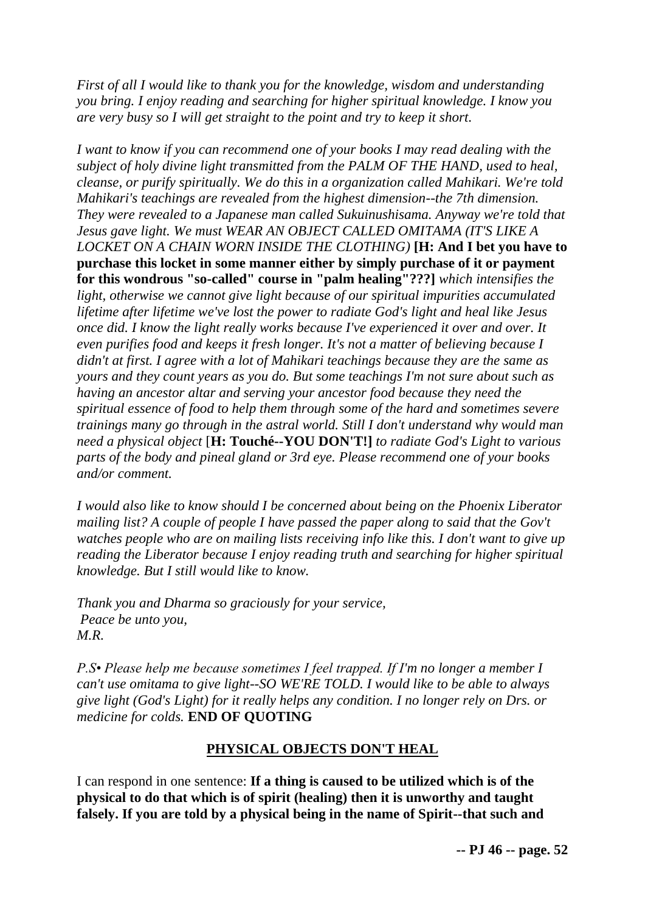*First of all I would like to thank you for the knowledge, wisdom and understanding you bring. I enjoy reading and searching for higher spiritual knowledge. I know you are very busy so I will get straight to the point and try to keep it short.*

*I want to know if you can recommend one of your books I may read dealing with the subject of holy divine light transmitted from the PALM OF THE HAND, used to heal, cleanse, or purify spiritually. We do this in a organization called Mahikari. We're told Mahikari's teachings are revealed from the highest dimension--the 7th dimension. They were revealed to a Japanese man called Sukuinushisama. Anyway we're told that Jesus gave light. We must WEAR AN OBJECT CALLED OMITAMA (IT'S LIKE A LOCKET ON A CHAIN WORN INSIDE THE CLOTHING)* **[H: And I bet you have to purchase this locket in some manner either by simply purchase of it or payment for this wondrous "so-called" course in "palm healing"???]** *which intensifies the light, otherwise we cannot give light because of our spiritual impurities accumulated lifetime after lifetime we've lost the power to radiate God's light and heal like Jesus once did. I know the light really works because I've experienced it over and over. It even purifies food and keeps it fresh longer. It's not a matter of believing because I didn't at first. I agree with a lot of Mahikari teachings because they are the same as yours and they count years as you do. But some teachings I'm not sure about such as having an ancestor altar and serving your ancestor food because they need the spiritual essence of food to help them through some of the hard and sometimes severe trainings many go through in the astral world. Still I don't understand why would man need a physical object* [**H: Touché--YOU DON'T!]** *to radiate God's Light to various parts of the body and pineal gland or 3rd eye. Please recommend one of your books and/or comment.*

*I would also like to know should I be concerned about being on the Phoenix Liberator mailing list? A couple of people I have passed the paper along to said that the Gov't watches people who are on mailing lists receiving info like this. I don't want to give up reading the Liberator because I enjoy reading truth and searching for higher spiritual knowledge. But I still would like to know.*

*Thank you and Dharma so graciously for your service,*
*Peace be unto you,*
*M.R.*

*P.S• Please help me because sometimes I feel trapped. If I'm no longer a member I can't use omitama to give light--SO WE'RE TOLD. I would like to be able to always give light (God's Light) for it really helps any condition. I no longer rely on Drs. or medicine for colds.* **END OF QUOTING**

## PHYSICAL OBJECTS DON'T HEAL

I can respond in one sentence: **If a thing is caused to be utilized which is of the physical to do that which is of spirit (healing) then it is unworthy and taught falsely. If you are told by a physical being in the name of Spirit--that such and**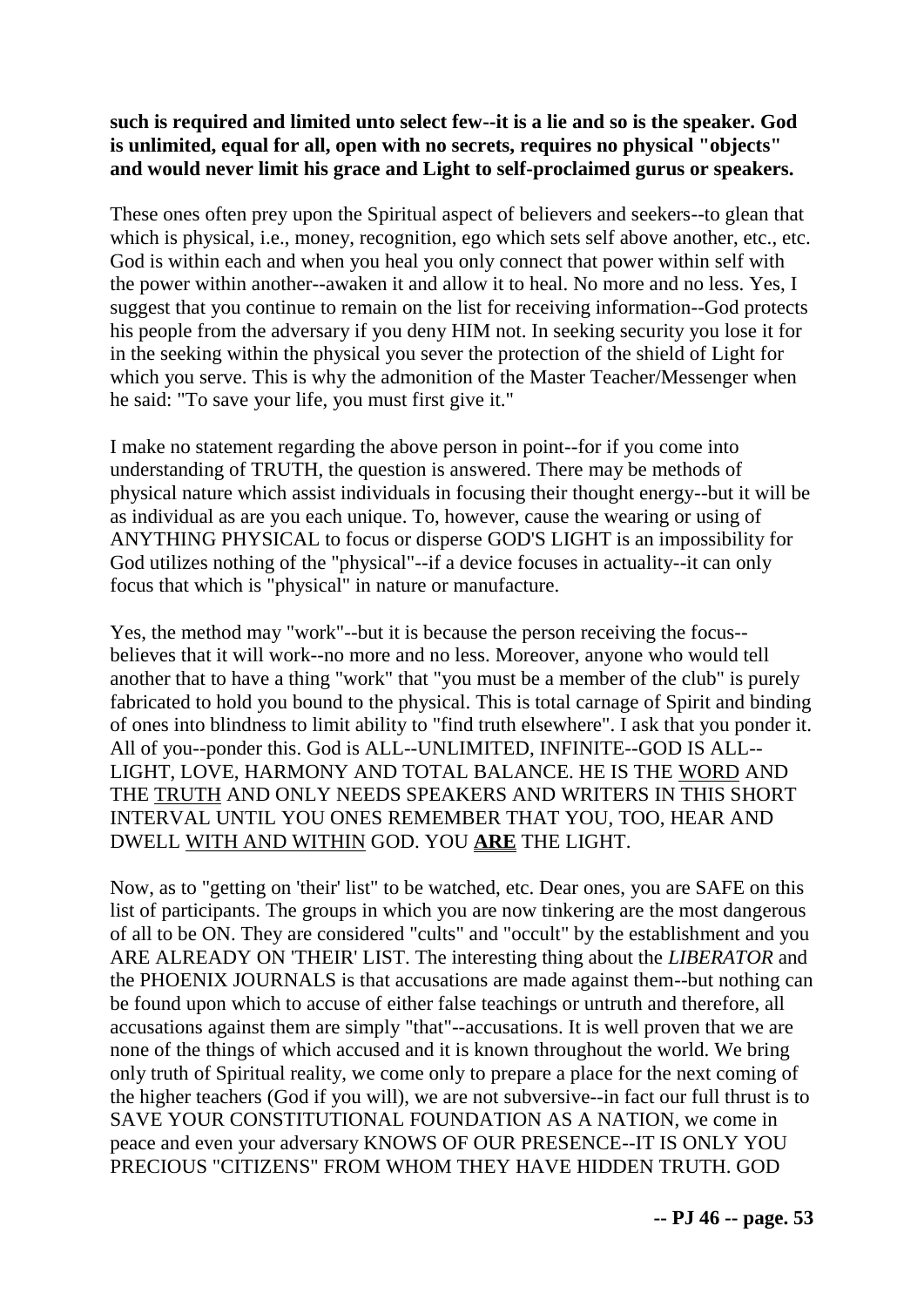**such is required and limited unto select few--it is a lie and so is the speaker. God is unlimited, equal for all, open with no secrets, requires no physical "objects" and would never limit his grace and Light to self-proclaimed gurus or speakers.**

These ones often prey upon the Spiritual aspect of believers and seekers--to glean that which is physical, i.e., money, recognition, ego which sets self above another, etc., etc. God is within each and when you heal you only connect that power within self with the power within another--awaken it and allow it to heal. No more and no less. Yes, I suggest that you continue to remain on the list for receiving information--God protects his people from the adversary if you deny HIM not. In seeking security you lose it for in the seeking within the physical you sever the protection of the shield of Light for which you serve. This is why the admonition of the Master Teacher/Messenger when he said: "To save your life, you must first give it."

I make no statement regarding the above person in point--for if you come into understanding of TRUTH, the question is answered. There may be methods of physical nature which assist individuals in focusing their thought energy--but it will be as individual as are you each unique. To, however, cause the wearing or using of ANYTHING PHYSICAL to focus or disperse GOD'S LIGHT is an impossibility for God utilizes nothing of the "physical"--if a device focuses in actuality--it can only focus that which is "physical" in nature or manufacture.

Yes, the method may "work"--but it is because the person receiving the focus--believes that it will work--no more and no less. Moreover, anyone who would tell another that to have a thing "work" that "you must be a member of the club" is purely fabricated to hold you bound to the physical. This is total carnage of Spirit and binding of ones into blindness to limit ability to "find truth elsewhere". I ask that you ponder it. All of you--ponder this. God is ALL--UNLIMITED, INFINITE--GOD IS ALL--LIGHT, LOVE, HARMONY AND TOTAL BALANCE. HE IS THE WORD AND THE TRUTH AND ONLY NEEDS SPEAKERS AND WRITERS IN THIS SHORT INTERVAL UNTIL YOU ONES REMEMBER THAT YOU, TOO, HEAR AND DWELL WITH AND WITHIN GOD. YOU **ARE** THE LIGHT.

Now, as to "getting on 'their' list" to be watched, etc. Dear ones, you are SAFE on this list of participants. The groups in which you are now tinkering are the most dangerous of all to be ON. They are considered "cults" and "occult" by the establishment and you ARE ALREADY ON 'THEIR' LIST. The interesting thing about the *LIBERATOR* and the PHOENIX JOURNALS is that accusations are made against them--but nothing can be found upon which to accuse of either false teachings or untruth and therefore, all accusations against them are simply "that"--accusations. It is well proven that we are none of the things of which accused and it is known throughout the world. We bring only truth of Spiritual reality, we come only to prepare a place for the next coming of the higher teachers (God if you will), we are not subversive--in fact our full thrust is to SAVE YOUR CONSTITUTIONAL FOUNDATION AS A NATION, we come in peace and even your adversary KNOWS OF OUR PRESENCE--IT IS ONLY YOU PRECIOUS "CITIZENS" FROM WHOM THEY HAVE HIDDEN TRUTH. GOD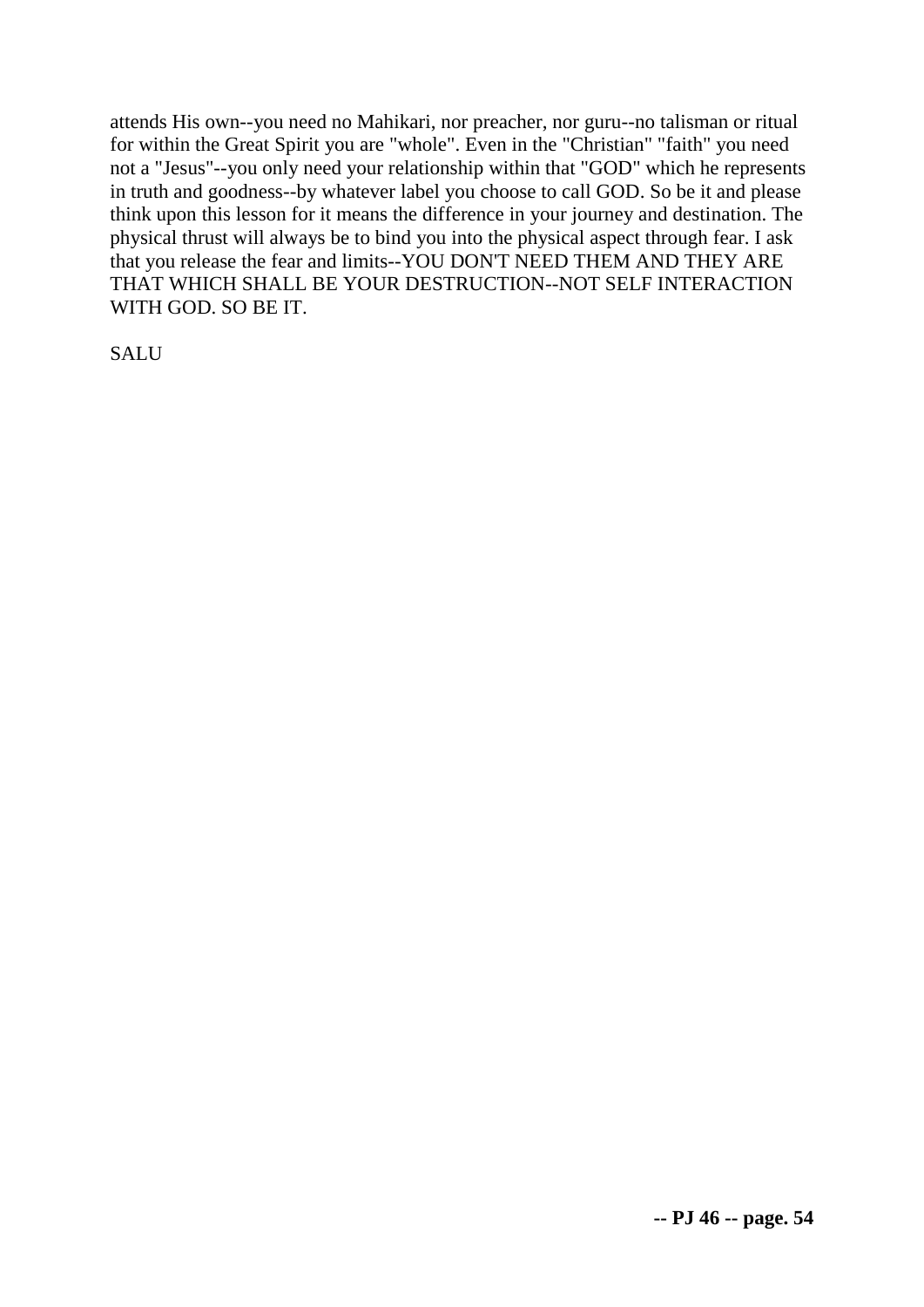attends His own--you need no Mahikari, nor preacher, nor guru--no talisman or ritual for within the Great Spirit you are "whole". Even in the "Christian" "faith" you need not a "Jesus"--you only need your relationship within that "GOD" which he represents in truth and goodness--by whatever label you choose to call GOD. So be it and please think upon this lesson for it means the difference in your journey and destination. The physical thrust will always be to bind you into the physical aspect through fear. I ask that you release the fear and limits--YOU DON'T NEED THEM AND THEY ARE THAT WHICH SHALL BE YOUR DESTRUCTION--NOT SELF INTERACTION WITH GOD. SO BE IT.

SALU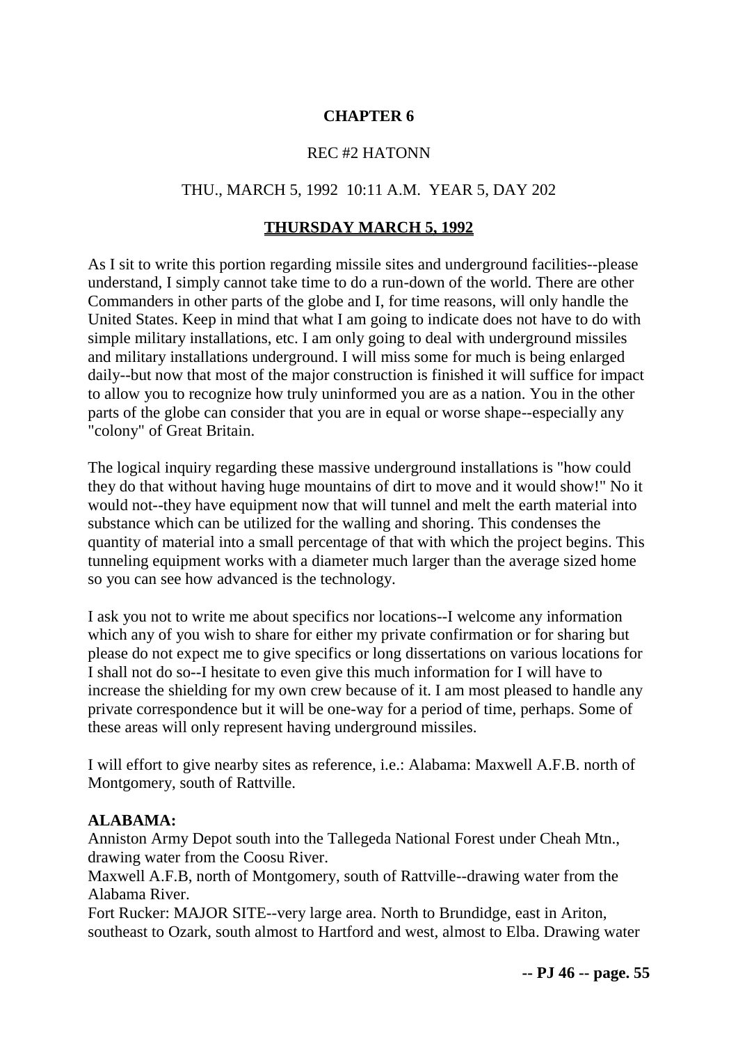## CHAPTER 6

REC #2 HATONN

THU., MARCH 5, 1992 10:11 A.M. YEAR 5, DAY 202

**THURSDAY MARCH 5, 1992**

As I sit to write this portion regarding missile sites and underground facilities--please understand, I simply cannot take time to do a run-down of the world. There are other Commanders in other parts of the globe and I, for time reasons, will only handle the United States. Keep in mind that what I am going to indicate does not have to do with simple military installations, etc. I am only going to deal with underground missiles and military installations underground. I will miss some for much is being enlarged daily--but now that most of the major construction is finished it will suffice for impact to allow you to recognize how truly uninformed you are as a nation. You in the other parts of the globe can consider that you are in equal or worse shape--especially any "colony" of Great Britain.

The logical inquiry regarding these massive underground installations is "how could they do that without having huge mountains of dirt to move and it would show!" No it would not--they have equipment now that will tunnel and melt the earth material into substance which can be utilized for the walling and shoring. This condenses the quantity of material into a small percentage of that with which the project begins. This tunneling equipment works with a diameter much larger than the average sized home so you can see how advanced is the technology.

I ask you not to write me about specifics nor locations--I welcome any information which any of you wish to share for either my private confirmation or for sharing but please do not expect me to give specifics or long dissertations on various locations for I shall not do so--I hesitate to even give this much information for I will have to increase the shielding for my own crew because of it. I am most pleased to handle any private correspondence but it will be one-way for a period of time, perhaps. Some of these areas will only represent having underground missiles.

I will effort to give nearby sites as reference, i.e.: Alabama: Maxwell A.F.B. north of Montgomery, south of Rattville.

**ALABAMA:**
Anniston Army Depot south into the Tallegeda National Forest under Cheah Mtn., drawing water from the Coosu River.
Maxwell A.F.B, north of Montgomery, south of Rattville--drawing water from the Alabama River.
Fort Rucker: MAJOR SITE--very large area. North to Brundidge, east in Ariton, southeast to Ozark, south almost to Hartford and west, almost to Elba. Drawing water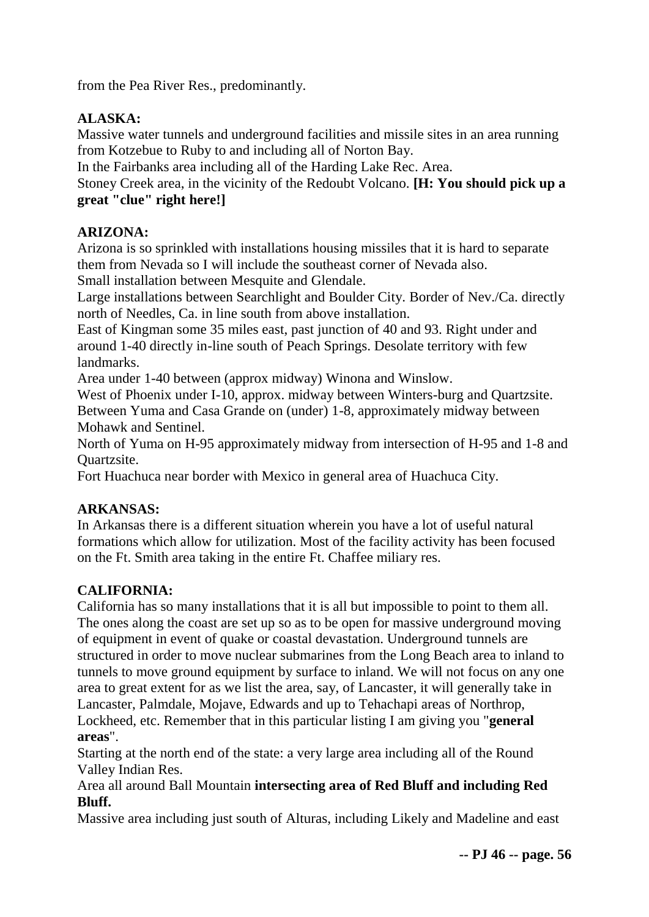from the Pea River Res., predominantly.

**ALASKA:**

Massive water tunnels and underground facilities and missile sites in an area running from Kotzebue to Ruby to and including all of Norton Bay.

In the Fairbanks area including all of the Harding Lake Rec. Area.

Stoney Creek area, in the vicinity of the Redoubt Volcano. **[H: You should pick up a great "clue" right here!]**

**ARIZONA:**

Arizona is so sprinkled with installations housing missiles that it is hard to separate them from Nevada so I will include the southeast corner of Nevada also.

Small installation between Mesquite and Glendale.

Large installations between Searchlight and Boulder City. Border of Nev./Ca. directly north of Needles, Ca. in line south from above installation.

East of Kingman some 35 miles east, past junction of 40 and 93. Right under and around 1-40 directly in-line south of Peach Springs. Desolate territory with few landmarks.

Area under 1-40 between (approx midway) Winona and Winslow.

West of Phoenix under I-10, approx. midway between Winters-burg and Quartzsite.

Between Yuma and Casa Grande on (under) 1-8, approximately midway between Mohawk and Sentinel.

North of Yuma on H-95 approximately midway from intersection of H-95 and 1-8 and Quartzsite.

Fort Huachuca near border with Mexico in general area of Huachuca City.

**ARKANSAS:**

In Arkansas there is a different situation wherein you have a lot of useful natural formations which allow for utilization. Most of the facility activity has been focused on the Ft. Smith area taking in the entire Ft. Chaffee miliary res.

**CALIFORNIA:**

California has so many installations that it is all but impossible to point to them all. The ones along the coast are set up so as to be open for massive underground moving of equipment in event of quake or coastal devastation. Underground tunnels are structured in order to move nuclear submarines from the Long Beach area to inland to tunnels to move ground equipment by surface to inland. We will not focus on any one area to great extent for as we list the area, say, of Lancaster, it will generally take in Lancaster, Palmdale, Mojave, Edwards and up to Tehachapi areas of Northrop, Lockheed, etc. Remember that in this particular listing I am giving you "**general areas**".

Starting at the north end of the state: a very large area including all of the Round Valley Indian Res.

Area all around Ball Mountain **intersecting area of Red Bluff and including Red Bluff.**

Massive area including just south of Alturas, including Likely and Madeline and east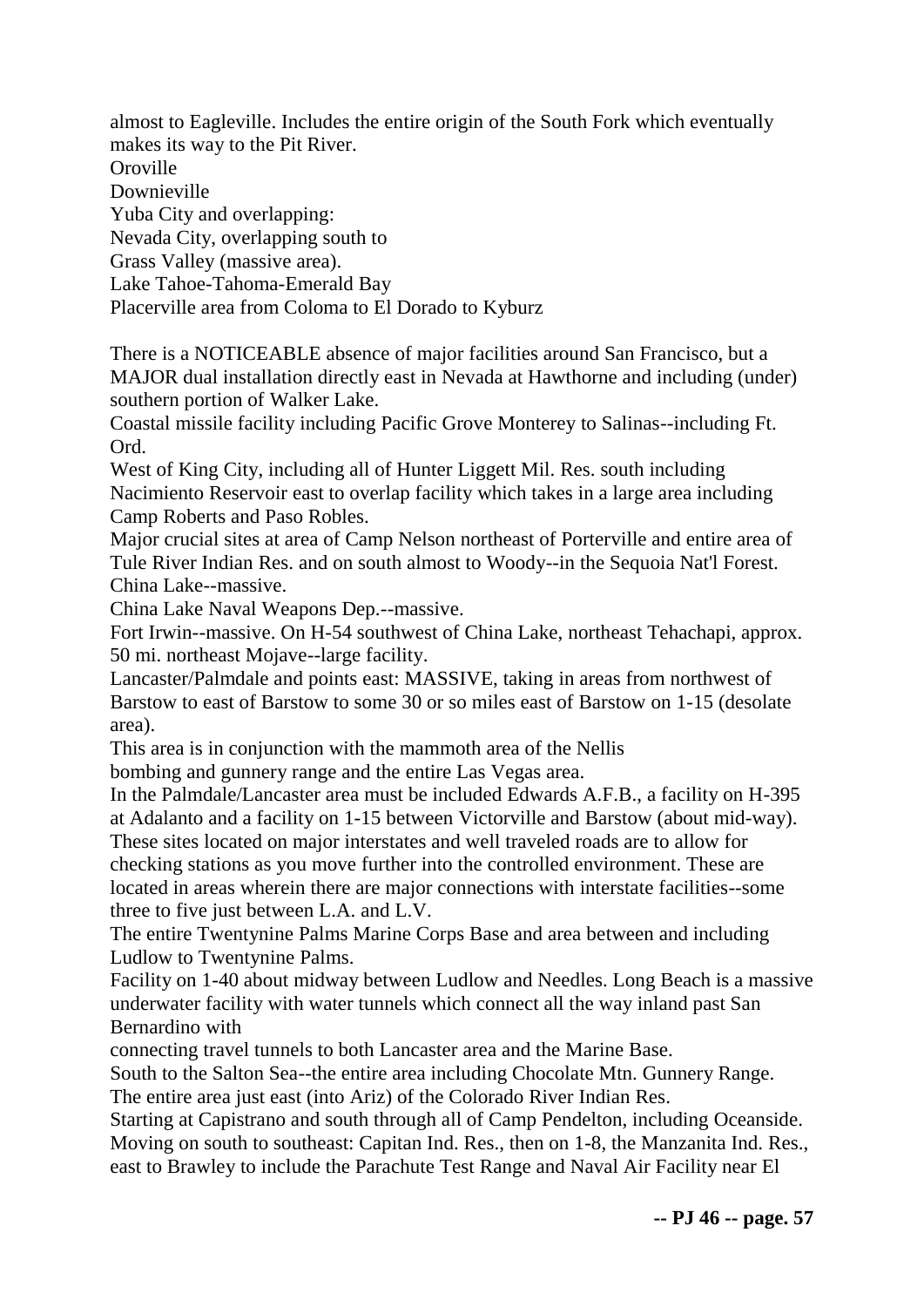almost to Eagleville. Includes the entire origin of the South Fork which eventually makes its way to the Pit River.
Oroville
Downieville
Yuba City and overlapping:
Nevada City, overlapping south to
Grass Valley (massive area).
Lake Tahoe-Tahoma-Emerald Bay
Placerville area from Coloma to El Dorado to Kyburz

There is a NOTICEABLE absence of major facilities around San Francisco, but a MAJOR dual installation directly east in Nevada at Hawthorne and including (under) southern portion of Walker Lake.
Coastal missile facility including Pacific Grove Monterey to Salinas--including Ft. Ord.
West of King City, including all of Hunter Liggett Mil. Res. south including Nacimiento Reservoir east to overlap facility which takes in a large area including Camp Roberts and Paso Robles.
Major crucial sites at area of Camp Nelson northeast of Porterville and entire area of Tule River Indian Res. and on south almost to Woody--in the Sequoia Nat'l Forest.
China Lake--massive.
China Lake Naval Weapons Dep.--massive.
Fort Irwin--massive. On H-54 southwest of China Lake, northeast Tehachapi, approx. 50 mi. northeast Mojave--large facility.
Lancaster/Palmdale and points east: MASSIVE, taking in areas from northwest of Barstow to east of Barstow to some 30 or so miles east of Barstow on 1-15 (desolate area).
This area is in conjunction with the mammoth area of the Nellis bombing and gunnery range and the entire Las Vegas area.
In the Palmdale/Lancaster area must be included Edwards A.F.B., a facility on H-395 at Adalanto and a facility on 1-15 between Victorville and Barstow (about mid-way).
These sites located on major interstates and well traveled roads are to allow for checking stations as you move further into the controlled environment. These are located in areas wherein there are major connections with interstate facilities--some three to five just between L.A. and L.V.
The entire Twentynine Palms Marine Corps Base and area between and including Ludlow to Twentynine Palms.
Facility on 1-40 about midway between Ludlow and Needles. Long Beach is a massive underwater facility with water tunnels which connect all the way inland past San Bernardino with connecting travel tunnels to both Lancaster area and the Marine Base.
South to the Salton Sea--the entire area including Chocolate Mtn. Gunnery Range.
The entire area just east (into Ariz) of the Colorado River Indian Res.
Starting at Capistrano and south through all of Camp Pendelton, including Oceanside.
Moving on south to southeast: Capitan Ind. Res., then on 1-8, the Manzanita Ind. Res., east to Brawley to include the Parachute Test Range and Naval Air Facility near El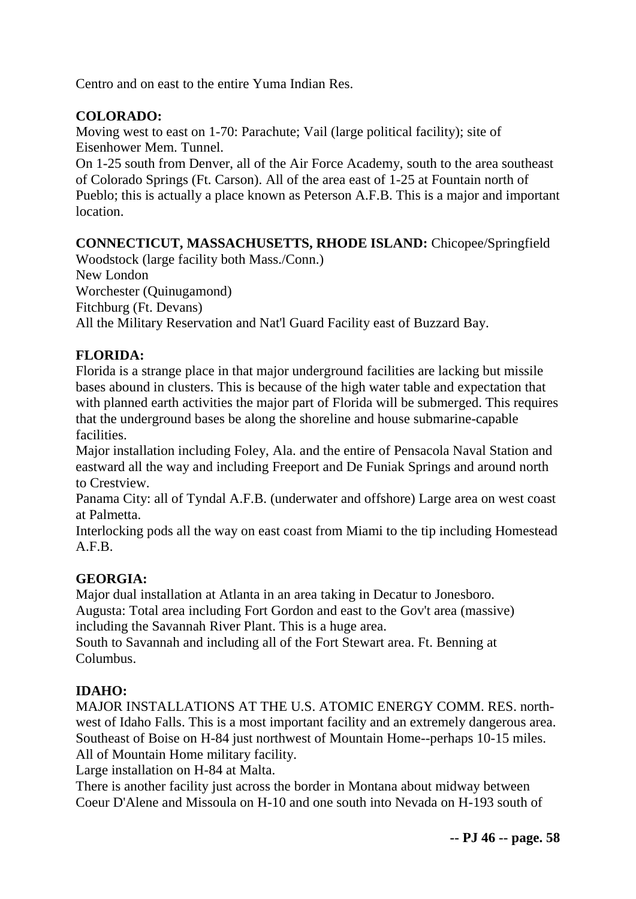Centro and on east to the entire Yuma Indian Res.

**COLORADO:**

Moving west to east on 1-70: Parachute; Vail (large political facility); site of Eisenhower Mem. Tunnel.

On 1-25 south from Denver, all of the Air Force Academy, south to the area southeast of Colorado Springs (Ft. Carson). All of the area east of 1-25 at Fountain north of Pueblo; this is actually a place known as Peterson A.F.B. This is a major and important location.

**CONNECTICUT, MASSACHUSETTS, RHODE ISLAND:** Chicopee/Springfield

Woodstock (large facility both Mass./Conn.)

New London

Worchester (Quinugamond)

Fitchburg (Ft. Devans)

All the Military Reservation and Nat'l Guard Facility east of Buzzard Bay.

**FLORIDA:**

Florida is a strange place in that major underground facilities are lacking but missile bases abound in clusters. This is because of the high water table and expectation that with planned earth activities the major part of Florida will be submerged. This requires that the underground bases be along the shoreline and house submarine-capable facilities.

Major installation including Foley, Ala. and the entire of Pensacola Naval Station and eastward all the way and including Freeport and De Funiak Springs and around north to Crestview.

Panama City: all of Tyndal A.F.B. (underwater and offshore) Large area on west coast at Palmetta.

Interlocking pods all the way on east coast from Miami to the tip including Homestead A.F.B.

**GEORGIA:**

Major dual installation at Atlanta in an area taking in Decatur to Jonesboro.

Augusta: Total area including Fort Gordon and east to the Gov't area (massive) including the Savannah River Plant. This is a huge area.

South to Savannah and including all of the Fort Stewart area. Ft. Benning at Columbus.

**IDAHO:**

MAJOR INSTALLATIONS AT THE U.S. ATOMIC ENERGY COMM. RES. north-west of Idaho Falls. This is a most important facility and an extremely dangerous area.

Southeast of Boise on H-84 just northwest of Mountain Home--perhaps 10-15 miles.

All of Mountain Home military facility.

Large installation on H-84 at Malta.

There is another facility just across the border in Montana about midway between Coeur D'Alene and Missoula on H-10 and one south into Nevada on H-193 south of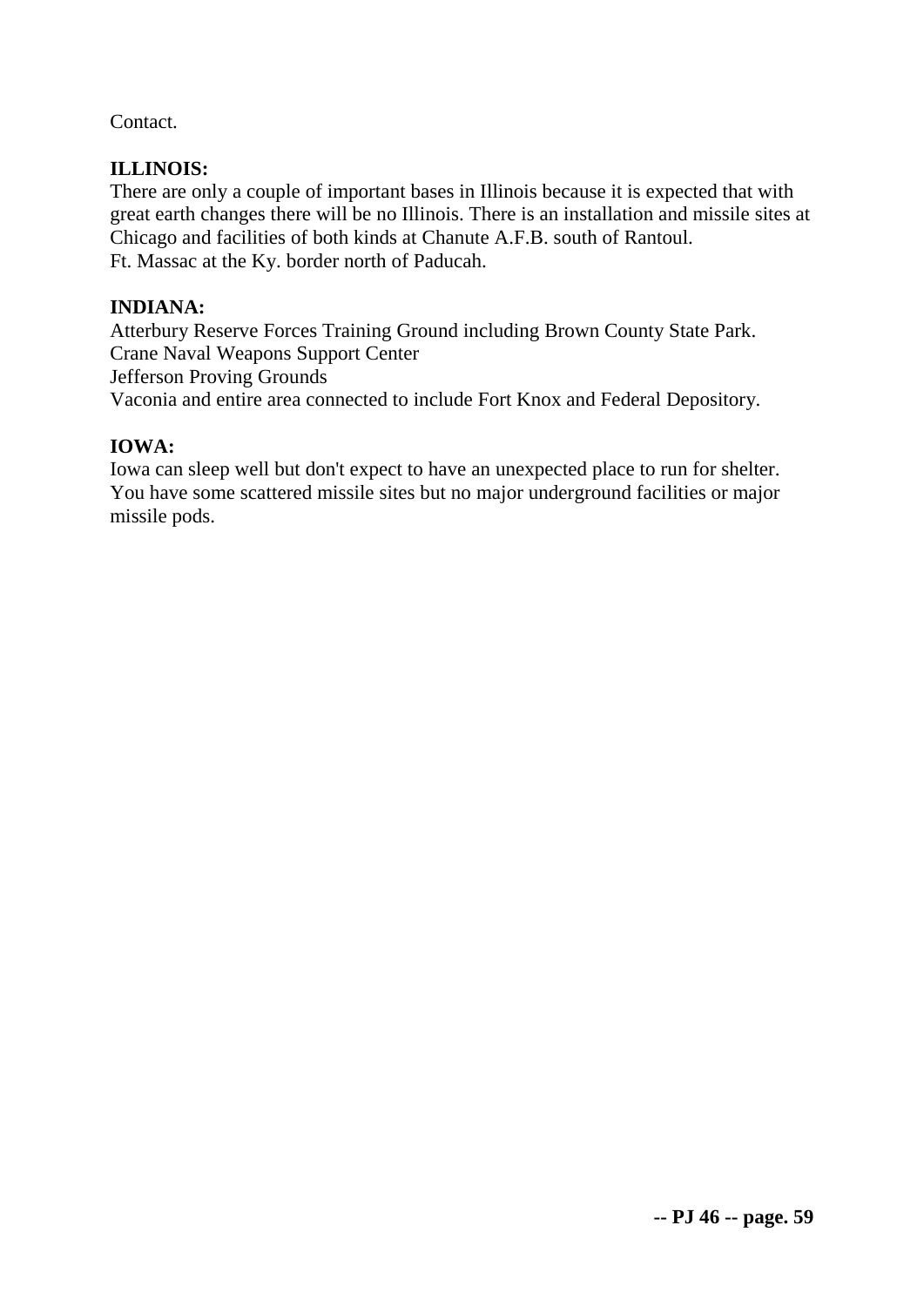Contact.

**ILLINOIS:**
There are only a couple of important bases in Illinois because it is expected that with great earth changes there will be no Illinois. There is an installation and missile sites at Chicago and facilities of both kinds at Chanute A.F.B. south of Rantoul.
Ft. Massac at the Ky. border north of Paducah.

**INDIANA:**
Atterbury Reserve Forces Training Ground including Brown County State Park.
Crane Naval Weapons Support Center
Jefferson Proving Grounds
Vaconia and entire area connected to include Fort Knox and Federal Depository.

**IOWA:**
Iowa can sleep well but don't expect to have an unexpected place to run for shelter. You have some scattered missile sites but no major underground facilities or major missile pods.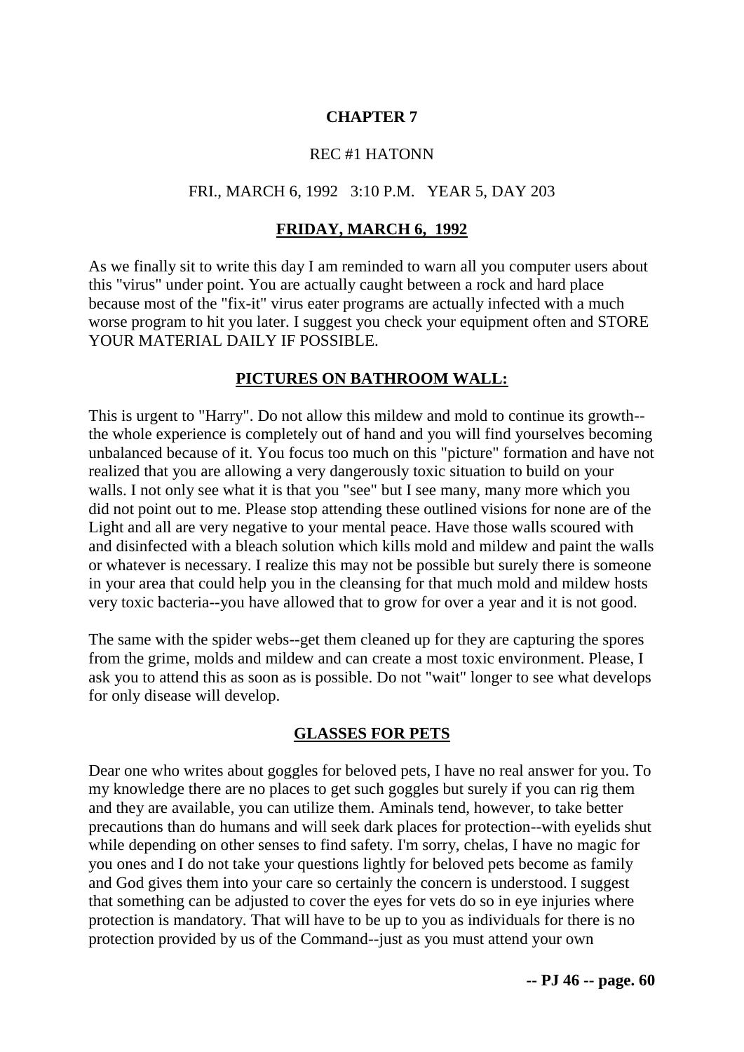# CHAPTER 7

REC #1 HATONN

FRI., MARCH 6, 1992 3:10 P.M. YEAR 5, DAY 203

## FRIDAY, MARCH 6, 1992

As we finally sit to write this day I am reminded to warn all you computer users about this "virus" under point. You are actually caught between a rock and hard place because most of the "fix-it" virus eater programs are actually infected with a much worse program to hit you later. I suggest you check your equipment often and STORE YOUR MATERIAL DAILY IF POSSIBLE.

## PICTURES ON BATHROOM WALL:

This is urgent to "Harry". Do not allow this mildew and mold to continue its growth--the whole experience is completely out of hand and you will find yourselves becoming unbalanced because of it. You focus too much on this "picture" formation and have not realized that you are allowing a very dangerously toxic situation to build on your walls. I not only see what it is that you "see" but I see many, many more which you did not point out to me. Please stop attending these outlined visions for none are of the Light and all are very negative to your mental peace. Have those walls scoured with and disinfected with a bleach solution which kills mold and mildew and paint the walls or whatever is necessary. I realize this may not be possible but surely there is someone in your area that could help you in the cleansing for that much mold and mildew hosts very toxic bacteria--you have allowed that to grow for over a year and it is not good.

The same with the spider webs--get them cleaned up for they are capturing the spores from the grime, molds and mildew and can create a most toxic environment. Please, I ask you to attend this as soon as is possible. Do not "wait" longer to see what develops for only disease will develop.

## GLASSES FOR PETS

Dear one who writes about goggles for beloved pets, I have no real answer for you. To my knowledge there are no places to get such goggles but surely if you can rig them and they are available, you can utilize them. Aminals tend, however, to take better precautions than do humans and will seek dark places for protection--with eyelids shut while depending on other senses to find safety. I'm sorry, chelas, I have no magic for you ones and I do not take your questions lightly for beloved pets become as family and God gives them into your care so certainly the concern is understood. I suggest that something can be adjusted to cover the eyes for vets do so in eye injuries where protection is mandatory. That will have to be up to you as individuals for there is no protection provided by us of the Command--just as you must attend your own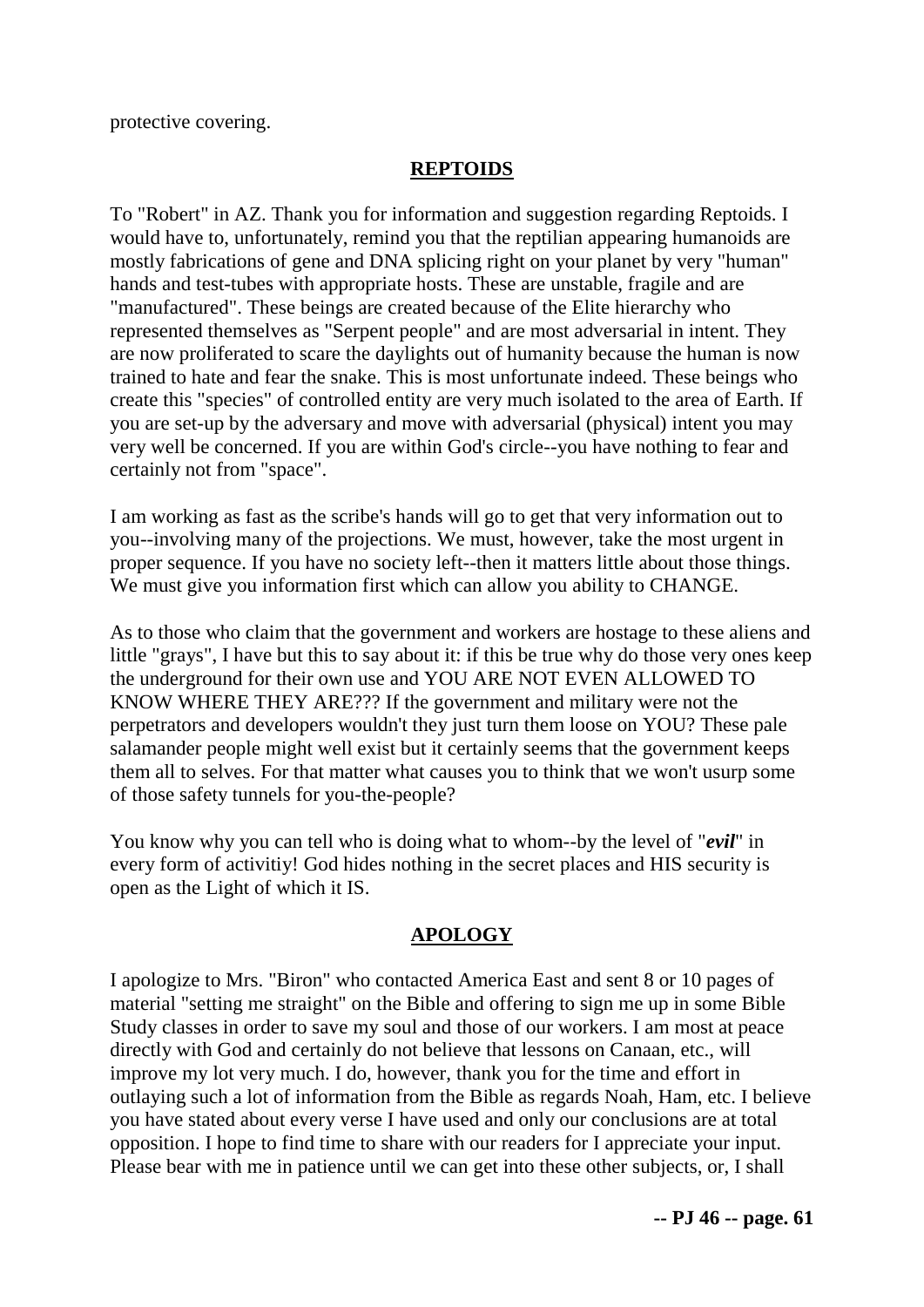protective covering.

## REPTOIDS

To "Robert" in AZ. Thank you for information and suggestion regarding Reptoids. I would have to, unfortunately, remind you that the reptilian appearing humanoids are mostly fabrications of gene and DNA splicing right on your planet by very "human" hands and test-tubes with appropriate hosts. These are unstable, fragile and are "manufactured". These beings are created because of the Elite hierarchy who represented themselves as "Serpent people" and are most adversarial in intent. They are now proliferated to scare the daylights out of humanity because the human is now trained to hate and fear the snake. This is most unfortunate indeed. These beings who create this "species" of controlled entity are very much isolated to the area of Earth. If you are set-up by the adversary and move with adversarial (physical) intent you may very well be concerned. If you are within God's circle--you have nothing to fear and certainly not from "space".

I am working as fast as the scribe's hands will go to get that very information out to you--involving many of the projections. We must, however, take the most urgent in proper sequence. If you have no society left--then it matters little about those things. We must give you information first which can allow you ability to CHANGE.

As to those who claim that the government and workers are hostage to these aliens and little "grays", I have but this to say about it: if this be true why do those very ones keep the underground for their own use and YOU ARE NOT EVEN ALLOWED TO KNOW WHERE THEY ARE??? If the government and military were not the perpetrators and developers wouldn't they just turn them loose on YOU? These pale salamander people might well exist but it certainly seems that the government keeps them all to selves. For that matter what causes you to think that we won't usurp some of those safety tunnels for you-the-people?

You know why you can tell who is doing what to whom--by the level of "***evil***" in every form of activitiy! God hides nothing in the secret places and HIS security is open as the Light of which it IS.

## APOLOGY

I apologize to Mrs. "Biron" who contacted America East and sent 8 or 10 pages of material "setting me straight" on the Bible and offering to sign me up in some Bible Study classes in order to save my soul and those of our workers. I am most at peace directly with God and certainly do not believe that lessons on Canaan, etc., will improve my lot very much. I do, however, thank you for the time and effort in outlaying such a lot of information from the Bible as regards Noah, Ham, etc. I believe you have stated about every verse I have used and only our conclusions are at total opposition. I hope to find time to share with our readers for I appreciate your input. Please bear with me in patience until we can get into these other subjects, or, I shall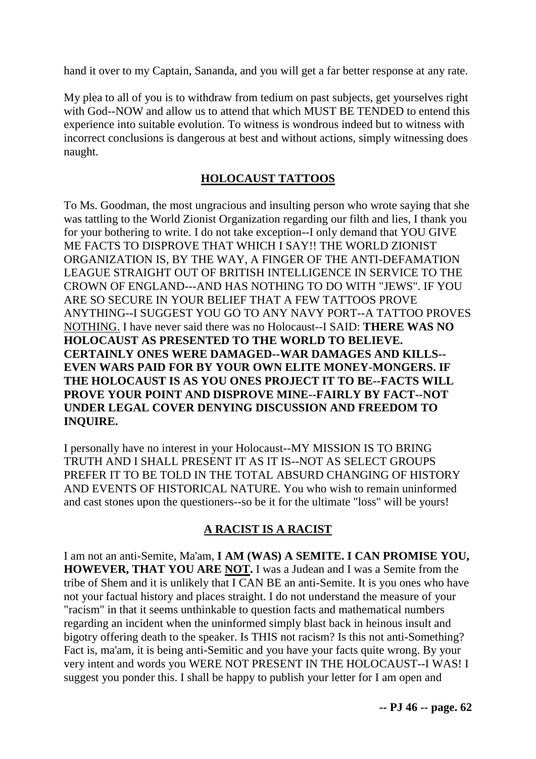hand it over to my Captain, Sananda, and you will get a far better response at any rate.

My plea to all of you is to withdraw from tedium on past subjects, get yourselves right with God--NOW and allow us to attend that which MUST BE TENDED to entend this experience into suitable evolution. To witness is wondrous indeed but to witness with incorrect conclusions is dangerous at best and without actions, simply witnessing does naught.

## HOLOCAUST TATTOOS

To Ms. Goodman, the most ungracious and insulting person who wrote saying that she was tattling to the World Zionist Organization regarding our filth and lies, I thank you for your bothering to write. I do not take exception--I only demand that YOU GIVE ME FACTS TO DISPROVE THAT WHICH I SAY!! THE WORLD ZIONIST ORGANIZATION IS, BY THE WAY, A FINGER OF THE ANTI-DEFAMATION LEAGUE STRAIGHT OUT OF BRITISH INTELLIGENCE IN SERVICE TO THE CROWN OF ENGLAND---AND HAS NOTHING TO DO WITH "JEWS". IF YOU ARE SO SECURE IN YOUR BELIEF THAT A FEW TATTOOS PROVE ANYTHING--I SUGGEST YOU GO TO ANY NAVY PORT--A TATTOO PROVES NOTHING. I have never said there was no Holocaust--I SAID: **THERE WAS NO HOLOCAUST AS PRESENTED TO THE WORLD TO BELIEVE. CERTAINLY ONES WERE DAMAGED--WAR DAMAGES AND KILLS--EVEN WARS PAID FOR BY YOUR OWN ELITE MONEY-MONGERS. IF THE HOLOCAUST IS AS YOU ONES PROJECT IT TO BE--FACTS WILL PROVE YOUR POINT AND DISPROVE MINE--FAIRLY BY FACT--NOT UNDER LEGAL COVER DENYING DISCUSSION AND FREEDOM TO INQUIRE.**

I personally have no interest in your Holocaust--MY MISSION IS TO BRING TRUTH AND I SHALL PRESENT IT AS IT IS--NOT AS SELECT GROUPS PREFER IT TO BE TOLD IN THE TOTAL ABSURD CHANGING OF HISTORY AND EVENTS OF HISTORICAL NATURE. You who wish to remain uninformed and cast stones upon the questioners--so be it for the ultimate "loss" will be yours!

## A RACIST IS A RACIST

I am not an anti-Semite, Ma'am, **I AM (WAS) A SEMITE. I CAN PROMISE YOU, HOWEVER, THAT YOU ARE NOT.** I was a Judean and I was a Semite from the tribe of Shem and it is unlikely that I CAN BE an anti-Semite. It is you ones who have not your factual history and places straight. I do not understand the measure of your "racism" in that it seems unthinkable to question facts and mathematical numbers regarding an incident when the uninformed simply blast back in heinous insult and bigotry offering death to the speaker. Is THIS not racism? Is this not anti-Something? Fact is, ma'am, it is being anti-Semitic and you have your facts quite wrong. By your very intent and words you WERE NOT PRESENT IN THE HOLOCAUST--I WAS! I suggest you ponder this. I shall be happy to publish your letter for I am open and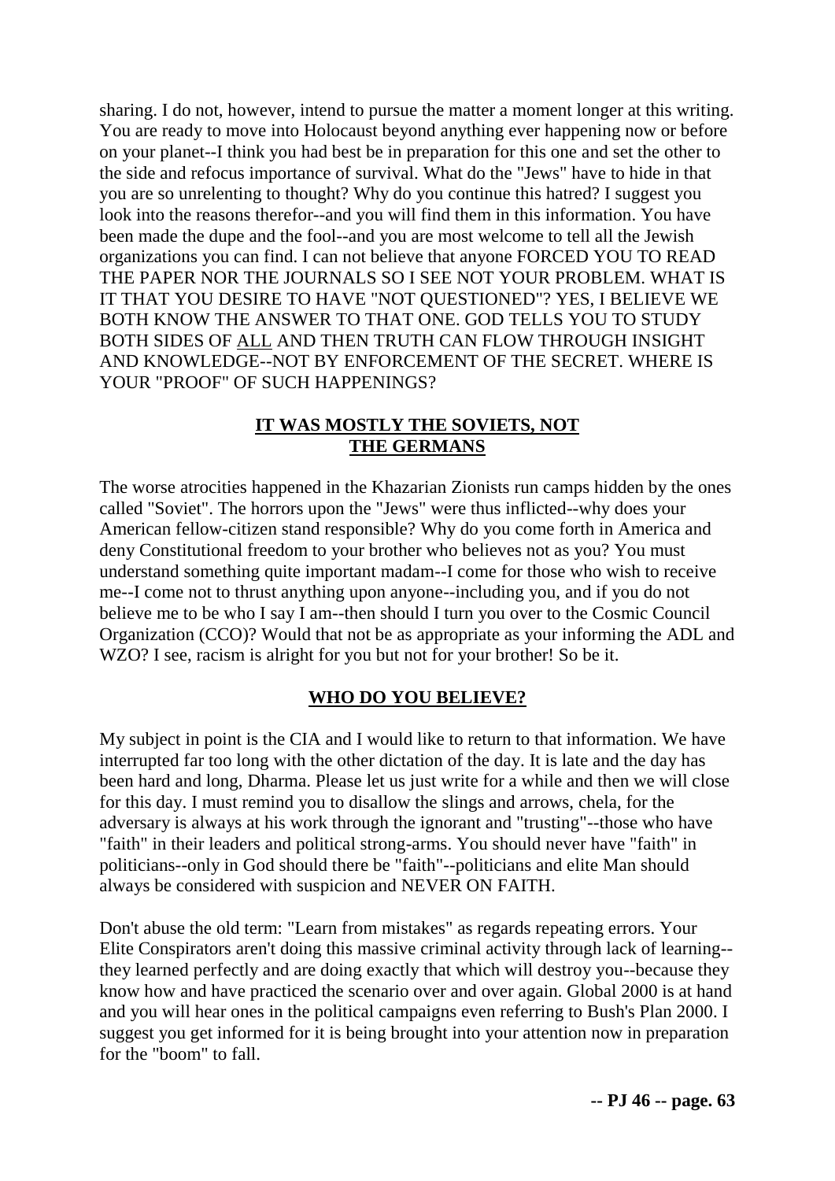sharing. I do not, however, intend to pursue the matter a moment longer at this writing. You are ready to move into Holocaust beyond anything ever happening now or before on your planet--I think you had best be in preparation for this one and set the other to the side and refocus importance of survival. What do the "Jews" have to hide in that you are so unrelenting to thought? Why do you continue this hatred? I suggest you look into the reasons therefor--and you will find them in this information. You have been made the dupe and the fool--and you are most welcome to tell all the Jewish organizations you can find. I can not believe that anyone FORCED YOU TO READ THE PAPER NOR THE JOURNALS SO I SEE NOT YOUR PROBLEM. WHAT IS IT THAT YOU DESIRE TO HAVE "NOT QUESTIONED"? YES, I BELIEVE WE BOTH KNOW THE ANSWER TO THAT ONE. GOD TELLS YOU TO STUDY BOTH SIDES OF ALL AND THEN TRUTH CAN FLOW THROUGH INSIGHT AND KNOWLEDGE--NOT BY ENFORCEMENT OF THE SECRET. WHERE IS YOUR "PROOF" OF SUCH HAPPENINGS?

## IT WAS MOSTLY THE SOVIETS, NOT THE GERMANS

The worse atrocities happened in the Khazarian Zionists run camps hidden by the ones called "Soviet". The horrors upon the "Jews" were thus inflicted--why does your American fellow-citizen stand responsible? Why do you come forth in America and deny Constitutional freedom to your brother who believes not as you? You must understand something quite important madam--I come for those who wish to receive me--I come not to thrust anything upon anyone--including you, and if you do not believe me to be who I say I am--then should I turn you over to the Cosmic Council Organization (CCO)? Would that not be as appropriate as your informing the ADL and WZO? I see, racism is alright for you but not for your brother! So be it.

## WHO DO YOU BELIEVE?

My subject in point is the CIA and I would like to return to that information. We have interrupted far too long with the other dictation of the day. It is late and the day has been hard and long, Dharma. Please let us just write for a while and then we will close for this day. I must remind you to disallow the slings and arrows, chela, for the adversary is always at his work through the ignorant and "trusting"--those who have "faith" in their leaders and political strong-arms. You should never have "faith" in politicians--only in God should there be "faith"--politicians and elite Man should always be considered with suspicion and NEVER ON FAITH.

Don't abuse the old term: "Learn from mistakes" as regards repeating errors. Your Elite Conspirators aren't doing this massive criminal activity through lack of learning--they learned perfectly and are doing exactly that which will destroy you--because they know how and have practiced the scenario over and over again. Global 2000 is at hand and you will hear ones in the political campaigns even referring to Bush's Plan 2000. I suggest you get informed for it is being brought into your attention now in preparation for the "boom" to fall.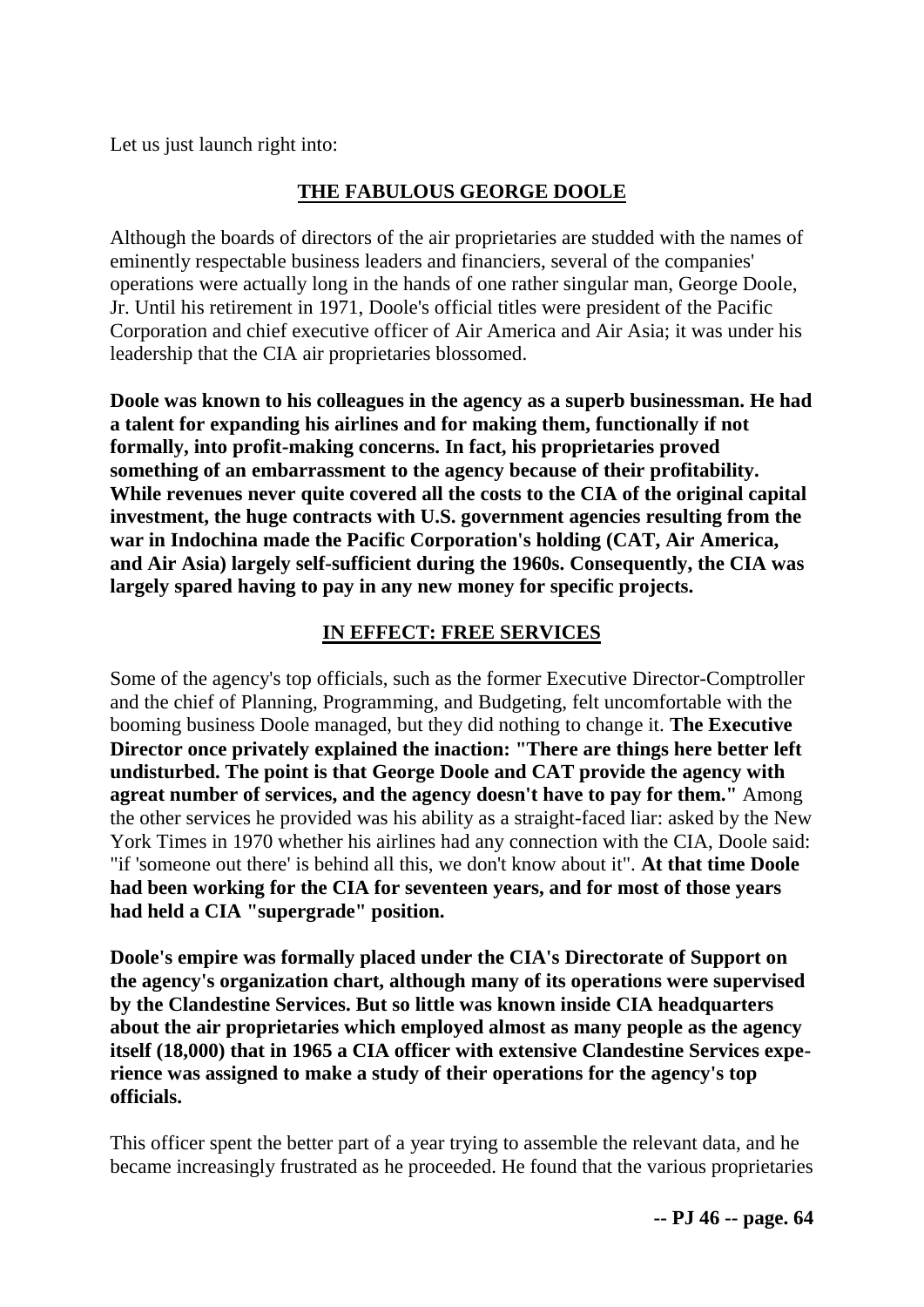Let us just launch right into:

## THE FABULOUS GEORGE DOOLE

Although the boards of directors of the air proprietaries are studded with the names of eminently respectable business leaders and financiers, several of the companies' operations were actually long in the hands of one rather singular man, George Doole, Jr. Until his retirement in 1971, Doole's official titles were president of the Pacific Corporation and chief executive officer of Air America and Air Asia; it was under his leadership that the CIA air proprietaries blossomed.

**Doole was known to his colleagues in the agency as a superb businessman. He had a talent for expanding his airlines and for making them, functionally if not formally, into profit-making concerns. In fact, his proprietaries proved something of an embarrassment to the agency because of their profitability. While revenues never quite covered all the costs to the CIA of the original capital investment, the huge contracts with U.S. government agencies resulting from the war in Indochina made the Pacific Corporation's holding (CAT, Air America, and Air Asia) largely self-sufficient during the 1960s. Consequently, the CIA was largely spared having to pay in any new money for specific projects.**

## IN EFFECT: FREE SERVICES

Some of the agency's top officials, such as the former Executive Director-Comptroller and the chief of Planning, Programming, and Budgeting, felt uncomfortable with the booming business Doole managed, but they did nothing to change it. **The Executive Director once privately explained the inaction: "There are things here better left undisturbed. The point is that George Doole and CAT provide the agency with agreat number of services, and the agency doesn't have to pay for them."** Among the other services he provided was his ability as a straight-faced liar: asked by the New York Times in 1970 whether his airlines had any connection with the CIA, Doole said: "if 'someone out there' is behind all this, we don't know about it". **At that time Doole had been working for the CIA for seventeen years, and for most of those years had held a CIA "supergrade" position.**

**Doole's empire was formally placed under the CIA's Directorate of Support on the agency's organization chart, although many of its operations were supervised by the Clandestine Services. But so little was known inside CIA headquarters about the air proprietaries which employed almost as many people as the agency itself (18,000) that in 1965 a CIA officer with extensive Clandestine Services experience was assigned to make a study of their operations for the agency's top officials.**

This officer spent the better part of a year trying to assemble the relevant data, and he became increasingly frustrated as he proceeded. He found that the various proprietaries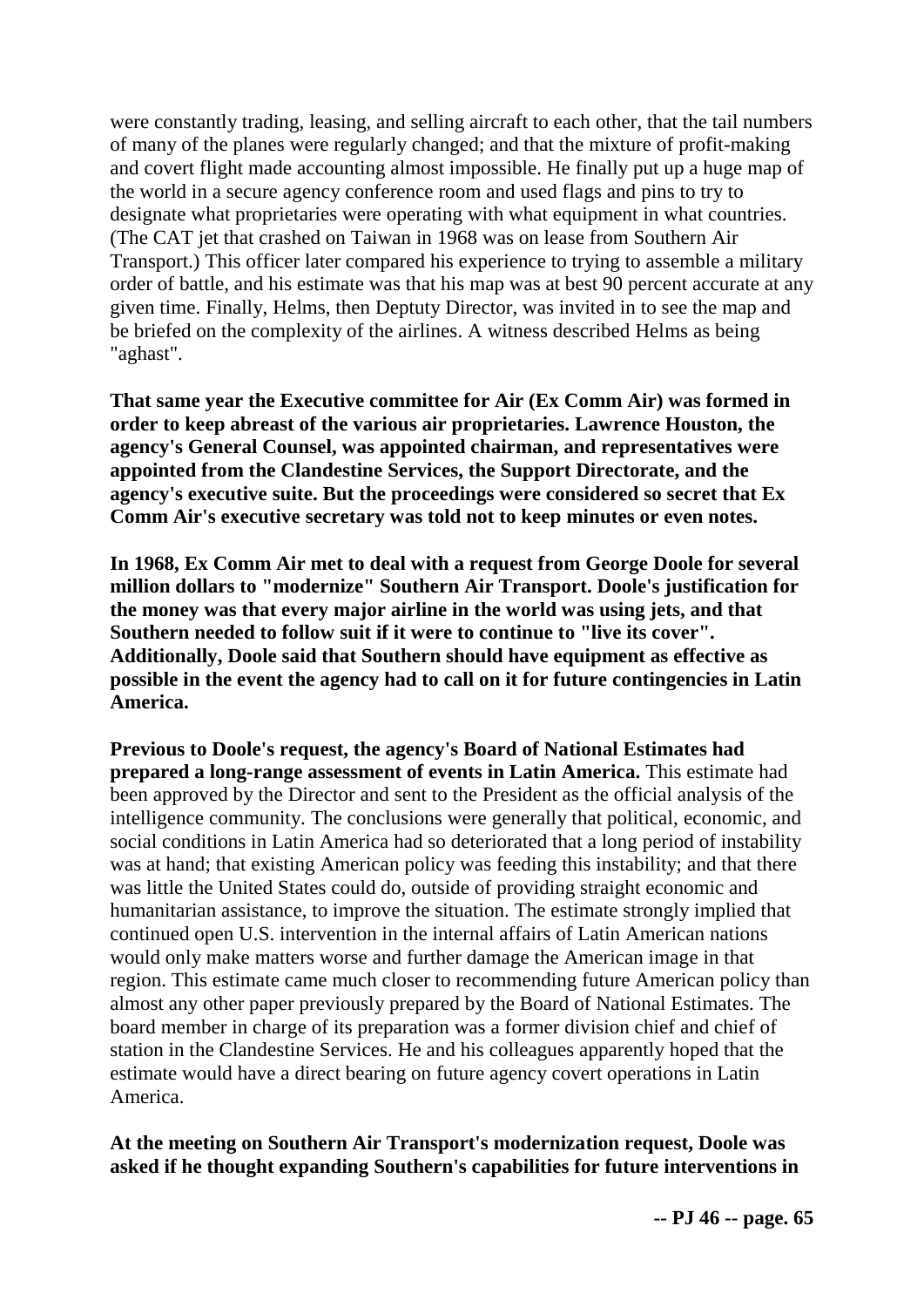were constantly trading, leasing, and selling aircraft to each other, that the tail numbers of many of the planes were regularly changed; and that the mixture of profit-making and covert flight made accounting almost impossible. He finally put up a huge map of the world in a secure agency conference room and used flags and pins to try to designate what proprietaries were operating with what equipment in what countries. (The CAT jet that crashed on Taiwan in 1968 was on lease from Southern Air Transport.) This officer later compared his experience to trying to assemble a military order of battle, and his estimate was that his map was at best 90 percent accurate at any given time. Finally, Helms, then Deptuty Director, was invited in to see the map and be briefed on the complexity of the airlines. A witness described Helms as being "aghast".

**That same year the Executive committee for Air (Ex Comm Air) was formed in order to keep abreast of the various air proprietaries. Lawrence Houston, the agency's General Counsel, was appointed chairman, and representatives were appointed from the Clandestine Services, the Support Directorate, and the agency's executive suite. But the proceedings were considered so secret that Ex Comm Air's executive secretary was told not to keep minutes or even notes.**

**In 1968, Ex Comm Air met to deal with a request from George Doole for several million dollars to "modernize" Southern Air Transport. Doole's justification for the money was that every major airline in the world was using jets, and that Southern needed to follow suit if it were to continue to "live its cover". Additionally, Doole said that Southern should have equipment as effective as possible in the event the agency had to call on it for future contingencies in Latin America.**

**Previous to Doole's request, the agency's Board of National Estimates had prepared a long-range assessment of events in Latin America.** This estimate had been approved by the Director and sent to the President as the official analysis of the intelligence community. The conclusions were generally that political, economic, and social conditions in Latin America had so deteriorated that a long period of instability was at hand; that existing American policy was feeding this instability; and that there was little the United States could do, outside of providing straight economic and humanitarian assistance, to improve the situation. The estimate strongly implied that continued open U.S. intervention in the internal affairs of Latin American nations would only make matters worse and further damage the American image in that region. This estimate came much closer to recommending future American policy than almost any other paper previously prepared by the Board of National Estimates. The board member in charge of its preparation was a former division chief and chief of station in the Clandestine Services. He and his colleagues apparently hoped that the estimate would have a direct bearing on future agency covert operations in Latin America.

**At the meeting on Southern Air Transport's modernization request, Doole was asked if he thought expanding Southern's capabilities for future interventions in**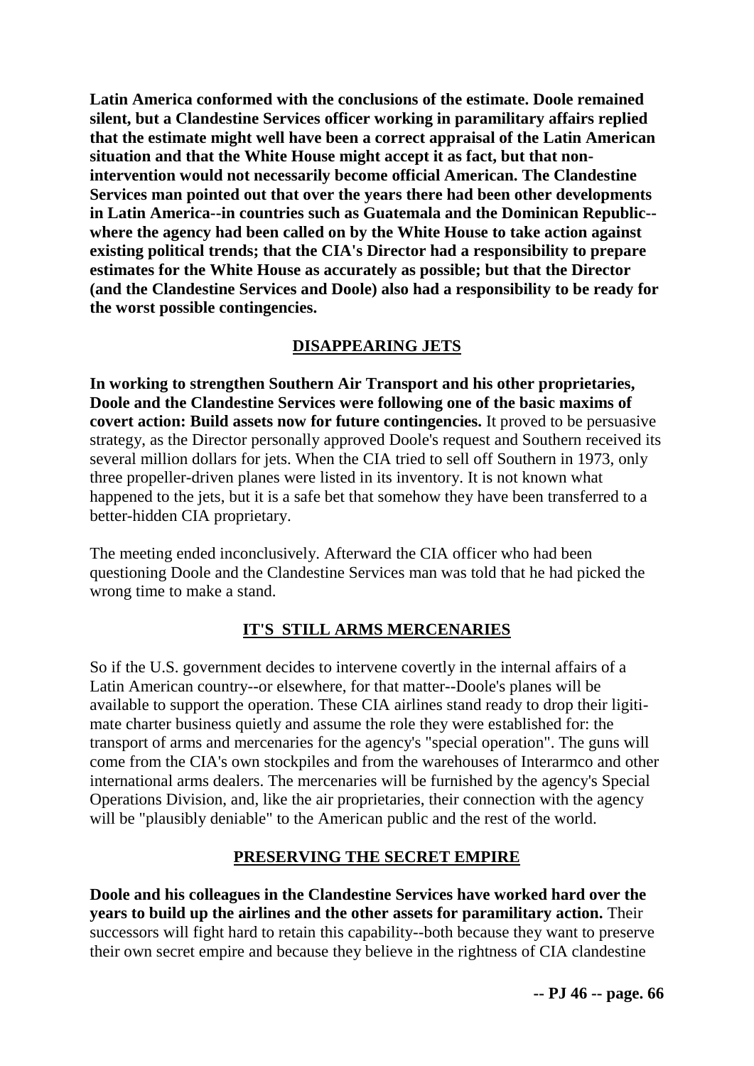**Latin America conformed with the conclusions of the estimate. Doole remained silent, but a Clandestine Services officer working in paramilitary affairs replied that the estimate might well have been a correct appraisal of the Latin American situation and that the White House might accept it as fact, but that non-intervention would not necessarily become official American. The Clandestine Services man pointed out that over the years there had been other developments in Latin America--in countries such as Guatemala and the Dominican Republic--where the agency had been called on by the White House to take action against existing political trends; that the CIA's Director had a responsibility to prepare estimates for the White House as accurately as possible; but that the Director (and the Clandestine Services and Doole) also had a responsibility to be ready for the worst possible contingencies.**

## DISAPPEARING JETS

**In working to strengthen Southern Air Transport and his other proprietaries, Doole and the Clandestine Services were following one of the basic maxims of covert action: Build assets now for future contingencies.** It proved to be persuasive strategy, as the Director personally approved Doole's request and Southern received its several million dollars for jets. When the CIA tried to sell off Southern in 1973, only three propeller-driven planes were listed in its inventory. It is not known what happened to the jets, but it is a safe bet that somehow they have been transferred to a better-hidden CIA proprietary.

The meeting ended inconclusively. Afterward the CIA officer who had been questioning Doole and the Clandestine Services man was told that he had picked the wrong time to make a stand.

## IT'S STILL ARMS MERCENARIES

So if the U.S. government decides to intervene covertly in the internal affairs of a Latin American country--or elsewhere, for that matter--Doole's planes will be available to support the operation. These CIA airlines stand ready to drop their ligitimate charter business quietly and assume the role they were established for: the transport of arms and mercenaries for the agency's "special operation". The guns will come from the CIA's own stockpiles and from the warehouses of Interarmco and other international arms dealers. The mercenaries will be furnished by the agency's Special Operations Division, and, like the air proprietaries, their connection with the agency will be "plausibly deniable" to the American public and the rest of the world.

## PRESERVING THE SECRET EMPIRE

**Doole and his colleagues in the Clandestine Services have worked hard over the years to build up the airlines and the other assets for paramilitary action.** Their successors will fight hard to retain this capability--both because they want to preserve their own secret empire and because they believe in the rightness of CIA clandestine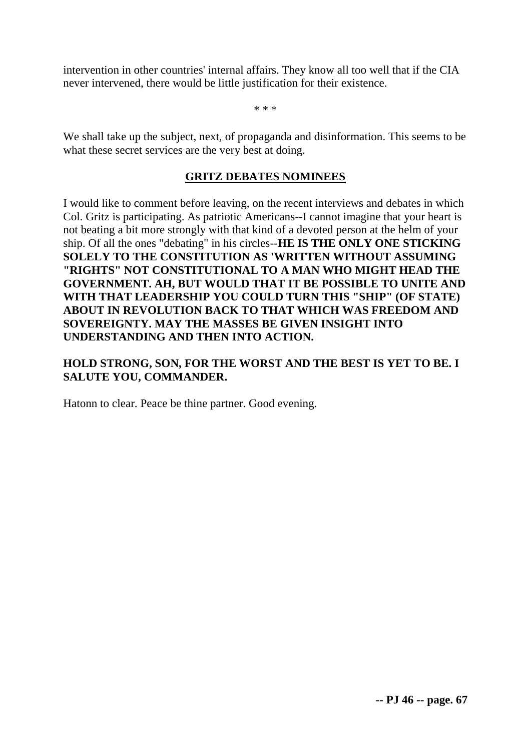intervention in other countries' internal affairs. They know all too well that if the CIA never intervened, there would be little justification for their existence.

* * *

We shall take up the subject, next, of propaganda and disinformation. This seems to be what these secret services are the very best at doing.

## GRITZ DEBATES NOMINEES

I would like to comment before leaving, on the recent interviews and debates in which Col. Gritz is participating. As patriotic Americans--I cannot imagine that your heart is not beating a bit more strongly with that kind of a devoted person at the helm of your ship. Of all the ones "debating" in his circles--**HE IS THE ONLY ONE STICKING SOLELY TO THE CONSTITUTION AS 'WRITTEN WITHOUT ASSUMING "RIGHTS" NOT CONSTITUTIONAL TO A MAN WHO MIGHT HEAD THE GOVERNMENT. AH, BUT WOULD THAT IT BE POSSIBLE TO UNITE AND WITH THAT LEADERSHIP YOU COULD TURN THIS "SHIP" (OF STATE) ABOUT IN REVOLUTION BACK TO THAT WHICH WAS FREEDOM AND SOVEREIGNTY. MAY THE MASSES BE GIVEN INSIGHT INTO UNDERSTANDING AND THEN INTO ACTION.**

**HOLD STRONG, SON, FOR THE WORST AND THE BEST IS YET TO BE. I SALUTE YOU, COMMANDER.**

Hatonn to clear. Peace be thine partner. Good evening.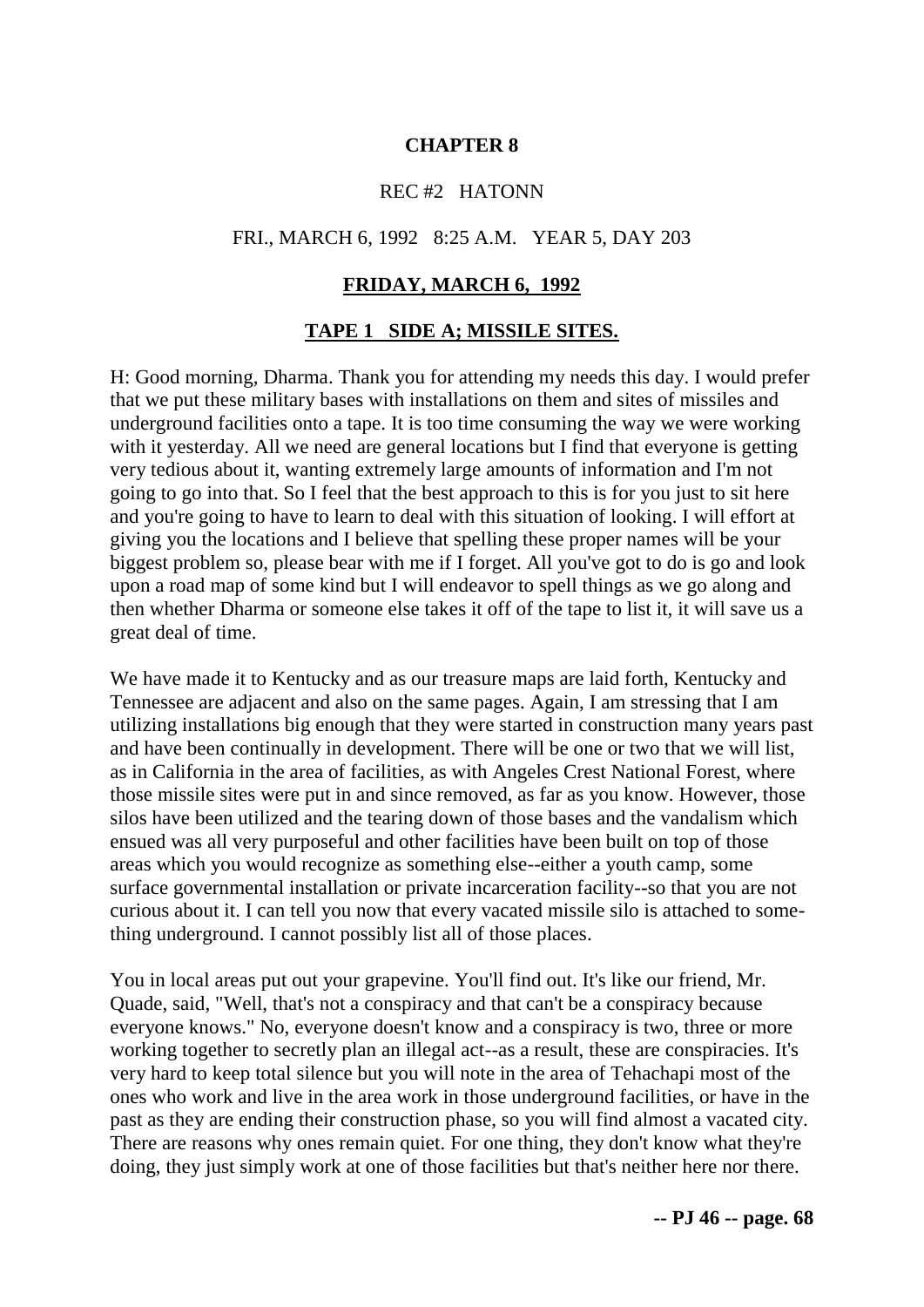# CHAPTER 8

REC #2 HATONN

FRI., MARCH 6, 1992 8:25 A.M. YEAR 5, DAY 203

## FRIDAY, MARCH 6, 1992

## TAPE 1 SIDE A; MISSILE SITES.

H: Good morning, Dharma. Thank you for attending my needs this day. I would prefer that we put these military bases with installations on them and sites of missiles and underground facilities onto a tape. It is too time consuming the way we were working with it yesterday. All we need are general locations but I find that everyone is getting very tedious about it, wanting extremely large amounts of information and I'm not going to go into that. So I feel that the best approach to this is for you just to sit here and you're going to have to learn to deal with this situation of looking. I will effort at giving you the locations and I believe that spelling these proper names will be your biggest problem so, please bear with me if I forget. All you've got to do is go and look upon a road map of some kind but I will endeavor to spell things as we go along and then whether Dharma or someone else takes it off of the tape to list it, it will save us a great deal of time.

We have made it to Kentucky and as our treasure maps are laid forth, Kentucky and Tennessee are adjacent and also on the same pages. Again, I am stressing that I am utilizing installations big enough that they were started in construction many years past and have been continually in development. There will be one or two that we will list, as in California in the area of facilities, as with Angeles Crest National Forest, where those missile sites were put in and since removed, as far as you know. However, those silos have been utilized and the tearing down of those bases and the vandalism which ensued was all very purposeful and other facilities have been built on top of those areas which you would recognize as something else--either a youth camp, some surface governmental installation or private incarceration facility--so that you are not curious about it. I can tell you now that every vacated missile silo is attached to something underground. I cannot possibly list all of those places.

You in local areas put out your grapevine. You'll find out. It's like our friend, Mr. Quade, said, "Well, that's not a conspiracy and that can't be a conspiracy because everyone knows." No, everyone doesn't know and a conspiracy is two, three or more working together to secretly plan an illegal act--as a result, these are conspiracies. It's very hard to keep total silence but you will note in the area of Tehachapi most of the ones who work and live in the area work in those underground facilities, or have in the past as they are ending their construction phase, so you will find almost a vacated city. There are reasons why ones remain quiet. For one thing, they don't know what they're doing, they just simply work at one of those facilities but that's neither here nor there.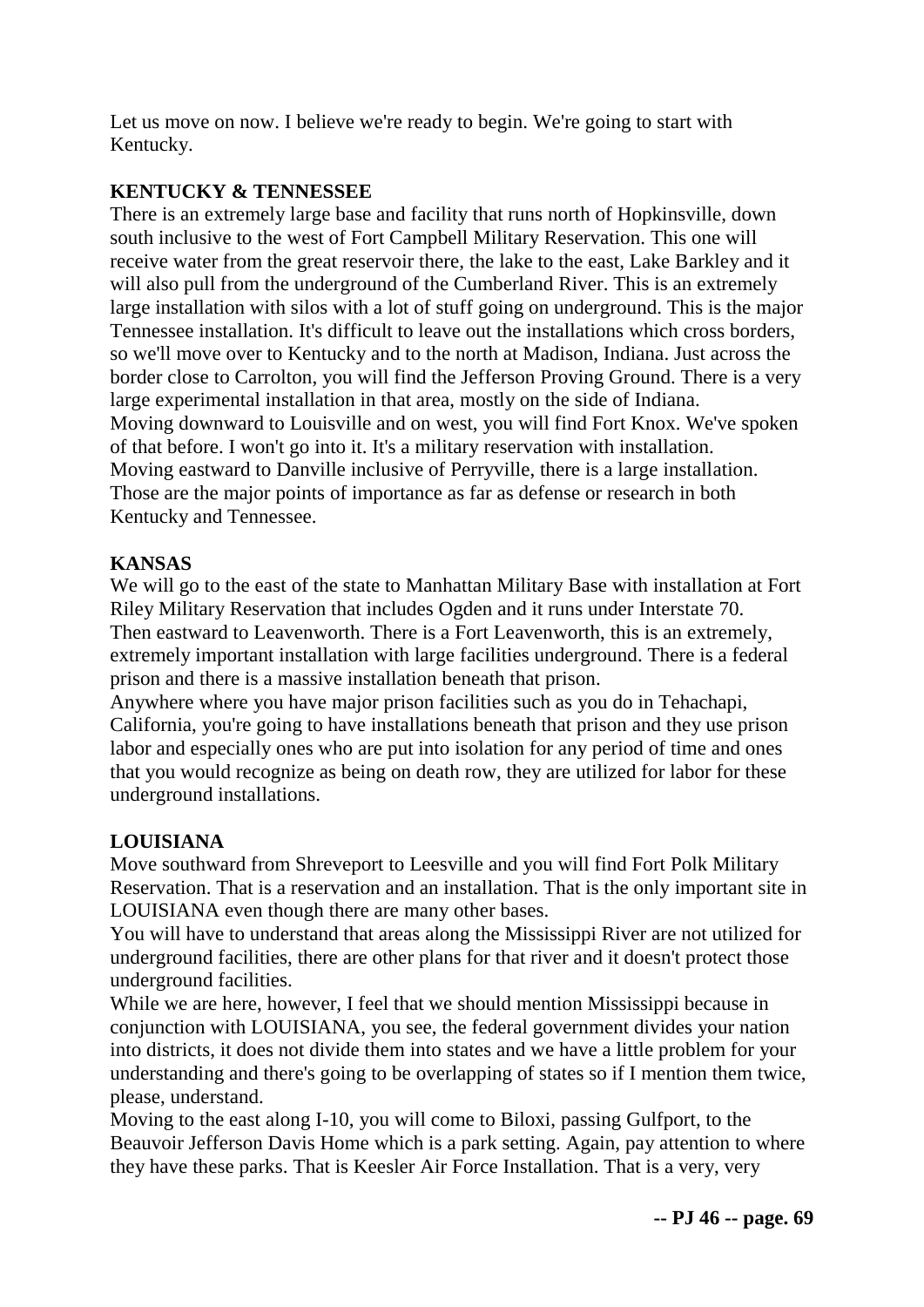Let us move on now. I believe we're ready to begin. We're going to start with Kentucky.

**KENTUCKY & TENNESSEE**

There is an extremely large base and facility that runs north of Hopkinsville, down south inclusive to the west of Fort Campbell Military Reservation. This one will receive water from the great reservoir there, the lake to the east, Lake Barkley and it will also pull from the underground of the Cumberland River. This is an extremely large installation with silos with a lot of stuff going on underground. This is the major Tennessee installation. It's difficult to leave out the installations which cross borders, so we'll move over to Kentucky and to the north at Madison, Indiana. Just across the border close to Carrolton, you will find the Jefferson Proving Ground. There is a very large experimental installation in that area, mostly on the side of Indiana.
Moving downward to Louisville and on west, you will find Fort Knox. We've spoken of that before. I won't go into it. It's a military reservation with installation.
Moving eastward to Danville inclusive of Perryville, there is a large installation.
Those are the major points of importance as far as defense or research in both Kentucky and Tennessee.

**KANSAS**

We will go to the east of the state to Manhattan Military Base with installation at Fort Riley Military Reservation that includes Ogden and it runs under Interstate 70.
Then eastward to Leavenworth. There is a Fort Leavenworth, this is an extremely, extremely important installation with large facilities underground. There is a federal prison and there is a massive installation beneath that prison.
Anywhere where you have major prison facilities such as you do in Tehachapi, California, you're going to have installations beneath that prison and they use prison labor and especially ones who are put into isolation for any period of time and ones that you would recognize as being on death row, they are utilized for labor for these underground installations.

**LOUISIANA**

Move southward from Shreveport to Leesville and you will find Fort Polk Military Reservation. That is a reservation and an installation. That is the only important site in LOUISIANA even though there are many other bases.
You will have to understand that areas along the Mississippi River are not utilized for underground facilities, there are other plans for that river and it doesn't protect those underground facilities.
While we are here, however, I feel that we should mention Mississippi because in conjunction with LOUISIANA, you see, the federal government divides your nation into districts, it does not divide them into states and we have a little problem for your understanding and there's going to be overlapping of states so if I mention them twice, please, understand.
Moving to the east along I-10, you will come to Biloxi, passing Gulfport, to the Beauvoir Jefferson Davis Home which is a park setting. Again, pay attention to where they have these parks. That is Keesler Air Force Installation. That is a very, very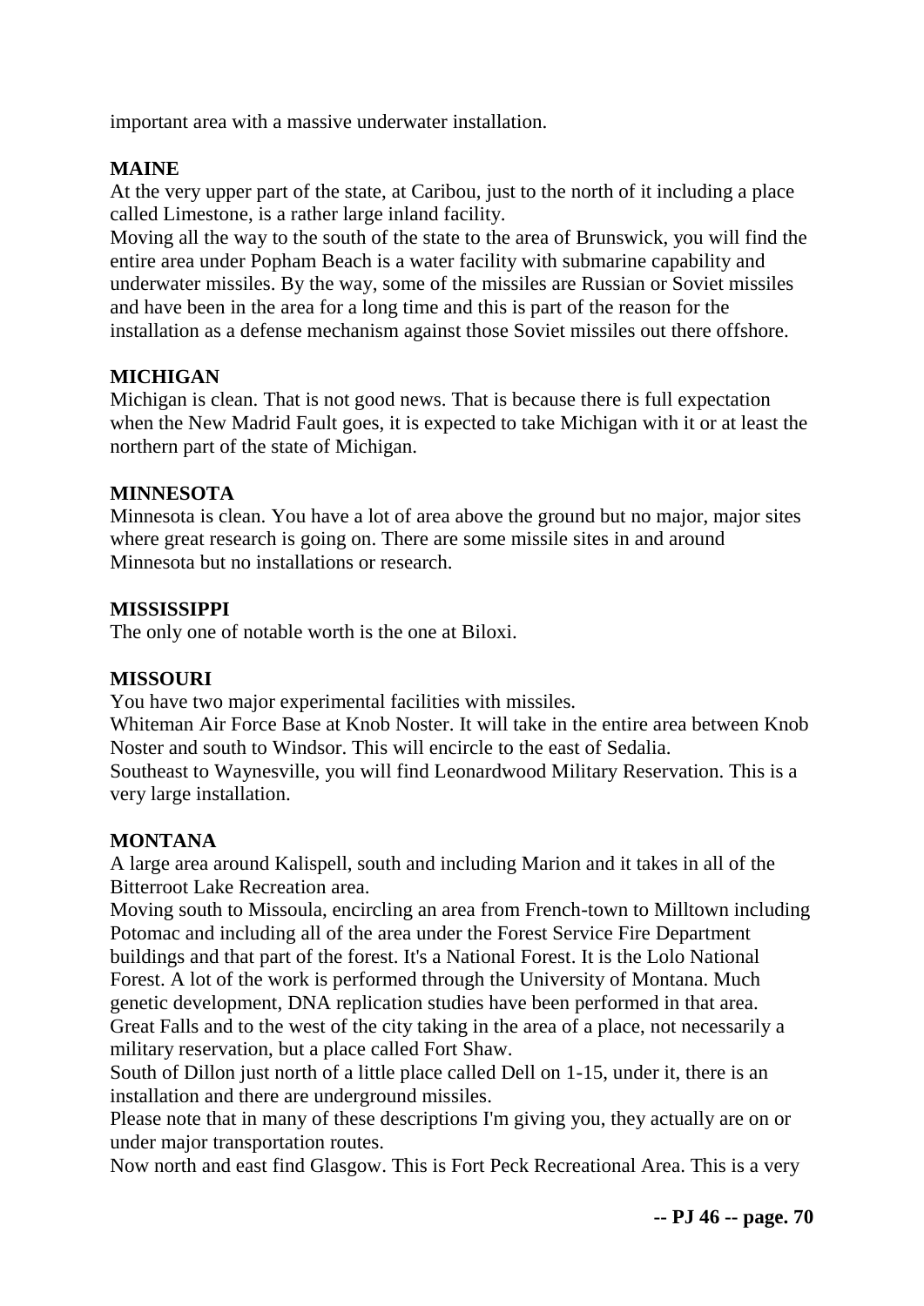important area with a massive underwater installation.

**MAINE**

At the very upper part of the state, at Caribou, just to the north of it including a place called Limestone, is a rather large inland facility.

Moving all the way to the south of the state to the area of Brunswick, you will find the entire area under Popham Beach is a water facility with submarine capability and underwater missiles. By the way, some of the missiles are Russian or Soviet missiles and have been in the area for a long time and this is part of the reason for the installation as a defense mechanism against those Soviet missiles out there offshore.

**MICHIGAN**

Michigan is clean. That is not good news. That is because there is full expectation when the New Madrid Fault goes, it is expected to take Michigan with it or at least the northern part of the state of Michigan.

**MINNESOTA**

Minnesota is clean. You have a lot of area above the ground but no major, major sites where great research is going on. There are some missile sites in and around Minnesota but no installations or research.

**MISSISSIPPI**

The only one of notable worth is the one at Biloxi.

**MISSOURI**

You have two major experimental facilities with missiles.

Whiteman Air Force Base at Knob Noster. It will take in the entire area between Knob Noster and south to Windsor. This will encircle to the east of Sedalia.

Southeast to Waynesville, you will find Leonardwood Military Reservation. This is a very large installation.

**MONTANA**

A large area around Kalispell, south and including Marion and it takes in all of the Bitterroot Lake Recreation area.

Moving south to Missoula, encircling an area from French-town to Milltown including Potomac and including all of the area under the Forest Service Fire Department buildings and that part of the forest. It's a National Forest. It is the Lolo National Forest. A lot of the work is performed through the University of Montana. Much genetic development, DNA replication studies have been performed in that area.

Great Falls and to the west of the city taking in the area of a place, not necessarily a military reservation, but a place called Fort Shaw.

South of Dillon just north of a little place called Dell on 1-15, under it, there is an installation and there are underground missiles.

Please note that in many of these descriptions I'm giving you, they actually are on or under major transportation routes.

Now north and east find Glasgow. This is Fort Peck Recreational Area. This is a very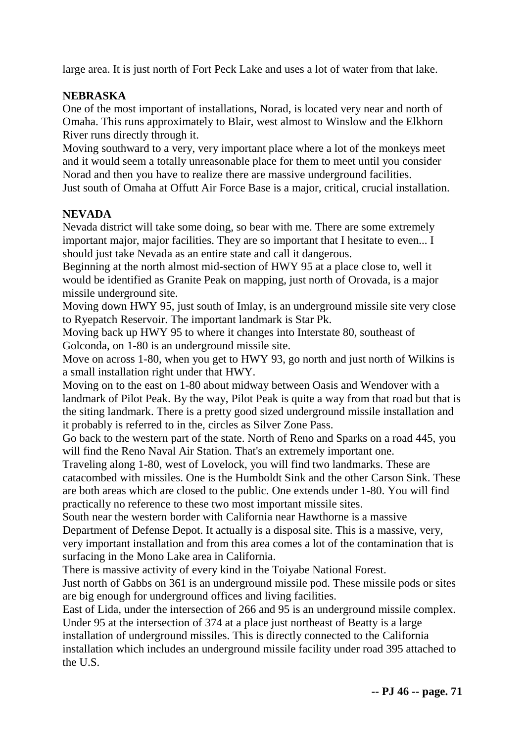large area. It is just north of Fort Peck Lake and uses a lot of water from that lake.

**NEBRASKA**

One of the most important of installations, Norad, is located very near and north of Omaha. This runs approximately to Blair, west almost to Winslow and the Elkhorn River runs directly through it.

Moving southward to a very, very important place where a lot of the monkeys meet and it would seem a totally unreasonable place for them to meet until you consider Norad and then you have to realize there are massive underground facilities.

Just south of Omaha at Offutt Air Force Base is a major, critical, crucial installation.

**NEVADA**

Nevada district will take some doing, so bear with me. There are some extremely important major, major facilities. They are so important that I hesitate to even... I should just take Nevada as an entire state and call it dangerous.

Beginning at the north almost mid-section of HWY 95 at a place close to, well it would be identified as Granite Peak on mapping, just north of Orovada, is a major missile underground site.

Moving down HWY 95, just south of Imlay, is an underground missile site very close to Ryepatch Reservoir. The important landmark is Star Pk.

Moving back up HWY 95 to where it changes into Interstate 80, southeast of Golconda, on 1-80 is an underground missile site.

Move on across 1-80, when you get to HWY 93, go north and just north of Wilkins is a small installation right under that HWY.

Moving on to the east on 1-80 about midway between Oasis and Wendover with a landmark of Pilot Peak. By the way, Pilot Peak is quite a way from that road but that is the siting landmark. There is a pretty good sized underground missile installation and it probably is referred to in the, circles as Silver Zone Pass.

Go back to the western part of the state. North of Reno and Sparks on a road 445, you will find the Reno Naval Air Station. That's an extremely important one.

Traveling along 1-80, west of Lovelock, you will find two landmarks. These are catacombed with missiles. One is the Humboldt Sink and the other Carson Sink. These are both areas which are closed to the public. One extends under 1-80. You will find practically no reference to these two most important missile sites.

South near the western border with California near Hawthorne is a massive Department of Defense Depot. It actually is a disposal site. This is a massive, very, very important installation and from this area comes a lot of the contamination that is surfacing in the Mono Lake area in California.

There is massive activity of every kind in the Toiyabe National Forest.

Just north of Gabbs on 361 is an underground missile pod. These missile pods or sites are big enough for underground offices and living facilities.

East of Lida, under the intersection of 266 and 95 is an underground missile complex.

Under 95 at the intersection of 374 at a place just northeast of Beatty is a large installation of underground missiles. This is directly connected to the California installation which includes an underground missile facility under road 395 attached to the U.S.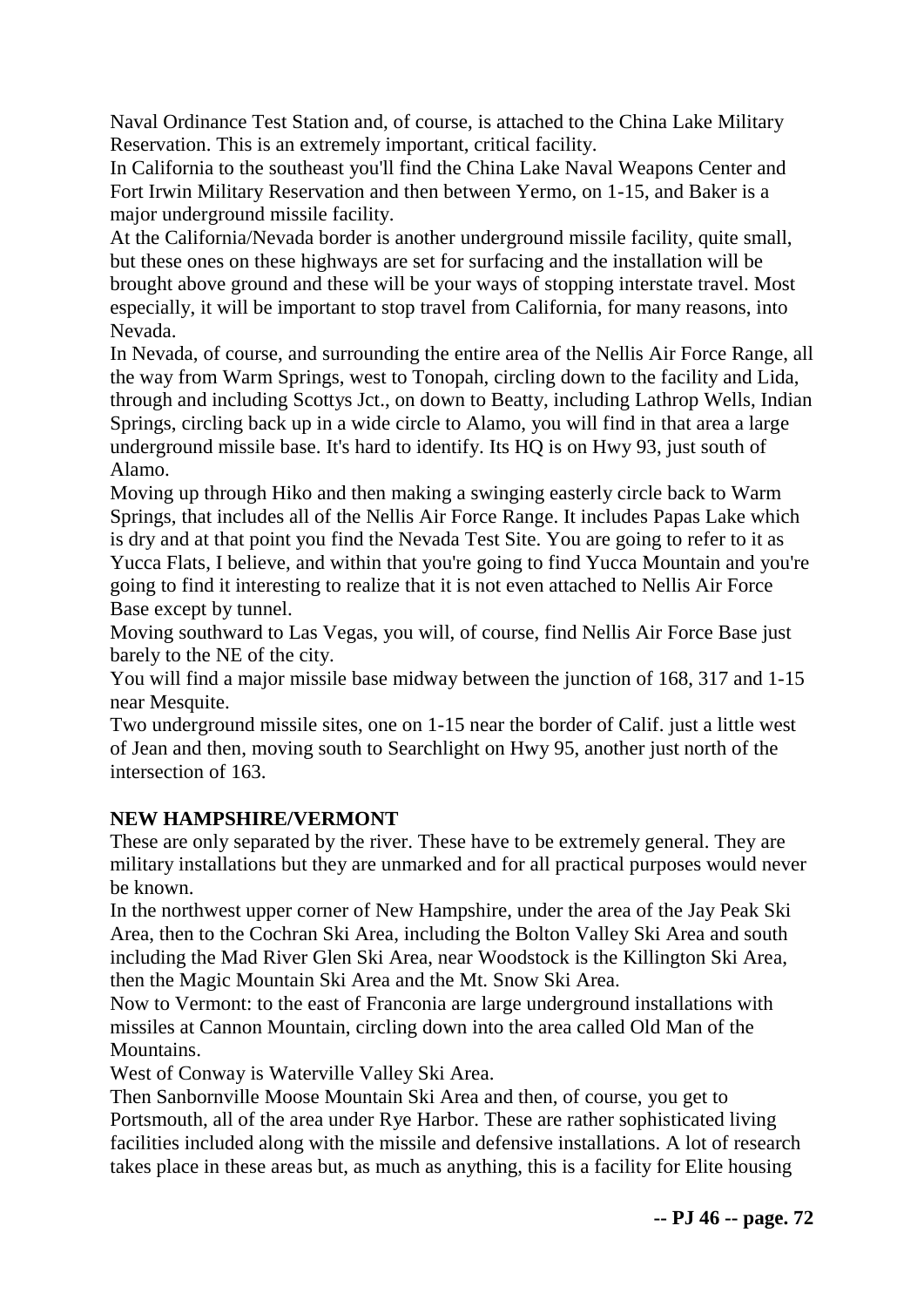Naval Ordinance Test Station and, of course, is attached to the China Lake Military Reservation. This is an extremely important, critical facility.

In California to the southeast you'll find the China Lake Naval Weapons Center and Fort Irwin Military Reservation and then between Yermo, on 1-15, and Baker is a major underground missile facility.

At the California/Nevada border is another underground missile facility, quite small, but these ones on these highways are set for surfacing and the installation will be brought above ground and these will be your ways of stopping interstate travel. Most especially, it will be important to stop travel from California, for many reasons, into Nevada.

In Nevada, of course, and surrounding the entire area of the Nellis Air Force Range, all the way from Warm Springs, west to Tonopah, circling down to the facility and Lida, through and including Scottys Jct., on down to Beatty, including Lathrop Wells, Indian Springs, circling back up in a wide circle to Alamo, you will find in that area a large underground missile base. It's hard to identify. Its HQ is on Hwy 93, just south of Alamo.

Moving up through Hiko and then making a swinging easterly circle back to Warm Springs, that includes all of the Nellis Air Force Range. It includes Papas Lake which is dry and at that point you find the Nevada Test Site. You are going to refer to it as Yucca Flats, I believe, and within that you're going to find Yucca Mountain and you're going to find it interesting to realize that it is not even attached to Nellis Air Force Base except by tunnel.

Moving southward to Las Vegas, you will, of course, find Nellis Air Force Base just barely to the NE of the city.

You will find a major missile base midway between the junction of 168, 317 and 1-15 near Mesquite.

Two underground missile sites, one on 1-15 near the border of Calif. just a little west of Jean and then, moving south to Searchlight on Hwy 95, another just north of the intersection of 163.

**NEW HAMPSHIRE/VERMONT**

These are only separated by the river. These have to be extremely general. They are military installations but they are unmarked and for all practical purposes would never be known.

In the northwest upper corner of New Hampshire, under the area of the Jay Peak Ski Area, then to the Cochran Ski Area, including the Bolton Valley Ski Area and south including the Mad River Glen Ski Area, near Woodstock is the Killington Ski Area, then the Magic Mountain Ski Area and the Mt. Snow Ski Area.

Now to Vermont: to the east of Franconia are large underground installations with missiles at Cannon Mountain, circling down into the area called Old Man of the Mountains.

West of Conway is Waterville Valley Ski Area.

Then Sanbornville Moose Mountain Ski Area and then, of course, you get to Portsmouth, all of the area under Rye Harbor. These are rather sophisticated living facilities included along with the missile and defensive installations. A lot of research takes place in these areas but, as much as anything, this is a facility for Elite housing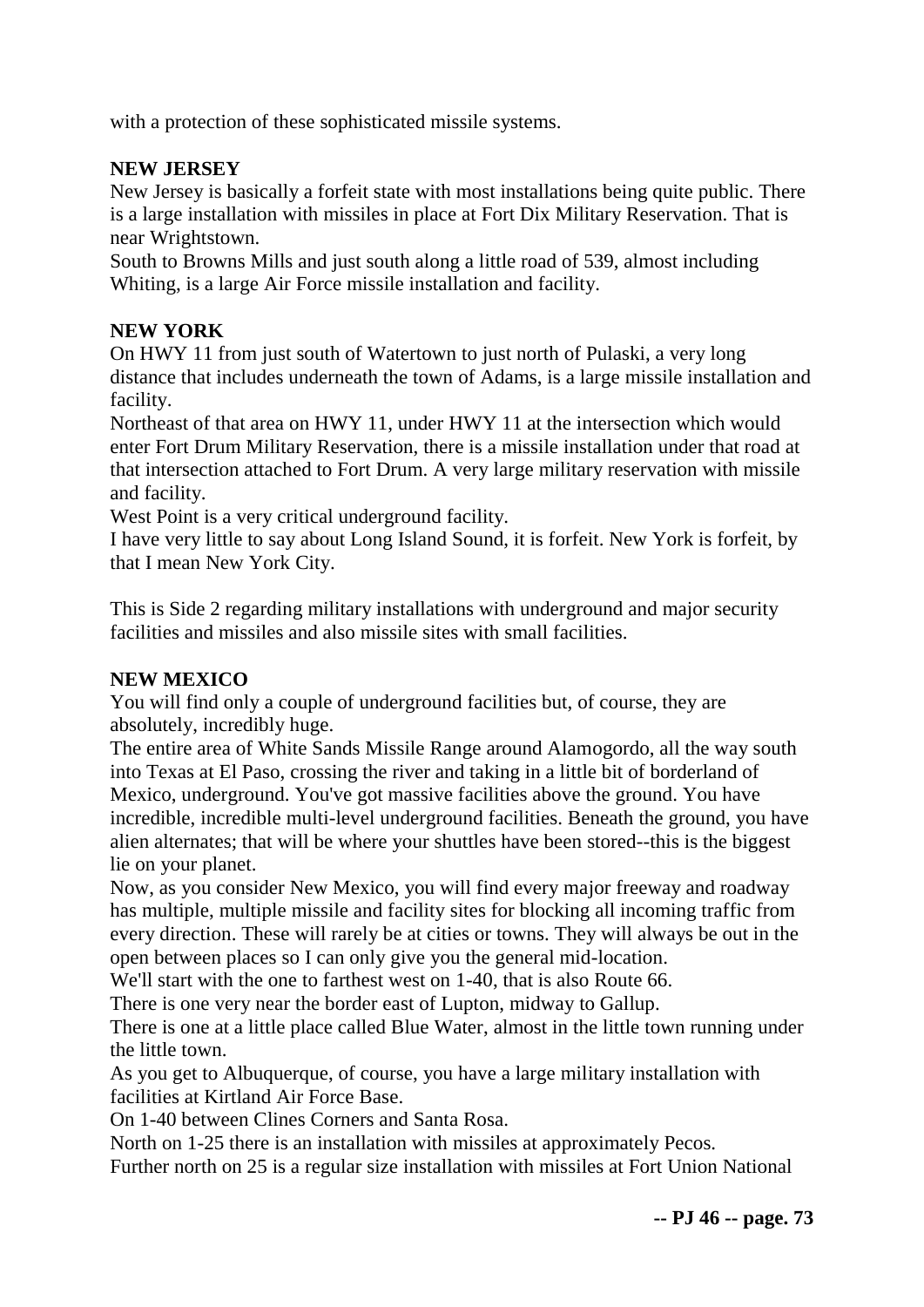with a protection of these sophisticated missile systems.

**NEW JERSEY**

New Jersey is basically a forfeit state with most installations being quite public. There is a large installation with missiles in place at Fort Dix Military Reservation. That is near Wrightstown.

South to Browns Mills and just south along a little road of 539, almost including Whiting, is a large Air Force missile installation and facility.

**NEW YORK**

On HWY 11 from just south of Watertown to just north of Pulaski, a very long distance that includes underneath the town of Adams, is a large missile installation and facility.

Northeast of that area on HWY 11, under HWY 11 at the intersection which would enter Fort Drum Military Reservation, there is a missile installation under that road at that intersection attached to Fort Drum. A very large military reservation with missile and facility.

West Point is a very critical underground facility.

I have very little to say about Long Island Sound, it is forfeit. New York is forfeit, by that I mean New York City.

This is Side 2 regarding military installations with underground and major security facilities and missiles and also missile sites with small facilities.

**NEW MEXICO**

You will find only a couple of underground facilities but, of course, they are absolutely, incredibly huge.

The entire area of White Sands Missile Range around Alamogordo, all the way south into Texas at El Paso, crossing the river and taking in a little bit of borderland of Mexico, underground. You've got massive facilities above the ground. You have incredible, incredible multi-level underground facilities. Beneath the ground, you have alien alternates; that will be where your shuttles have been stored--this is the biggest lie on your planet.

Now, as you consider New Mexico, you will find every major freeway and roadway has multiple, multiple missile and facility sites for blocking all incoming traffic from every direction. These will rarely be at cities or towns. They will always be out in the open between places so I can only give you the general mid-location.

We'll start with the one to farthest west on 1-40, that is also Route 66.

There is one very near the border east of Lupton, midway to Gallup.

There is one at a little place called Blue Water, almost in the little town running under the little town.

As you get to Albuquerque, of course, you have a large military installation with facilities at Kirtland Air Force Base.

On 1-40 between Clines Corners and Santa Rosa.

North on 1-25 there is an installation with missiles at approximately Pecos.

Further north on 25 is a regular size installation with missiles at Fort Union National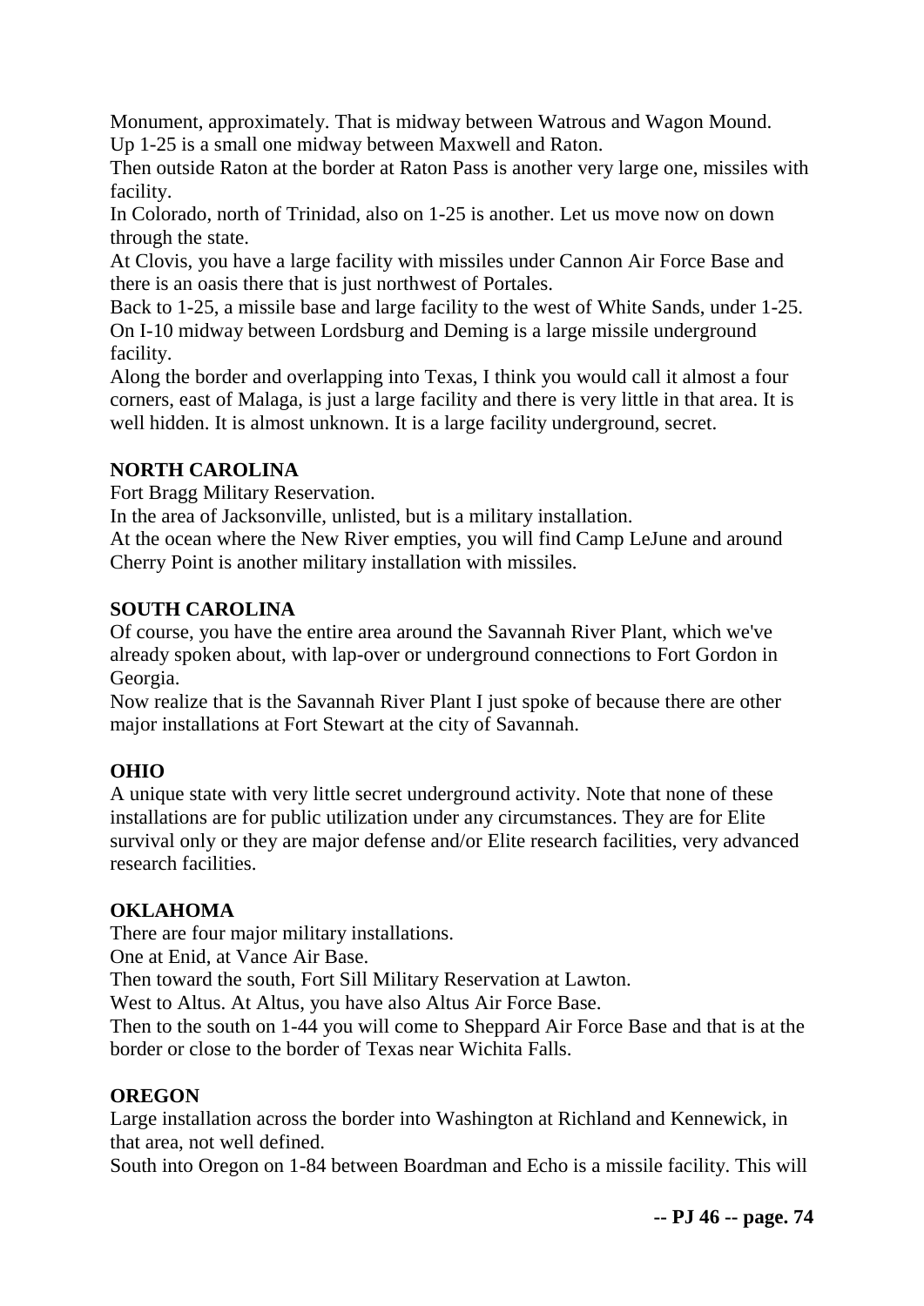Monument, approximately. That is midway between Watrous and Wagon Mound.
Up 1-25 is a small one midway between Maxwell and Raton.
Then outside Raton at the border at Raton Pass is another very large one, missiles with facility.
In Colorado, north of Trinidad, also on 1-25 is another. Let us move now on down through the state.
At Clovis, you have a large facility with missiles under Cannon Air Force Base and there is an oasis there that is just northwest of Portales.
Back to 1-25, a missile base and large facility to the west of White Sands, under 1-25.
On I-10 midway between Lordsburg and Deming is a large missile underground facility.
Along the border and overlapping into Texas, I think you would call it almost a four corners, east of Malaga, is just a large facility and there is very little in that area. It is well hidden. It is almost unknown. It is a large facility underground, secret.

**NORTH CAROLINA**
Fort Bragg Military Reservation.
In the area of Jacksonville, unlisted, but is a military installation.
At the ocean where the New River empties, you will find Camp LeJune and around Cherry Point is another military installation with missiles.

**SOUTH CAROLINA**
Of course, you have the entire area around the Savannah River Plant, which we've already spoken about, with lap-over or underground connections to Fort Gordon in Georgia.
Now realize that is the Savannah River Plant I just spoke of because there are other major installations at Fort Stewart at the city of Savannah.

**OHIO**
A unique state with very little secret underground activity. Note that none of these installations are for public utilization under any circumstances. They are for Elite survival only or they are major defense and/or Elite research facilities, very advanced research facilities.

**OKLAHOMA**
There are four major military installations.
One at Enid, at Vance Air Base.
Then toward the south, Fort Sill Military Reservation at Lawton.
West to Altus. At Altus, you have also Altus Air Force Base.
Then to the south on 1-44 you will come to Sheppard Air Force Base and that is at the border or close to the border of Texas near Wichita Falls.

**OREGON**
Large installation across the border into Washington at Richland and Kennewick, in that area, not well defined.
South into Oregon on 1-84 between Boardman and Echo is a missile facility. This will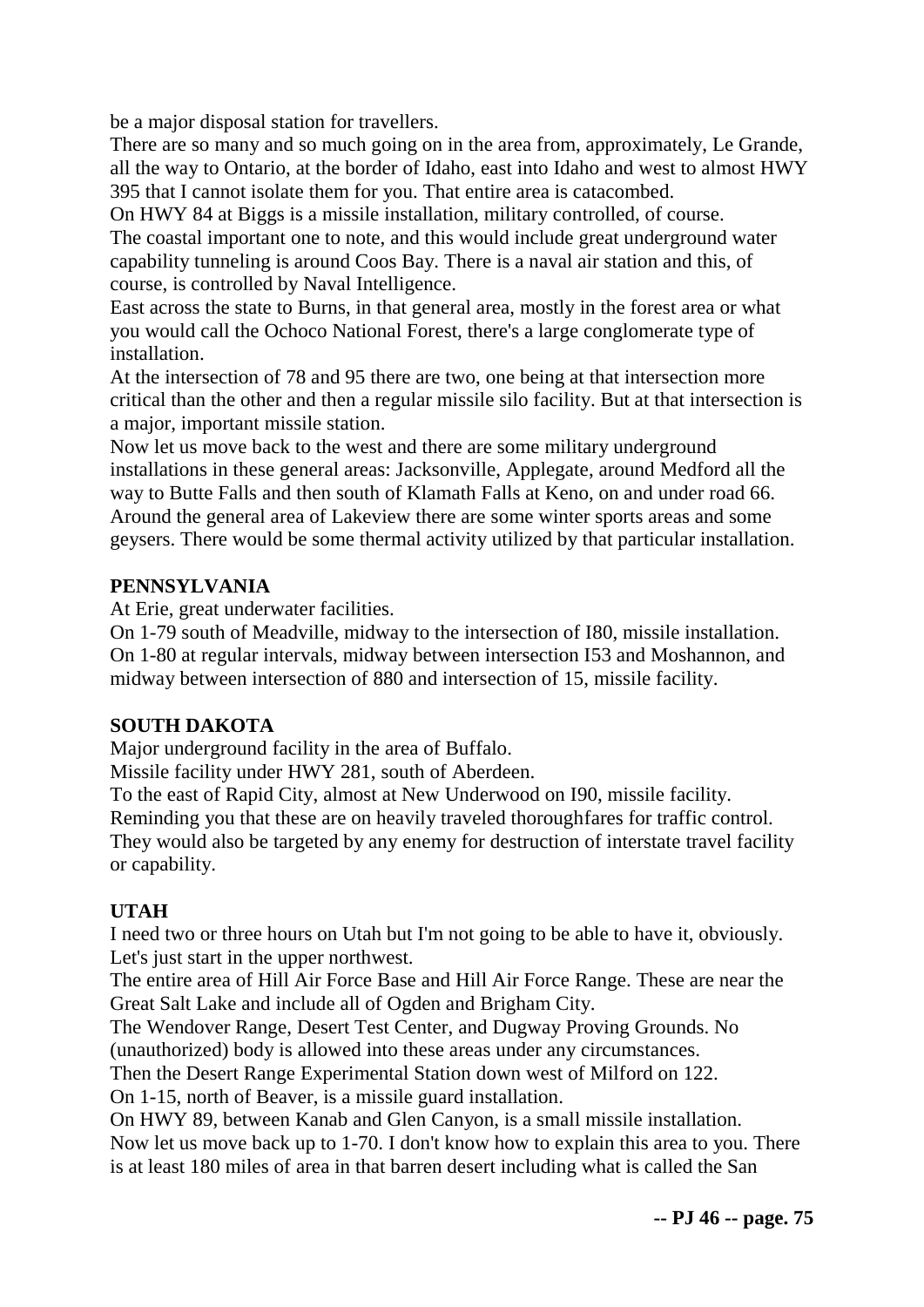be a major disposal station for travellers.

There are so many and so much going on in the area from, approximately, Le Grande, all the way to Ontario, at the border of Idaho, east into Idaho and west to almost HWY 395 that I cannot isolate them for you. That entire area is catacombed.

On HWY 84 at Biggs is a missile installation, military controlled, of course.

The coastal important one to note, and this would include great underground water capability tunneling is around Coos Bay. There is a naval air station and this, of course, is controlled by Naval Intelligence.

East across the state to Burns, in that general area, mostly in the forest area or what you would call the Ochoco National Forest, there's a large conglomerate type of installation.

At the intersection of 78 and 95 there are two, one being at that intersection more critical than the other and then a regular missile silo facility. But at that intersection is a major, important missile station.

Now let us move back to the west and there are some military underground installations in these general areas: Jacksonville, Applegate, around Medford all the way to Butte Falls and then south of Klamath Falls at Keno, on and under road 66. Around the general area of Lakeview there are some winter sports areas and some geysers. There would be some thermal activity utilized by that particular installation.

**PENNSYLVANIA**

At Erie, great underwater facilities.

On 1-79 south of Meadville, midway to the intersection of I80, missile installation.

On 1-80 at regular intervals, midway between intersection I53 and Moshannon, and midway between intersection of 880 and intersection of 15, missile facility.

**SOUTH DAKOTA**

Major underground facility in the area of Buffalo.

Missile facility under HWY 281, south of Aberdeen.

To the east of Rapid City, almost at New Underwood on I90, missile facility.

Reminding you that these are on heavily traveled thoroughfares for traffic control. They would also be targeted by any enemy for destruction of interstate travel facility or capability.

**UTAH**

I need two or three hours on Utah but I'm not going to be able to have it, obviously. Let's just start in the upper northwest.

The entire area of Hill Air Force Base and Hill Air Force Range. These are near the Great Salt Lake and include all of Ogden and Brigham City.

The Wendover Range, Desert Test Center, and Dugway Proving Grounds. No (unauthorized) body is allowed into these areas under any circumstances.

Then the Desert Range Experimental Station down west of Milford on 122.

On 1-15, north of Beaver, is a missile guard installation.

On HWY 89, between Kanab and Glen Canyon, is a small missile installation.

Now let us move back up to 1-70. I don't know how to explain this area to you. There is at least 180 miles of area in that barren desert including what is called the San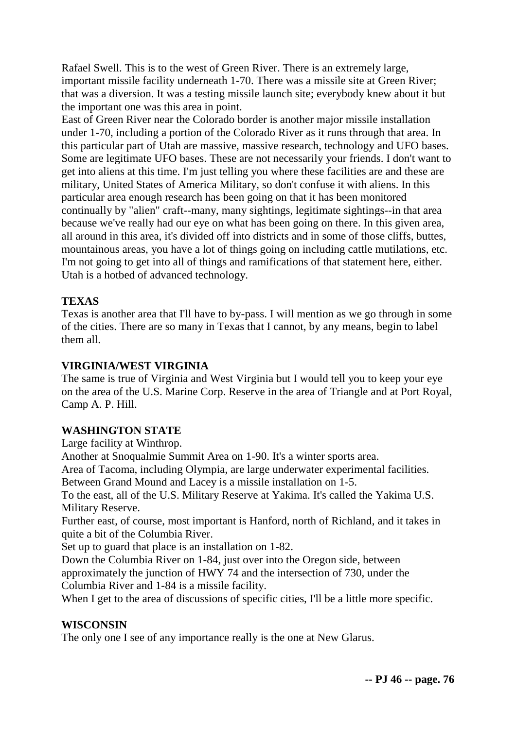Rafael Swell. This is to the west of Green River. There is an extremely large, important missile facility underneath 1-70. There was a missile site at Green River; that was a diversion. It was a testing missile launch site; everybody knew about it but the important one was this area in point.

East of Green River near the Colorado border is another major missile installation under 1-70, including a portion of the Colorado River as it runs through that area. In this particular part of Utah are massive, massive research, technology and UFO bases. Some are legitimate UFO bases. These are not necessarily your friends. I don't want to get into aliens at this time. I'm just telling you where these facilities are and these are military, United States of America Military, so don't confuse it with aliens. In this particular area enough research has been going on that it has been monitored continually by "alien" craft--many, many sightings, legitimate sightings--in that area because we've really had our eye on what has been going on there. In this given area, all around in this area, it's divided off into districts and in some of those cliffs, buttes, mountainous areas, you have a lot of things going on including cattle mutilations, etc. I'm not going to get into all of things and ramifications of that statement here, either. Utah is a hotbed of advanced technology.

**TEXAS**

Texas is another area that I'll have to by-pass. I will mention as we go through in some of the cities. There are so many in Texas that I cannot, by any means, begin to label them all.

**VIRGINIA/WEST VIRGINIA**

The same is true of Virginia and West Virginia but I would tell you to keep your eye on the area of the U.S. Marine Corp. Reserve in the area of Triangle and at Port Royal, Camp A. P. Hill.

**WASHINGTON STATE**

Large facility at Winthrop.

Another at Snoqualmie Summit Area on 1-90. It's a winter sports area.

Area of Tacoma, including Olympia, are large underwater experimental facilities.

Between Grand Mound and Lacey is a missile installation on 1-5.

To the east, all of the U.S. Military Reserve at Yakima. It's called the Yakima U.S. Military Reserve.

Further east, of course, most important is Hanford, north of Richland, and it takes in quite a bit of the Columbia River.

Set up to guard that place is an installation on 1-82.

Down the Columbia River on 1-84, just over into the Oregon side, between approximately the junction of HWY 74 and the intersection of 730, under the Columbia River and 1-84 is a missile facility.

When I get to the area of discussions of specific cities, I'll be a little more specific.

**WISCONSIN**

The only one I see of any importance really is the one at New Glarus.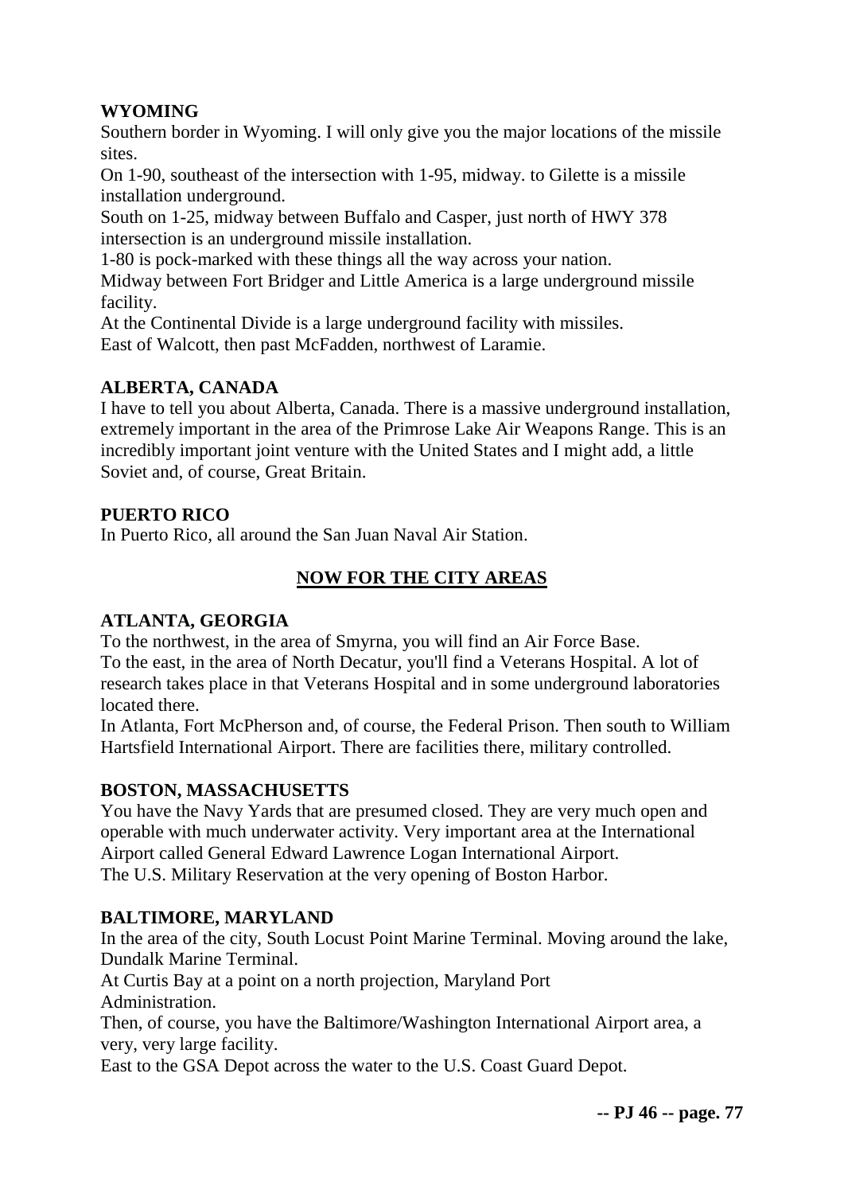**WYOMING**

Southern border in Wyoming. I will only give you the major locations of the missile sites.

On 1-90, southeast of the intersection with 1-95, midway. to Gilette is a missile installation underground.

South on 1-25, midway between Buffalo and Casper, just north of HWY 378 intersection is an underground missile installation.

1-80 is pock-marked with these things all the way across your nation.

Midway between Fort Bridger and Little America is a large underground missile facility.

At the Continental Divide is a large underground facility with missiles.

East of Walcott, then past McFadden, northwest of Laramie.

**ALBERTA, CANADA**

I have to tell you about Alberta, Canada. There is a massive underground installation, extremely important in the area of the Primrose Lake Air Weapons Range. This is an incredibly important joint venture with the United States and I might add, a little Soviet and, of course, Great Britain.

**PUERTO RICO**

In Puerto Rico, all around the San Juan Naval Air Station.

## NOW FOR THE CITY AREAS

**ATLANTA, GEORGIA**

To the northwest, in the area of Smyrna, you will find an Air Force Base.

To the east, in the area of North Decatur, you'll find a Veterans Hospital. A lot of research takes place in that Veterans Hospital and in some underground laboratories located there.

In Atlanta, Fort McPherson and, of course, the Federal Prison. Then south to William Hartsfield International Airport. There are facilities there, military controlled.

**BOSTON, MASSACHUSETTS**

You have the Navy Yards that are presumed closed. They are very much open and operable with much underwater activity. Very important area at the International Airport called General Edward Lawrence Logan International Airport.

The U.S. Military Reservation at the very opening of Boston Harbor.

**BALTIMORE, MARYLAND**

In the area of the city, South Locust Point Marine Terminal. Moving around the lake, Dundalk Marine Terminal.

At Curtis Bay at a point on a north projection, Maryland Port Administration.

Then, of course, you have the Baltimore/Washington International Airport area, a very, very large facility.

East to the GSA Depot across the water to the U.S. Coast Guard Depot.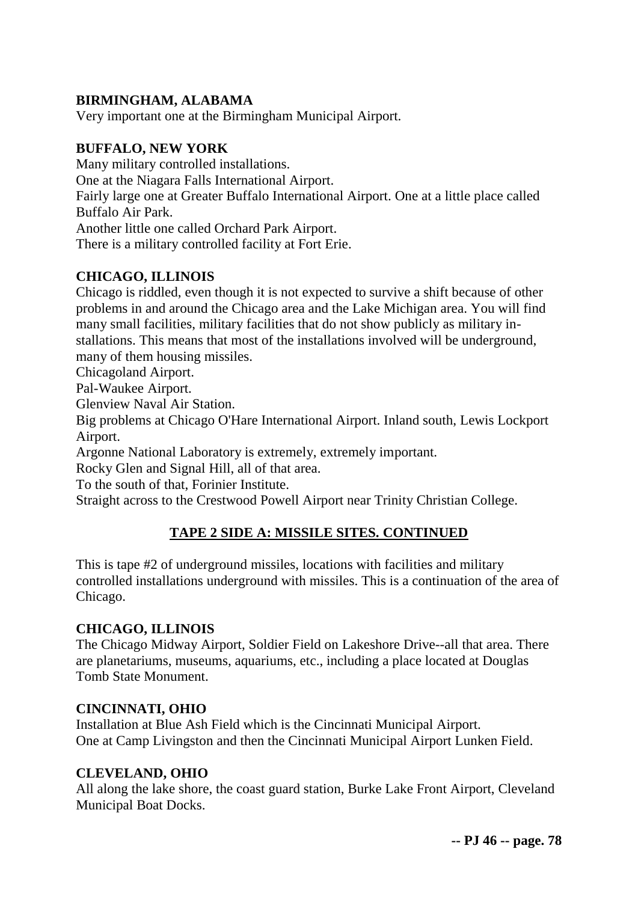**BIRMINGHAM, ALABAMA**
Very important one at the Birmingham Municipal Airport.

**BUFFALO, NEW YORK**
Many military controlled installations.
One at the Niagara Falls International Airport.
Fairly large one at Greater Buffalo International Airport. One at a little place called Buffalo Air Park.
Another little one called Orchard Park Airport.
There is a military controlled facility at Fort Erie.

**CHICAGO, ILLINOIS**
Chicago is riddled, even though it is not expected to survive a shift because of other problems in and around the Chicago area and the Lake Michigan area. You will find many small facilities, military facilities that do not show publicly as military installations. This means that most of the installations involved will be underground, many of them housing missiles.
Chicagoland Airport.
Pal-Waukee Airport.
Glenview Naval Air Station.
Big problems at Chicago O'Hare International Airport. Inland south, Lewis Lockport Airport.
Argonne National Laboratory is extremely, extremely important.
Rocky Glen and Signal Hill, all of that area.
To the south of that, Forinier Institute.
Straight across to the Crestwood Powell Airport near Trinity Christian College.

## TAPE 2 SIDE A: MISSILE SITES. CONTINUED

This is tape #2 of underground missiles, locations with facilities and military controlled installations underground with missiles. This is a continuation of the area of Chicago.

**CHICAGO, ILLINOIS**
The Chicago Midway Airport, Soldier Field on Lakeshore Drive--all that area. There are planetariums, museums, aquariums, etc., including a place located at Douglas Tomb State Monument.

**CINCINNATI, OHIO**
Installation at Blue Ash Field which is the Cincinnati Municipal Airport.
One at Camp Livingston and then the Cincinnati Municipal Airport Lunken Field.

**CLEVELAND, OHIO**
All along the lake shore, the coast guard station, Burke Lake Front Airport, Cleveland Municipal Boat Docks.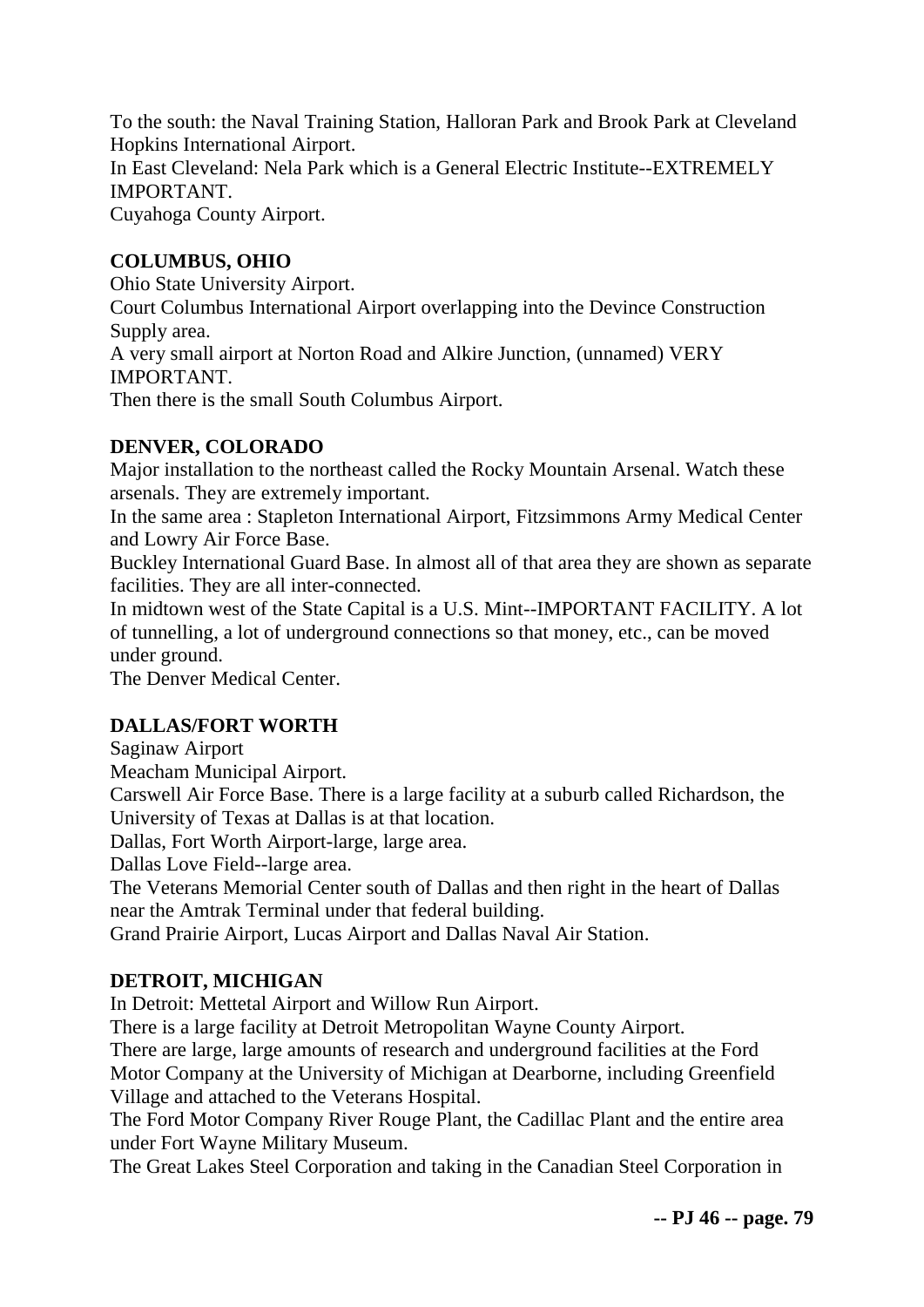To the south: the Naval Training Station, Halloran Park and Brook Park at Cleveland Hopkins International Airport.
In East Cleveland: Nela Park which is a General Electric Institute--EXTREMELY IMPORTANT.
Cuyahoga County Airport.

**COLUMBUS, OHIO**
Ohio State University Airport.
Court Columbus International Airport overlapping into the Devince Construction Supply area.
A very small airport at Norton Road and Alkire Junction, (unnamed) VERY IMPORTANT.
Then there is the small South Columbus Airport.

**DENVER, COLORADO**
Major installation to the northeast called the Rocky Mountain Arsenal. Watch these arsenals. They are extremely important.
In the same area : Stapleton International Airport, Fitzsimmons Army Medical Center and Lowry Air Force Base.
Buckley International Guard Base. In almost all of that area they are shown as separate facilities. They are all inter-connected.
In midtown west of the State Capital is a U.S. Mint--IMPORTANT FACILITY. A lot of tunnelling, a lot of underground connections so that money, etc., can be moved under ground.
The Denver Medical Center.

**DALLAS/FORT WORTH**
Saginaw Airport
Meacham Municipal Airport.
Carswell Air Force Base. There is a large facility at a suburb called Richardson, the University of Texas at Dallas is at that location.
Dallas, Fort Worth Airport-large, large area.
Dallas Love Field--large area.
The Veterans Memorial Center south of Dallas and then right in the heart of Dallas near the Amtrak Terminal under that federal building.
Grand Prairie Airport, Lucas Airport and Dallas Naval Air Station.

**DETROIT, MICHIGAN**
In Detroit: Mettetal Airport and Willow Run Airport.
There is a large facility at Detroit Metropolitan Wayne County Airport.
There are large, large amounts of research and underground facilities at the Ford Motor Company at the University of Michigan at Dearborne, including Greenfield Village and attached to the Veterans Hospital.
The Ford Motor Company River Rouge Plant, the Cadillac Plant and the entire area under Fort Wayne Military Museum.
The Great Lakes Steel Corporation and taking in the Canadian Steel Corporation in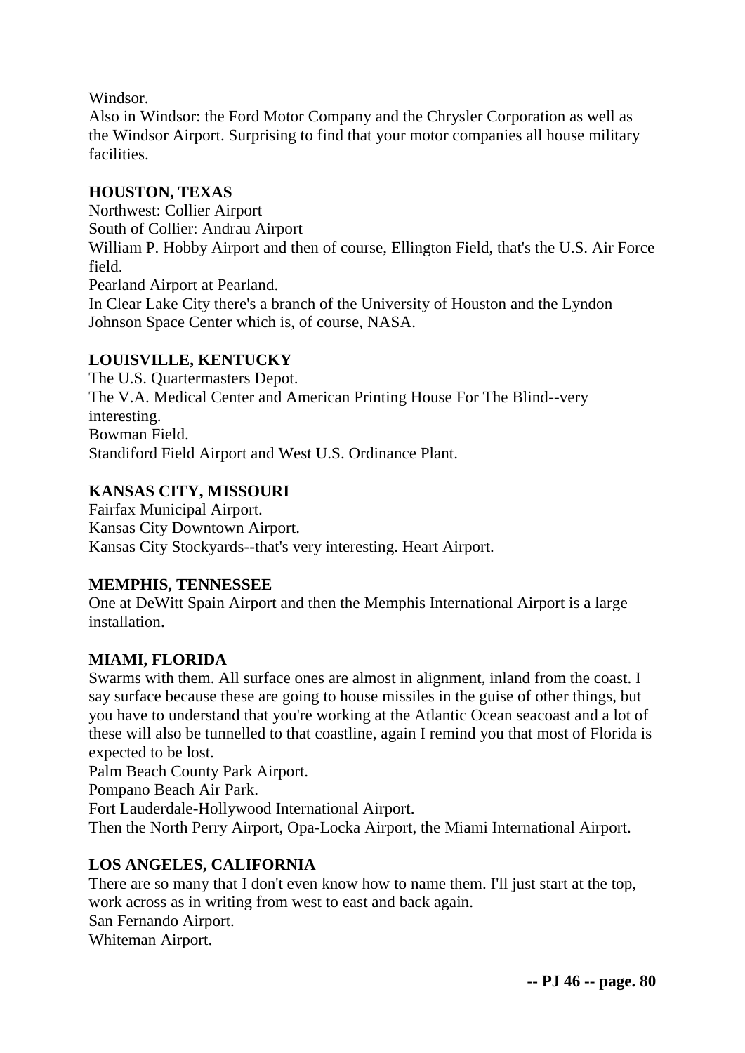Windsor.

Also in Windsor: the Ford Motor Company and the Chrysler Corporation as well as the Windsor Airport. Surprising to find that your motor companies all house military facilities.

**HOUSTON, TEXAS**

Northwest: Collier Airport
South of Collier: Andrau Airport
William P. Hobby Airport and then of course, Ellington Field, that's the U.S. Air Force field.
Pearland Airport at Pearland.
In Clear Lake City there's a branch of the University of Houston and the Lyndon Johnson Space Center which is, of course, NASA.

**LOUISVILLE, KENTUCKY**

The U.S. Quartermasters Depot.
The V.A. Medical Center and American Printing House For The Blind--very interesting.
Bowman Field.
Standiford Field Airport and West U.S. Ordinance Plant.

**KANSAS CITY, MISSOURI**

Fairfax Municipal Airport.
Kansas City Downtown Airport.
Kansas City Stockyards--that's very interesting. Heart Airport.

**MEMPHIS, TENNESSEE**

One at DeWitt Spain Airport and then the Memphis International Airport is a large installation.

**MIAMI, FLORIDA**

Swarms with them. All surface ones are almost in alignment, inland from the coast. I say surface because these are going to house missiles in the guise of other things, but you have to understand that you're working at the Atlantic Ocean seacoast and a lot of these will also be tunnelled to that coastline, again I remind you that most of Florida is expected to be lost.
Palm Beach County Park Airport.
Pompano Beach Air Park.
Fort Lauderdale-Hollywood International Airport.
Then the North Perry Airport, Opa-Locka Airport, the Miami International Airport.

**LOS ANGELES, CALIFORNIA**

There are so many that I don't even know how to name them. I'll just start at the top, work across as in writing from west to east and back again.
San Fernando Airport.
Whiteman Airport.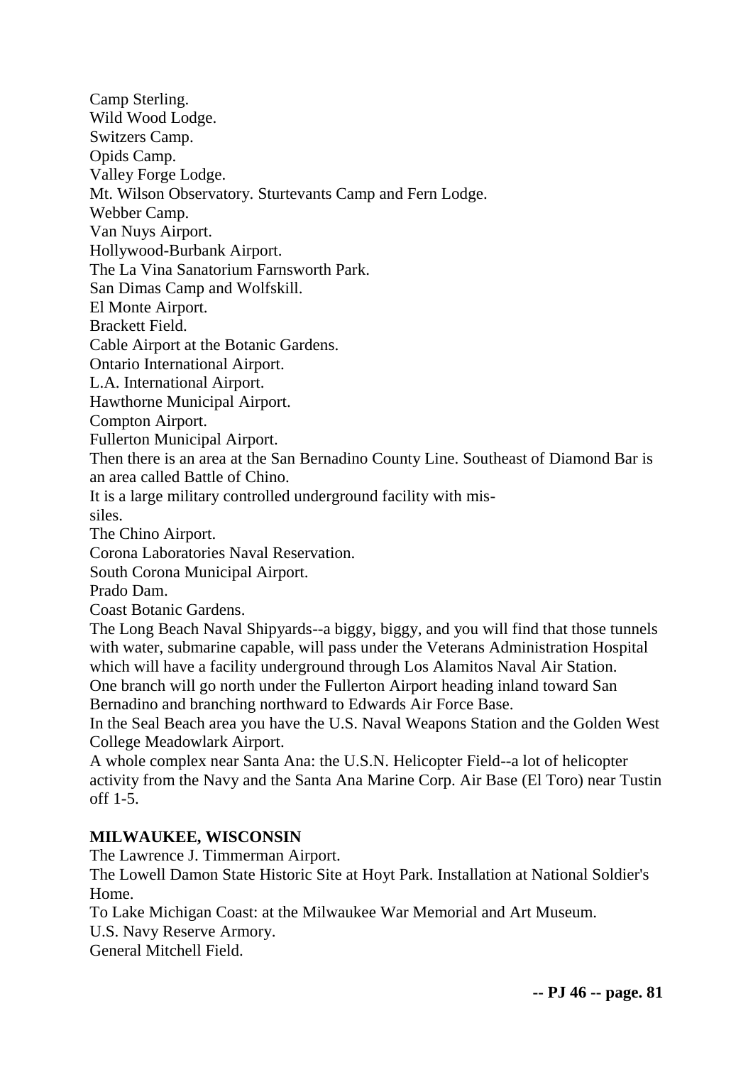Camp Sterling.
Wild Wood Lodge.
Switzers Camp.
Opids Camp.
Valley Forge Lodge.
Mt. Wilson Observatory. Sturtevants Camp and Fern Lodge.
Webber Camp.
Van Nuys Airport.
Hollywood-Burbank Airport.
The La Vina Sanatorium Farnsworth Park.
San Dimas Camp and Wolfskill.
El Monte Airport.
Brackett Field.
Cable Airport at the Botanic Gardens.
Ontario International Airport.
L.A. International Airport.
Hawthorne Municipal Airport.
Compton Airport.
Fullerton Municipal Airport.
Then there is an area at the San Bernadino County Line. Southeast of Diamond Bar is an area called Battle of Chino.
It is a large military controlled underground facility with missiles.
The Chino Airport.
Corona Laboratories Naval Reservation.
South Corona Municipal Airport.
Prado Dam.
Coast Botanic Gardens.
The Long Beach Naval Shipyards--a biggy, biggy, and you will find that those tunnels with water, submarine capable, will pass under the Veterans Administration Hospital which will have a facility underground through Los Alamitos Naval Air Station.
One branch will go north under the Fullerton Airport heading inland toward San Bernadino and branching northward to Edwards Air Force Base.
In the Seal Beach area you have the U.S. Naval Weapons Station and the Golden West College Meadowlark Airport.
A whole complex near Santa Ana: the U.S.N. Helicopter Field--a lot of helicopter activity from the Navy and the Santa Ana Marine Corp. Air Base (El Toro) near Tustin off 1-5.

**MILWAUKEE, WISCONSIN**

The Lawrence J. Timmerman Airport.
The Lowell Damon State Historic Site at Hoyt Park. Installation at National Soldier's Home.
To Lake Michigan Coast: at the Milwaukee War Memorial and Art Museum.
U.S. Navy Reserve Armory.
General Mitchell Field.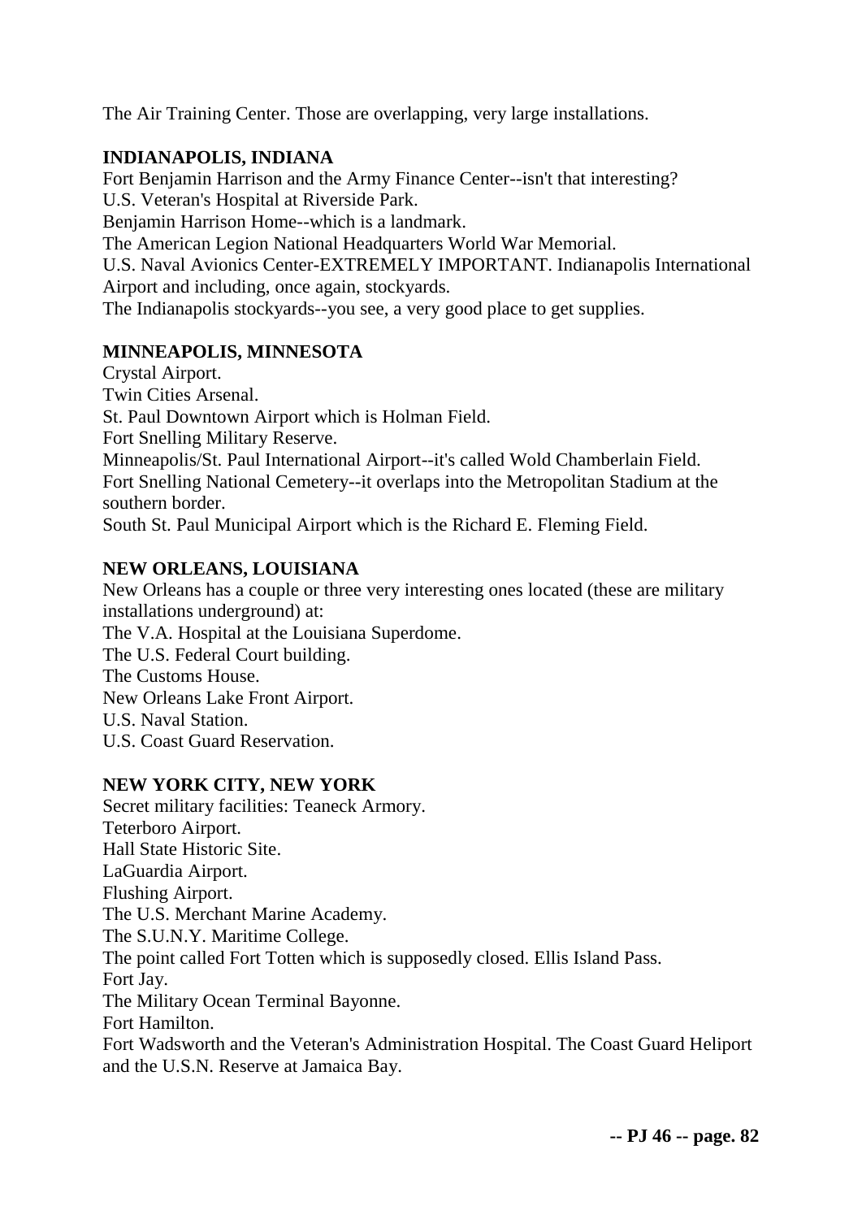The Air Training Center. Those are overlapping, very large installations.

**INDIANAPOLIS, INDIANA**

Fort Benjamin Harrison and the Army Finance Center--isn't that interesting?
U.S. Veteran's Hospital at Riverside Park.
Benjamin Harrison Home--which is a landmark.
The American Legion National Headquarters World War Memorial.
U.S. Naval Avionics Center-EXTREMELY IMPORTANT. Indianapolis International Airport and including, once again, stockyards.
The Indianapolis stockyards--you see, a very good place to get supplies.

**MINNEAPOLIS, MINNESOTA**

Crystal Airport.
Twin Cities Arsenal.
St. Paul Downtown Airport which is Holman Field.
Fort Snelling Military Reserve.
Minneapolis/St. Paul International Airport--it's called Wold Chamberlain Field.
Fort Snelling National Cemetery--it overlaps into the Metropolitan Stadium at the southern border.
South St. Paul Municipal Airport which is the Richard E. Fleming Field.

**NEW ORLEANS, LOUISIANA**

New Orleans has a couple or three very interesting ones located (these are military installations underground) at:
The V.A. Hospital at the Louisiana Superdome.
The U.S. Federal Court building.
The Customs House.
New Orleans Lake Front Airport.
U.S. Naval Station.
U.S. Coast Guard Reservation.

**NEW YORK CITY, NEW YORK**

Secret military facilities: Teaneck Armory.
Teterboro Airport.
Hall State Historic Site.
LaGuardia Airport.
Flushing Airport.
The U.S. Merchant Marine Academy.
The S.U.N.Y. Maritime College.
The point called Fort Totten which is supposedly closed. Ellis Island Pass.
Fort Jay.
The Military Ocean Terminal Bayonne.
Fort Hamilton.
Fort Wadsworth and the Veteran's Administration Hospital. The Coast Guard Heliport and the U.S.N. Reserve at Jamaica Bay.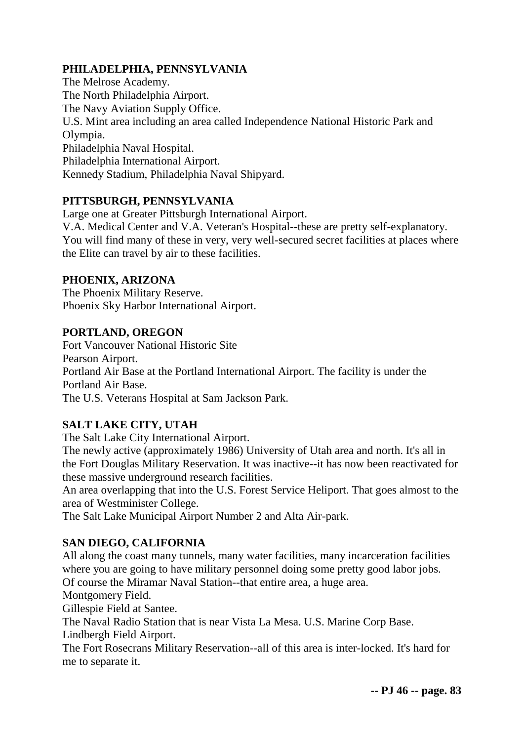**PHILADELPHIA, PENNSYLVANIA**

The Melrose Academy.
The North Philadelphia Airport.
The Navy Aviation Supply Office.
U.S. Mint area including an area called Independence National Historic Park and Olympia.
Philadelphia Naval Hospital.
Philadelphia International Airport.
Kennedy Stadium, Philadelphia Naval Shipyard.

**PITTSBURGH, PENNSYLVANIA**

Large one at Greater Pittsburgh International Airport.
V.A. Medical Center and V.A. Veteran's Hospital--these are pretty self-explanatory. You will find many of these in very, very well-secured secret facilities at places where the Elite can travel by air to these facilities.

**PHOENIX, ARIZONA**

The Phoenix Military Reserve.
Phoenix Sky Harbor International Airport.

**PORTLAND, OREGON**

Fort Vancouver National Historic Site
Pearson Airport.
Portland Air Base at the Portland International Airport. The facility is under the Portland Air Base.
The U.S. Veterans Hospital at Sam Jackson Park.

**SALT LAKE CITY, UTAH**

The Salt Lake City International Airport.
The newly active (approximately 1986) University of Utah area and north. It's all in the Fort Douglas Military Reservation. It was inactive--it has now been reactivated for these massive underground research facilities.
An area overlapping that into the U.S. Forest Service Heliport. That goes almost to the area of Westminister College.
The Salt Lake Municipal Airport Number 2 and Alta Air-park.

**SAN DIEGO, CALIFORNIA**

All along the coast many tunnels, many water facilities, many incarceration facilities where you are going to have military personnel doing some pretty good labor jobs.
Of course the Miramar Naval Station--that entire area, a huge area.
Montgomery Field.
Gillespie Field at Santee.
The Naval Radio Station that is near Vista La Mesa. U.S. Marine Corp Base.
Lindbergh Field Airport.
The Fort Rosecrans Military Reservation--all of this area is inter-locked. It's hard for me to separate it.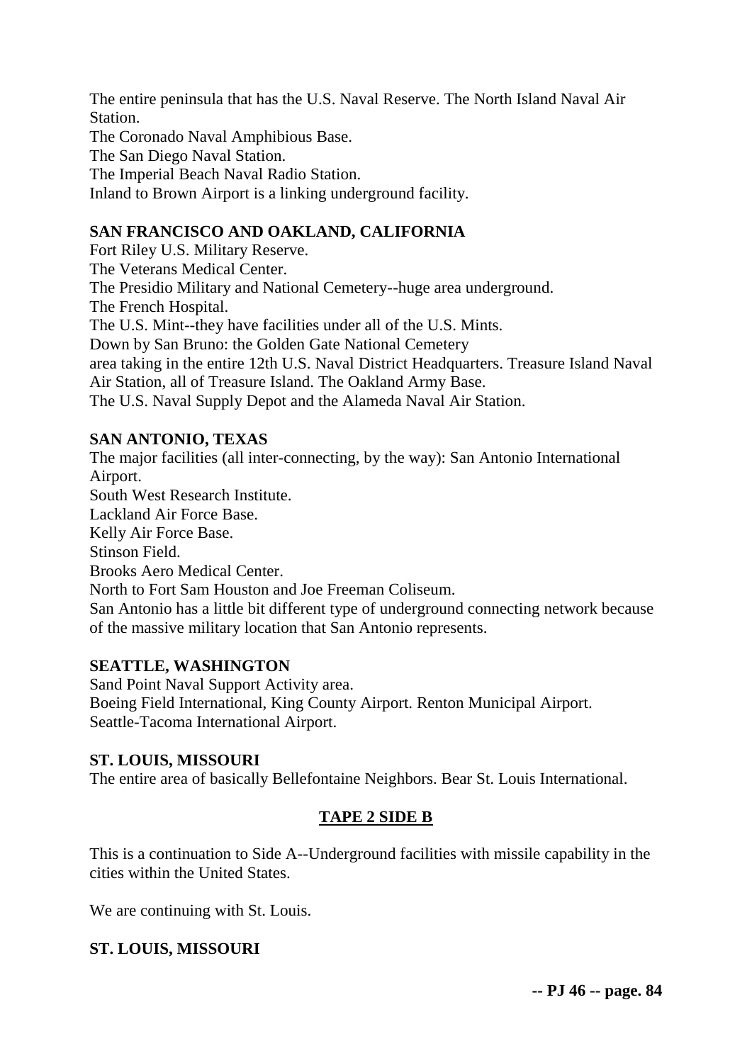The entire peninsula that has the U.S. Naval Reserve. The North Island Naval Air Station.
The Coronado Naval Amphibious Base.
The San Diego Naval Station.
The Imperial Beach Naval Radio Station.
Inland to Brown Airport is a linking underground facility.

**SAN FRANCISCO AND OAKLAND, CALIFORNIA**

Fort Riley U.S. Military Reserve.
The Veterans Medical Center.
The Presidio Military and National Cemetery--huge area underground.
The French Hospital.
The U.S. Mint--they have facilities under all of the U.S. Mints.
Down by San Bruno: the Golden Gate National Cemetery
area taking in the entire 12th U.S. Naval District Headquarters. Treasure Island Naval Air Station, all of Treasure Island. The Oakland Army Base.
The U.S. Naval Supply Depot and the Alameda Naval Air Station.

**SAN ANTONIO, TEXAS**

The major facilities (all inter-connecting, by the way): San Antonio International Airport.
South West Research Institute.
Lackland Air Force Base.
Kelly Air Force Base.
Stinson Field.
Brooks Aero Medical Center.
North to Fort Sam Houston and Joe Freeman Coliseum.
San Antonio has a little bit different type of underground connecting network because of the massive military location that San Antonio represents.

**SEATTLE, WASHINGTON**

Sand Point Naval Support Activity area.
Boeing Field International, King County Airport. Renton Municipal Airport.
Seattle-Tacoma International Airport.

**ST. LOUIS, MISSOURI**

The entire area of basically Bellefontaine Neighbors. Bear St. Louis International.

**TAPE 2 SIDE B**

This is a continuation to Side A--Underground facilities with missile capability in the cities within the United States.

We are continuing with St. Louis.

**ST. LOUIS, MISSOURI**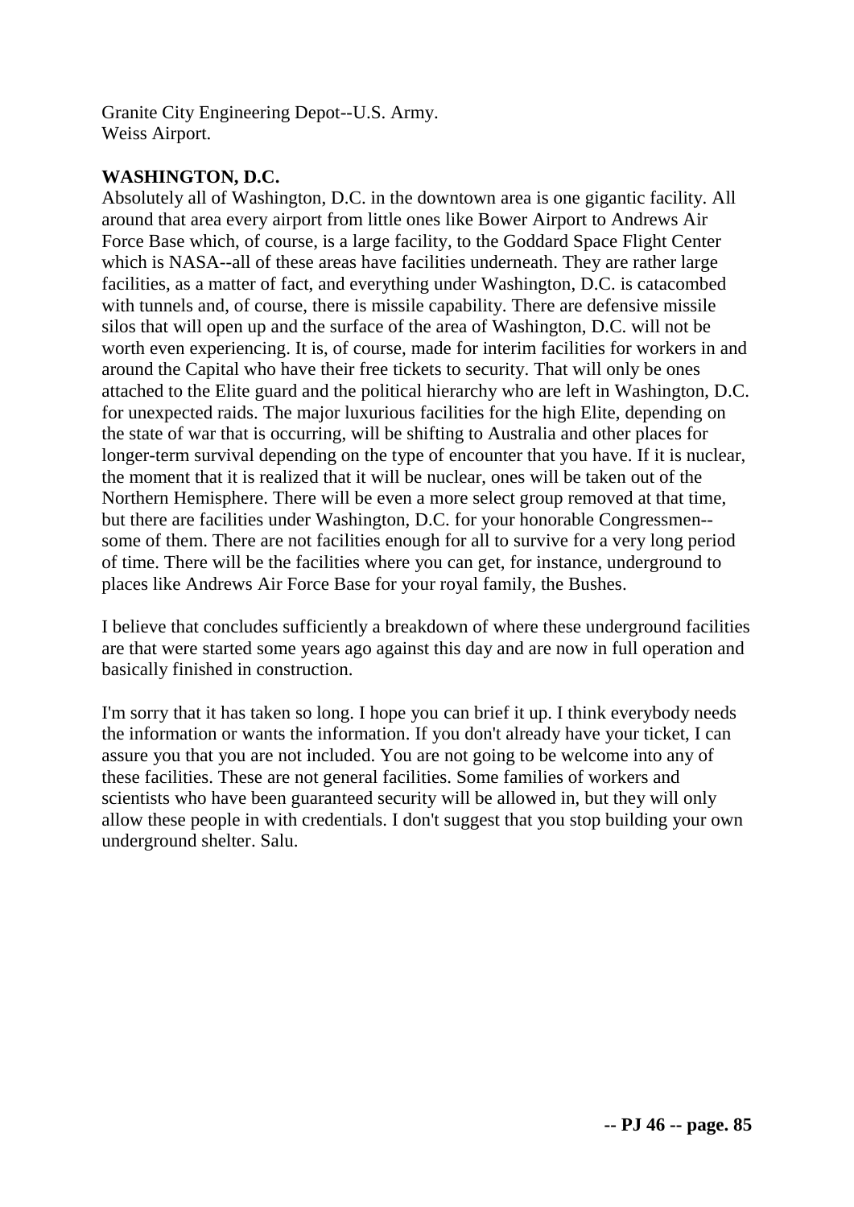Granite City Engineering Depot--U.S. Army.
Weiss Airport.

**WASHINGTON, D.C.**

Absolutely all of Washington, D.C. in the downtown area is one gigantic facility. All around that area every airport from little ones like Bower Airport to Andrews Air Force Base which, of course, is a large facility, to the Goddard Space Flight Center which is NASA--all of these areas have facilities underneath. They are rather large facilities, as a matter of fact, and everything under Washington, D.C. is catacombed with tunnels and, of course, there is missile capability. There are defensive missile silos that will open up and the surface of the area of Washington, D.C. will not be worth even experiencing. It is, of course, made for interim facilities for workers in and around the Capital who have their free tickets to security. That will only be ones attached to the Elite guard and the political hierarchy who are left in Washington, D.C. for unexpected raids. The major luxurious facilities for the high Elite, depending on the state of war that is occurring, will be shifting to Australia and other places for longer-term survival depending on the type of encounter that you have. If it is nuclear, the moment that it is realized that it will be nuclear, ones will be taken out of the Northern Hemisphere. There will be even a more select group removed at that time, but there are facilities under Washington, D.C. for your honorable Congressmen--some of them. There are not facilities enough for all to survive for a very long period of time. There will be the facilities where you can get, for instance, underground to places like Andrews Air Force Base for your royal family, the Bushes.

I believe that concludes sufficiently a breakdown of where these underground facilities are that were started some years ago against this day and are now in full operation and basically finished in construction.

I'm sorry that it has taken so long. I hope you can brief it up. I think everybody needs the information or wants the information. If you don't already have your ticket, I can assure you that you are not included. You are not going to be welcome into any of these facilities. These are not general facilities. Some families of workers and scientists who have been guaranteed security will be allowed in, but they will only allow these people in with credentials. I don't suggest that you stop building your own underground shelter. Salu.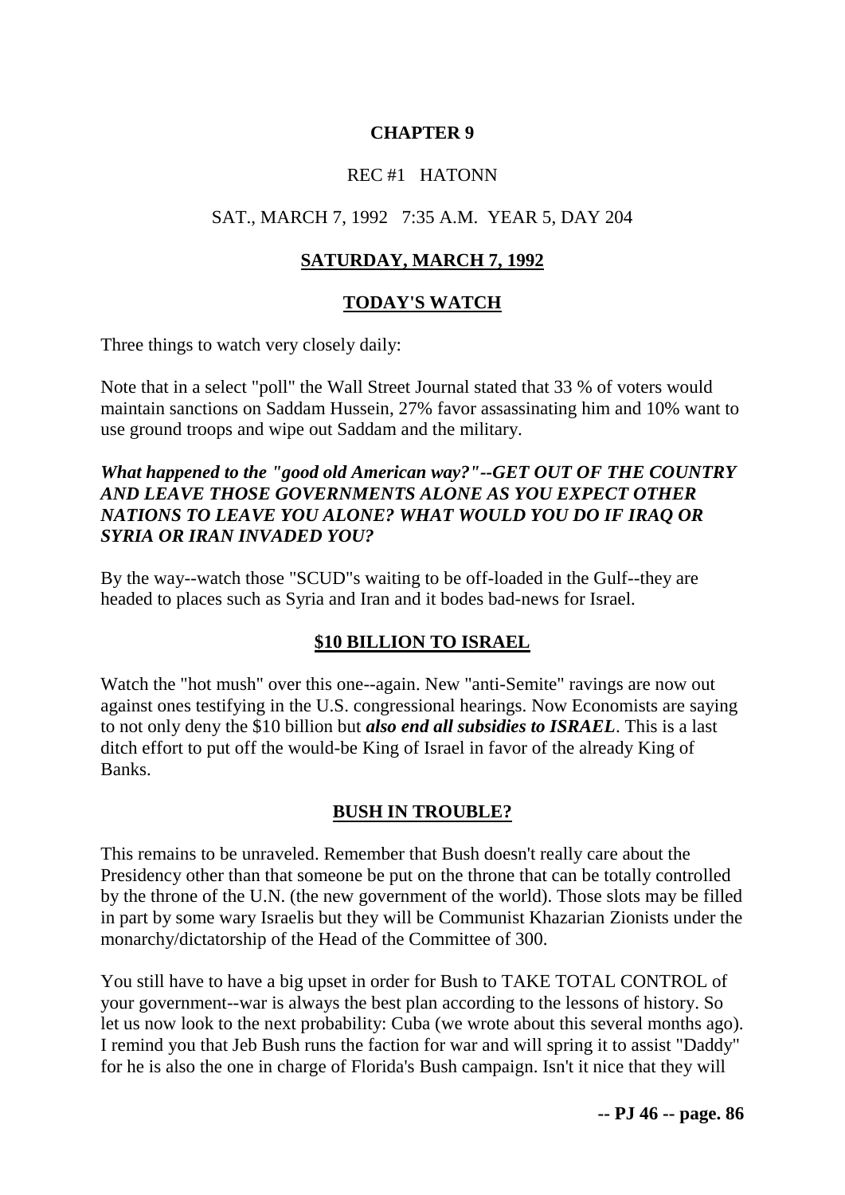**CHAPTER 9**

REC #1 HATONN

SAT., MARCH 7, 1992 7:35 A.M. YEAR 5, DAY 204

## SATURDAY, MARCH 7, 1992

## TODAY'S WATCH

Three things to watch very closely daily:

Note that in a select "poll" the Wall Street Journal stated that 33 % of voters would maintain sanctions on Saddam Hussein, 27% favor assassinating him and 10% want to use ground troops and wipe out Saddam and the military.

***What happened to the "good old American way?"--GET OUT OF THE COUNTRY AND LEAVE THOSE GOVERNMENTS ALONE AS YOU EXPECT OTHER NATIONS TO LEAVE YOU ALONE? WHAT WOULD YOU DO IF IRAQ OR SYRIA OR IRAN INVADED YOU?***

By the way--watch those "SCUD"s waiting to be off-loaded in the Gulf--they are headed to places such as Syria and Iran and it bodes bad-news for Israel.

## $10 BILLION TO ISRAEL

Watch the "hot mush" over this one--again. New "anti-Semite" ravings are now out against ones testifying in the U.S. congressional hearings. Now Economists are saying to not only deny the $10 billion but ***also end all subsidies to ISRAEL***. This is a last ditch effort to put off the would-be King of Israel in favor of the already King of Banks.

## BUSH IN TROUBLE?

This remains to be unraveled. Remember that Bush doesn't really care about the Presidency other than that someone be put on the throne that can be totally controlled by the throne of the U.N. (the new government of the world). Those slots may be filled in part by some wary Israelis but they will be Communist Khazarian Zionists under the monarchy/dictatorship of the Head of the Committee of 300.

You still have to have a big upset in order for Bush to TAKE TOTAL CONTROL of your government--war is always the best plan according to the lessons of history. So let us now look to the next probability: Cuba (we wrote about this several months ago). I remind you that Jeb Bush runs the faction for war and will spring it to assist "Daddy" for he is also the one in charge of Florida's Bush campaign. Isn't it nice that they will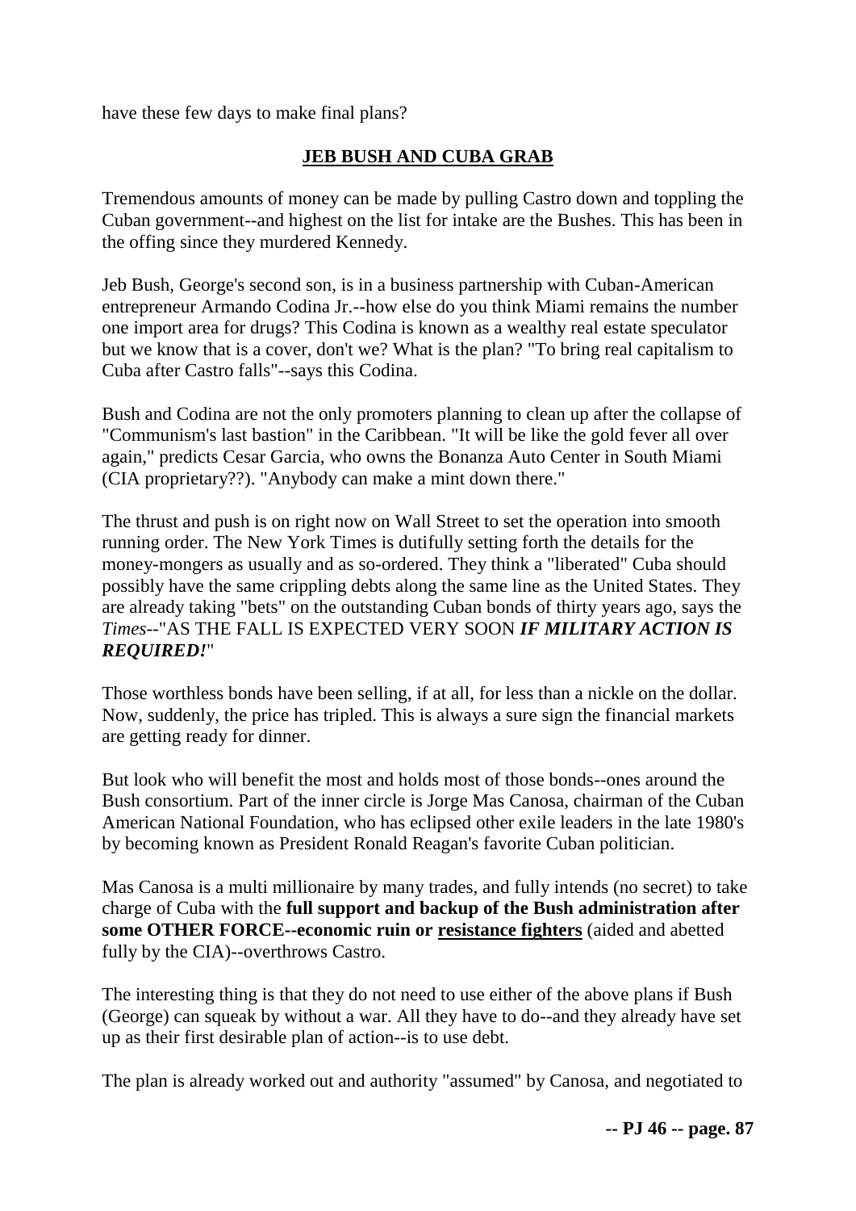have these few days to make final plans?

## **JEB BUSH AND CUBA GRAB**

Tremendous amounts of money can be made by pulling Castro down and toppling the Cuban government--and highest on the list for intake are the Bushes. This has been in the offing since they murdered Kennedy.

Jeb Bush, George's second son, is in a business partnership with Cuban-American entrepreneur Armando Codina Jr.--how else do you think Miami remains the number one import area for drugs? This Codina is known as a wealthy real estate speculator but we know that is a cover, don't we? What is the plan? "To bring real capitalism to Cuba after Castro falls"--says this Codina.

Bush and Codina are not the only promoters planning to clean up after the collapse of "Communism's last bastion" in the Caribbean. "It will be like the gold fever all over again," predicts Cesar Garcia, who owns the Bonanza Auto Center in South Miami (CIA proprietary??). "Anybody can make a mint down there."

The thrust and push is on right now on Wall Street to set the operation into smooth running order. The New York Times is dutifully setting forth the details for the money-mongers as usually and as so-ordered. They think a "liberated" Cuba should possibly have the same crippling debts along the same line as the United States. They are already taking "bets" on the outstanding Cuban bonds of thirty years ago, says the *Times*--"AS THE FALL IS EXPECTED VERY SOON ***IF MILITARY ACTION IS REQUIRED!***"

Those worthless bonds have been selling, if at all, for less than a nickle on the dollar. Now, suddenly, the price has tripled. This is always a sure sign the financial markets are getting ready for dinner.

But look who will benefit the most and holds most of those bonds--ones around the Bush consortium. Part of the inner circle is Jorge Mas Canosa, chairman of the Cuban American National Foundation, who has eclipsed other exile leaders in the late 1980's by becoming known as President Ronald Reagan's favorite Cuban politician.

Mas Canosa is a multi millionaire by many trades, and fully intends (no secret) to take charge of Cuba with the **full support and backup of the Bush administration after some OTHER FORCE--economic ruin or <u>resistance fighters</u>** (aided and abetted fully by the CIA)--overthrows Castro.

The interesting thing is that they do not need to use either of the above plans if Bush (George) can squeak by without a war. All they have to do--and they already have set up as their first desirable plan of action--is to use debt.

The plan is already worked out and authority "assumed" by Canosa, and negotiated to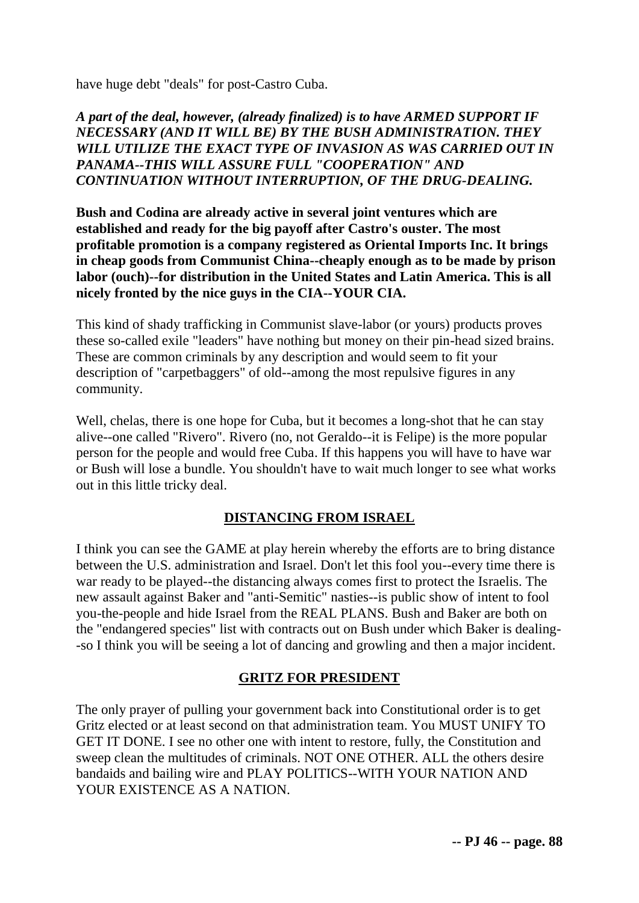have huge debt "deals" for post-Castro Cuba.

***A part of the deal, however, (already finalized) is to have ARMED SUPPORT IF NECESSARY (AND IT WILL BE) BY THE BUSH ADMINISTRATION. THEY WILL UTILIZE THE EXACT TYPE OF INVASION AS WAS CARRIED OUT IN PANAMA--THIS WILL ASSURE FULL "COOPERATION" AND CONTINUATION WITHOUT INTERRUPTION, OF THE DRUG-DEALING.***

**Bush and Codina are already active in several joint ventures which are established and ready for the big payoff after Castro's ouster. The most profitable promotion is a company registered as Oriental Imports Inc. It brings in cheap goods from Communist China--cheaply enough as to be made by prison labor (ouch)--for distribution in the United States and Latin America. This is all nicely fronted by the nice guys in the CIA--YOUR CIA.**

This kind of shady trafficking in Communist slave-labor (or yours) products proves these so-called exile "leaders" have nothing but money on their pin-head sized brains. These are common criminals by any description and would seem to fit your description of "carpetbaggers" of old--among the most repulsive figures in any community.

Well, chelas, there is one hope for Cuba, but it becomes a long-shot that he can stay alive--one called "Rivero". Rivero (no, not Geraldo--it is Felipe) is the more popular person for the people and would free Cuba. If this happens you will have to have war or Bush will lose a bundle. You shouldn't have to wait much longer to see what works out in this little tricky deal.

## DISTANCING FROM ISRAEL

I think you can see the GAME at play herein whereby the efforts are to bring distance between the U.S. administration and Israel. Don't let this fool you--every time there is war ready to be played--the distancing always comes first to protect the Israelis. The new assault against Baker and "anti-Semitic" nasties--is public show of intent to fool you-the-people and hide Israel from the REAL PLANS. Bush and Baker are both on the "endangered species" list with contracts out on Bush under which Baker is dealing--so I think you will be seeing a lot of dancing and growling and then a major incident.

## GRITZ FOR PRESIDENT

The only prayer of pulling your government back into Constitutional order is to get Gritz elected or at least second on that administration team. You MUST UNIFY TO GET IT DONE. I see no other one with intent to restore, fully, the Constitution and sweep clean the multitudes of criminals. NOT ONE OTHER. ALL the others desire bandaids and bailing wire and PLAY POLITICS--WITH YOUR NATION AND YOUR EXISTENCE AS A NATION.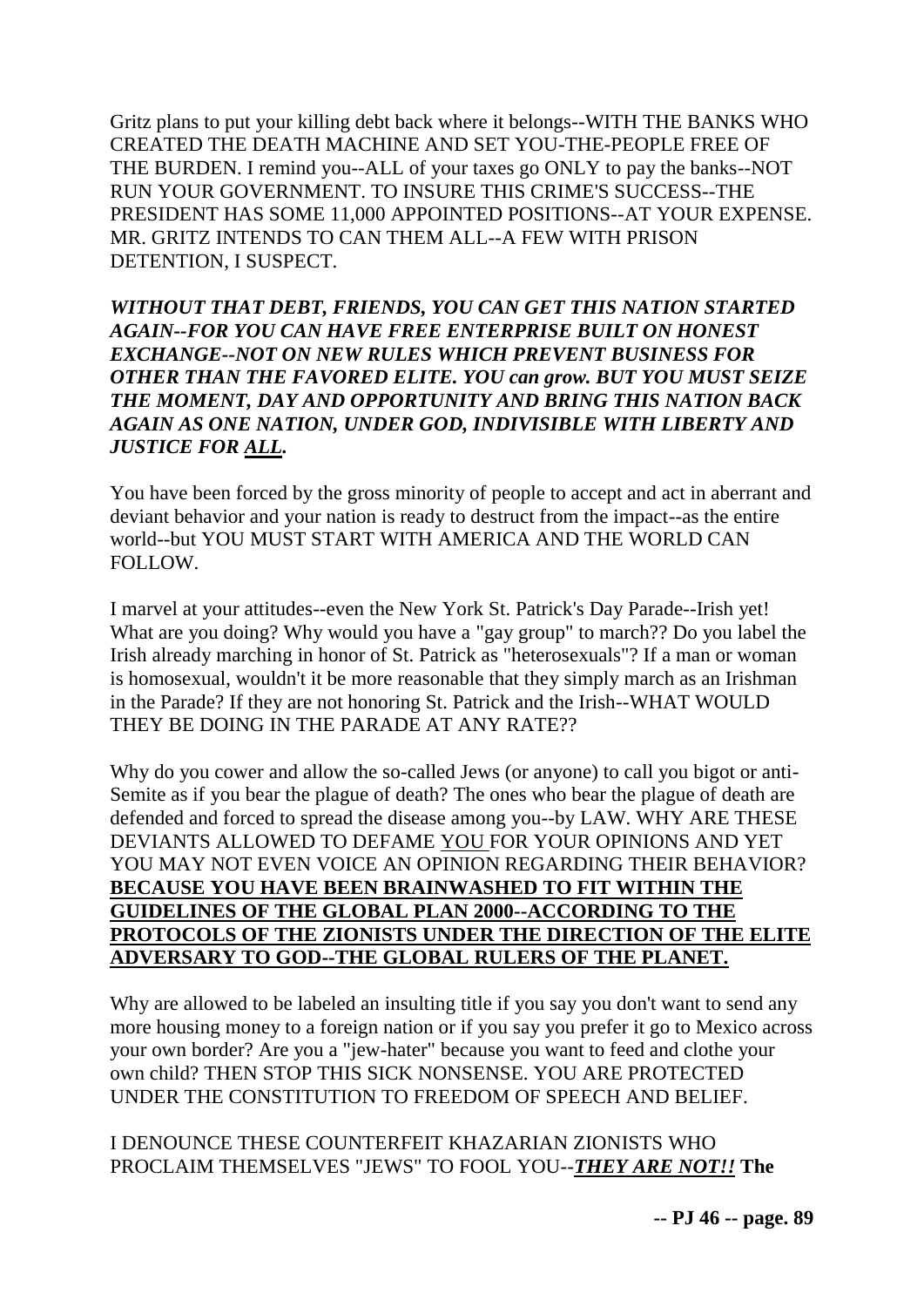Gritz plans to put your killing debt back where it belongs--WITH THE BANKS WHO CREATED THE DEATH MACHINE AND SET YOU-THE-PEOPLE FREE OF THE BURDEN. I remind you--ALL of your taxes go ONLY to pay the banks--NOT RUN YOUR GOVERNMENT. TO INSURE THIS CRIME'S SUCCESS--THE PRESIDENT HAS SOME 11,000 APPOINTED POSITIONS--AT YOUR EXPENSE. MR. GRITZ INTENDS TO CAN THEM ALL--A FEW WITH PRISON DETENTION, I SUSPECT.

***WITHOUT THAT DEBT, FRIENDS, YOU CAN GET THIS NATION STARTED AGAIN--FOR YOU CAN HAVE FREE ENTERPRISE BUILT ON HONEST EXCHANGE--NOT ON NEW RULES WHICH PREVENT BUSINESS FOR OTHER THAN THE FAVORED ELITE. YOU can grow. BUT YOU MUST SEIZE THE MOMENT, DAY AND OPPORTUNITY AND BRING THIS NATION BACK AGAIN AS ONE NATION, UNDER GOD, INDIVISIBLE WITH LIBERTY AND JUSTICE FOR <u>ALL</u>.***

You have been forced by the gross minority of people to accept and act in aberrant and deviant behavior and your nation is ready to destruct from the impact--as the entire world--but YOU MUST START WITH AMERICA AND THE WORLD CAN FOLLOW.

I marvel at your attitudes--even the New York St. Patrick's Day Parade--Irish yet! What are you doing? Why would you have a "gay group" to march?? Do you label the Irish already marching in honor of St. Patrick as "heterosexuals"? If a man or woman is homosexual, wouldn't it be more reasonable that they simply march as an Irishman in the Parade? If they are not honoring St. Patrick and the Irish--WHAT WOULD THEY BE DOING IN THE PARADE AT ANY RATE??

Why do you cower and allow the so-called Jews (or anyone) to call you bigot or anti-Semite as if you bear the plague of death? The ones who bear the plague of death are defended and forced to spread the disease among you--by LAW. WHY ARE THESE DEVIANTS ALLOWED TO DEFAME <u>YOU</u> FOR YOUR OPINIONS AND YET YOU MAY NOT EVEN VOICE AN OPINION REGARDING THEIR BEHAVIOR? **<u>BECAUSE YOU HAVE BEEN BRAINWASHED TO FIT WITHIN THE GUIDELINES OF THE GLOBAL PLAN 2000--ACCORDING TO THE PROTOCOLS OF THE ZIONISTS UNDER THE DIRECTION OF THE ELITE ADVERSARY TO GOD--THE GLOBAL RULERS OF THE PLANET.</u>**

Why are allowed to be labeled an insulting title if you say you don't want to send any more housing money to a foreign nation or if you say you prefer it go to Mexico across your own border? Are you a "jew-hater" because you want to feed and clothe your own child? THEN STOP THIS SICK NONSENSE. YOU ARE PROTECTED UNDER THE CONSTITUTION TO FREEDOM OF SPEECH AND BELIEF.

I DENOUNCE THESE COUNTERFEIT KHAZARIAN ZIONISTS WHO PROCLAIM THEMSELVES "JEWS" TO FOOL YOU--***<u>THEY ARE NOT!!</u>*** **The**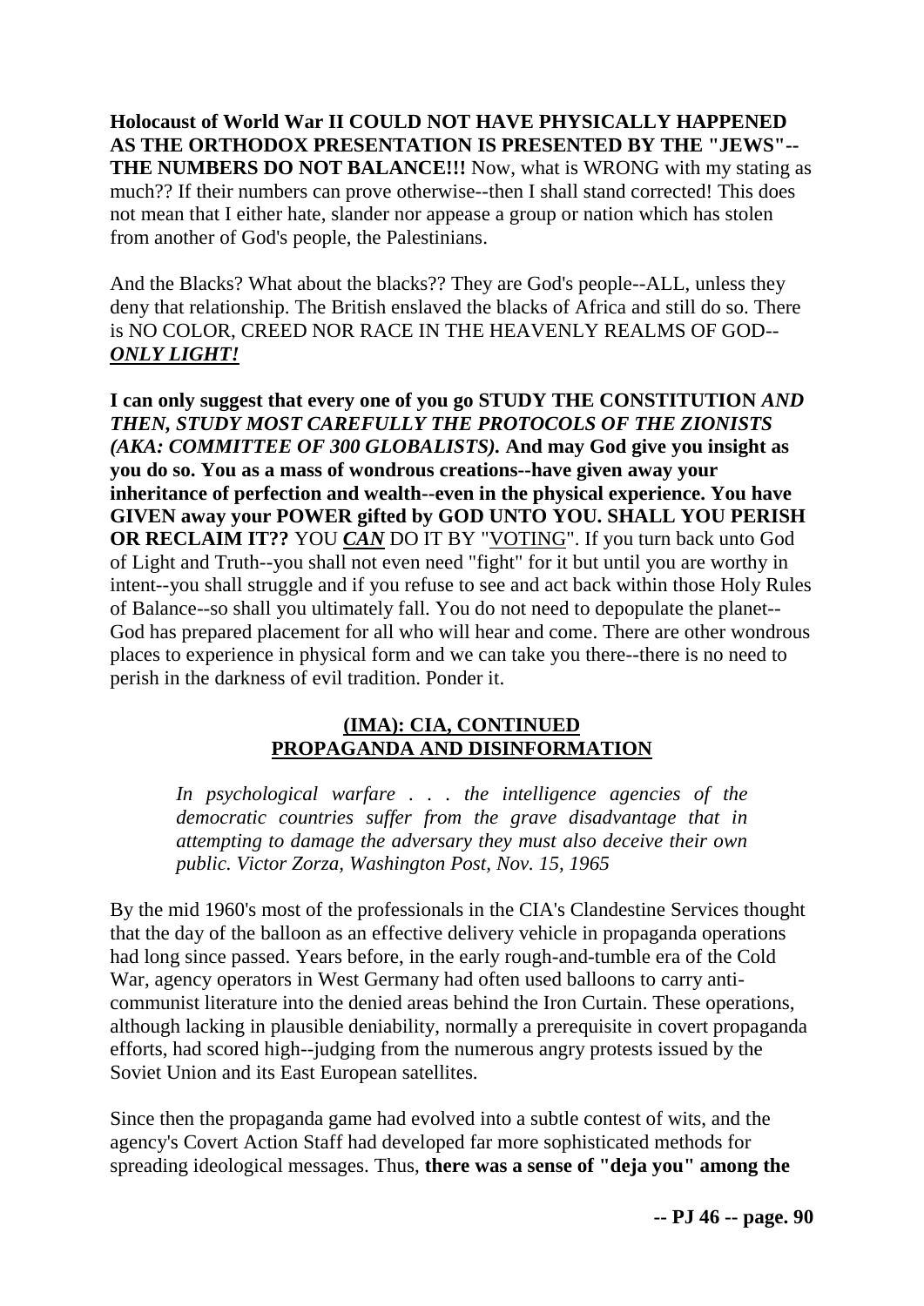**Holocaust of World War II COULD NOT HAVE PHYSICALLY HAPPENED AS THE ORTHODOX PRESENTATION IS PRESENTED BY THE "JEWS"--THE NUMBERS DO NOT BALANCE!!!** Now, what is WRONG with my stating as much?? If their numbers can prove otherwise--then I shall stand corrected! This does not mean that I either hate, slander nor appease a group or nation which has stolen from another of God's people, the Palestinians.

And the Blacks? What about the blacks?? They are God's people--ALL, unless they deny that relationship. The British enslaved the blacks of Africa and still do so. There is NO COLOR, CREED NOR RACE IN THE HEAVENLY REALMS OF GOD--***ONLY LIGHT!***

**I can only suggest that every one of you go STUDY THE CONSTITUTION *AND THEN, STUDY MOST CAREFULLY THE PROTOCOLS OF THE ZIONISTS (AKA: COMMITTEE OF 300 GLOBALISTS).* And may God give you insight as you do so. You as a mass of wondrous creations--have given away your inheritance of perfection and wealth--even in the physical experience. You have GIVEN away your POWER gifted by GOD UNTO YOU. SHALL YOU PERISH OR RECLAIM IT??** YOU ***CAN*** DO IT BY "VOTING". If you turn back unto God of Light and Truth--you shall not even need "fight" for it but until you are worthy in intent--you shall struggle and if you refuse to see and act back within those Holy Rules of Balance--so shall you ultimately fall. You do not need to depopulate the planet--God has prepared placement for all who will hear and come. There are other wondrous places to experience in physical form and we can take you there--there is no need to perish in the darkness of evil tradition. Ponder it.

## (IMA): CIA, CONTINUED
## PROPAGANDA AND DISINFORMATION

> *In psychological warfare . . . the intelligence agencies of the democratic countries suffer from the grave disadvantage that in attempting to damage the adversary they must also deceive their own public. Victor Zorza, Washington Post, Nov. 15, 1965*

By the mid 1960's most of the professionals in the CIA's Clandestine Services thought that the day of the balloon as an effective delivery vehicle in propaganda operations had long since passed. Years before, in the early rough-and-tumble era of the Cold War, agency operators in West Germany had often used balloons to carry anti-communist literature into the denied areas behind the Iron Curtain. These operations, although lacking in plausible deniability, normally a prerequisite in covert propaganda efforts, had scored high--judging from the numerous angry protests issued by the Soviet Union and its East European satellites.

Since then the propaganda game had evolved into a subtle contest of wits, and the agency's Covert Action Staff had developed far more sophisticated methods for spreading ideological messages. Thus, **there was a sense of "deja you" among the**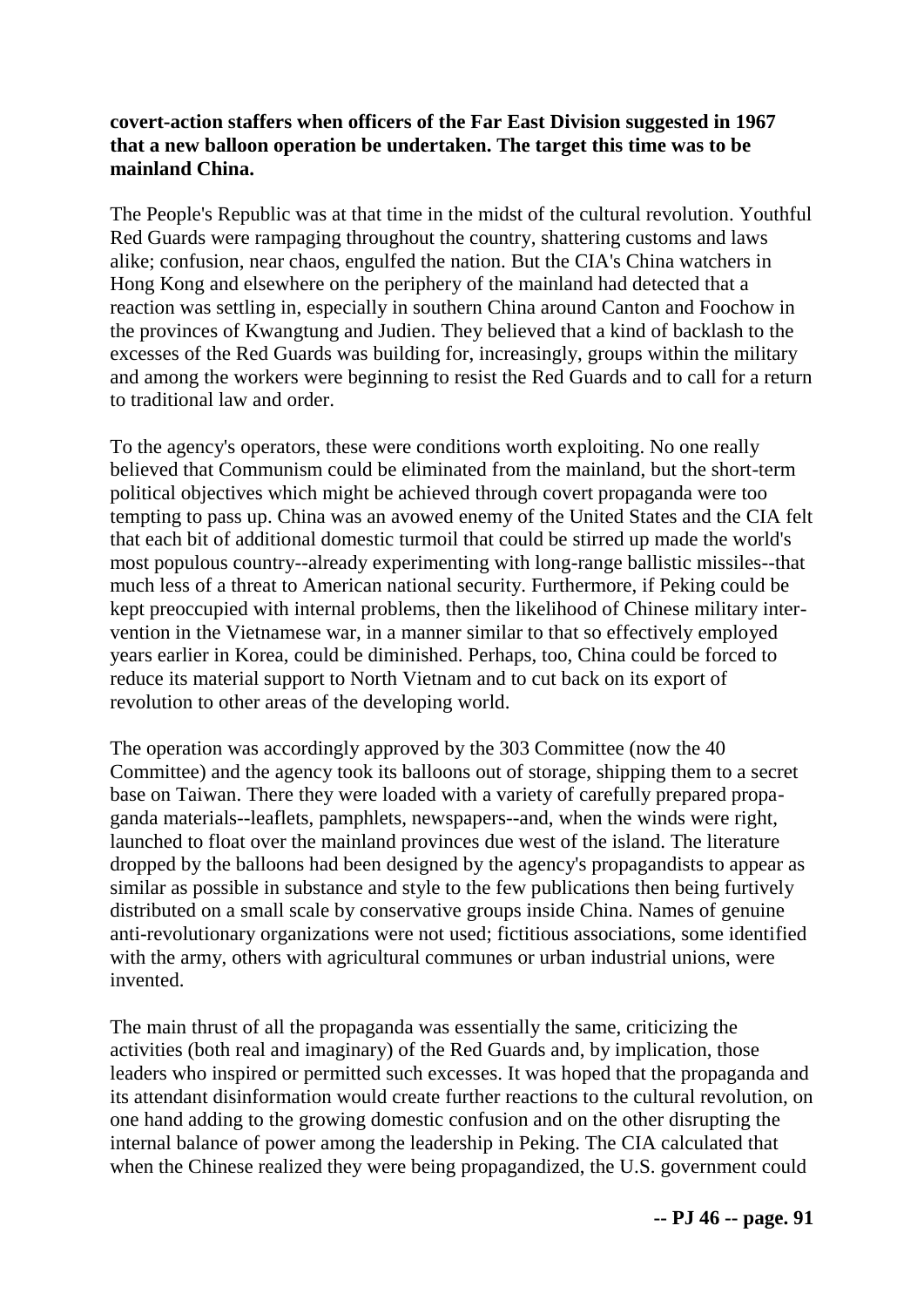**covert-action staffers when officers of the Far East Division suggested in 1967 that a new balloon operation be undertaken. The target this time was to be mainland China.**

The People's Republic was at that time in the midst of the cultural revolution. Youthful Red Guards were rampaging throughout the country, shattering customs and laws alike; confusion, near chaos, engulfed the nation. But the CIA's China watchers in Hong Kong and elsewhere on the periphery of the mainland had detected that a reaction was settling in, especially in southern China around Canton and Foochow in the provinces of Kwangtung and Judien. They believed that a kind of backlash to the excesses of the Red Guards was building for, increasingly, groups within the military and among the workers were beginning to resist the Red Guards and to call for a return to traditional law and order.

To the agency's operators, these were conditions worth exploiting. No one really believed that Communism could be eliminated from the mainland, but the short-term political objectives which might be achieved through covert propaganda were too tempting to pass up. China was an avowed enemy of the United States and the CIA felt that each bit of additional domestic turmoil that could be stirred up made the world's most populous country--already experimenting with long-range ballistic missiles--that much less of a threat to American national security. Furthermore, if Peking could be kept preoccupied with internal problems, then the likelihood of Chinese military intervention in the Vietnamese war, in a manner similar to that so effectively employed years earlier in Korea, could be diminished. Perhaps, too, China could be forced to reduce its material support to North Vietnam and to cut back on its export of revolution to other areas of the developing world.

The operation was accordingly approved by the 303 Committee (now the 40 Committee) and the agency took its balloons out of storage, shipping them to a secret base on Taiwan. There they were loaded with a variety of carefully prepared propaganda materials--leaflets, pamphlets, newspapers--and, when the winds were right, launched to float over the mainland provinces due west of the island. The literature dropped by the balloons had been designed by the agency's propagandists to appear as similar as possible in substance and style to the few publications then being furtively distributed on a small scale by conservative groups inside China. Names of genuine anti-revolutionary organizations were not used; fictitious associations, some identified with the army, others with agricultural communes or urban industrial unions, were invented.

The main thrust of all the propaganda was essentially the same, criticizing the activities (both real and imaginary) of the Red Guards and, by implication, those leaders who inspired or permitted such excesses. It was hoped that the propaganda and its attendant disinformation would create further reactions to the cultural revolution, on one hand adding to the growing domestic confusion and on the other disrupting the internal balance of power among the leadership in Peking. The CIA calculated that when the Chinese realized they were being propagandized, the U.S. government could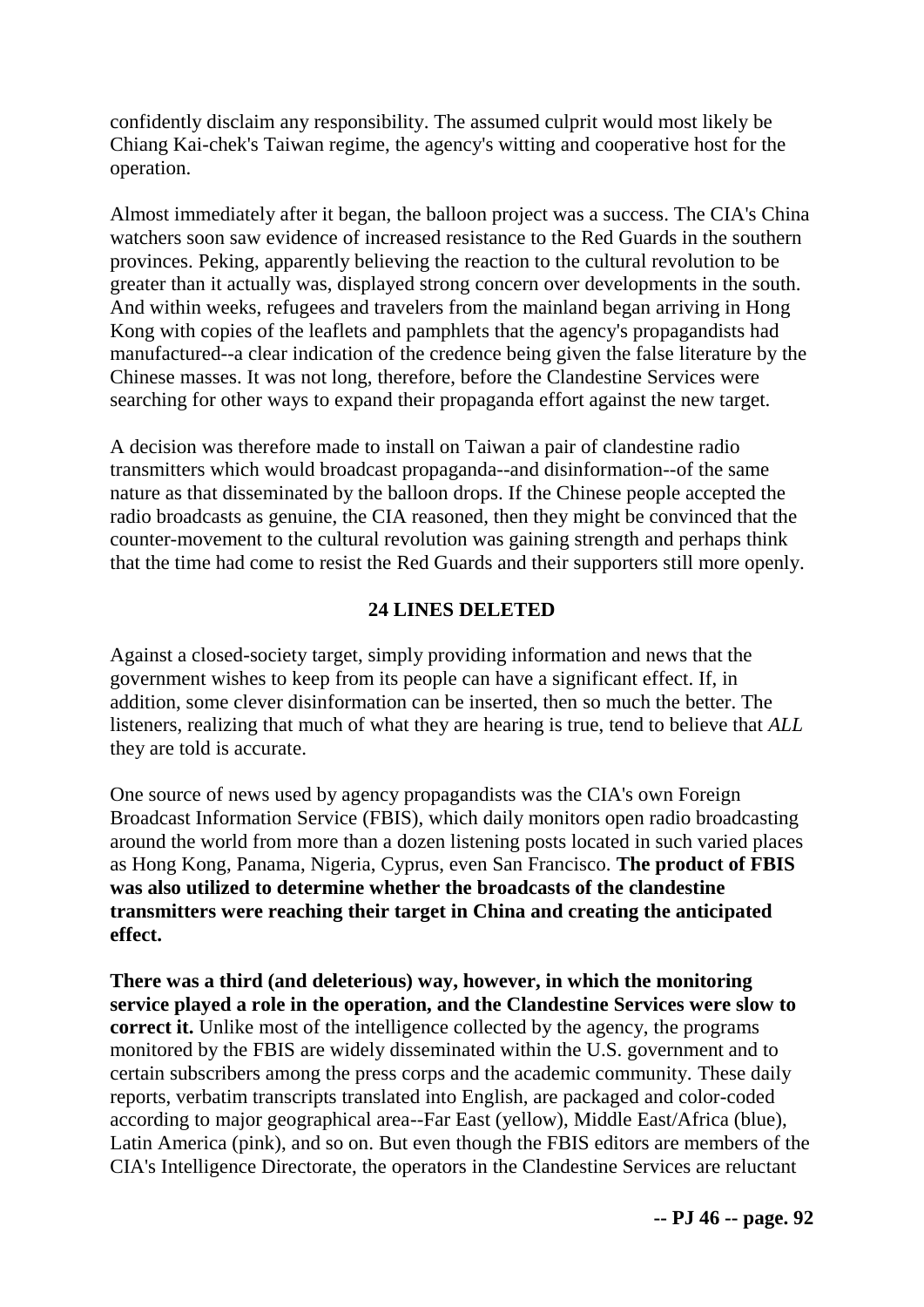confidently disclaim any responsibility. The assumed culprit would most likely be Chiang Kai-chek's Taiwan regime, the agency's witting and cooperative host for the operation.

Almost immediately after it began, the balloon project was a success. The CIA's China watchers soon saw evidence of increased resistance to the Red Guards in the southern provinces. Peking, apparently believing the reaction to the cultural revolution to be greater than it actually was, displayed strong concern over developments in the south. And within weeks, refugees and travelers from the mainland began arriving in Hong Kong with copies of the leaflets and pamphlets that the agency's propagandists had manufactured--a clear indication of the credence being given the false literature by the Chinese masses. It was not long, therefore, before the Clandestine Services were searching for other ways to expand their propaganda effort against the new target.

A decision was therefore made to install on Taiwan a pair of clandestine radio transmitters which would broadcast propaganda--and disinformation--of the same nature as that disseminated by the balloon drops. If the Chinese people accepted the radio broadcasts as genuine, the CIA reasoned, then they might be convinced that the counter-movement to the cultural revolution was gaining strength and perhaps think that the time had come to resist the Red Guards and their supporters still more openly.

**24 LINES DELETED**

Against a closed-society target, simply providing information and news that the government wishes to keep from its people can have a significant effect. If, in addition, some clever disinformation can be inserted, then so much the better. The listeners, realizing that much of what they are hearing is true, tend to believe that *ALL* they are told is accurate.

One source of news used by agency propagandists was the CIA's own Foreign Broadcast Information Service (FBIS), which daily monitors open radio broadcasting around the world from more than a dozen listening posts located in such varied places as Hong Kong, Panama, Nigeria, Cyprus, even San Francisco. **The product of FBIS was also utilized to determine whether the broadcasts of the clandestine transmitters were reaching their target in China and creating the anticipated effect.**

**There was a third (and deleterious) way, however, in which the monitoring service played a role in the operation, and the Clandestine Services were slow to correct it.** Unlike most of the intelligence collected by the agency, the programs monitored by the FBIS are widely disseminated within the U.S. government and to certain subscribers among the press corps and the academic community. These daily reports, verbatim transcripts translated into English, are packaged and color-coded according to major geographical area--Far East (yellow), Middle East/Africa (blue), Latin America (pink), and so on. But even though the FBIS editors are members of the CIA's Intelligence Directorate, the operators in the Clandestine Services are reluctant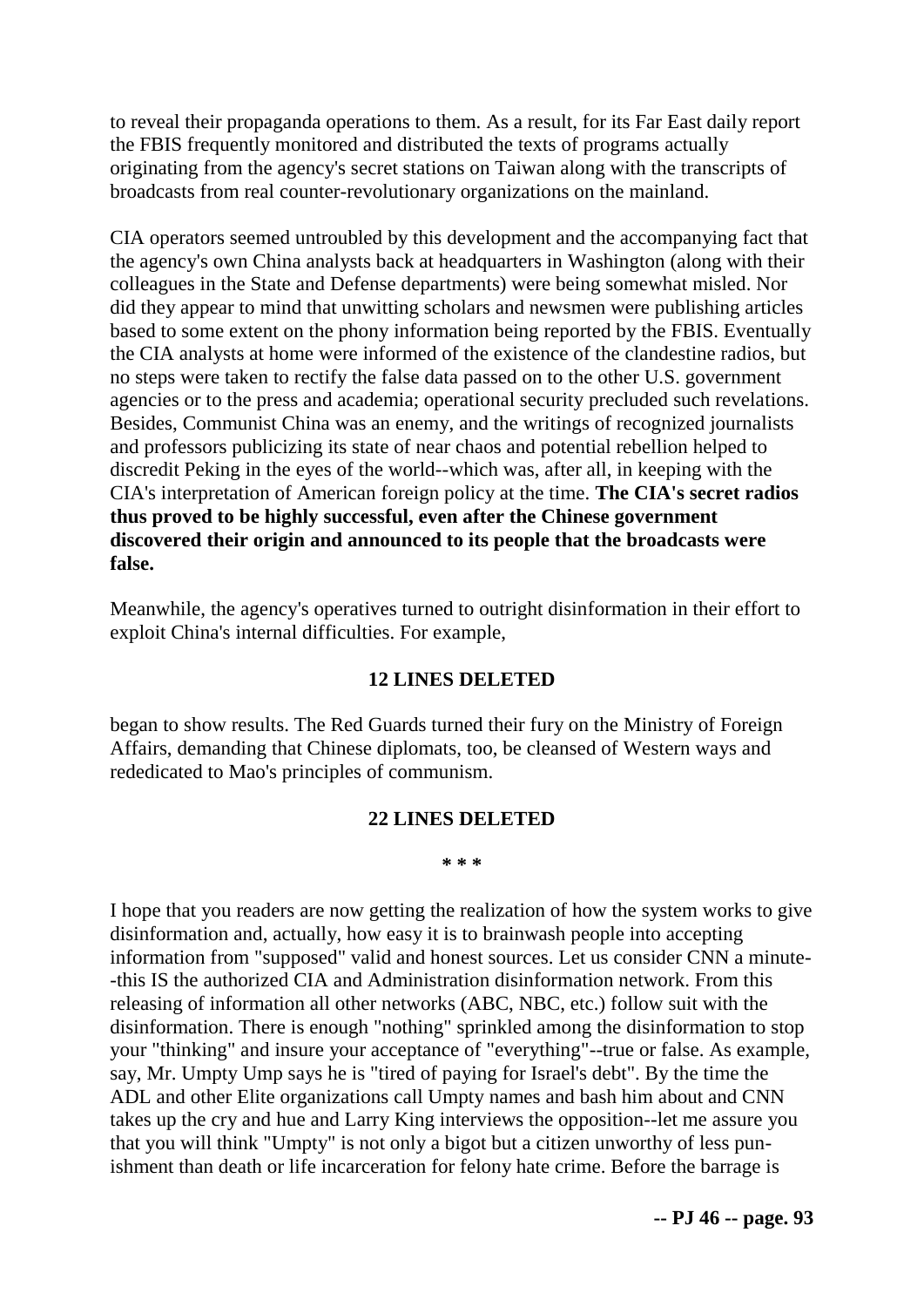to reveal their propaganda operations to them. As a result, for its Far East daily report the FBIS frequently monitored and distributed the texts of programs actually originating from the agency's secret stations on Taiwan along with the transcripts of broadcasts from real counter-revolutionary organizations on the mainland.

CIA operators seemed untroubled by this development and the accompanying fact that the agency's own China analysts back at headquarters in Washington (along with their colleagues in the State and Defense departments) were being somewhat misled. Nor did they appear to mind that unwitting scholars and newsmen were publishing articles based to some extent on the phony information being reported by the FBIS. Eventually the CIA analysts at home were informed of the existence of the clandestine radios, but no steps were taken to rectify the false data passed on to the other U.S. government agencies or to the press and academia; operational security precluded such revelations. Besides, Communist China was an enemy, and the writings of recognized journalists and professors publicizing its state of near chaos and potential rebellion helped to discredit Peking in the eyes of the world--which was, after all, in keeping with the CIA's interpretation of American foreign policy at the time. **The CIA's secret radios thus proved to be highly successful, even after the Chinese government discovered their origin and announced to its people that the broadcasts were false.**

Meanwhile, the agency's operatives turned to outright disinformation in their effort to exploit China's internal difficulties. For example,

**12 LINES DELETED**

began to show results. The Red Guards turned their fury on the Ministry of Foreign Affairs, demanding that Chinese diplomats, too, be cleansed of Western ways and rededicated to Mao's principles of communism.

**22 LINES DELETED**

**\* \* \***

I hope that you readers are now getting the realization of how the system works to give disinformation and, actually, how easy it is to brainwash people into accepting information from "supposed" valid and honest sources. Let us consider CNN a minute--this IS the authorized CIA and Administration disinformation network. From this releasing of information all other networks (ABC, NBC, etc.) follow suit with the disinformation. There is enough "nothing" sprinkled among the disinformation to stop your "thinking" and insure your acceptance of "everything"--true or false. As example, say, Mr. Umpty Ump says he is "tired of paying for Israel's debt". By the time the ADL and other Elite organizations call Umpty names and bash him about and CNN takes up the cry and hue and Larry King interviews the opposition--let me assure you that you will think "Umpty" is not only a bigot but a citizen unworthy of less punishment than death or life incarceration for felony hate crime. Before the barrage is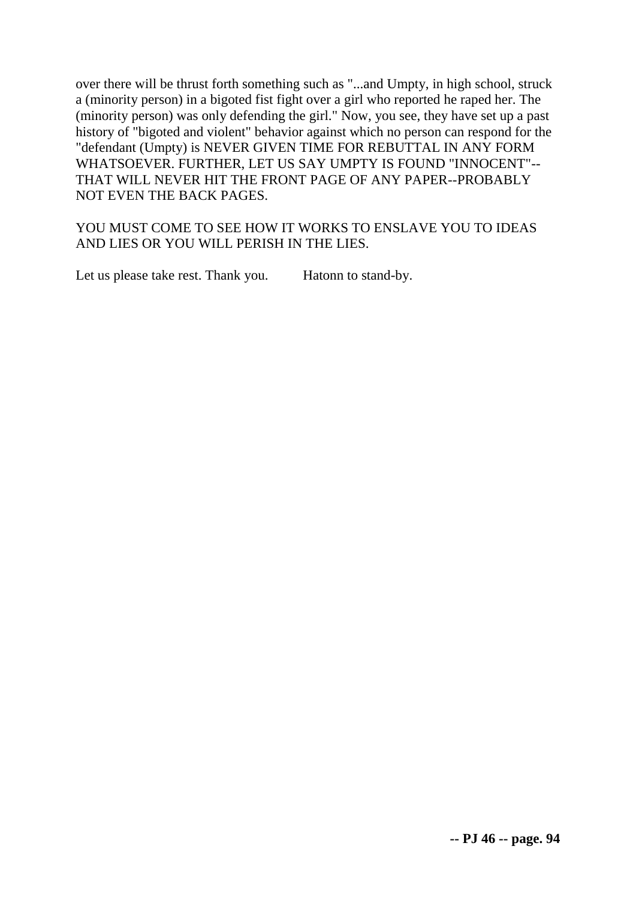over there will be thrust forth something such as "...and Umpty, in high school, struck a (minority person) in a bigoted fist fight over a girl who reported he raped her. The (minority person) was only defending the girl." Now, you see, they have set up a past history of "bigoted and violent" behavior against which no person can respond for the "defendant (Umpty) is NEVER GIVEN TIME FOR REBUTTAL IN ANY FORM WHATSOEVER. FURTHER, LET US SAY UMPTY IS FOUND "INNOCENT"--THAT WILL NEVER HIT THE FRONT PAGE OF ANY PAPER--PROBABLY NOT EVEN THE BACK PAGES.

YOU MUST COME TO SEE HOW IT WORKS TO ENSLAVE YOU TO IDEAS AND LIES OR YOU WILL PERISH IN THE LIES.

Let us please take rest. Thank you. Hatonn to stand-by.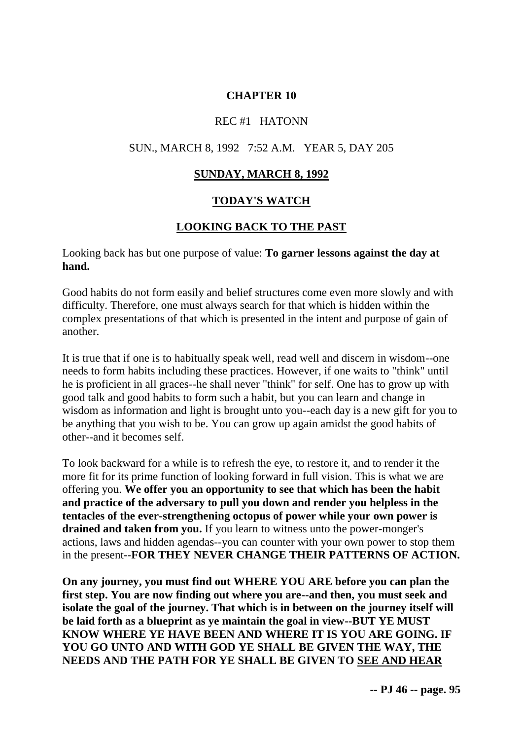## CHAPTER 10

REC #1 HATONN

SUN., MARCH 8, 1992 7:52 A.M. YEAR 5, DAY 205

## SUNDAY, MARCH 8, 1992

## TODAY'S WATCH

## LOOKING BACK TO THE PAST

Looking back has but one purpose of value: **To garner lessons against the day at hand.**

Good habits do not form easily and belief structures come even more slowly and with difficulty. Therefore, one must always search for that which is hidden within the complex presentations of that which is presented in the intent and purpose of gain of another.

It is true that if one is to habitually speak well, read well and discern in wisdom--one needs to form habits including these practices. However, if one waits to "think" until he is proficient in all graces--he shall never "think" for self. One has to grow up with good talk and good habits to form such a habit, but you can learn and change in wisdom as information and light is brought unto you--each day is a new gift for you to be anything that you wish to be. You can grow up again amidst the good habits of other--and it becomes self.

To look backward for a while is to refresh the eye, to restore it, and to render it the more fit for its prime function of looking forward in full vision. This is what we are offering you. **We offer you an opportunity to see that which has been the habit and practice of the adversary to pull you down and render you helpless in the tentacles of the ever-strengthening octopus of power while your own power is drained and taken from you.** If you learn to witness unto the power-monger's actions, laws and hidden agendas--you can counter with your own power to stop them in the present--**FOR THEY NEVER CHANGE THEIR PATTERNS OF ACTION.**

**On any journey, you must find out WHERE YOU ARE before you can plan the first step. You are now finding out where you are--and then, you must seek and isolate the goal of the journey. That which is in between on the journey itself will be laid forth as a blueprint as ye maintain the goal in view--BUT YE MUST KNOW WHERE YE HAVE BEEN AND WHERE IT IS YOU ARE GOING. IF YOU GO UNTO AND WITH GOD YE SHALL BE GIVEN THE WAY, THE NEEDS AND THE PATH FOR YE SHALL BE GIVEN TO <u>SEE AND HEAR</u>**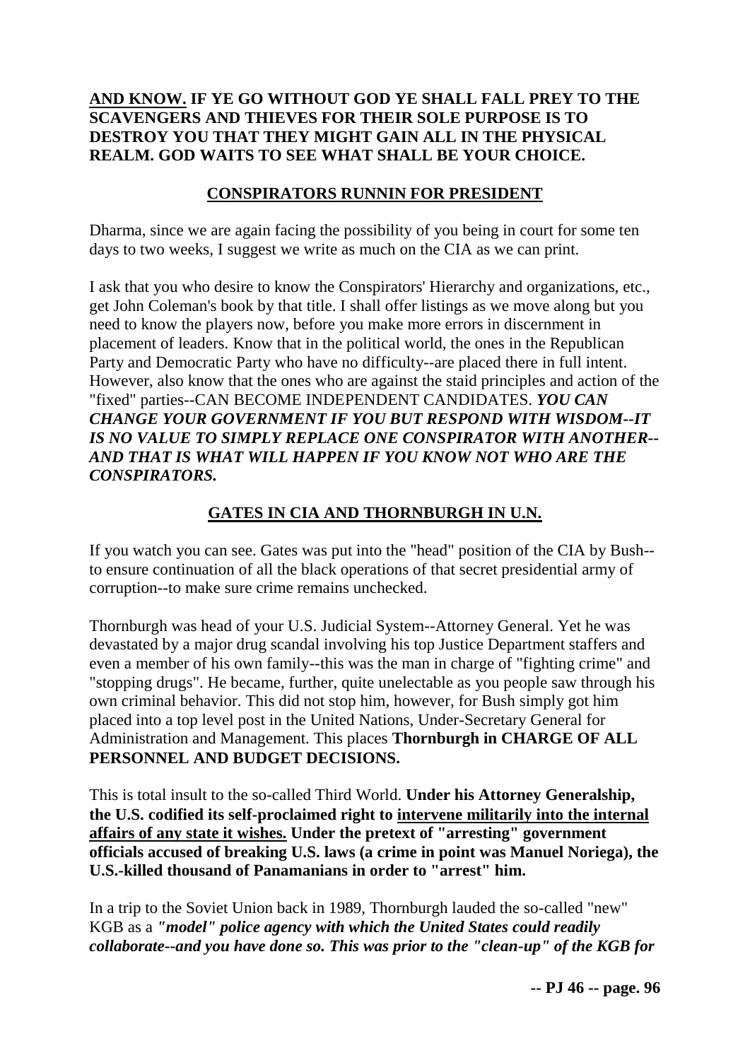**<u>AND KNOW.</u> IF YE GO WITHOUT GOD YE SHALL FALL PREY TO THE SCAVENGERS AND THIEVES FOR THEIR SOLE PURPOSE IS TO DESTROY YOU THAT THEY MIGHT GAIN ALL IN THE PHYSICAL REALM. GOD WAITS TO SEE WHAT SHALL BE YOUR CHOICE.**

## <u>CONSPIRATORS RUNNIN FOR PRESIDENT</u>

Dharma, since we are again facing the possibility of you being in court for some ten days to two weeks, I suggest we write as much on the CIA as we can print.

I ask that you who desire to know the Conspirators' Hierarchy and organizations, etc., get John Coleman's book by that title. I shall offer listings as we move along but you need to know the players now, before you make more errors in discernment in placement of leaders. Know that in the political world, the ones in the Republican Party and Democratic Party who have no difficulty--are placed there in full intent. However, also know that the ones who are against the staid principles and action of the "fixed" parties--CAN BECOME INDEPENDENT CANDIDATES. ***YOU CAN CHANGE YOUR GOVERNMENT IF YOU BUT RESPOND WITH WISDOM--IT IS NO VALUE TO SIMPLY REPLACE ONE CONSPIRATOR WITH ANOTHER--AND THAT IS WHAT WILL HAPPEN IF YOU KNOW NOT WHO ARE THE CONSPIRATORS.***

## <u>GATES IN CIA AND THORNBURGH IN U.N.</u>

If you watch you can see. Gates was put into the "head" position of the CIA by Bush--to ensure continuation of all the black operations of that secret presidential army of corruption--to make sure crime remains unchecked.

Thornburgh was head of your U.S. Judicial System--Attorney General. Yet he was devastated by a major drug scandal involving his top Justice Department staffers and even a member of his own family--this was the man in charge of "fighting crime" and "stopping drugs". He became, further, quite unelectable as you people saw through his own criminal behavior. This did not stop him, however, for Bush simply got him placed into a top level post in the United Nations, Under-Secretary General for Administration and Management. This places **Thornburgh in CHARGE OF ALL PERSONNEL AND BUDGET DECISIONS.**

This is total insult to the so-called Third World. **Under his Attorney Generalship, the U.S. codified its self-proclaimed right to <u>intervene militarily into the internal affairs of any state it wishes.</u> Under the pretext of "arresting" government officials accused of breaking U.S. laws (a crime in point was Manuel Noriega), the U.S.-killed thousand of Panamanians in order to "arrest" him.**

In a trip to the Soviet Union back in 1989, Thornburgh lauded the so-called "new" KGB as a ***"model" police agency with which the United States could readily collaborate--and you have done so. This was prior to the "clean-up" of the KGB for***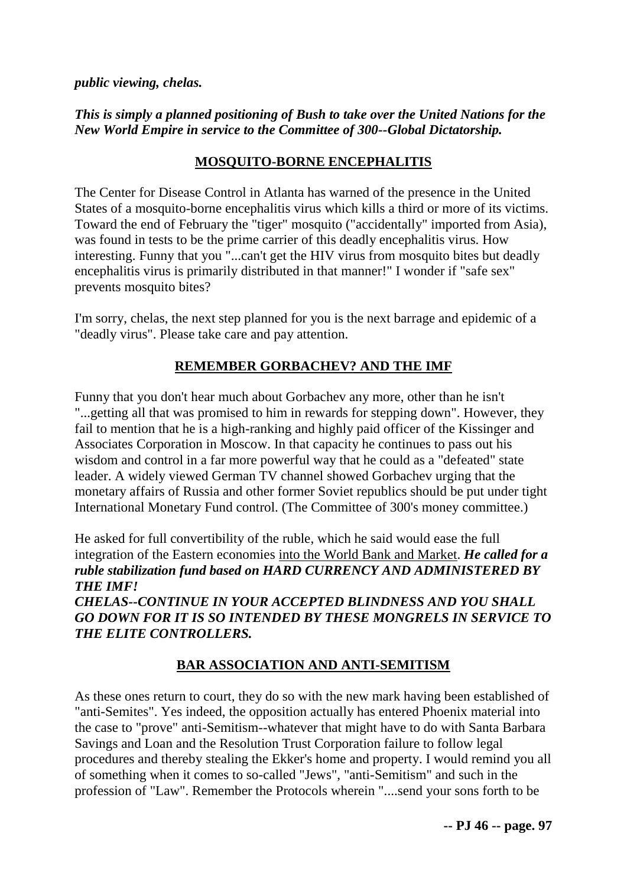***public viewing, chelas.***

***This is simply a planned positioning of Bush to take over the United Nations for the New World Empire in service to the Committee of 300--Global Dictatorship.***

## MOSQUITO-BORNE ENCEPHALITIS

The Center for Disease Control in Atlanta has warned of the presence in the United States of a mosquito-borne encephalitis virus which kills a third or more of its victims. Toward the end of February the "tiger" mosquito ("accidentally" imported from Asia), was found in tests to be the prime carrier of this deadly encephalitis virus. How interesting. Funny that you "...can't get the HIV virus from mosquito bites but deadly encephalitis virus is primarily distributed in that manner!" I wonder if "safe sex" prevents mosquito bites?

I'm sorry, chelas, the next step planned for you is the next barrage and epidemic of a "deadly virus". Please take care and pay attention.

## REMEMBER GORBACHEV? AND THE IMF

Funny that you don't hear much about Gorbachev any more, other than he isn't "...getting all that was promised to him in rewards for stepping down". However, they fail to mention that he is a high-ranking and highly paid officer of the Kissinger and Associates Corporation in Moscow. In that capacity he continues to pass out his wisdom and control in a far more powerful way that he could as a "defeated" state leader. A widely viewed German TV channel showed Gorbachev urging that the monetary affairs of Russia and other former Soviet republics should be put under tight International Monetary Fund control. (The Committee of 300's money committee.)

He asked for full convertibility of the ruble, which he said would ease the full integration of the Eastern economies into the World Bank and Market. ***He called for a ruble stabilization fund based on HARD CURRENCY AND ADMINISTERED BY THE IMF!***
***CHELAS--CONTINUE IN YOUR ACCEPTED BLINDNESS AND YOU SHALL GO DOWN FOR IT IS SO INTENDED BY THESE MONGRELS IN SERVICE TO THE ELITE CONTROLLERS.***

## BAR ASSOCIATION AND ANTI-SEMITISM

As these ones return to court, they do so with the new mark having been established of "anti-Semites". Yes indeed, the opposition actually has entered Phoenix material into the case to "prove" anti-Semitism--whatever that might have to do with Santa Barbara Savings and Loan and the Resolution Trust Corporation failure to follow legal procedures and thereby stealing the Ekker's home and property. I would remind you all of something when it comes to so-called "Jews", "anti-Semitism" and such in the profession of "Law". Remember the Protocols wherein "....send your sons forth to be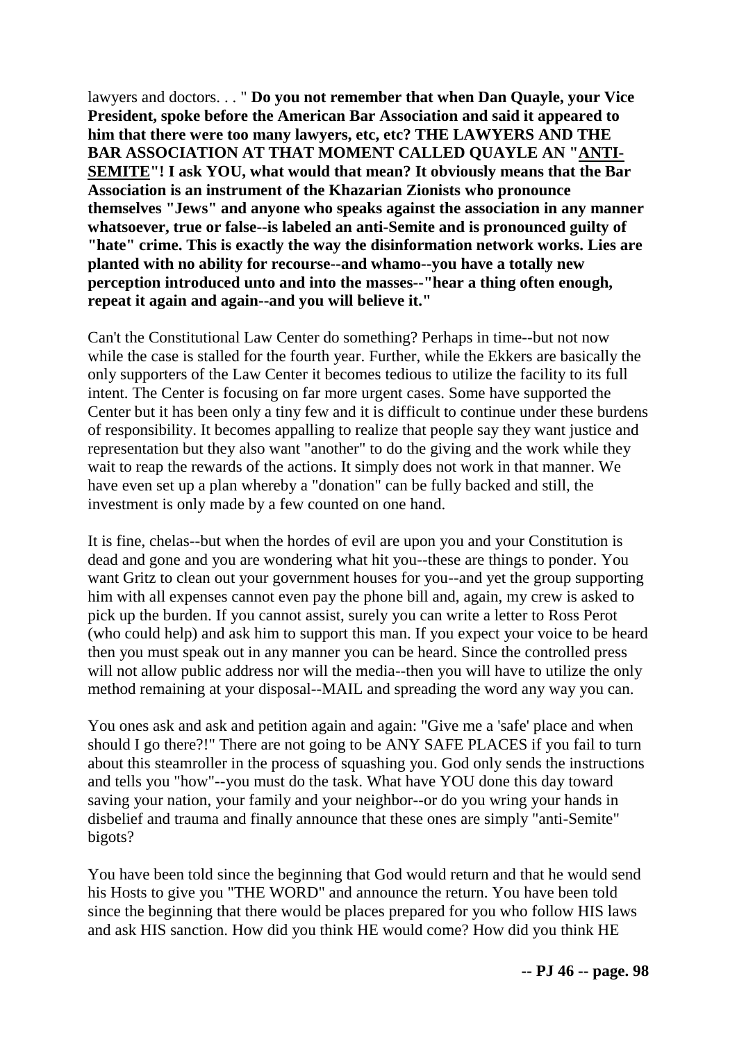lawyers and doctors. . . " **Do you not remember that when Dan Quayle, your Vice President, spoke before the American Bar Association and said it appeared to him that there were too many lawyers, etc, etc? THE LAWYERS AND THE BAR ASSOCIATION AT THAT MOMENT CALLED QUAYLE AN "ANTI-SEMITE"! I ask YOU, what would that mean? It obviously means that the Bar Association is an instrument of the Khazarian Zionists who pronounce themselves "Jews" and anyone who speaks against the association in any manner whatsoever, true or false--is labeled an anti-Semite and is pronounced guilty of "hate" crime. This is exactly the way the disinformation network works. Lies are planted with no ability for recourse--and whamo--you have a totally new perception introduced unto and into the masses--"hear a thing often enough, repeat it again and again--and you will believe it."**

Can't the Constitutional Law Center do something? Perhaps in time--but not now while the case is stalled for the fourth year. Further, while the Ekkers are basically the only supporters of the Law Center it becomes tedious to utilize the facility to its full intent. The Center is focusing on far more urgent cases. Some have supported the Center but it has been only a tiny few and it is difficult to continue under these burdens of responsibility. It becomes appalling to realize that people say they want justice and representation but they also want "another" to do the giving and the work while they wait to reap the rewards of the actions. It simply does not work in that manner. We have even set up a plan whereby a "donation" can be fully backed and still, the investment is only made by a few counted on one hand.

It is fine, chelas--but when the hordes of evil are upon you and your Constitution is dead and gone and you are wondering what hit you--these are things to ponder. You want Gritz to clean out your government houses for you--and yet the group supporting him with all expenses cannot even pay the phone bill and, again, my crew is asked to pick up the burden. If you cannot assist, surely you can write a letter to Ross Perot (who could help) and ask him to support this man. If you expect your voice to be heard then you must speak out in any manner you can be heard. Since the controlled press will not allow public address nor will the media--then you will have to utilize the only method remaining at your disposal--MAIL and spreading the word any way you can.

You ones ask and ask and petition again and again: "Give me a 'safe' place and when should I go there?!" There are not going to be ANY SAFE PLACES if you fail to turn about this steamroller in the process of squashing you. God only sends the instructions and tells you "how"--you must do the task. What have YOU done this day toward saving your nation, your family and your neighbor--or do you wring your hands in disbelief and trauma and finally announce that these ones are simply "anti-Semite" bigots?

You have been told since the beginning that God would return and that he would send his Hosts to give you "THE WORD" and announce the return. You have been told since the beginning that there would be places prepared for you who follow HIS laws and ask HIS sanction. How did you think HE would come? How did you think HE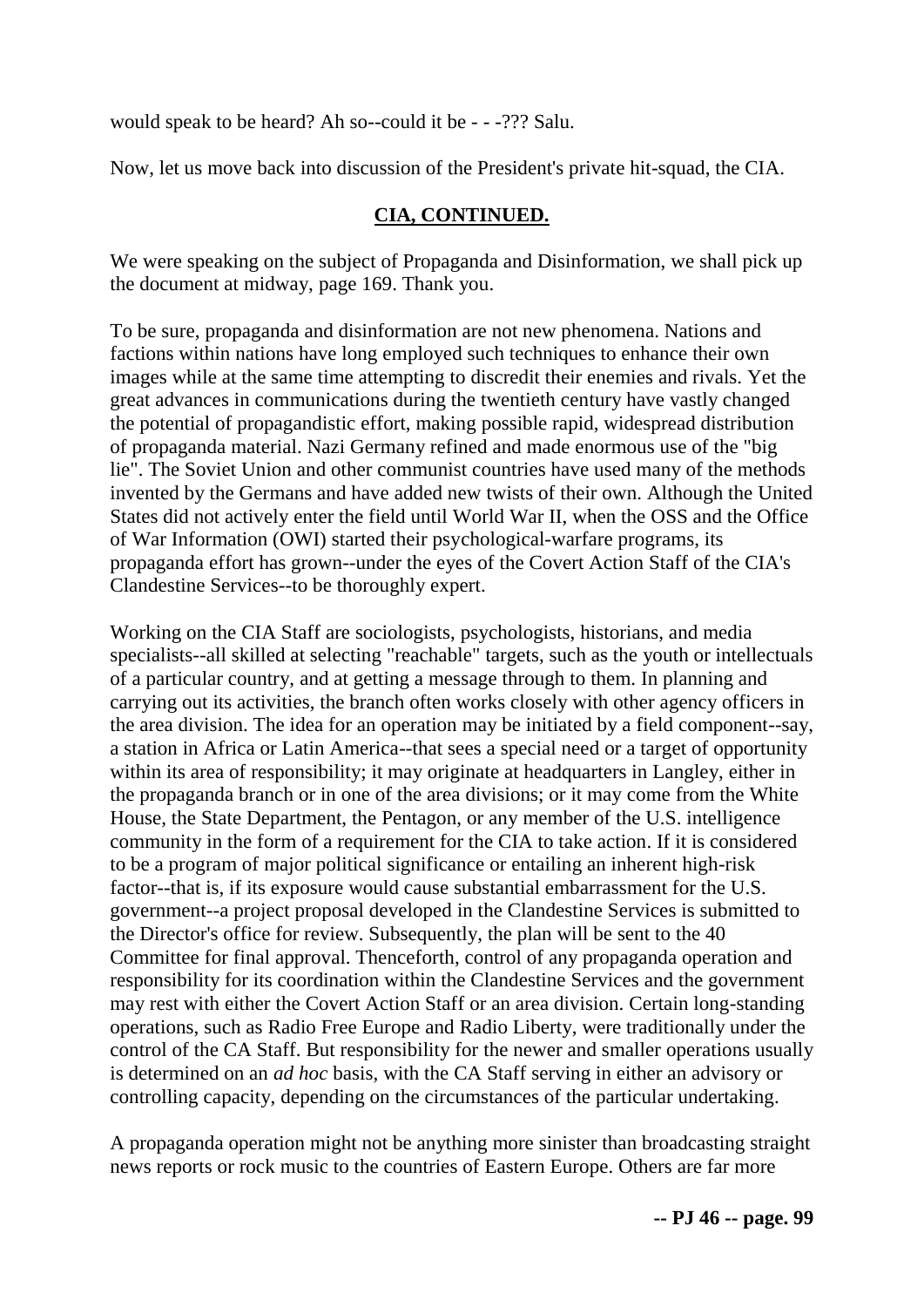would speak to be heard? Ah so--could it be - - -??? Salu.

Now, let us move back into discussion of the President's private hit-squad, the CIA.

## **CIA, CONTINUED.**

We were speaking on the subject of Propaganda and Disinformation, we shall pick up the document at midway, page 169. Thank you.

To be sure, propaganda and disinformation are not new phenomena. Nations and factions within nations have long employed such techniques to enhance their own images while at the same time attempting to discredit their enemies and rivals. Yet the great advances in communications during the twentieth century have vastly changed the potential of propagandistic effort, making possible rapid, widespread distribution of propaganda material. Nazi Germany refined and made enormous use of the "big lie". The Soviet Union and other communist countries have used many of the methods invented by the Germans and have added new twists of their own. Although the United States did not actively enter the field until World War II, when the OSS and the Office of War Information (OWI) started their psychological-warfare programs, its propaganda effort has grown--under the eyes of the Covert Action Staff of the CIA's Clandestine Services--to be thoroughly expert.

Working on the CIA Staff are sociologists, psychologists, historians, and media specialists--all skilled at selecting "reachable" targets, such as the youth or intellectuals of a particular country, and at getting a message through to them. In planning and carrying out its activities, the branch often works closely with other agency officers in the area division. The idea for an operation may be initiated by a field component--say, a station in Africa or Latin America--that sees a special need or a target of opportunity within its area of responsibility; it may originate at headquarters in Langley, either in the propaganda branch or in one of the area divisions; or it may come from the White House, the State Department, the Pentagon, or any member of the U.S. intelligence community in the form of a requirement for the CIA to take action. If it is considered to be a program of major political significance or entailing an inherent high-risk factor--that is, if its exposure would cause substantial embarrassment for the U.S. government--a project proposal developed in the Clandestine Services is submitted to the Director's office for review. Subsequently, the plan will be sent to the 40 Committee for final approval. Thenceforth, control of any propaganda operation and responsibility for its coordination within the Clandestine Services and the government may rest with either the Covert Action Staff or an area division. Certain long-standing operations, such as Radio Free Europe and Radio Liberty, were traditionally under the control of the CA Staff. But responsibility for the newer and smaller operations usually is determined on an *ad hoc* basis, with the CA Staff serving in either an advisory or controlling capacity, depending on the circumstances of the particular undertaking.

A propaganda operation might not be anything more sinister than broadcasting straight news reports or rock music to the countries of Eastern Europe. Others are far more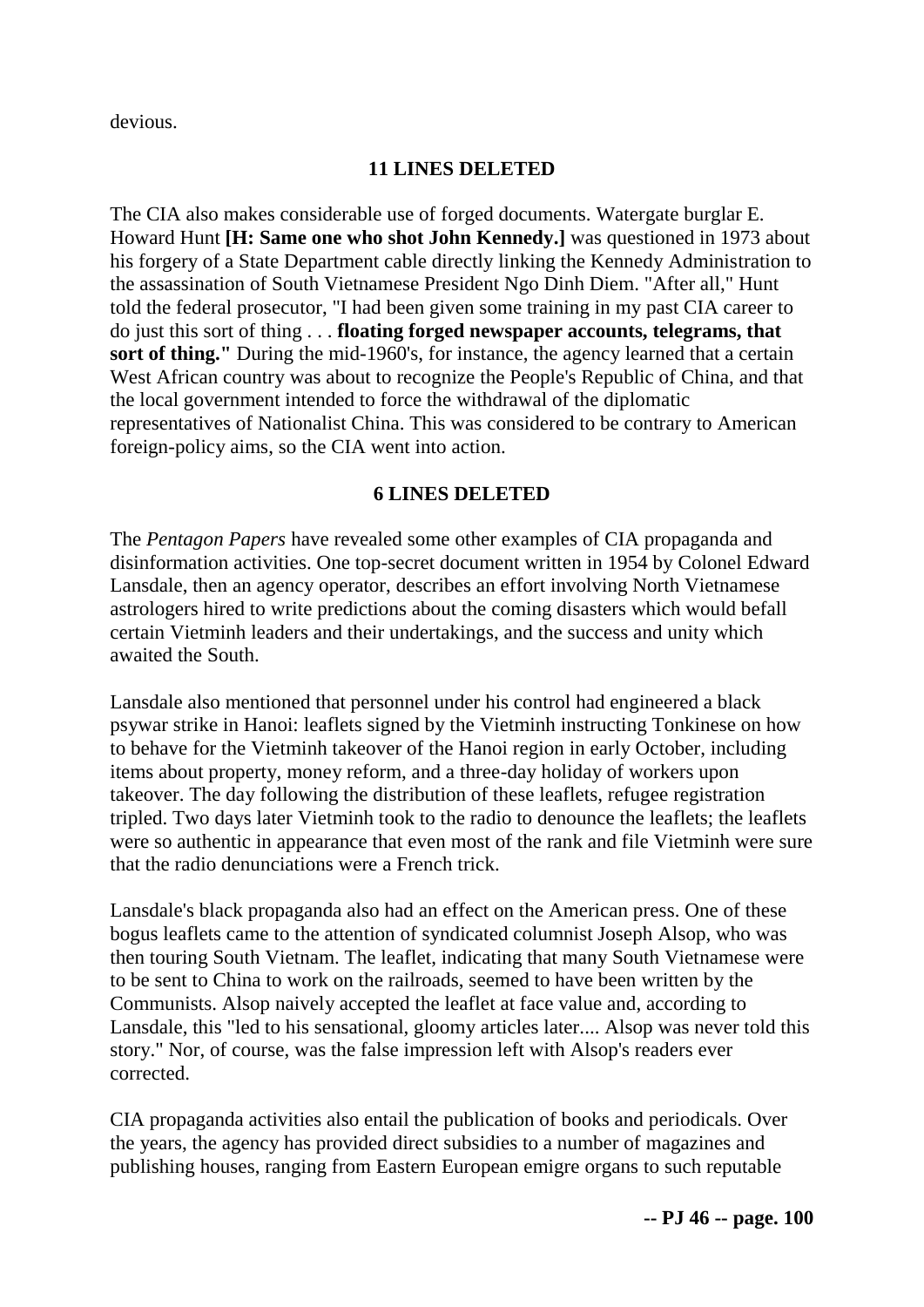devious.

**11 LINES DELETED**

The CIA also makes considerable use of forged documents. Watergate burglar E. Howard Hunt **[H: Same one who shot John Kennedy.]** was questioned in 1973 about his forgery of a State Department cable directly linking the Kennedy Administration to the assassination of South Vietnamese President Ngo Dinh Diem. "After all," Hunt told the federal prosecutor, "I had been given some training in my past CIA career to do just this sort of thing . . . **floating forged newspaper accounts, telegrams, that sort of thing."** During the mid-1960's, for instance, the agency learned that a certain West African country was about to recognize the People's Republic of China, and that the local government intended to force the withdrawal of the diplomatic representatives of Nationalist China. This was considered to be contrary to American foreign-policy aims, so the CIA went into action.

**6 LINES DELETED**

The *Pentagon Papers* have revealed some other examples of CIA propaganda and disinformation activities. One top-secret document written in 1954 by Colonel Edward Lansdale, then an agency operator, describes an effort involving North Vietnamese astrologers hired to write predictions about the coming disasters which would befall certain Vietminh leaders and their undertakings, and the success and unity which awaited the South.

Lansdale also mentioned that personnel under his control had engineered a black psywar strike in Hanoi: leaflets signed by the Vietminh instructing Tonkinese on how to behave for the Vietminh takeover of the Hanoi region in early October, including items about property, money reform, and a three-day holiday of workers upon takeover. The day following the distribution of these leaflets, refugee registration tripled. Two days later Vietminh took to the radio to denounce the leaflets; the leaflets were so authentic in appearance that even most of the rank and file Vietminh were sure that the radio denunciations were a French trick.

Lansdale's black propaganda also had an effect on the American press. One of these bogus leaflets came to the attention of syndicated columnist Joseph Alsop, who was then touring South Vietnam. The leaflet, indicating that many South Vietnamese were to be sent to China to work on the railroads, seemed to have been written by the Communists. Alsop naively accepted the leaflet at face value and, according to Lansdale, this "led to his sensational, gloomy articles later.... Alsop was never told this story." Nor, of course, was the false impression left with Alsop's readers ever corrected.

CIA propaganda activities also entail the publication of books and periodicals. Over the years, the agency has provided direct subsidies to a number of magazines and publishing houses, ranging from Eastern European emigre organs to such reputable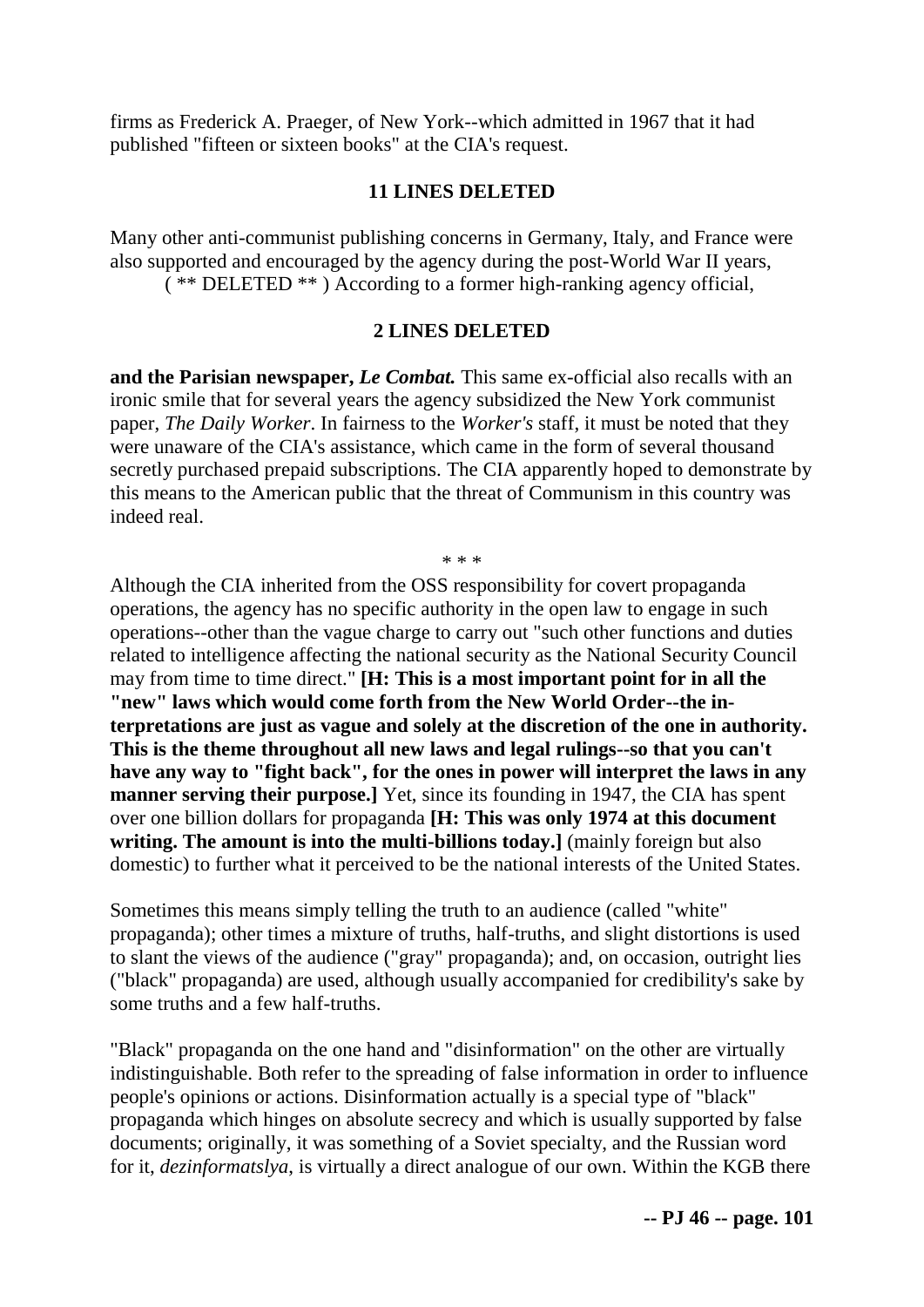firms as Frederick A. Praeger, of New York--which admitted in 1967 that it had published "fifteen or sixteen books" at the CIA's request.

**11 LINES DELETED**

Many other anti-communist publishing concerns in Germany, Italy, and France were also supported and encouraged by the agency during the post-World War II years, ( ** DELETED ** ) According to a former high-ranking agency official,

**2 LINES DELETED**

**and the Parisian newspaper, *Le Combat.*** This same ex-official also recalls with an ironic smile that for several years the agency subsidized the New York communist paper, *The Daily Worker*. In fairness to the *Worker's* staff, it must be noted that they were unaware of the CIA's assistance, which came in the form of several thousand secretly purchased prepaid subscriptions. The CIA apparently hoped to demonstrate by this means to the American public that the threat of Communism in this country was indeed real.

\* \* \*

Although the CIA inherited from the OSS responsibility for covert propaganda operations, the agency has no specific authority in the open law to engage in such operations--other than the vague charge to carry out "such other functions and duties related to intelligence affecting the national security as the National Security Council may from time to time direct." **[H: This is a most important point for in all the "new" laws which would come forth from the New World Order--the interpretations are just as vague and solely at the discretion of the one in authority. This is the theme throughout all new laws and legal rulings--so that you can't have any way to "fight back", for the ones in power will interpret the laws in any manner serving their purpose.]** Yet, since its founding in 1947, the CIA has spent over one billion dollars for propaganda **[H: This was only 1974 at this document writing. The amount is into the multi-billions today.]** (mainly foreign but also domestic) to further what it perceived to be the national interests of the United States.

Sometimes this means simply telling the truth to an audience (called "white" propaganda); other times a mixture of truths, half-truths, and slight distortions is used to slant the views of the audience ("gray" propaganda); and, on occasion, outright lies ("black" propaganda) are used, although usually accompanied for credibility's sake by some truths and a few half-truths.

"Black" propaganda on the one hand and "disinformation" on the other are virtually indistinguishable. Both refer to the spreading of false information in order to influence people's opinions or actions. Disinformation actually is a special type of "black" propaganda which hinges on absolute secrecy and which is usually supported by false documents; originally, it was something of a Soviet specialty, and the Russian word for it, *dezinformatslya*, is virtually a direct analogue of our own. Within the KGB there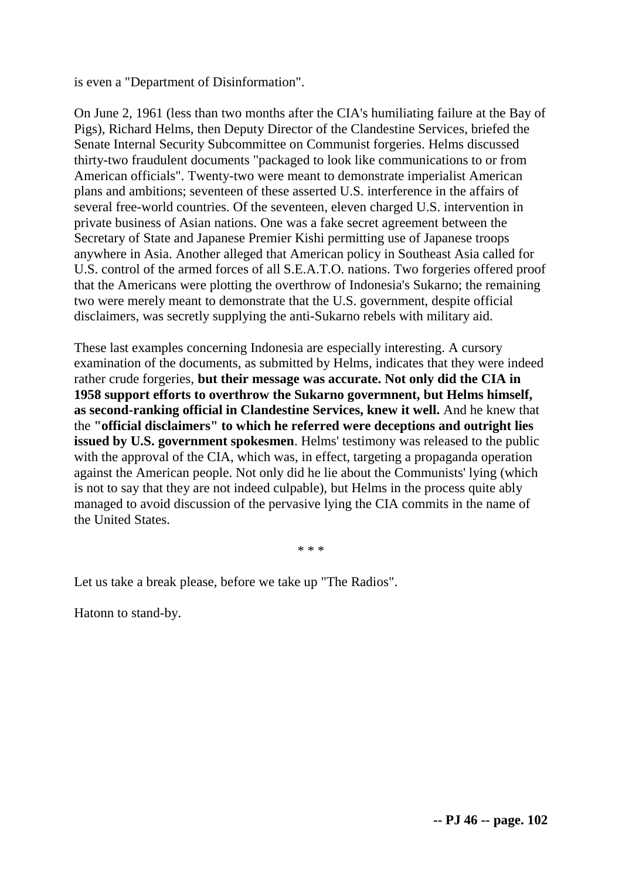is even a "Department of Disinformation".

On June 2, 1961 (less than two months after the CIA's humiliating failure at the Bay of Pigs), Richard Helms, then Deputy Director of the Clandestine Services, briefed the Senate Internal Security Subcommittee on Communist forgeries. Helms discussed thirty-two fraudulent documents "packaged to look like communications to or from American officials". Twenty-two were meant to demonstrate imperialist American plans and ambitions; seventeen of these asserted U.S. interference in the affairs of several free-world countries. Of the seventeen, eleven charged U.S. intervention in private business of Asian nations. One was a fake secret agreement between the Secretary of State and Japanese Premier Kishi permitting use of Japanese troops anywhere in Asia. Another alleged that American policy in Southeast Asia called for U.S. control of the armed forces of all S.E.A.T.O. nations. Two forgeries offered proof that the Americans were plotting the overthrow of Indonesia's Sukarno; the remaining two were merely meant to demonstrate that the U.S. government, despite official disclaimers, was secretly supplying the anti-Sukarno rebels with military aid.

These last examples concerning Indonesia are especially interesting. A cursory examination of the documents, as submitted by Helms, indicates that they were indeed rather crude forgeries, **but their message was accurate. Not only did the CIA in 1958 support efforts to overthrow the Sukarno govermnent, but Helms himself, as second-ranking official in Clandestine Services, knew it well.** And he knew that the **"official disclaimers" to which he referred were deceptions and outright lies issued by U.S. government spokesmen**. Helms' testimony was released to the public with the approval of the CIA, which was, in effect, targeting a propaganda operation against the American people. Not only did he lie about the Communists' lying (which is not to say that they are not indeed culpable), but Helms in the process quite ably managed to avoid discussion of the pervasive lying the CIA commits in the name of the United States.

* * *

Let us take a break please, before we take up "The Radios".

Hatonn to stand-by.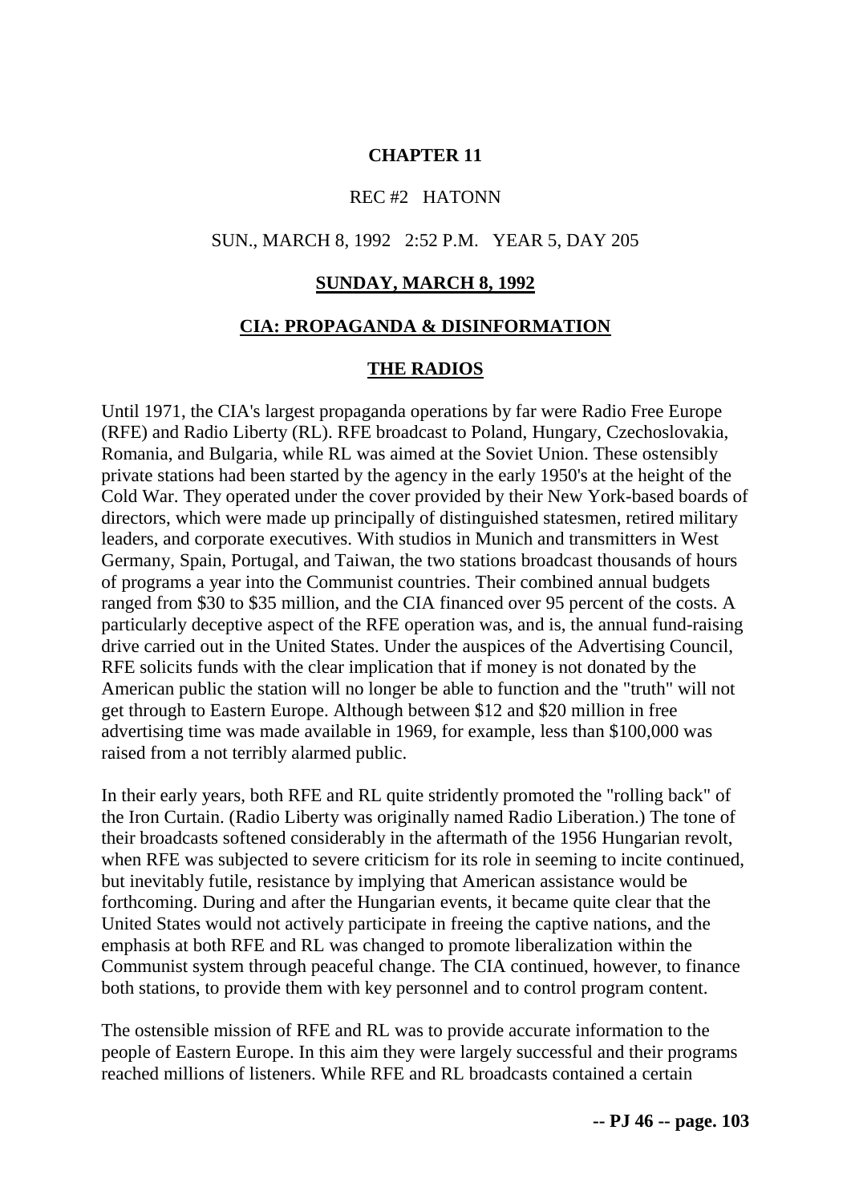## CHAPTER 11

REC #2 HATONN

SUN., MARCH 8, 1992 2:52 P.M. YEAR 5, DAY 205

## SUNDAY, MARCH 8, 1992

## CIA: PROPAGANDA & DISINFORMATION

## THE RADIOS

Until 1971, the CIA's largest propaganda operations by far were Radio Free Europe (RFE) and Radio Liberty (RL). RFE broadcast to Poland, Hungary, Czechoslovakia, Romania, and Bulgaria, while RL was aimed at the Soviet Union. These ostensibly private stations had been started by the agency in the early 1950's at the height of the Cold War. They operated under the cover provided by their New York-based boards of directors, which were made up principally of distinguished statesmen, retired military leaders, and corporate executives. With studios in Munich and transmitters in West Germany, Spain, Portugal, and Taiwan, the two stations broadcast thousands of hours of programs a year into the Communist countries. Their combined annual budgets ranged from $30 to $35 million, and the CIA financed over 95 percent of the costs. A particularly deceptive aspect of the RFE operation was, and is, the annual fund-raising drive carried out in the United States. Under the auspices of the Advertising Council, RFE solicits funds with the clear implication that if money is not donated by the American public the station will no longer be able to function and the "truth" will not get through to Eastern Europe. Although between $12 and $20 million in free advertising time was made available in 1969, for example, less than $100,000 was raised from a not terribly alarmed public.

In their early years, both RFE and RL quite stridently promoted the "rolling back" of the Iron Curtain. (Radio Liberty was originally named Radio Liberation.) The tone of their broadcasts softened considerably in the aftermath of the 1956 Hungarian revolt, when RFE was subjected to severe criticism for its role in seeming to incite continued, but inevitably futile, resistance by implying that American assistance would be forthcoming. During and after the Hungarian events, it became quite clear that the United States would not actively participate in freeing the captive nations, and the emphasis at both RFE and RL was changed to promote liberalization within the Communist system through peaceful change. The CIA continued, however, to finance both stations, to provide them with key personnel and to control program content.

The ostensible mission of RFE and RL was to provide accurate information to the people of Eastern Europe. In this aim they were largely successful and their programs reached millions of listeners. While RFE and RL broadcasts contained a certain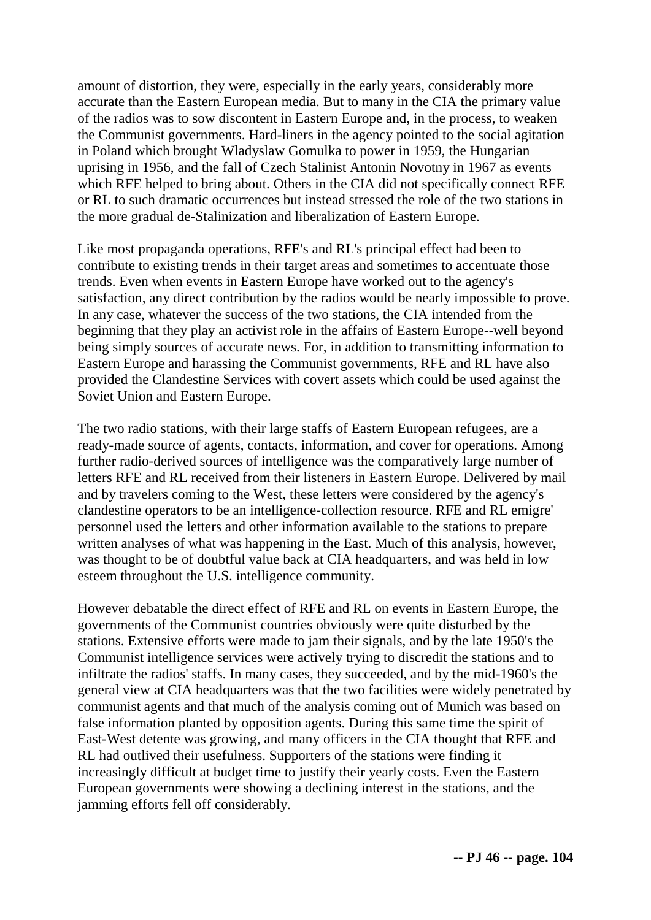amount of distortion, they were, especially in the early years, considerably more accurate than the Eastern European media. But to many in the CIA the primary value of the radios was to sow discontent in Eastern Europe and, in the process, to weaken the Communist governments. Hard-liners in the agency pointed to the social agitation in Poland which brought Wladyslaw Gomulka to power in 1959, the Hungarian uprising in 1956, and the fall of Czech Stalinist Antonin Novotny in 1967 as events which RFE helped to bring about. Others in the CIA did not specifically connect RFE or RL to such dramatic occurrences but instead stressed the role of the two stations in the more gradual de-Stalinization and liberalization of Eastern Europe.

Like most propaganda operations, RFE's and RL's principal effect had been to contribute to existing trends in their target areas and sometimes to accentuate those trends. Even when events in Eastern Europe have worked out to the agency's satisfaction, any direct contribution by the radios would be nearly impossible to prove. In any case, whatever the success of the two stations, the CIA intended from the beginning that they play an activist role in the affairs of Eastern Europe--well beyond being simply sources of accurate news. For, in addition to transmitting information to Eastern Europe and harassing the Communist governments, RFE and RL have also provided the Clandestine Services with covert assets which could be used against the Soviet Union and Eastern Europe.

The two radio stations, with their large staffs of Eastern European refugees, are a ready-made source of agents, contacts, information, and cover for operations. Among further radio-derived sources of intelligence was the comparatively large number of letters RFE and RL received from their listeners in Eastern Europe. Delivered by mail and by travelers coming to the West, these letters were considered by the agency's clandestine operators to be an intelligence-collection resource. RFE and RL emigre' personnel used the letters and other information available to the stations to prepare written analyses of what was happening in the East. Much of this analysis, however, was thought to be of doubtful value back at CIA headquarters, and was held in low esteem throughout the U.S. intelligence community.

However debatable the direct effect of RFE and RL on events in Eastern Europe, the governments of the Communist countries obviously were quite disturbed by the stations. Extensive efforts were made to jam their signals, and by the late 1950's the Communist intelligence services were actively trying to discredit the stations and to infiltrate the radios' staffs. In many cases, they succeeded, and by the mid-1960's the general view at CIA headquarters was that the two facilities were widely penetrated by communist agents and that much of the analysis coming out of Munich was based on false information planted by opposition agents. During this same time the spirit of East-West detente was growing, and many officers in the CIA thought that RFE and RL had outlived their usefulness. Supporters of the stations were finding it increasingly difficult at budget time to justify their yearly costs. Even the Eastern European governments were showing a declining interest in the stations, and the jamming efforts fell off considerably.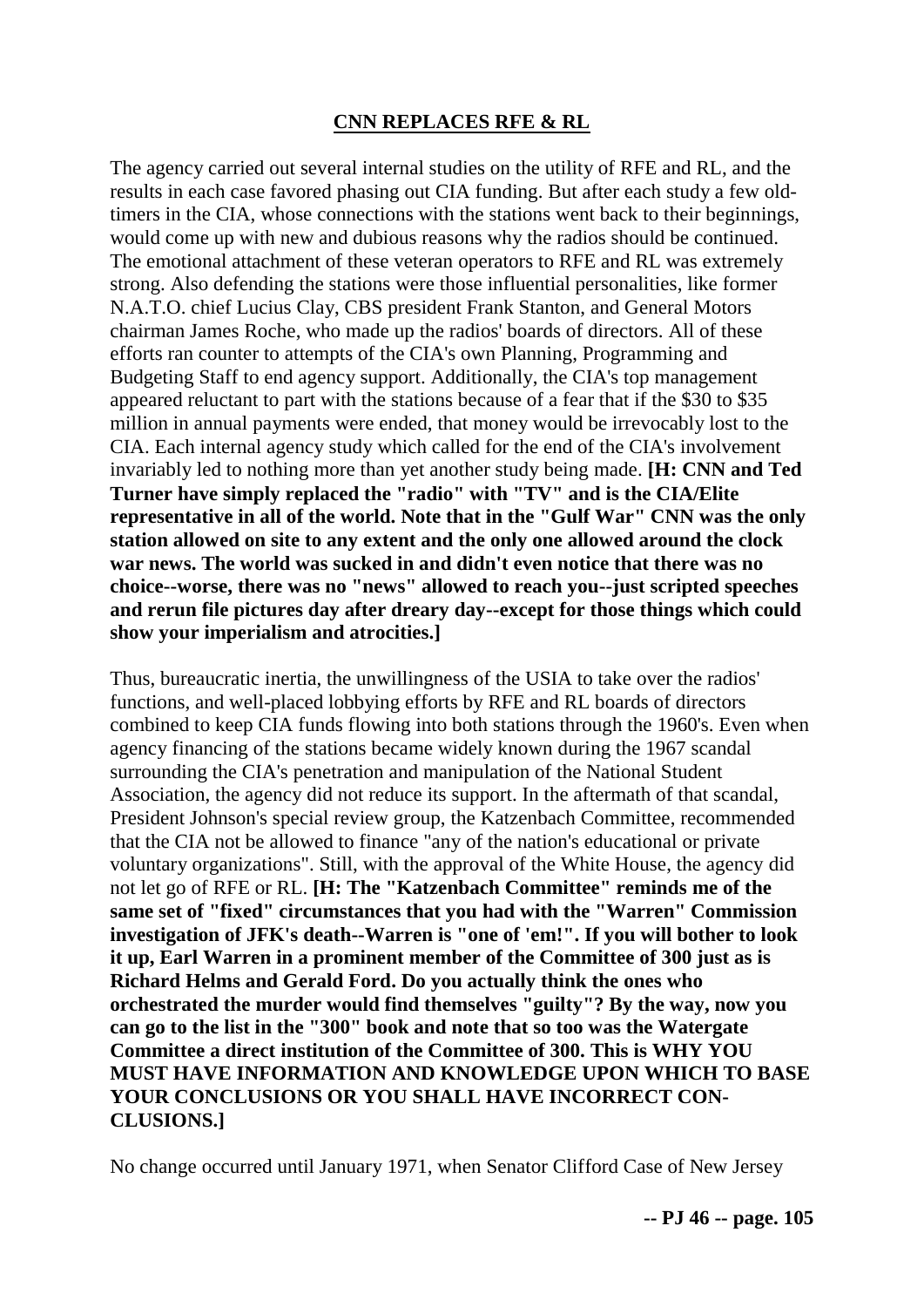## CNN REPLACES RFE & RL

The agency carried out several internal studies on the utility of RFE and RL, and the results in each case favored phasing out CIA funding. But after each study a few old-timers in the CIA, whose connections with the stations went back to their beginnings, would come up with new and dubious reasons why the radios should be continued. The emotional attachment of these veteran operators to RFE and RL was extremely strong. Also defending the stations were those influential personalities, like former N.A.T.O. chief Lucius Clay, CBS president Frank Stanton, and General Motors chairman James Roche, who made up the radios' boards of directors. All of these efforts ran counter to attempts of the CIA's own Planning, Programming and Budgeting Staff to end agency support. Additionally, the CIA's top management appeared reluctant to part with the stations because of a fear that if the $30 to $35 million in annual payments were ended, that money would be irrevocably lost to the CIA. Each internal agency study which called for the end of the CIA's involvement invariably led to nothing more than yet another study being made. **[H: CNN and Ted Turner have simply replaced the "radio" with "TV" and is the CIA/Elite representative in all of the world. Note that in the "Gulf War" CNN was the only station allowed on site to any extent and the only one allowed around the clock war news. The world was sucked in and didn't even notice that there was no choice--worse, there was no "news" allowed to reach you--just scripted speeches and rerun file pictures day after dreary day--except for those things which could show your imperialism and atrocities.]**

Thus, bureaucratic inertia, the unwillingness of the USIA to take over the radios' functions, and well-placed lobbying efforts by RFE and RL boards of directors combined to keep CIA funds flowing into both stations through the 1960's. Even when agency financing of the stations became widely known during the 1967 scandal surrounding the CIA's penetration and manipulation of the National Student Association, the agency did not reduce its support. In the aftermath of that scandal, President Johnson's special review group, the Katzenbach Committee, recommended that the CIA not be allowed to finance "any of the nation's educational or private voluntary organizations". Still, with the approval of the White House, the agency did not let go of RFE or RL. **[H: The "Katzenbach Committee" reminds me of the same set of "fixed" circumstances that you had with the "Warren" Commission investigation of JFK's death--Warren is "one of 'em!". If you will bother to look it up, Earl Warren in a prominent member of the Committee of 300 just as is Richard Helms and Gerald Ford. Do you actually think the ones who orchestrated the murder would find themselves "guilty"? By the way, now you can go to the list in the "300" book and note that so too was the Watergate Committee a direct institution of the Committee of 300. This is WHY YOU MUST HAVE INFORMATION AND KNOWLEDGE UPON WHICH TO BASE YOUR CONCLUSIONS OR YOU SHALL HAVE INCORRECT CONCLUSIONS.]**

No change occurred until January 1971, when Senator Clifford Case of New Jersey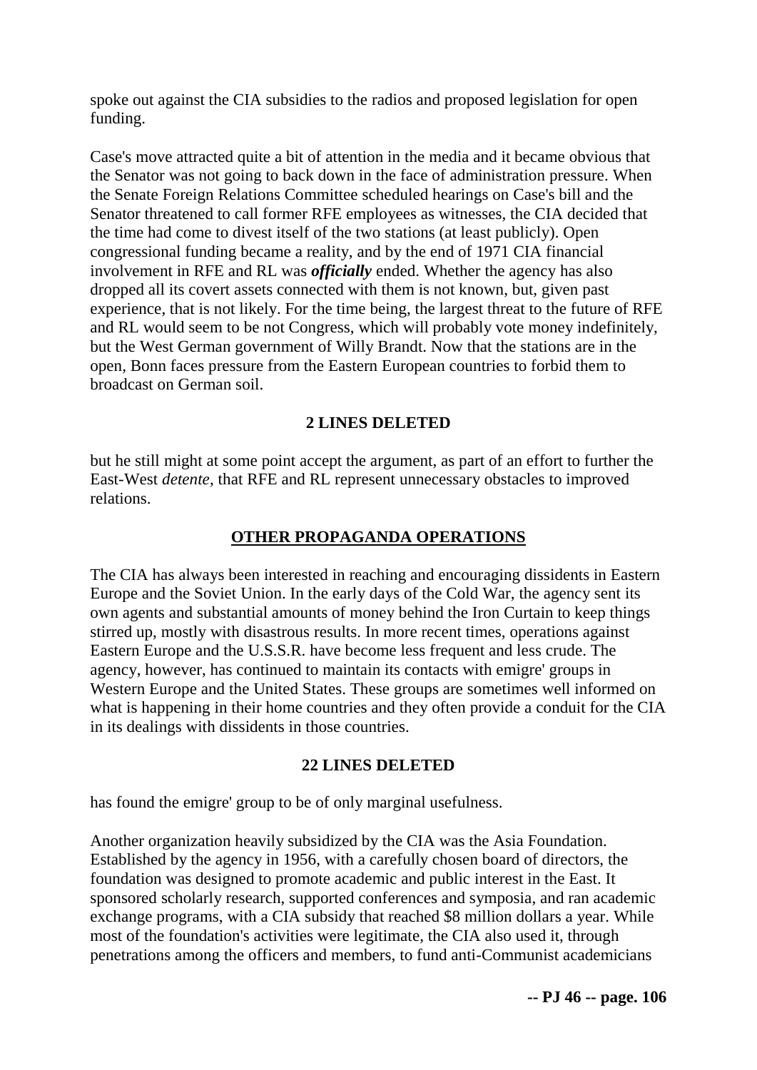spoke out against the CIA subsidies to the radios and proposed legislation for open funding.

Case's move attracted quite a bit of attention in the media and it became obvious that the Senator was not going to back down in the face of administration pressure. When the Senate Foreign Relations Committee scheduled hearings on Case's bill and the Senator threatened to call former RFE employees as witnesses, the CIA decided that the time had come to divest itself of the two stations (at least publicly). Open congressional funding became a reality, and by the end of 1971 CIA financial involvement in RFE and RL was ***officially*** ended. Whether the agency has also dropped all its covert assets connected with them is not known, but, given past experience, that is not likely. For the time being, the largest threat to the future of RFE and RL would seem to be not Congress, which will probably vote money indefinitely, but the West German government of Willy Brandt. Now that the stations are in the open, Bonn faces pressure from the Eastern European countries to forbid them to broadcast on German soil.

**2 LINES DELETED**

but he still might at some point accept the argument, as part of an effort to further the East-West *detente*, that RFE and RL represent unnecessary obstacles to improved relations.

## OTHER PROPAGANDA OPERATIONS

The CIA has always been interested in reaching and encouraging dissidents in Eastern Europe and the Soviet Union. In the early days of the Cold War, the agency sent its own agents and substantial amounts of money behind the Iron Curtain to keep things stirred up, mostly with disastrous results. In more recent times, operations against Eastern Europe and the U.S.S.R. have become less frequent and less crude. The agency, however, has continued to maintain its contacts with emigre' groups in Western Europe and the United States. These groups are sometimes well informed on what is happening in their home countries and they often provide a conduit for the CIA in its dealings with dissidents in those countries.

**22 LINES DELETED**

has found the emigre' group to be of only marginal usefulness.

Another organization heavily subsidized by the CIA was the Asia Foundation. Established by the agency in 1956, with a carefully chosen board of directors, the foundation was designed to promote academic and public interest in the East. It sponsored scholarly research, supported conferences and symposia, and ran academic exchange programs, with a CIA subsidy that reached $8 million dollars a year. While most of the foundation's activities were legitimate, the CIA also used it, through penetrations among the officers and members, to fund anti-Communist academicians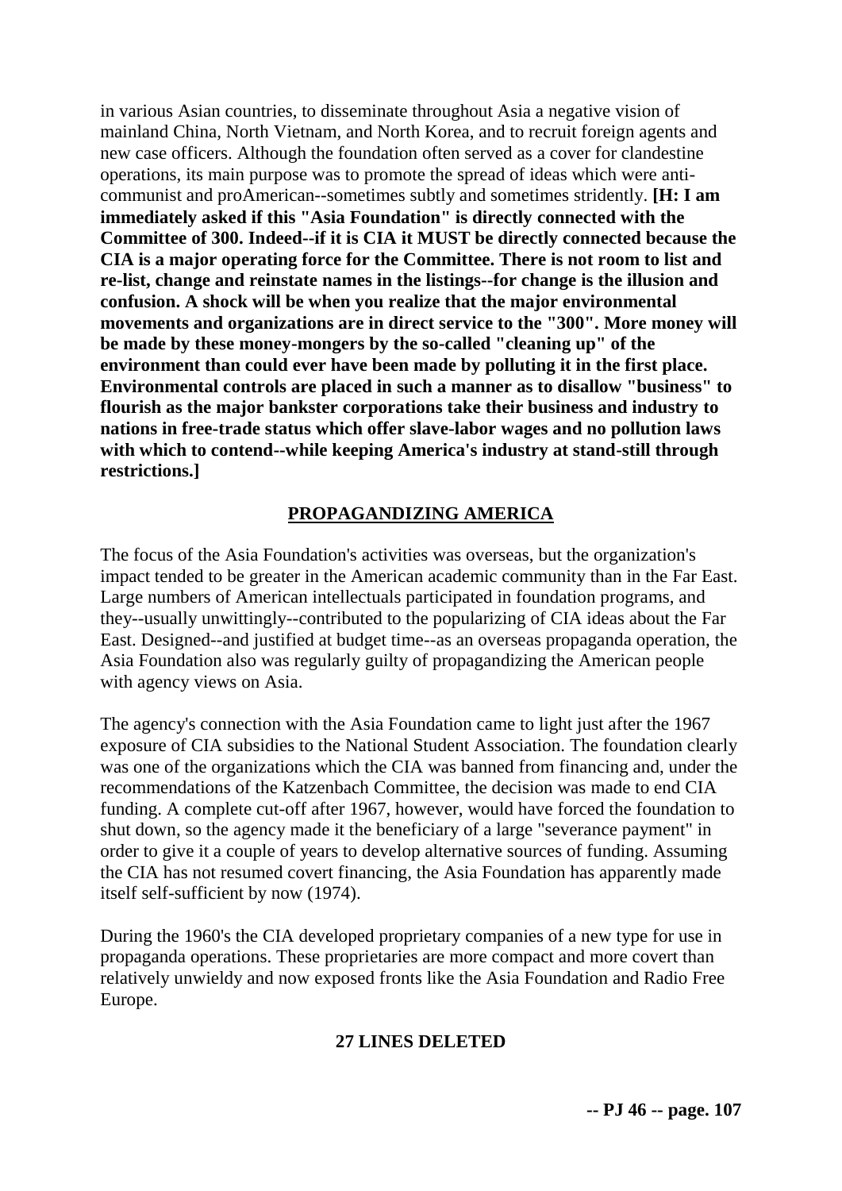in various Asian countries, to disseminate throughout Asia a negative vision of mainland China, North Vietnam, and North Korea, and to recruit foreign agents and new case officers. Although the foundation often served as a cover for clandestine operations, its main purpose was to promote the spread of ideas which were anti-communist and proAmerican--sometimes subtly and sometimes stridently. **[H: I am immediately asked if this "Asia Foundation" is directly connected with the Committee of 300. Indeed--if it is CIA it MUST be directly connected because the CIA is a major operating force for the Committee. There is not room to list and re-list, change and reinstate names in the listings--for change is the illusion and confusion. A shock will be when you realize that the major environmental movements and organizations are in direct service to the "300". More money will be made by these money-mongers by the so-called "cleaning up" of the environment than could ever have been made by polluting it in the first place. Environmental controls are placed in such a manner as to disallow "business" to flourish as the major bankster corporations take their business and industry to nations in free-trade status which offer slave-labor wages and no pollution laws with which to contend--while keeping America's industry at stand-still through restrictions.]**

## PROPAGANDIZING AMERICA

The focus of the Asia Foundation's activities was overseas, but the organization's impact tended to be greater in the American academic community than in the Far East. Large numbers of American intellectuals participated in foundation programs, and they--usually unwittingly--contributed to the popularizing of CIA ideas about the Far East. Designed--and justified at budget time--as an overseas propaganda operation, the Asia Foundation also was regularly guilty of propagandizing the American people with agency views on Asia.

The agency's connection with the Asia Foundation came to light just after the 1967 exposure of CIA subsidies to the National Student Association. The foundation clearly was one of the organizations which the CIA was banned from financing and, under the recommendations of the Katzenbach Committee, the decision was made to end CIA funding. A complete cut-off after 1967, however, would have forced the foundation to shut down, so the agency made it the beneficiary of a large "severance payment" in order to give it a couple of years to develop alternative sources of funding. Assuming the CIA has not resumed covert financing, the Asia Foundation has apparently made itself self-sufficient by now (1974).

During the 1960's the CIA developed proprietary companies of a new type for use in propaganda operations. These proprietaries are more compact and more covert than relatively unwieldy and now exposed fronts like the Asia Foundation and Radio Free Europe.

**27 LINES DELETED**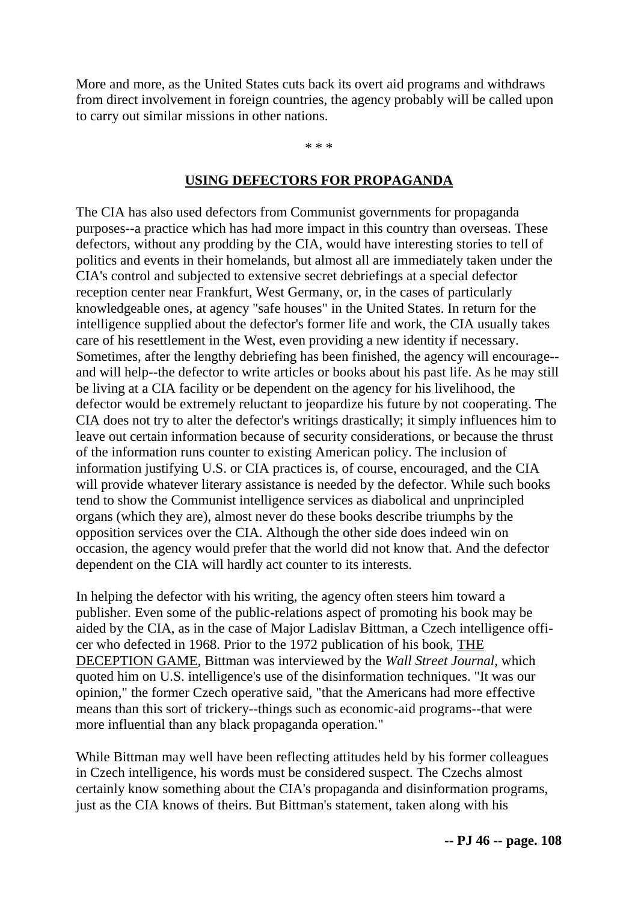More and more, as the United States cuts back its overt aid programs and withdraws from direct involvement in foreign countries, the agency probably will be called upon to carry out similar missions in other nations.

* * *

## USING DEFECTORS FOR PROPAGANDA

The CIA has also used defectors from Communist governments for propaganda purposes--a practice which has had more impact in this country than overseas. These defectors, without any prodding by the CIA, would have interesting stories to tell of politics and events in their homelands, but almost all are immediately taken under the CIA's control and subjected to extensive secret debriefings at a special defector reception center near Frankfurt, West Germany, or, in the cases of particularly knowledgeable ones, at agency "safe houses" in the United States. In return for the intelligence supplied about the defector's former life and work, the CIA usually takes care of his resettlement in the West, even providing a new identity if necessary. Sometimes, after the lengthy debriefing has been finished, the agency will encourage--and will help--the defector to write articles or books about his past life. As he may still be living at a CIA facility or be dependent on the agency for his livelihood, the defector would be extremely reluctant to jeopardize his future by not cooperating. The CIA does not try to alter the defector's writings drastically; it simply influences him to leave out certain information because of security considerations, or because the thrust of the information runs counter to existing American policy. The inclusion of information justifying U.S. or CIA practices is, of course, encouraged, and the CIA will provide whatever literary assistance is needed by the defector. While such books tend to show the Communist intelligence services as diabolical and unprincipled organs (which they are), almost never do these books describe triumphs by the opposition services over the CIA. Although the other side does indeed win on occasion, the agency would prefer that the world did not know that. And the defector dependent on the CIA will hardly act counter to its interests.

In helping the defector with his writing, the agency often steers him toward a publisher. Even some of the public-relations aspect of promoting his book may be aided by the CIA, as in the case of Major Ladislav Bittman, a Czech intelligence officer who defected in 1968. Prior to the 1972 publication of his book, THE DECEPTION GAME, Bittman was interviewed by the *Wall Street Journal*, which quoted him on U.S. intelligence's use of the disinformation techniques. "It was our opinion," the former Czech operative said, "that the Americans had more effective means than this sort of trickery--things such as economic-aid programs--that were more influential than any black propaganda operation."

While Bittman may well have been reflecting attitudes held by his former colleagues in Czech intelligence, his words must be considered suspect. The Czechs almost certainly know something about the CIA's propaganda and disinformation programs, just as the CIA knows of theirs. But Bittman's statement, taken along with his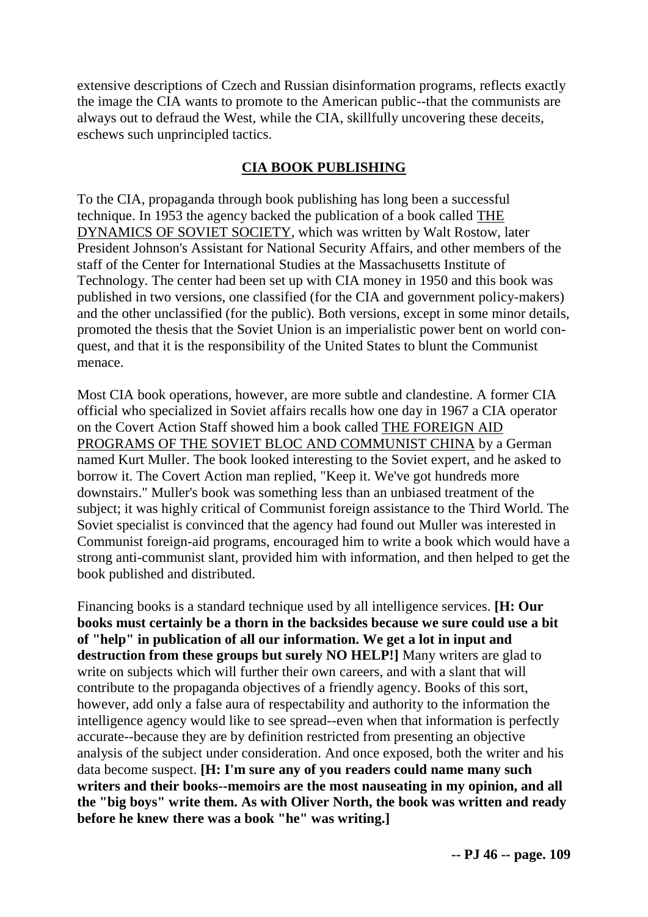extensive descriptions of Czech and Russian disinformation programs, reflects exactly the image the CIA wants to promote to the American public--that the communists are always out to defraud the West, while the CIA, skillfully uncovering these deceits, eschews such unprincipled tactics.

## CIA BOOK PUBLISHING

To the CIA, propaganda through book publishing has long been a successful technique. In 1953 the agency backed the publication of a book called THE DYNAMICS OF SOVIET SOCIETY, which was written by Walt Rostow, later President Johnson's Assistant for National Security Affairs, and other members of the staff of the Center for International Studies at the Massachusetts Institute of Technology. The center had been set up with CIA money in 1950 and this book was published in two versions, one classified (for the CIA and government policy-makers) and the other unclassified (for the public). Both versions, except in some minor details, promoted the thesis that the Soviet Union is an imperialistic power bent on world conquest, and that it is the responsibility of the United States to blunt the Communist menace.

Most CIA book operations, however, are more subtle and clandestine. A former CIA official who specialized in Soviet affairs recalls how one day in 1967 a CIA operator on the Covert Action Staff showed him a book called THE FOREIGN AID PROGRAMS OF THE SOVIET BLOC AND COMMUNIST CHINA by a German named Kurt Muller. The book looked interesting to the Soviet expert, and he asked to borrow it. The Covert Action man replied, "Keep it. We've got hundreds more downstairs." Muller's book was something less than an unbiased treatment of the subject; it was highly critical of Communist foreign assistance to the Third World. The Soviet specialist is convinced that the agency had found out Muller was interested in Communist foreign-aid programs, encouraged him to write a book which would have a strong anti-communist slant, provided him with information, and then helped to get the book published and distributed.

Financing books is a standard technique used by all intelligence services. **[H: Our books must certainly be a thorn in the backsides because we sure could use a bit of "help" in publication of all our information. We get a lot in input and destruction from these groups but surely NO HELP!]** Many writers are glad to write on subjects which will further their own careers, and with a slant that will contribute to the propaganda objectives of a friendly agency. Books of this sort, however, add only a false aura of respectability and authority to the information the intelligence agency would like to see spread--even when that information is perfectly accurate--because they are by definition restricted from presenting an objective analysis of the subject under consideration. And once exposed, both the writer and his data become suspect. **[H: I'm sure any of you readers could name many such writers and their books--memoirs are the most nauseating in my opinion, and all the "big boys" write them. As with Oliver North, the book was written and ready before he knew there was a book "he" was writing.]**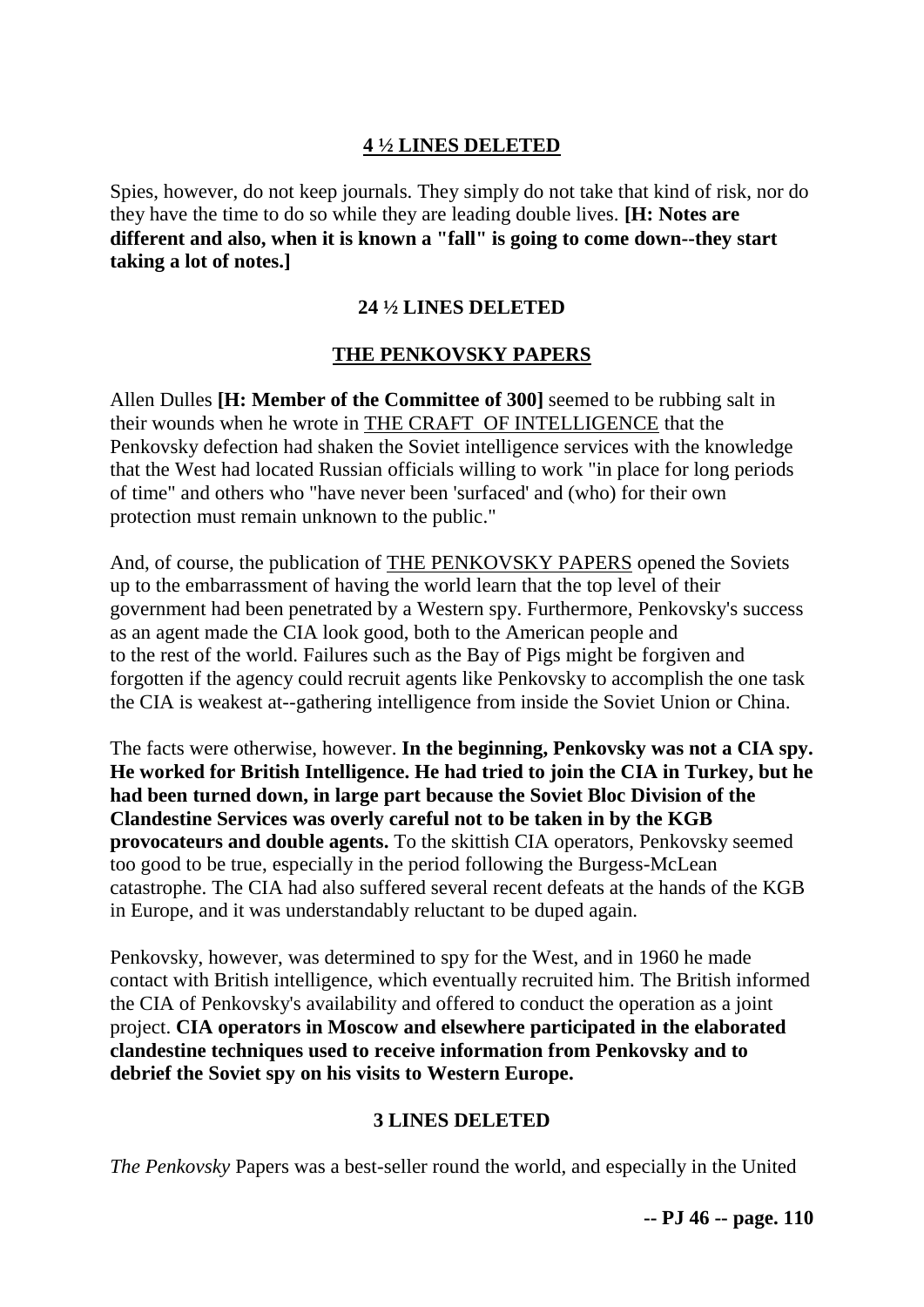**4 ½ LINES DELETED**

Spies, however, do not keep journals. They simply do not take that kind of risk, nor do they have the time to do so while they are leading double lives. **[H: Notes are different and also, when it is known a "fall" is going to come down--they start taking a lot of notes.]**

**24 ½ LINES DELETED**

## THE PENKOVSKY PAPERS

Allen Dulles **[H: Member of the Committee of 300]** seemed to be rubbing salt in their wounds when he wrote in THE CRAFT OF INTELLIGENCE that the Penkovsky defection had shaken the Soviet intelligence services with the knowledge that the West had located Russian officials willing to work "in place for long periods of time" and others who "have never been 'surfaced' and (who) for their own protection must remain unknown to the public."

And, of course, the publication of THE PENKOVSKY PAPERS opened the Soviets up to the embarrassment of having the world learn that the top level of their government had been penetrated by a Western spy. Furthermore, Penkovsky's success as an agent made the CIA look good, both to the American people and to the rest of the world. Failures such as the Bay of Pigs might be forgiven and forgotten if the agency could recruit agents like Penkovsky to accomplish the one task the CIA is weakest at--gathering intelligence from inside the Soviet Union or China.

The facts were otherwise, however. **In the beginning, Penkovsky was not a CIA spy. He worked for British Intelligence. He had tried to join the CIA in Turkey, but he had been turned down, in large part because the Soviet Bloc Division of the Clandestine Services was overly careful not to be taken in by the KGB provocateurs and double agents.** To the skittish CIA operators, Penkovsky seemed too good to be true, especially in the period following the Burgess-McLean catastrophe. The CIA had also suffered several recent defeats at the hands of the KGB in Europe, and it was understandably reluctant to be duped again.

Penkovsky, however, was determined to spy for the West, and in 1960 he made contact with British intelligence, which eventually recruited him. The British informed the CIA of Penkovsky's availability and offered to conduct the operation as a joint project. **CIA operators in Moscow and elsewhere participated in the elaborated clandestine techniques used to receive information from Penkovsky and to debrief the Soviet spy on his visits to Western Europe.**

**3 LINES DELETED**

*The Penkovsky* Papers was a best-seller round the world, and especially in the United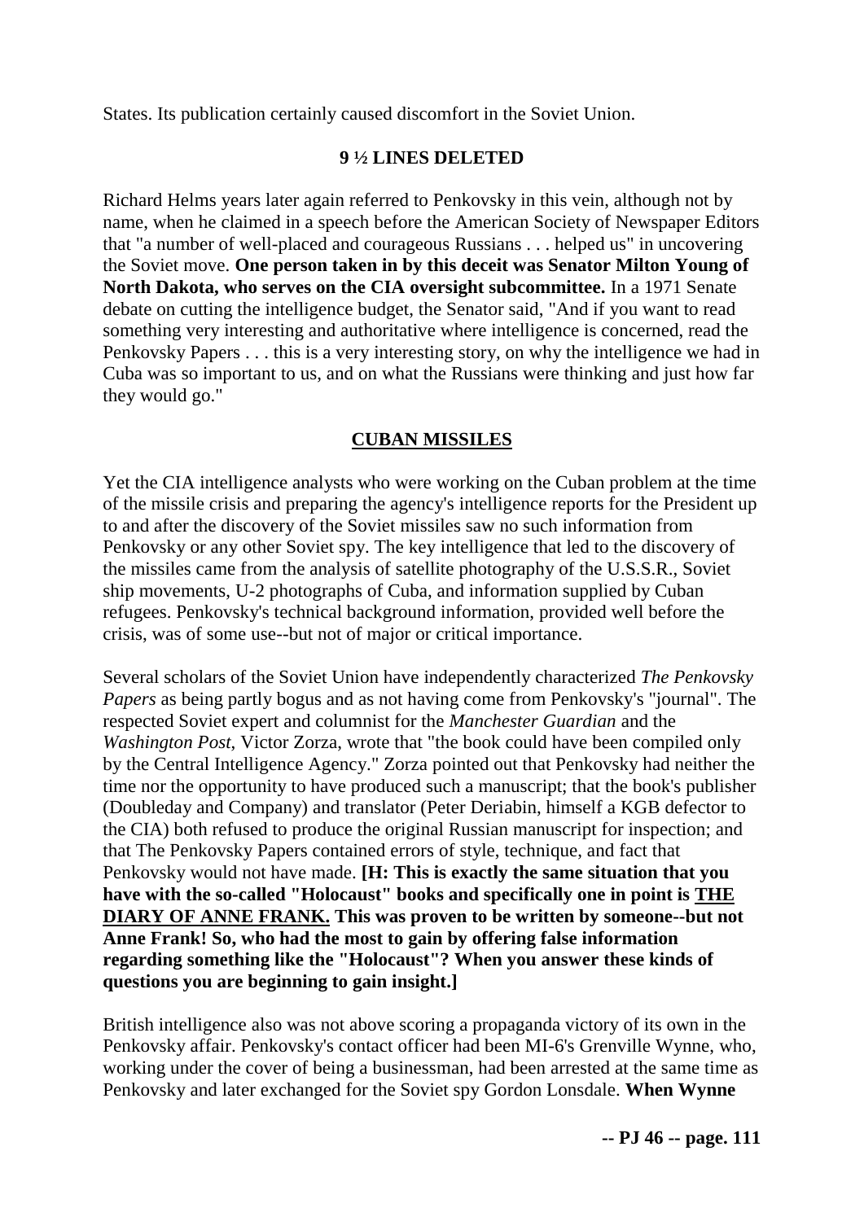States. Its publication certainly caused discomfort in the Soviet Union.

**9 ½ LINES DELETED**

Richard Helms years later again referred to Penkovsky in this vein, although not by name, when he claimed in a speech before the American Society of Newspaper Editors that "a number of well-placed and courageous Russians . . . helped us" in uncovering the Soviet move. **One person taken in by this deceit was Senator Milton Young of North Dakota, who serves on the CIA oversight subcommittee.** In a 1971 Senate debate on cutting the intelligence budget, the Senator said, "And if you want to read something very interesting and authoritative where intelligence is concerned, read the Penkovsky Papers . . . this is a very interesting story, on why the intelligence we had in Cuba was so important to us, and on what the Russians were thinking and just how far they would go."

## CUBAN MISSILES

Yet the CIA intelligence analysts who were working on the Cuban problem at the time of the missile crisis and preparing the agency's intelligence reports for the President up to and after the discovery of the Soviet missiles saw no such information from Penkovsky or any other Soviet spy. The key intelligence that led to the discovery of the missiles came from the analysis of satellite photography of the U.S.S.R., Soviet ship movements, U-2 photographs of Cuba, and information supplied by Cuban refugees. Penkovsky's technical background information, provided well before the crisis, was of some use--but not of major or critical importance.

Several scholars of the Soviet Union have independently characterized *The Penkovsky Papers* as being partly bogus and as not having come from Penkovsky's "journal". The respected Soviet expert and columnist for the *Manchester Guardian* and the *Washington Post*, Victor Zorza, wrote that "the book could have been compiled only by the Central Intelligence Agency." Zorza pointed out that Penkovsky had neither the time nor the opportunity to have produced such a manuscript; that the book's publisher (Doubleday and Company) and translator (Peter Deriabin, himself a KGB defector to the CIA) both refused to produce the original Russian manuscript for inspection; and that The Penkovsky Papers contained errors of style, technique, and fact that Penkovsky would not have made. **[H: This is exactly the same situation that you have with the so-called "Holocaust" books and specifically one in point is THE DIARY OF ANNE FRANK. This was proven to be written by someone--but not Anne Frank! So, who had the most to gain by offering false information regarding something like the "Holocaust"? When you answer these kinds of questions you are beginning to gain insight.]**

British intelligence also was not above scoring a propaganda victory of its own in the Penkovsky affair. Penkovsky's contact officer had been MI-6's Grenville Wynne, who, working under the cover of being a businessman, had been arrested at the same time as Penkovsky and later exchanged for the Soviet spy Gordon Lonsdale. **When Wynne**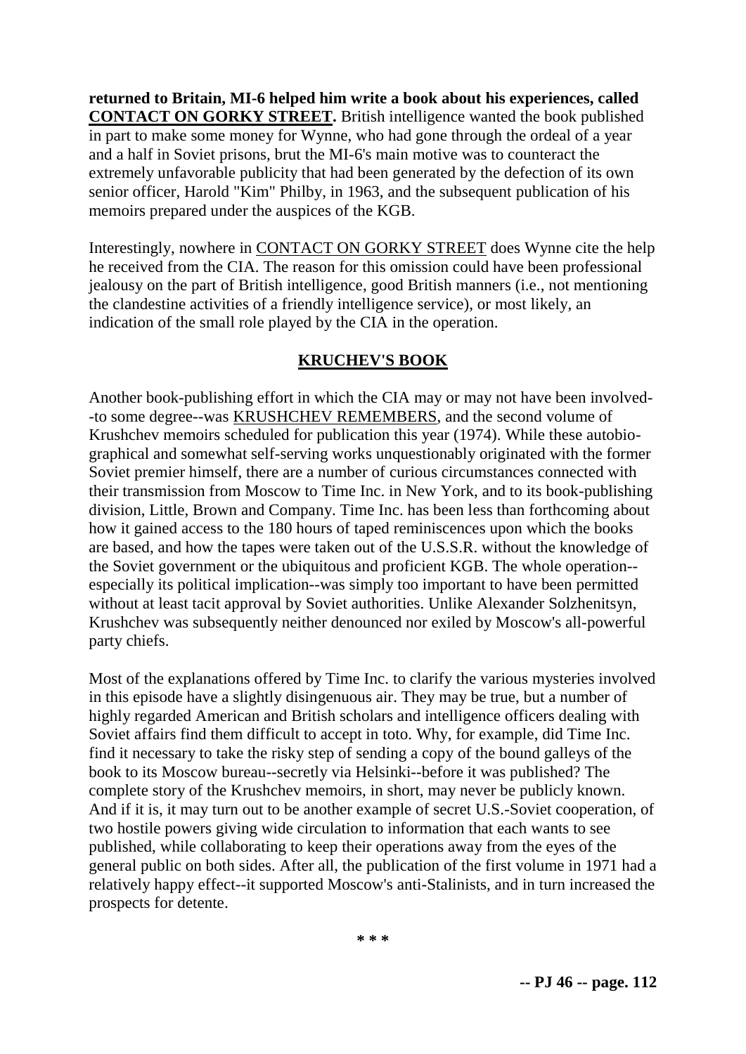**returned to Britain, MI-6 helped him write a book about his experiences, called <u>CONTACT ON GORKY STREET</u>.** British intelligence wanted the book published in part to make some money for Wynne, who had gone through the ordeal of a year and a half in Soviet prisons, brut the MI-6's main motive was to counteract the extremely unfavorable publicity that had been generated by the defection of its own senior officer, Harold "Kim" Philby, in 1963, and the subsequent publication of his memoirs prepared under the auspices of the KGB.

Interestingly, nowhere in <u>CONTACT ON GORKY STREET</u> does Wynne cite the help he received from the CIA. The reason for this omission could have been professional jealousy on the part of British intelligence, good British manners (i.e., not mentioning the clandestine activities of a friendly intelligence service), or most likely, an indication of the small role played by the CIA in the operation.

## <u>KRUCHEV'S BOOK</u>

Another book-publishing effort in which the CIA may or may not have been involved--to some degree--was <u>KRUSHCHEV REMEMBERS</u>, and the second volume of Krushchev memoirs scheduled for publication this year (1974). While these autobiographical and somewhat self-serving works unquestionably originated with the former Soviet premier himself, there are a number of curious circumstances connected with their transmission from Moscow to Time Inc. in New York, and to its book-publishing division, Little, Brown and Company. Time Inc. has been less than forthcoming about how it gained access to the 180 hours of taped reminiscences upon which the books are based, and how the tapes were taken out of the U.S.S.R. without the knowledge of the Soviet government or the ubiquitous and proficient KGB. The whole operation--especially its political implication--was simply too important to have been permitted without at least tacit approval by Soviet authorities. Unlike Alexander Solzhenitsyn, Krushchev was subsequently neither denounced nor exiled by Moscow's all-powerful party chiefs.

Most of the explanations offered by Time Inc. to clarify the various mysteries involved in this episode have a slightly disingenuous air. They may be true, but a number of highly regarded American and British scholars and intelligence officers dealing with Soviet affairs find them difficult to accept in toto. Why, for example, did Time Inc. find it necessary to take the risky step of sending a copy of the bound galleys of the book to its Moscow bureau--secretly via Helsinki--before it was published? The complete story of the Krushchev memoirs, in short, may never be publicly known. And if it is, it may turn out to be another example of secret U.S.-Soviet cooperation, of two hostile powers giving wide circulation to information that each wants to see published, while collaborating to keep their operations away from the eyes of the general public on both sides. After all, the publication of the first volume in 1971 had a relatively happy effect--it supported Moscow's anti-Stalinists, and in turn increased the prospects for detente.

\* \* \*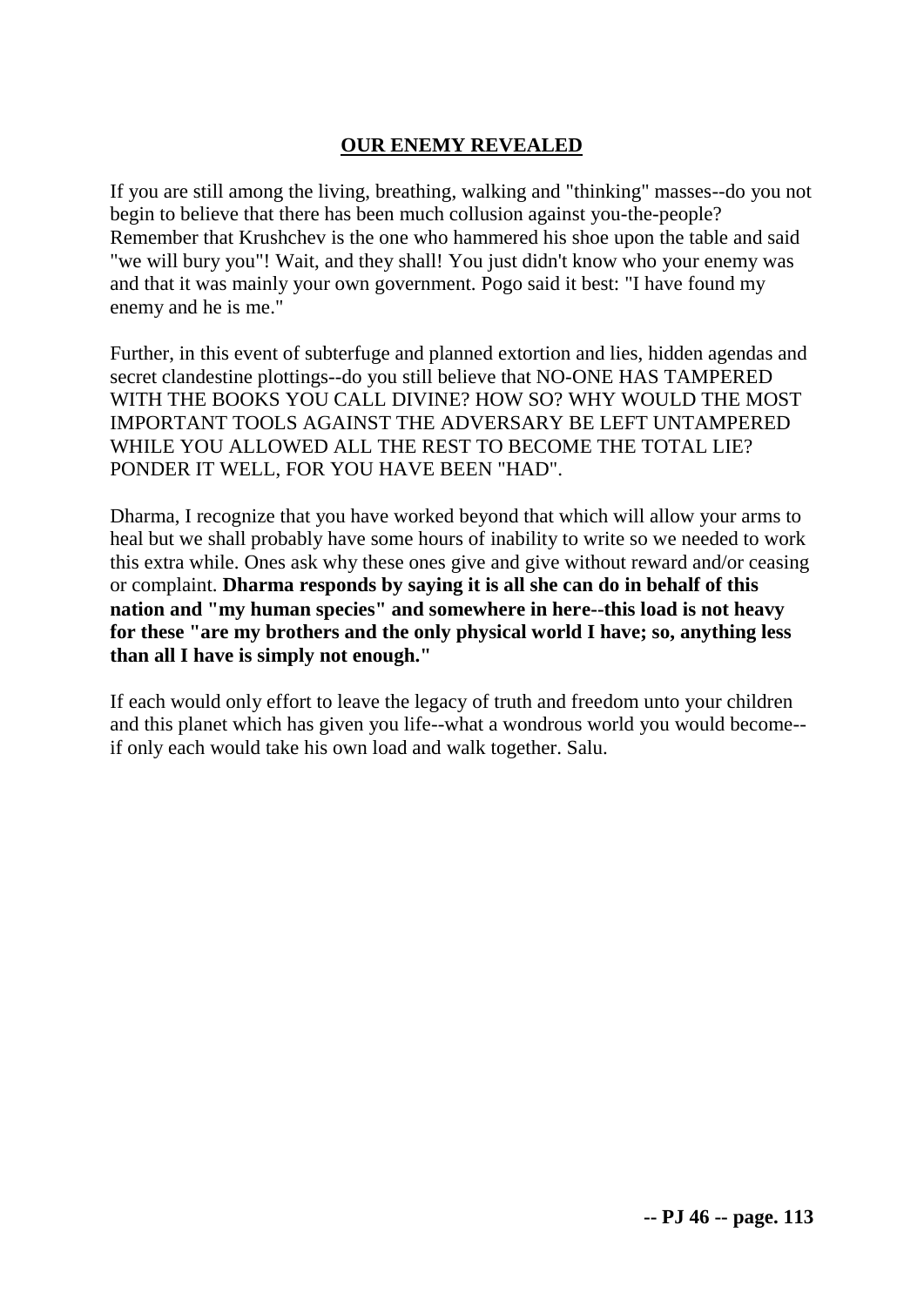## **OUR ENEMY REVEALED**

If you are still among the living, breathing, walking and "thinking" masses--do you not begin to believe that there has been much collusion against you-the-people? Remember that Krushchev is the one who hammered his shoe upon the table and said "we will bury you"! Wait, and they shall! You just didn't know who your enemy was and that it was mainly your own government. Pogo said it best: "I have found my enemy and he is me."

Further, in this event of subterfuge and planned extortion and lies, hidden agendas and secret clandestine plottings--do you still believe that NO-ONE HAS TAMPERED WITH THE BOOKS YOU CALL DIVINE? HOW SO? WHY WOULD THE MOST IMPORTANT TOOLS AGAINST THE ADVERSARY BE LEFT UNTAMPERED WHILE YOU ALLOWED ALL THE REST TO BECOME THE TOTAL LIE? PONDER IT WELL, FOR YOU HAVE BEEN "HAD".

Dharma, I recognize that you have worked beyond that which will allow your arms to heal but we shall probably have some hours of inability to write so we needed to work this extra while. Ones ask why these ones give and give without reward and/or ceasing or complaint. **Dharma responds by saying it is all she can do in behalf of this nation and "my human species" and somewhere in here--this load is not heavy for these "are my brothers and the only physical world I have; so, anything less than all I have is simply not enough."**

If each would only effort to leave the legacy of truth and freedom unto your children and this planet which has given you life--what a wondrous world you would become--if only each would take his own load and walk together. Salu.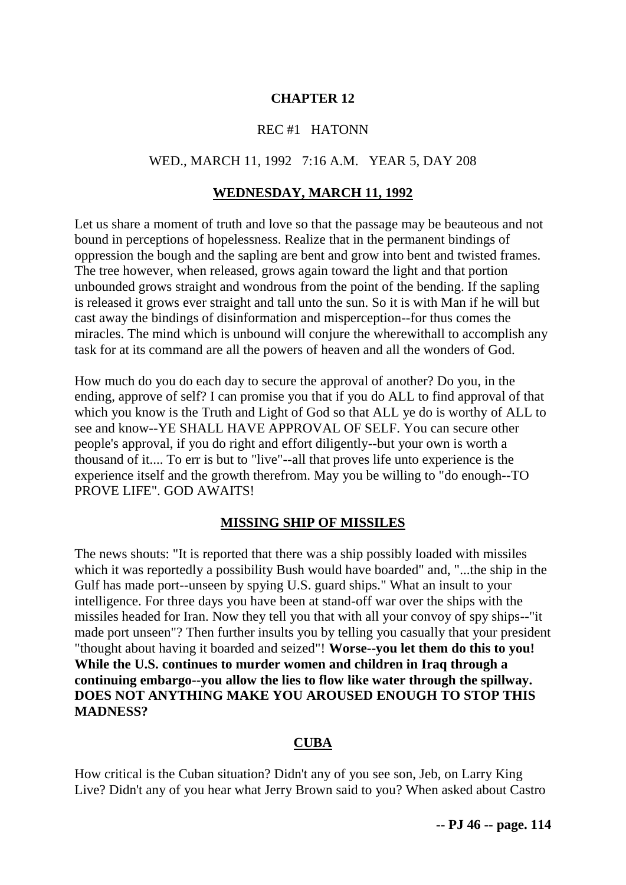## CHAPTER 12

REC #1 HATONN

WED., MARCH 11, 1992 7:16 A.M. YEAR 5, DAY 208

### WEDNESDAY, MARCH 11, 1992

Let us share a moment of truth and love so that the passage may be beauteous and not bound in perceptions of hopelessness. Realize that in the permanent bindings of oppression the bough and the sapling are bent and grow into bent and twisted frames. The tree however, when released, grows again toward the light and that portion unbounded grows straight and wondrous from the point of the bending. If the sapling is released it grows ever straight and tall unto the sun. So it is with Man if he will but cast away the bindings of disinformation and misperception--for thus comes the miracles. The mind which is unbound will conjure the wherewithall to accomplish any task for at its command are all the powers of heaven and all the wonders of God.

How much do you do each day to secure the approval of another? Do you, in the ending, approve of self? I can promise you that if you do ALL to find approval of that which you know is the Truth and Light of God so that ALL ye do is worthy of ALL to see and know--YE SHALL HAVE APPROVAL OF SELF. You can secure other people's approval, if you do right and effort diligently--but your own is worth a thousand of it.... To err is but to "live"--all that proves life unto experience is the experience itself and the growth therefrom. May you be willing to "do enough--TO PROVE LIFE". GOD AWAITS!

### MISSING SHIP OF MISSILES

The news shouts: "It is reported that there was a ship possibly loaded with missiles which it was reportedly a possibility Bush would have boarded" and, "...the ship in the Gulf has made port--unseen by spying U.S. guard ships." What an insult to your intelligence. For three days you have been at stand-off war over the ships with the missiles headed for Iran. Now they tell you that with all your convoy of spy ships--"it made port unseen"? Then further insults you by telling you casually that your president "thought about having it boarded and seized"! **Worse--you let them do this to you! While the U.S. continues to murder women and children in Iraq through a continuing embargo--you allow the lies to flow like water through the spillway. DOES NOT ANYTHING MAKE YOU AROUSED ENOUGH TO STOP THIS MADNESS?**

### CUBA

How critical is the Cuban situation? Didn't any of you see son, Jeb, on Larry King Live? Didn't any of you hear what Jerry Brown said to you? When asked about Castro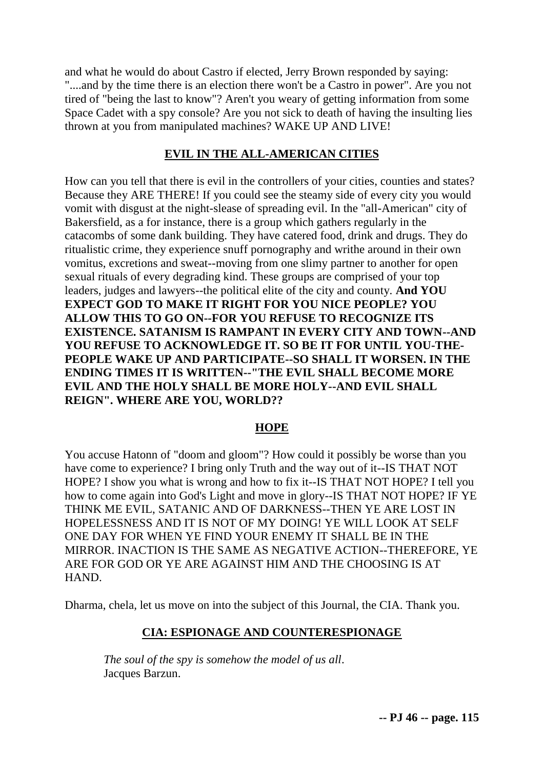and what he would do about Castro if elected, Jerry Brown responded by saying: "....and by the time there is an election there won't be a Castro in power". Are you not tired of "being the last to know"? Aren't you weary of getting information from some Space Cadet with a spy console? Are you not sick to death of having the insulting lies thrown at you from manipulated machines? WAKE UP AND LIVE!

## EVIL IN THE ALL-AMERICAN CITIES

How can you tell that there is evil in the controllers of your cities, counties and states? Because they ARE THERE! If you could see the steamy side of every city you would vomit with disgust at the night-slease of spreading evil. In the "all-American" city of Bakersfield, as a for instance, there is a group which gathers regularly in the catacombs of some dank building. They have catered food, drink and drugs. They do ritualistic crime, they experience snuff pornography and writhe around in their own vomitus, excretions and sweat--moving from one slimy partner to another for open sexual rituals of every degrading kind. These groups are comprised of your top leaders, judges and lawyers--the political elite of the city and county. **And YOU EXPECT GOD TO MAKE IT RIGHT FOR YOU NICE PEOPLE? YOU ALLOW THIS TO GO ON--FOR YOU REFUSE TO RECOGNIZE ITS EXISTENCE. SATANISM IS RAMPANT IN EVERY CITY AND TOWN--AND YOU REFUSE TO ACKNOWLEDGE IT. SO BE IT FOR UNTIL YOU-THE-PEOPLE WAKE UP AND PARTICIPATE--SO SHALL IT WORSEN. IN THE ENDING TIMES IT IS WRITTEN--"THE EVIL SHALL BECOME MORE EVIL AND THE HOLY SHALL BE MORE HOLY--AND EVIL SHALL REIGN". WHERE ARE YOU, WORLD??**

## HOPE

You accuse Hatonn of "doom and gloom"? How could it possibly be worse than you have come to experience? I bring only Truth and the way out of it--IS THAT NOT HOPE? I show you what is wrong and how to fix it--IS THAT NOT HOPE? I tell you how to come again into God's Light and move in glory--IS THAT NOT HOPE? IF YE THINK ME EVIL, SATANIC AND OF DARKNESS--THEN YE ARE LOST IN HOPELESSNESS AND IT IS NOT OF MY DOING! YE WILL LOOK AT SELF ONE DAY FOR WHEN YE FIND YOUR ENEMY IT SHALL BE IN THE MIRROR. INACTION IS THE SAME AS NEGATIVE ACTION--THEREFORE, YE ARE FOR GOD OR YE ARE AGAINST HIM AND THE CHOOSING IS AT HAND.

Dharma, chela, let us move on into the subject of this Journal, the CIA. Thank you.

## CIA: ESPIONAGE AND COUNTERESPIONAGE

> *The soul of the spy is somehow the model of us all*.
> Jacques Barzun.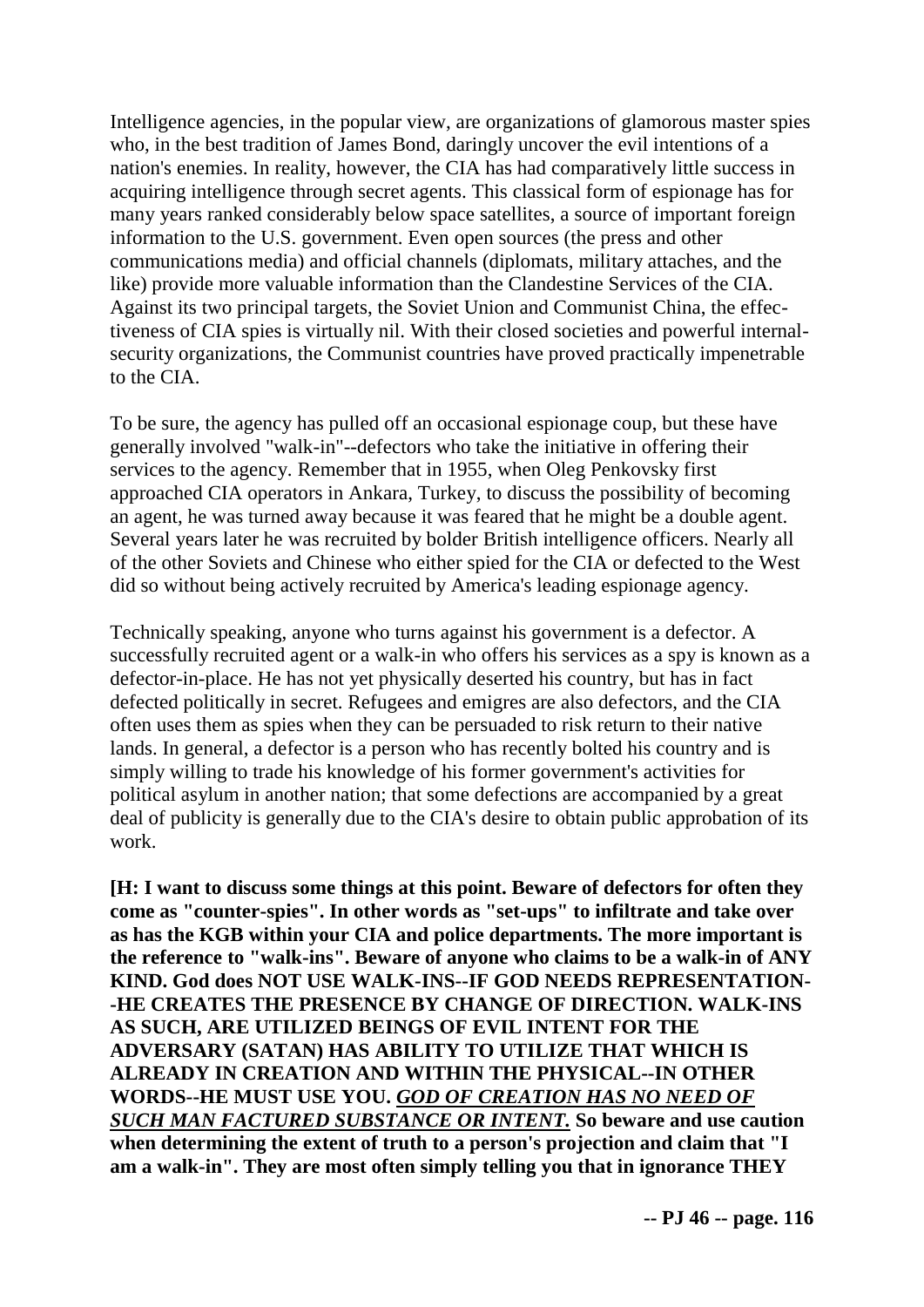Intelligence agencies, in the popular view, are organizations of glamorous master spies who, in the best tradition of James Bond, daringly uncover the evil intentions of a nation's enemies. In reality, however, the CIA has had comparatively little success in acquiring intelligence through secret agents. This classical form of espionage has for many years ranked considerably below space satellites, a source of important foreign information to the U.S. government. Even open sources (the press and other communications media) and official channels (diplomats, military attaches, and the like) provide more valuable information than the Clandestine Services of the CIA. Against its two principal targets, the Soviet Union and Communist China, the effectiveness of CIA spies is virtually nil. With their closed societies and powerful internal-security organizations, the Communist countries have proved practically impenetrable to the CIA.

To be sure, the agency has pulled off an occasional espionage coup, but these have generally involved "walk-in"--defectors who take the initiative in offering their services to the agency. Remember that in 1955, when Oleg Penkovsky first approached CIA operators in Ankara, Turkey, to discuss the possibility of becoming an agent, he was turned away because it was feared that he might be a double agent. Several years later he was recruited by bolder British intelligence officers. Nearly all of the other Soviets and Chinese who either spied for the CIA or defected to the West did so without being actively recruited by America's leading espionage agency.

Technically speaking, anyone who turns against his government is a defector. A successfully recruited agent or a walk-in who offers his services as a spy is known as a defector-in-place. He has not yet physically deserted his country, but has in fact defected politically in secret. Refugees and emigres are also defectors, and the CIA often uses them as spies when they can be persuaded to risk return to their native lands. In general, a defector is a person who has recently bolted his country and is simply willing to trade his knowledge of his former government's activities for political asylum in another nation; that some defections are accompanied by a great deal of publicity is generally due to the CIA's desire to obtain public approbation of its work.

**[H: I want to discuss some things at this point. Beware of defectors for often they come as "counter-spies". In other words as "set-ups" to infiltrate and take over as has the KGB within your CIA and police departments. The more important is the reference to "walk-ins". Beware of anyone who claims to be a walk-in of ANY KIND. God does NOT USE WALK-INS--IF GOD NEEDS REPRESENTATION--HE CREATES THE PRESENCE BY CHANGE OF DIRECTION. WALK-INS AS SUCH, ARE UTILIZED BEINGS OF EVIL INTENT FOR THE ADVERSARY (SATAN) HAS ABILITY TO UTILIZE THAT WHICH IS ALREADY IN CREATION AND WITHIN THE PHYSICAL--IN OTHER WORDS--HE MUST USE YOU. _GOD OF CREATION HAS NO NEED OF SUCH MAN FACTURED SUBSTANCE OR INTENT._ So beware and use caution when determining the extent of truth to a person's projection and claim that "I am a walk-in". They are most often simply telling you that in ignorance THEY**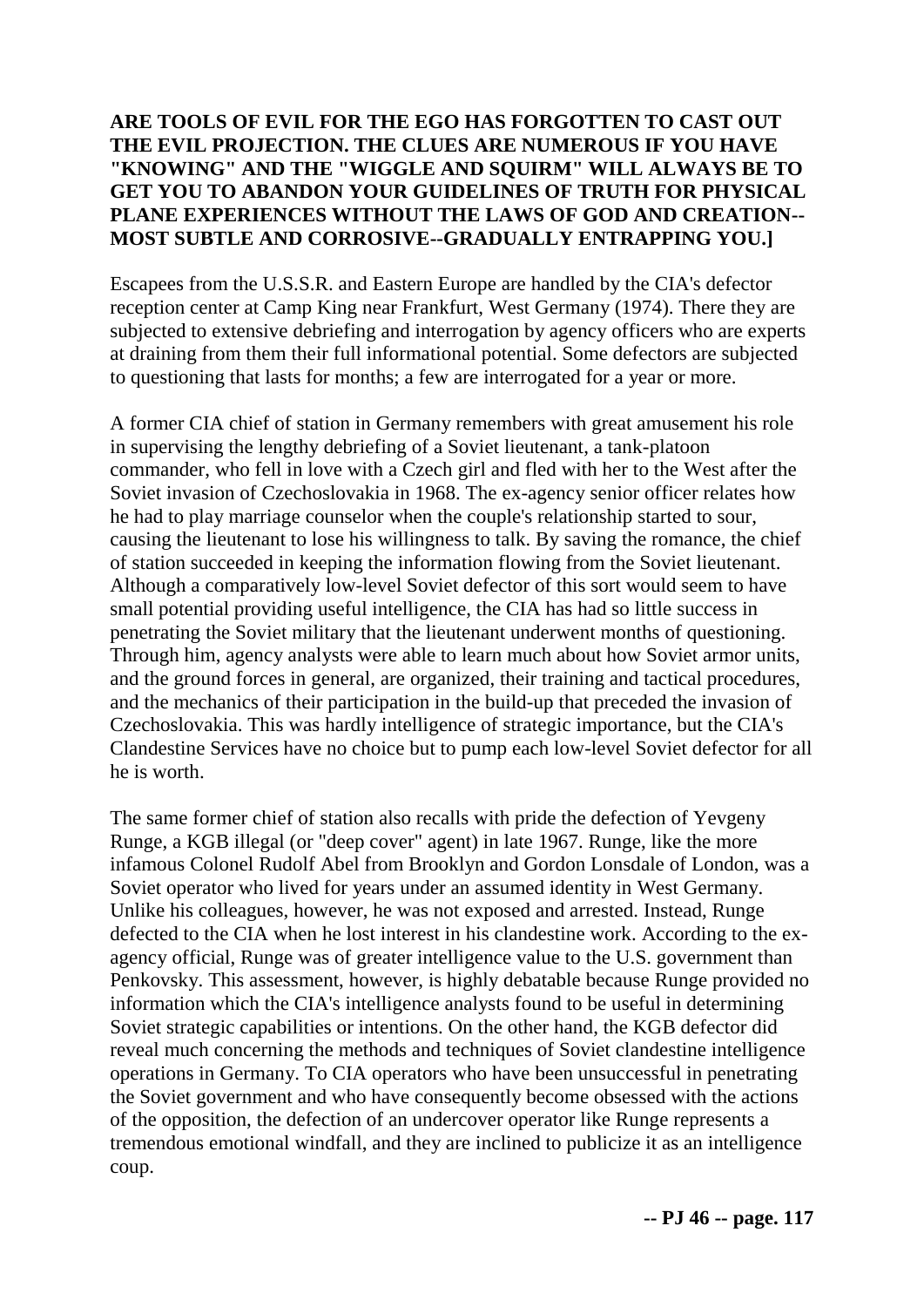**ARE TOOLS OF EVIL FOR THE EGO HAS FORGOTTEN TO CAST OUT THE EVIL PROJECTION. THE CLUES ARE NUMEROUS IF YOU HAVE "KNOWING" AND THE "WIGGLE AND SQUIRM" WILL ALWAYS BE TO GET YOU TO ABANDON YOUR GUIDELINES OF TRUTH FOR PHYSICAL PLANE EXPERIENCES WITHOUT THE LAWS OF GOD AND CREATION--MOST SUBTLE AND CORROSIVE--GRADUALLY ENTRAPPING YOU.]**

Escapees from the U.S.S.R. and Eastern Europe are handled by the CIA's defector reception center at Camp King near Frankfurt, West Germany (1974). There they are subjected to extensive debriefing and interrogation by agency officers who are experts at draining from them their full informational potential. Some defectors are subjected to questioning that lasts for months; a few are interrogated for a year or more.

A former CIA chief of station in Germany remembers with great amusement his role in supervising the lengthy debriefing of a Soviet lieutenant, a tank-platoon commander, who fell in love with a Czech girl and fled with her to the West after the Soviet invasion of Czechoslovakia in 1968. The ex-agency senior officer relates how he had to play marriage counselor when the couple's relationship started to sour, causing the lieutenant to lose his willingness to talk. By saving the romance, the chief of station succeeded in keeping the information flowing from the Soviet lieutenant. Although a comparatively low-level Soviet defector of this sort would seem to have small potential providing useful intelligence, the CIA has had so little success in penetrating the Soviet military that the lieutenant underwent months of questioning. Through him, agency analysts were able to learn much about how Soviet armor units, and the ground forces in general, are organized, their training and tactical procedures, and the mechanics of their participation in the build-up that preceded the invasion of Czechoslovakia. This was hardly intelligence of strategic importance, but the CIA's Clandestine Services have no choice but to pump each low-level Soviet defector for all he is worth.

The same former chief of station also recalls with pride the defection of Yevgeny Runge, a KGB illegal (or "deep cover" agent) in late 1967. Runge, like the more infamous Colonel Rudolf Abel from Brooklyn and Gordon Lonsdale of London, was a Soviet operator who lived for years under an assumed identity in West Germany. Unlike his colleagues, however, he was not exposed and arrested. Instead, Runge defected to the CIA when he lost interest in his clandestine work. According to the ex-agency official, Runge was of greater intelligence value to the U.S. government than Penkovsky. This assessment, however, is highly debatable because Runge provided no information which the CIA's intelligence analysts found to be useful in determining Soviet strategic capabilities or intentions. On the other hand, the KGB defector did reveal much concerning the methods and techniques of Soviet clandestine intelligence operations in Germany. To CIA operators who have been unsuccessful in penetrating the Soviet government and who have consequently become obsessed with the actions of the opposition, the defection of an undercover operator like Runge represents a tremendous emotional windfall, and they are inclined to publicize it as an intelligence coup.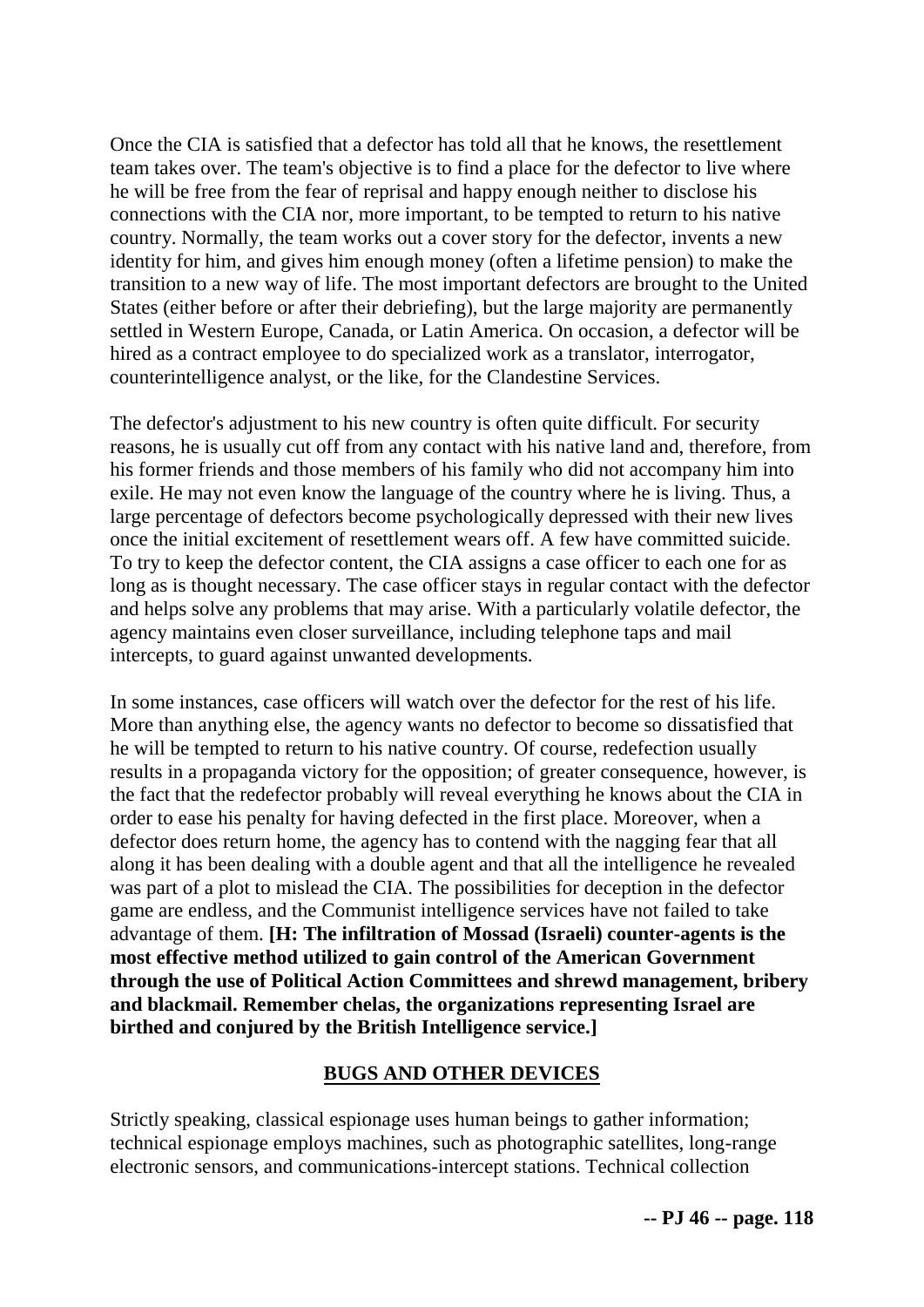Once the CIA is satisfied that a defector has told all that he knows, the resettlement team takes over. The team's objective is to find a place for the defector to live where he will be free from the fear of reprisal and happy enough neither to disclose his connections with the CIA nor, more important, to be tempted to return to his native country. Normally, the team works out a cover story for the defector, invents a new identity for him, and gives him enough money (often a lifetime pension) to make the transition to a new way of life. The most important defectors are brought to the United States (either before or after their debriefing), but the large majority are permanently settled in Western Europe, Canada, or Latin America. On occasion, a defector will be hired as a contract employee to do specialized work as a translator, interrogator, counterintelligence analyst, or the like, for the Clandestine Services.

The defector's adjustment to his new country is often quite difficult. For security reasons, he is usually cut off from any contact with his native land and, therefore, from his former friends and those members of his family who did not accompany him into exile. He may not even know the language of the country where he is living. Thus, a large percentage of defectors become psychologically depressed with their new lives once the initial excitement of resettlement wears off. A few have committed suicide. To try to keep the defector content, the CIA assigns a case officer to each one for as long as is thought necessary. The case officer stays in regular contact with the defector and helps solve any problems that may arise. With a particularly volatile defector, the agency maintains even closer surveillance, including telephone taps and mail intercepts, to guard against unwanted developments.

In some instances, case officers will watch over the defector for the rest of his life. More than anything else, the agency wants no defector to become so dissatisfied that he will be tempted to return to his native country. Of course, redefection usually results in a propaganda victory for the opposition; of greater consequence, however, is the fact that the redefector probably will reveal everything he knows about the CIA in order to ease his penalty for having defected in the first place. Moreover, when a defector does return home, the agency has to contend with the nagging fear that all along it has been dealing with a double agent and that all the intelligence he revealed was part of a plot to mislead the CIA. The possibilities for deception in the defector game are endless, and the Communist intelligence services have not failed to take advantage of them. **[H: The infiltration of Mossad (Israeli) counter-agents is the most effective method utilized to gain control of the American Government through the use of Political Action Committees and shrewd management, bribery and blackmail. Remember chelas, the organizations representing Israel are birthed and conjured by the British Intelligence service.]**

## BUGS AND OTHER DEVICES

Strictly speaking, classical espionage uses human beings to gather information; technical espionage employs machines, such as photographic satellites, long-range electronic sensors, and communications-intercept stations. Technical collection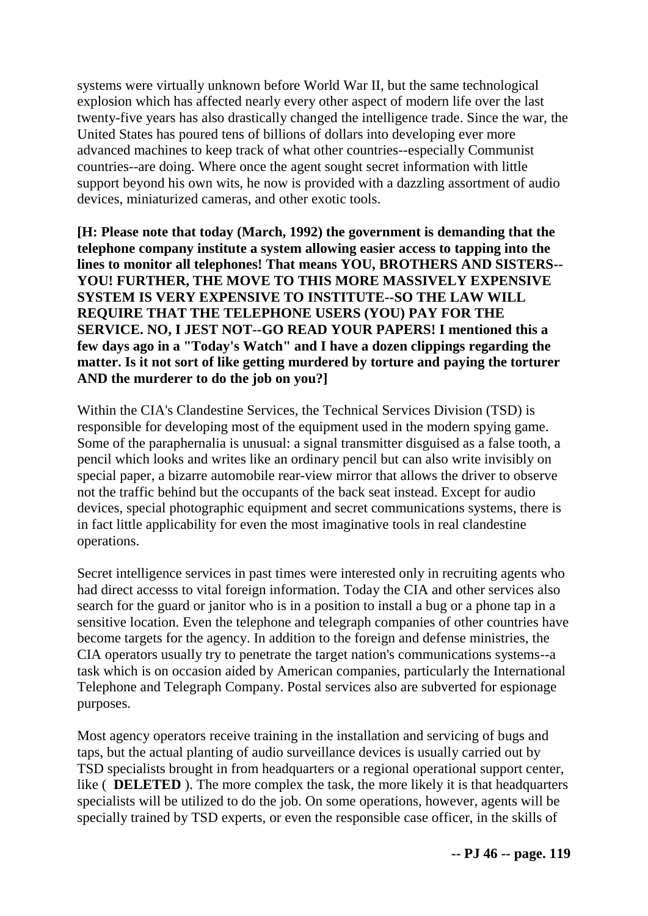systems were virtually unknown before World War II, but the same technological explosion which has affected nearly every other aspect of modern life over the last twenty-five years has also drastically changed the intelligence trade. Since the war, the United States has poured tens of billions of dollars into developing ever more advanced machines to keep track of what other countries--especially Communist countries--are doing. Where once the agent sought secret information with little support beyond his own wits, he now is provided with a dazzling assortment of audio devices, miniaturized cameras, and other exotic tools.

**[H: Please note that today (March, 1992) the government is demanding that the telephone company institute a system allowing easier access to tapping into the lines to monitor all telephones! That means YOU, BROTHERS AND SISTERS--YOU! FURTHER, THE MOVE TO THIS MORE MASSIVELY EXPENSIVE SYSTEM IS VERY EXPENSIVE TO INSTITUTE--SO THE LAW WILL REQUIRE THAT THE TELEPHONE USERS (YOU) PAY FOR THE SERVICE. NO, I JEST NOT--GO READ YOUR PAPERS! I mentioned this a few days ago in a "Today's Watch" and I have a dozen clippings regarding the matter. Is it not sort of like getting murdered by torture and paying the torturer AND the murderer to do the job on you?]**

Within the CIA's Clandestine Services, the Technical Services Division (TSD) is responsible for developing most of the equipment used in the modern spying game. Some of the paraphernalia is unusual: a signal transmitter disguised as a false tooth, a pencil which looks and writes like an ordinary pencil but can also write invisibly on special paper, a bizarre automobile rear-view mirror that allows the driver to observe not the traffic behind but the occupants of the back seat instead. Except for audio devices, special photographic equipment and secret communications systems, there is in fact little applicability for even the most imaginative tools in real clandestine operations.

Secret intelligence services in past times were interested only in recruiting agents who had direct accesss to vital foreign information. Today the CIA and other services also search for the guard or janitor who is in a position to install a bug or a phone tap in a sensitive location. Even the telephone and telegraph companies of other countries have become targets for the agency. In addition to the foreign and defense ministries, the CIA operators usually try to penetrate the target nation's communications systems--a task which is on occasion aided by American companies, particularly the International Telephone and Telegraph Company. Postal services also are subverted for espionage purposes.

Most agency operators receive training in the installation and servicing of bugs and taps, but the actual planting of audio surveillance devices is usually carried out by TSD specialists brought in from headquarters or a regional operational support center, like ( **DELETED** ). The more complex the task, the more likely it is that headquarters specialists will be utilized to do the job. On some operations, however, agents will be specially trained by TSD experts, or even the responsible case officer, in the skills of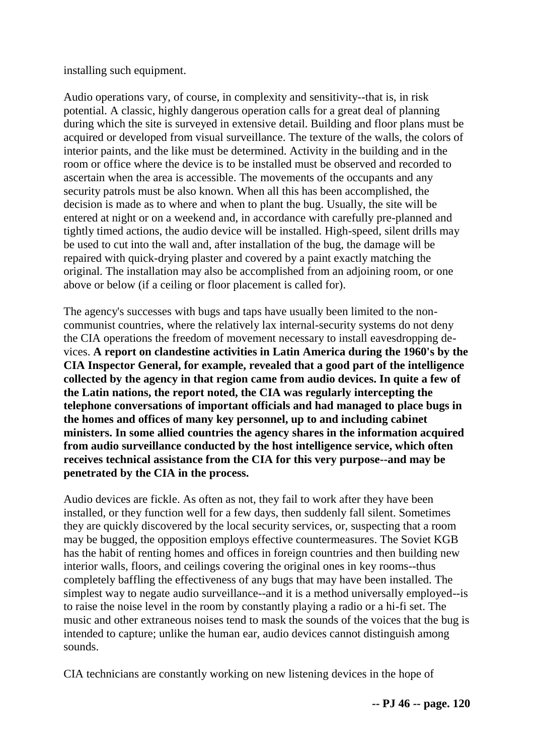installing such equipment.

Audio operations vary, of course, in complexity and sensitivity--that is, in risk potential. A classic, highly dangerous operation calls for a great deal of planning during which the site is surveyed in extensive detail. Building and floor plans must be acquired or developed from visual surveillance. The texture of the walls, the colors of interior paints, and the like must be determined. Activity in the building and in the room or office where the device is to be installed must be observed and recorded to ascertain when the area is accessible. The movements of the occupants and any security patrols must be also known. When all this has been accomplished, the decision is made as to where and when to plant the bug. Usually, the site will be entered at night or on a weekend and, in accordance with carefully pre-planned and tightly timed actions, the audio device will be installed. High-speed, silent drills may be used to cut into the wall and, after installation of the bug, the damage will be repaired with quick-drying plaster and covered by a paint exactly matching the original. The installation may also be accomplished from an adjoining room, or one above or below (if a ceiling or floor placement is called for).

The agency's successes with bugs and taps have usually been limited to the non-communist countries, where the relatively lax internal-security systems do not deny the CIA operations the freedom of movement necessary to install eavesdropping devices. **A report on clandestine activities in Latin America during the 1960's by the CIA Inspector General, for example, revealed that a good part of the intelligence collected by the agency in that region came from audio devices. In quite a few of the Latin nations, the report noted, the CIA was regularly intercepting the telephone conversations of important officials and had managed to place bugs in the homes and offices of many key personnel, up to and including cabinet ministers. In some allied countries the agency shares in the information acquired from audio surveillance conducted by the host intelligence service, which often receives technical assistance from the CIA for this very purpose--and may be penetrated by the CIA in the process.**

Audio devices are fickle. As often as not, they fail to work after they have been installed, or they function well for a few days, then suddenly fall silent. Sometimes they are quickly discovered by the local security services, or, suspecting that a room may be bugged, the opposition employs effective countermeasures. The Soviet KGB has the habit of renting homes and offices in foreign countries and then building new interior walls, floors, and ceilings covering the original ones in key rooms--thus completely baffling the effectiveness of any bugs that may have been installed. The simplest way to negate audio surveillance--and it is a method universally employed--is to raise the noise level in the room by constantly playing a radio or a hi-fi set. The music and other extraneous noises tend to mask the sounds of the voices that the bug is intended to capture; unlike the human ear, audio devices cannot distinguish among sounds.

CIA technicians are constantly working on new listening devices in the hope of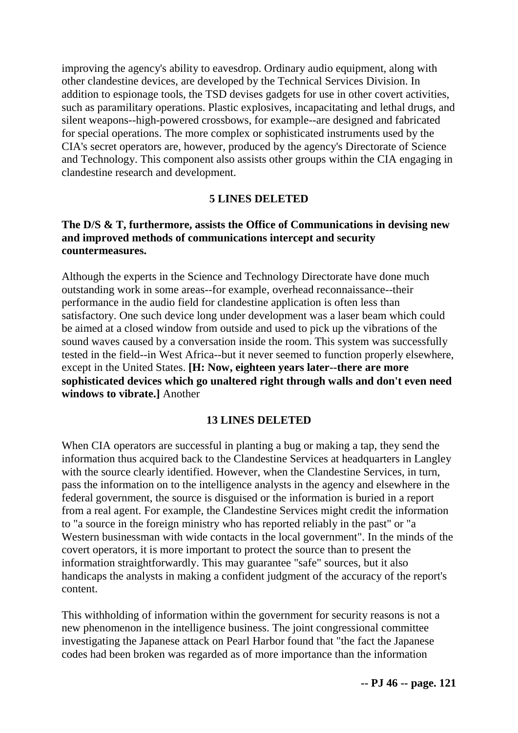improving the agency's ability to eavesdrop. Ordinary audio equipment, along with other clandestine devices, are developed by the Technical Services Division. In addition to espionage tools, the TSD devises gadgets for use in other covert activities, such as paramilitary operations. Plastic explosives, incapacitating and lethal drugs, and silent weapons--high-powered crossbows, for example--are designed and fabricated for special operations. The more complex or sophisticated instruments used by the CIA's secret operators are, however, produced by the agency's Directorate of Science and Technology. This component also assists other groups within the CIA engaging in clandestine research and development.

**5 LINES DELETED**

**The D/S & T, furthermore, assists the Office of Communications in devising new and improved methods of communications intercept and security countermeasures.**

Although the experts in the Science and Technology Directorate have done much outstanding work in some areas--for example, overhead reconnaissance--their performance in the audio field for clandestine application is often less than satisfactory. One such device long under development was a laser beam which could be aimed at a closed window from outside and used to pick up the vibrations of the sound waves caused by a conversation inside the room. This system was successfully tested in the field--in West Africa--but it never seemed to function properly elsewhere, except in the United States. **[H: Now, eighteen years later--there are more sophisticated devices which go unaltered right through walls and don't even need windows to vibrate.]** Another

**13 LINES DELETED**

When CIA operators are successful in planting a bug or making a tap, they send the information thus acquired back to the Clandestine Services at headquarters in Langley with the source clearly identified. However, when the Clandestine Services, in turn, pass the information on to the intelligence analysts in the agency and elsewhere in the federal government, the source is disguised or the information is buried in a report from a real agent. For example, the Clandestine Services might credit the information to "a source in the foreign ministry who has reported reliably in the past" or "a Western businessman with wide contacts in the local government". In the minds of the covert operators, it is more important to protect the source than to present the information straightforwardly. This may guarantee "safe" sources, but it also handicaps the analysts in making a confident judgment of the accuracy of the report's content.

This withholding of information within the government for security reasons is not a new phenomenon in the intelligence business. The joint congressional committee investigating the Japanese attack on Pearl Harbor found that "the fact the Japanese codes had been broken was regarded as of more importance than the information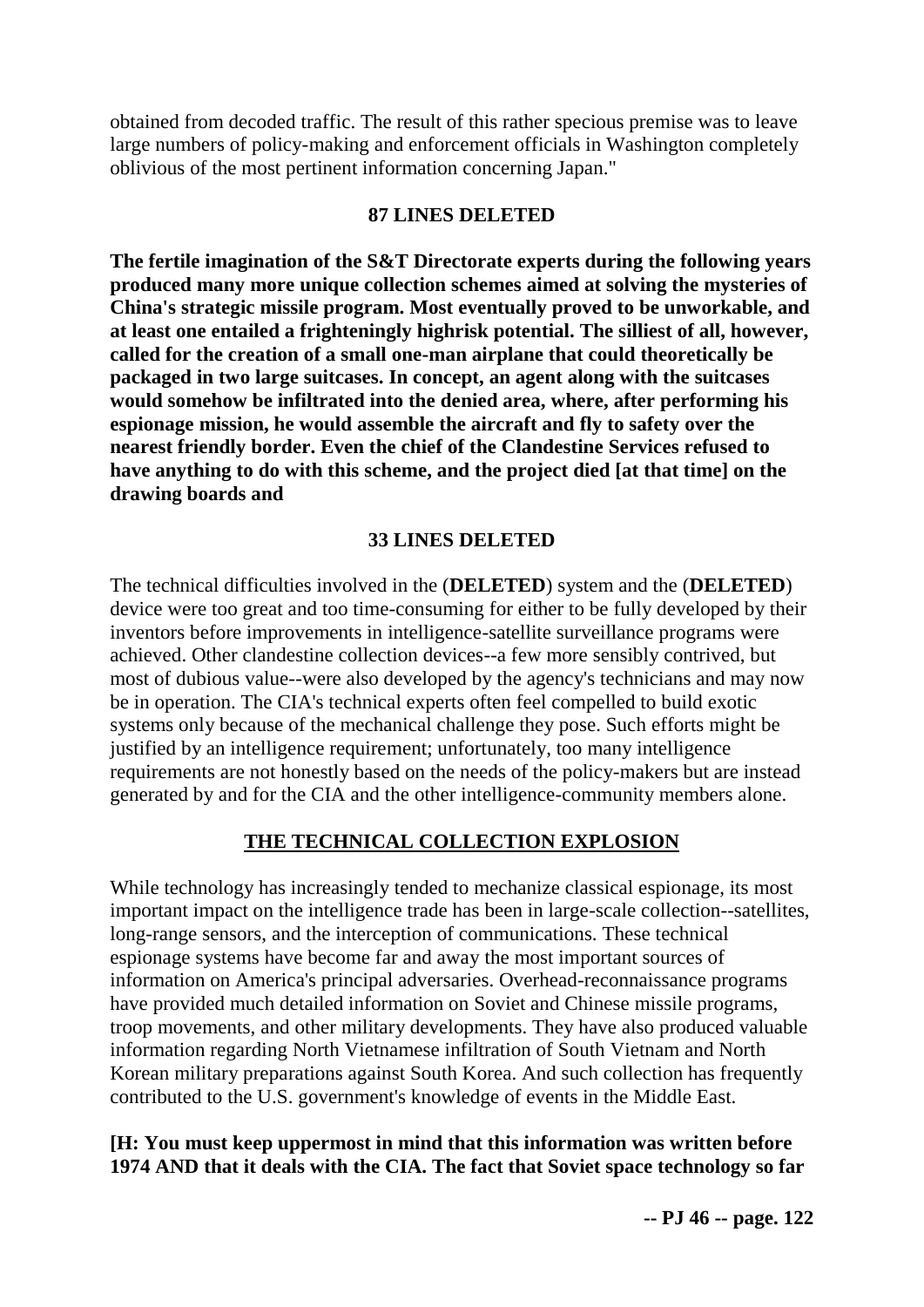obtained from decoded traffic. The result of this rather specious premise was to leave large numbers of policy-making and enforcement officials in Washington completely oblivious of the most pertinent information concerning Japan."

**87 LINES DELETED**

**The fertile imagination of the S&T Directorate experts during the following years produced many more unique collection schemes aimed at solving the mysteries of China's strategic missile program. Most eventually proved to be unworkable, and at least one entailed a frighteningly highrisk potential. The silliest of all, however, called for the creation of a small one-man airplane that could theoretically be packaged in two large suitcases. In concept, an agent along with the suitcases would somehow be infiltrated into the denied area, where, after performing his espionage mission, he would assemble the aircraft and fly to safety over the nearest friendly border. Even the chief of the Clandestine Services refused to have anything to do with this scheme, and the project died [at that time] on the drawing boards and**

**33 LINES DELETED**

The technical difficulties involved in the (**DELETED**) system and the (**DELETED**) device were too great and too time-consuming for either to be fully developed by their inventors before improvements in intelligence-satellite surveillance programs were achieved. Other clandestine collection devices--a few more sensibly contrived, but most of dubious value--were also developed by the agency's technicians and may now be in operation. The CIA's technical experts often feel compelled to build exotic systems only because of the mechanical challenge they pose. Such efforts might be justified by an intelligence requirement; unfortunately, too many intelligence requirements are not honestly based on the needs of the policy-makers but are instead generated by and for the CIA and the other intelligence-community members alone.

## THE TECHNICAL COLLECTION EXPLOSION

While technology has increasingly tended to mechanize classical espionage, its most important impact on the intelligence trade has been in large-scale collection--satellites, long-range sensors, and the interception of communications. These technical espionage systems have become far and away the most important sources of information on America's principal adversaries. Overhead-reconnaissance programs have provided much detailed information on Soviet and Chinese missile programs, troop movements, and other military developments. They have also produced valuable information regarding North Vietnamese infiltration of South Vietnam and North Korean military preparations against South Korea. And such collection has frequently contributed to the U.S. government's knowledge of events in the Middle East.

**[H: You must keep uppermost in mind that this information was written before 1974 AND that it deals with the CIA. The fact that Soviet space technology so far**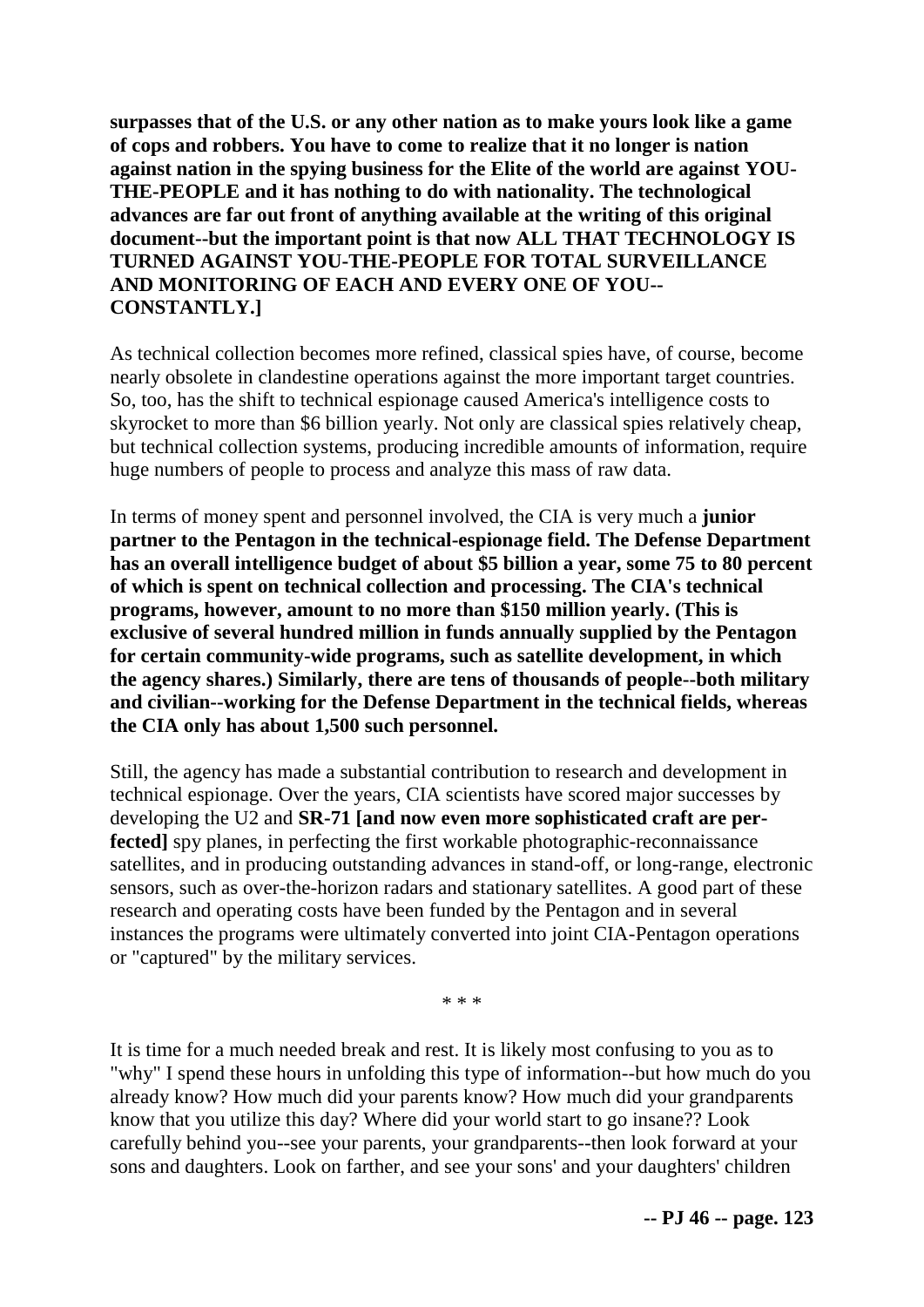**surpasses that of the U.S. or any other nation as to make yours look like a game of cops and robbers. You have to come to realize that it no longer is nation against nation in the spying business for the Elite of the world are against YOU-THE-PEOPLE and it has nothing to do with nationality. The technological advances are far out front of anything available at the writing of this original document--but the important point is that now ALL THAT TECHNOLOGY IS TURNED AGAINST YOU-THE-PEOPLE FOR TOTAL SURVEILLANCE AND MONITORING OF EACH AND EVERY ONE OF YOU--CONSTANTLY.]**

As technical collection becomes more refined, classical spies have, of course, become nearly obsolete in clandestine operations against the more important target countries. So, too, has the shift to technical espionage caused America's intelligence costs to skyrocket to more than $6 billion yearly. Not only are classical spies relatively cheap, but technical collection systems, producing incredible amounts of information, require huge numbers of people to process and analyze this mass of raw data.

In terms of money spent and personnel involved, the CIA is very much a **junior partner to the Pentagon in the technical-espionage field. The Defense Department has an overall intelligence budget of about $5 billion a year, some 75 to 80 percent of which is spent on technical collection and processing. The CIA's technical programs, however, amount to no more than $150 million yearly. (This is exclusive of several hundred million in funds annually supplied by the Pentagon for certain community-wide programs, such as satellite development, in which the agency shares.) Similarly, there are tens of thousands of people--both military and civilian--working for the Defense Department in the technical fields, whereas the CIA only has about 1,500 such personnel.**

Still, the agency has made a substantial contribution to research and development in technical espionage. Over the years, CIA scientists have scored major successes by developing the U2 and **SR-71 [and now even more sophisticated craft are perfected]** spy planes, in perfecting the first workable photographic-reconnaissance satellites, and in producing outstanding advances in stand-off, or long-range, electronic sensors, such as over-the-horizon radars and stationary satellites. A good part of these research and operating costs have been funded by the Pentagon and in several instances the programs were ultimately converted into joint CIA-Pentagon operations or "captured" by the military services.

* * *

It is time for a much needed break and rest. It is likely most confusing to you as to "why" I spend these hours in unfolding this type of information--but how much do you already know? How much did your parents know? How much did your grandparents know that you utilize this day? Where did your world start to go insane?? Look carefully behind you--see your parents, your grandparents--then look forward at your sons and daughters. Look on farther, and see your sons' and your daughters' children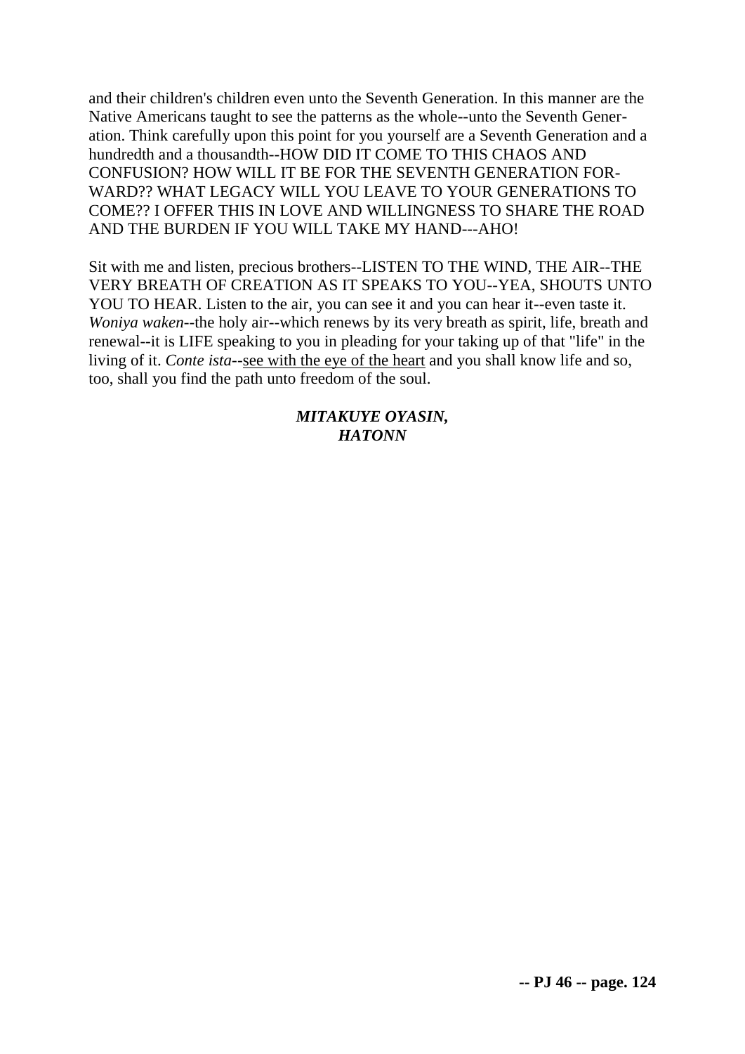and their children's children even unto the Seventh Generation. In this manner are the Native Americans taught to see the patterns as the whole--unto the Seventh Generation. Think carefully upon this point for you yourself are a Seventh Generation and a hundredth and a thousandth--HOW DID IT COME TO THIS CHAOS AND CONFUSION? HOW WILL IT BE FOR THE SEVENTH GENERATION FORWARD?? WHAT LEGACY WILL YOU LEAVE TO YOUR GENERATIONS TO COME?? I OFFER THIS IN LOVE AND WILLINGNESS TO SHARE THE ROAD AND THE BURDEN IF YOU WILL TAKE MY HAND---AHO!

Sit with me and listen, precious brothers--LISTEN TO THE WIND, THE AIR--THE VERY BREATH OF CREATION AS IT SPEAKS TO YOU--YEA, SHOUTS UNTO YOU TO HEAR. Listen to the air, you can see it and you can hear it--even taste it. *Woniya waken*--the holy air--which renews by its very breath as spirit, life, breath and renewal--it is LIFE speaking to you in pleading for your taking up of that "life" in the living of it. *Conte ista*--<u>see with the eye of the heart</u> and you shall know life and so, too, shall you find the path unto freedom of the soul.

***MITAKUYE OYASIN,***
***HATONN***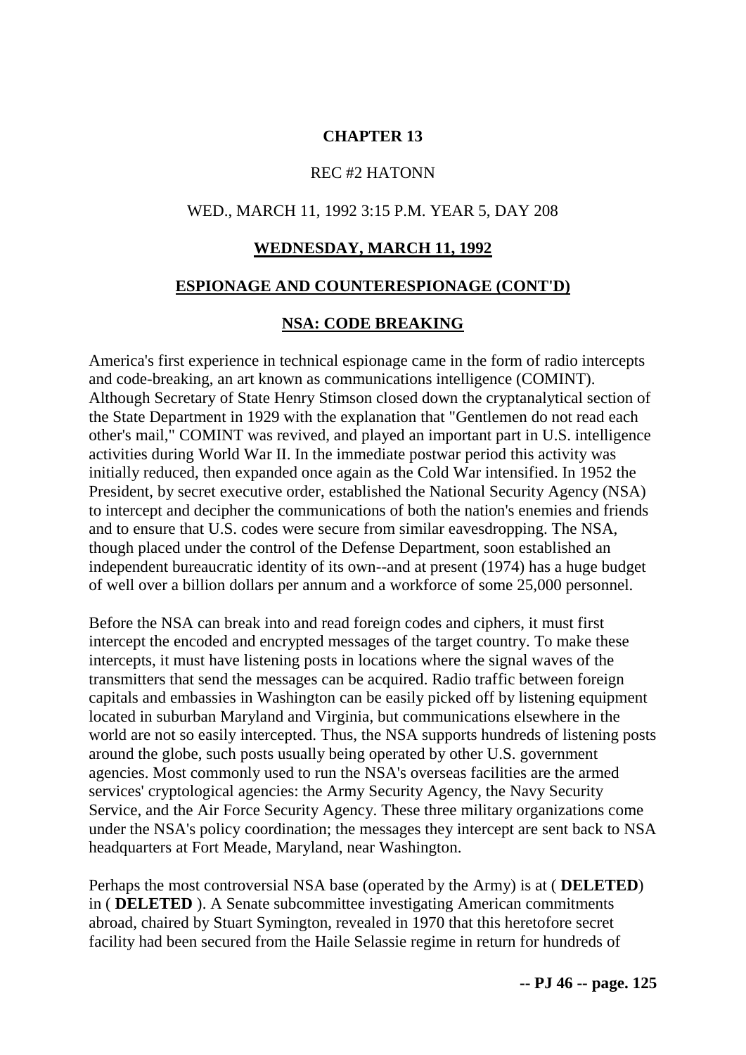**CHAPTER 13**

REC #2 HATONN

WED., MARCH 11, 1992 3:15 P.M. YEAR 5, DAY 208

**WEDNESDAY, MARCH 11, 1992**

**ESPIONAGE AND COUNTERESPIONAGE (CONT'D)**

**NSA: CODE BREAKING**

America's first experience in technical espionage came in the form of radio intercepts and code-breaking, an art known as communications intelligence (COMINT). Although Secretary of State Henry Stimson closed down the cryptanalytical section of the State Department in 1929 with the explanation that "Gentlemen do not read each other's mail," COMINT was revived, and played an important part in U.S. intelligence activities during World War II. In the immediate postwar period this activity was initially reduced, then expanded once again as the Cold War intensified. In 1952 the President, by secret executive order, established the National Security Agency (NSA) to intercept and decipher the communications of both the nation's enemies and friends and to ensure that U.S. codes were secure from similar eavesdropping. The NSA, though placed under the control of the Defense Department, soon established an independent bureaucratic identity of its own--and at present (1974) has a huge budget of well over a billion dollars per annum and a workforce of some 25,000 personnel.

Before the NSA can break into and read foreign codes and ciphers, it must first intercept the encoded and encrypted messages of the target country. To make these intercepts, it must have listening posts in locations where the signal waves of the transmitters that send the messages can be acquired. Radio traffic between foreign capitals and embassies in Washington can be easily picked off by listening equipment located in suburban Maryland and Virginia, but communications elsewhere in the world are not so easily intercepted. Thus, the NSA supports hundreds of listening posts around the globe, such posts usually being operated by other U.S. government agencies. Most commonly used to run the NSA's overseas facilities are the armed services' cryptological agencies: the Army Security Agency, the Navy Security Service, and the Air Force Security Agency. These three military organizations come under the NSA's policy coordination; the messages they intercept are sent back to NSA headquarters at Fort Meade, Maryland, near Washington.

Perhaps the most controversial NSA base (operated by the Army) is at ( **DELETED**) in ( **DELETED** ). A Senate subcommittee investigating American commitments abroad, chaired by Stuart Symington, revealed in 1970 that this heretofore secret facility had been secured from the Haile Selassie regime in return for hundreds of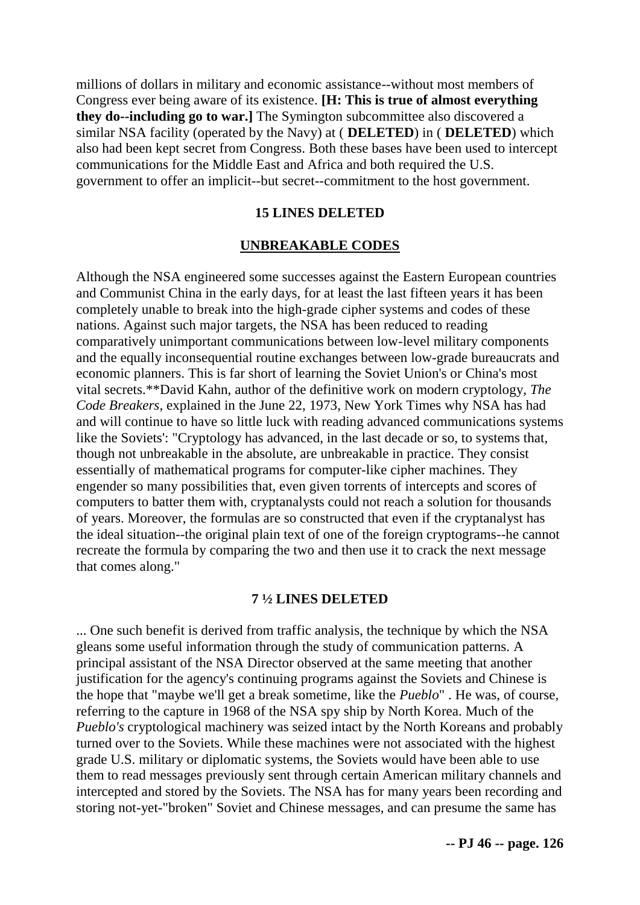millions of dollars in military and economic assistance--without most members of Congress ever being aware of its existence. **[H: This is true of almost everything they do--including go to war.]** The Symington subcommittee also discovered a similar NSA facility (operated by the Navy) at ( **DELETED**) in ( **DELETED**) which also had been kept secret from Congress. Both these bases have been used to intercept communications for the Middle East and Africa and both required the U.S. government to offer an implicit--but secret--commitment to the host government.

**15 LINES DELETED**

## UNBREAKABLE CODES

Although the NSA engineered some successes against the Eastern European countries and Communist China in the early days, for at least the last fifteen years it has been completely unable to break into the high-grade cipher systems and codes of these nations. Against such major targets, the NSA has been reduced to reading comparatively unimportant communications between low-level military components and the equally inconsequential routine exchanges between low-grade bureaucrats and economic planners. This is far short of learning the Soviet Union's or China's most vital secrets.**David Kahn, author of the definitive work on modern cryptology, *The Code Breakers*, explained in the June 22, 1973, New York Times why NSA has had and will continue to have so little luck with reading advanced communications systems like the Soviets': "Cryptology has advanced, in the last decade or so, to systems that, though not unbreakable in the absolute, are unbreakable in practice. They consist essentially of mathematical programs for computer-like cipher machines. They engender so many possibilities that, even given torrents of intercepts and scores of computers to batter them with, cryptanalysts could not reach a solution for thousands of years. Moreover, the formulas are so constructed that even if the cryptanalyst has the ideal situation--the original plain text of one of the foreign cryptograms--he cannot recreate the formula by comparing the two and then use it to crack the next message that comes along."

**7 ½ LINES DELETED**

... One such benefit is derived from traffic analysis, the technique by which the NSA gleans some useful information through the study of communication patterns. A principal assistant of the NSA Director observed at the same meeting that another justification for the agency's continuing programs against the Soviets and Chinese is the hope that "maybe we'll get a break sometime, like the *Pueblo*" . He was, of course, referring to the capture in 1968 of the NSA spy ship by North Korea. Much of the *Pueblo's* cryptological machinery was seized intact by the North Koreans and probably turned over to the Soviets. While these machines were not associated with the highest grade U.S. military or diplomatic systems, the Soviets would have been able to use them to read messages previously sent through certain American military channels and intercepted and stored by the Soviets. The NSA has for many years been recording and storing not-yet-"broken" Soviet and Chinese messages, and can presume the same has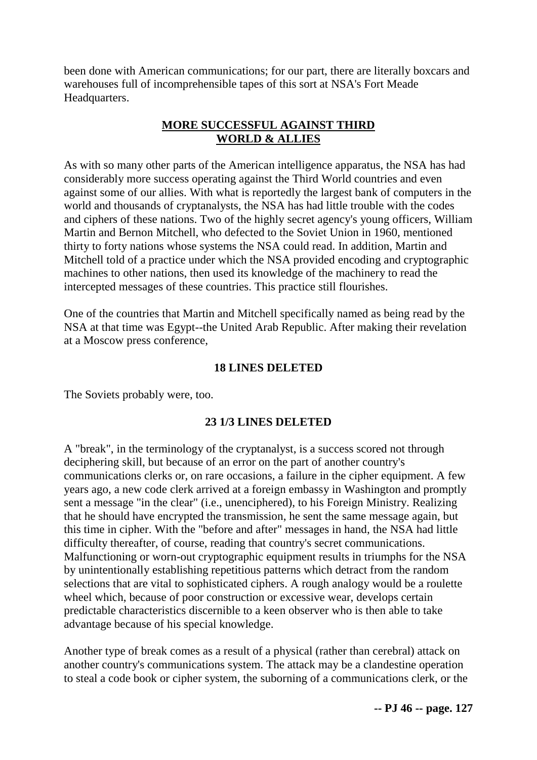been done with American communications; for our part, there are literally boxcars and warehouses full of incomprehensible tapes of this sort at NSA's Fort Meade Headquarters.

## MORE SUCCESSFUL AGAINST THIRD WORLD & ALLIES

As with so many other parts of the American intelligence apparatus, the NSA has had considerably more success operating against the Third World countries and even against some of our allies. With what is reportedly the largest bank of computers in the world and thousands of cryptanalysts, the NSA has had little trouble with the codes and ciphers of these nations. Two of the highly secret agency's young officers, William Martin and Bernon Mitchell, who defected to the Soviet Union in 1960, mentioned thirty to forty nations whose systems the NSA could read. In addition, Martin and Mitchell told of a practice under which the NSA provided encoding and cryptographic machines to other nations, then used its knowledge of the machinery to read the intercepted messages of these countries. This practice still flourishes.

One of the countries that Martin and Mitchell specifically named as being read by the NSA at that time was Egypt--the United Arab Republic. After making their revelation at a Moscow press conference,

**18 LINES DELETED**

The Soviets probably were, too.

**23 1/3 LINES DELETED**

A "break", in the terminology of the cryptanalyst, is a success scored not through deciphering skill, but because of an error on the part of another country's communications clerks or, on rare occasions, a failure in the cipher equipment. A few years ago, a new code clerk arrived at a foreign embassy in Washington and promptly sent a message "in the clear" (i.e., unenciphered), to his Foreign Ministry. Realizing that he should have encrypted the transmission, he sent the same message again, but this time in cipher. With the "before and after" messages in hand, the NSA had little difficulty thereafter, of course, reading that country's secret communications. Malfunctioning or worn-out cryptographic equipment results in triumphs for the NSA by unintentionally establishing repetitious patterns which detract from the random selections that are vital to sophisticated ciphers. A rough analogy would be a roulette wheel which, because of poor construction or excessive wear, develops certain predictable characteristics discernible to a keen observer who is then able to take advantage because of his special knowledge.

Another type of break comes as a result of a physical (rather than cerebral) attack on another country's communications system. The attack may be a clandestine operation to steal a code book or cipher system, the suborning of a communications clerk, or the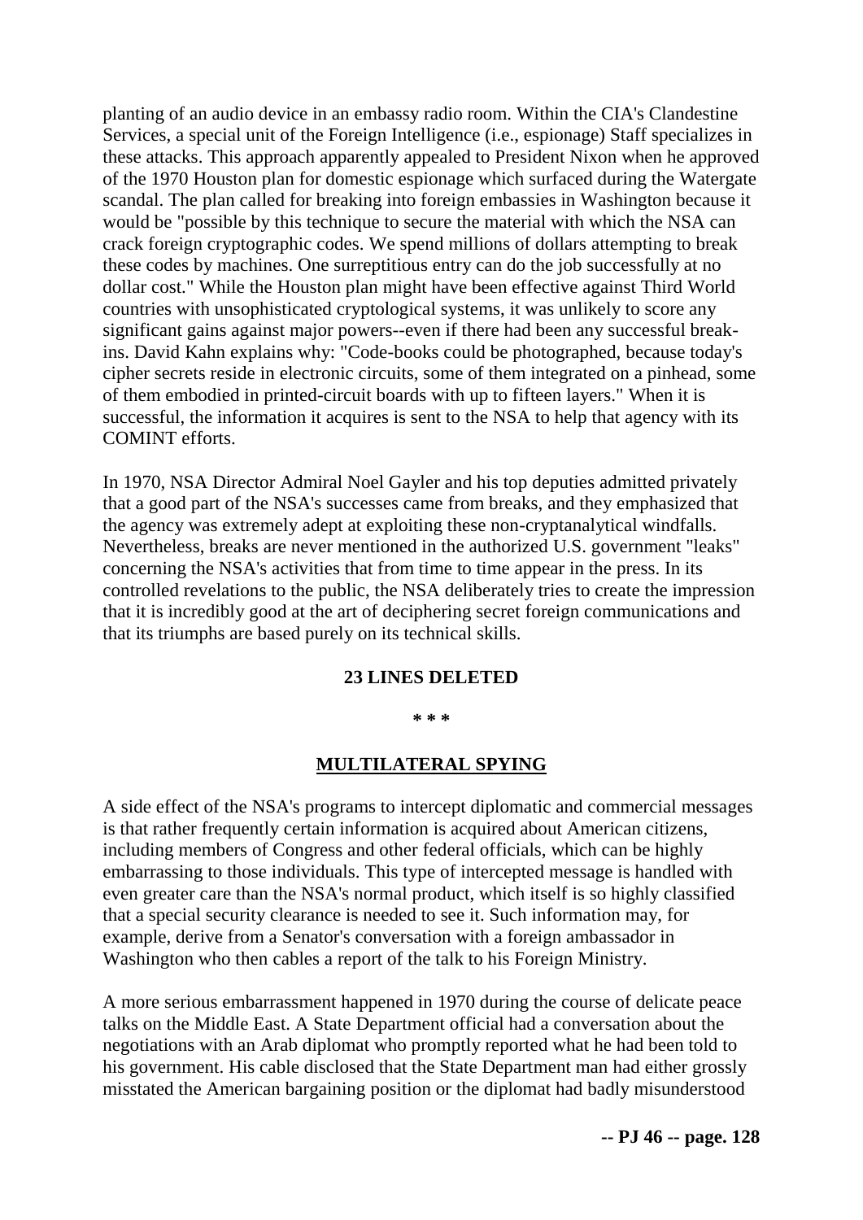planting of an audio device in an embassy radio room. Within the CIA's Clandestine Services, a special unit of the Foreign Intelligence (i.e., espionage) Staff specializes in these attacks. This approach apparently appealed to President Nixon when he approved of the 1970 Houston plan for domestic espionage which surfaced during the Watergate scandal. The plan called for breaking into foreign embassies in Washington because it would be "possible by this technique to secure the material with which the NSA can crack foreign cryptographic codes. We spend millions of dollars attempting to break these codes by machines. One surreptitious entry can do the job successfully at no dollar cost." While the Houston plan might have been effective against Third World countries with unsophisticated cryptological systems, it was unlikely to score any significant gains against major powers--even if there had been any successful break-ins. David Kahn explains why: "Code-books could be photographed, because today's cipher secrets reside in electronic circuits, some of them integrated on a pinhead, some of them embodied in printed-circuit boards with up to fifteen layers." When it is successful, the information it acquires is sent to the NSA to help that agency with its COMINT efforts.

In 1970, NSA Director Admiral Noel Gayler and his top deputies admitted privately that a good part of the NSA's successes came from breaks, and they emphasized that the agency was extremely adept at exploiting these non-cryptanalytical windfalls. Nevertheless, breaks are never mentioned in the authorized U.S. government "leaks" concerning the NSA's activities that from time to time appear in the press. In its controlled revelations to the public, the NSA deliberately tries to create the impression that it is incredibly good at the art of deciphering secret foreign communications and that its triumphs are based purely on its technical skills.

**23 LINES DELETED**

**\* \* \***

## MULTILATERAL SPYING

A side effect of the NSA's programs to intercept diplomatic and commercial messages is that rather frequently certain information is acquired about American citizens, including members of Congress and other federal officials, which can be highly embarrassing to those individuals. This type of intercepted message is handled with even greater care than the NSA's normal product, which itself is so highly classified that a special security clearance is needed to see it. Such information may, for example, derive from a Senator's conversation with a foreign ambassador in Washington who then cables a report of the talk to his Foreign Ministry.

A more serious embarrassment happened in 1970 during the course of delicate peace talks on the Middle East. A State Department official had a conversation about the negotiations with an Arab diplomat who promptly reported what he had been told to his government. His cable disclosed that the State Department man had either grossly misstated the American bargaining position or the diplomat had badly misunderstood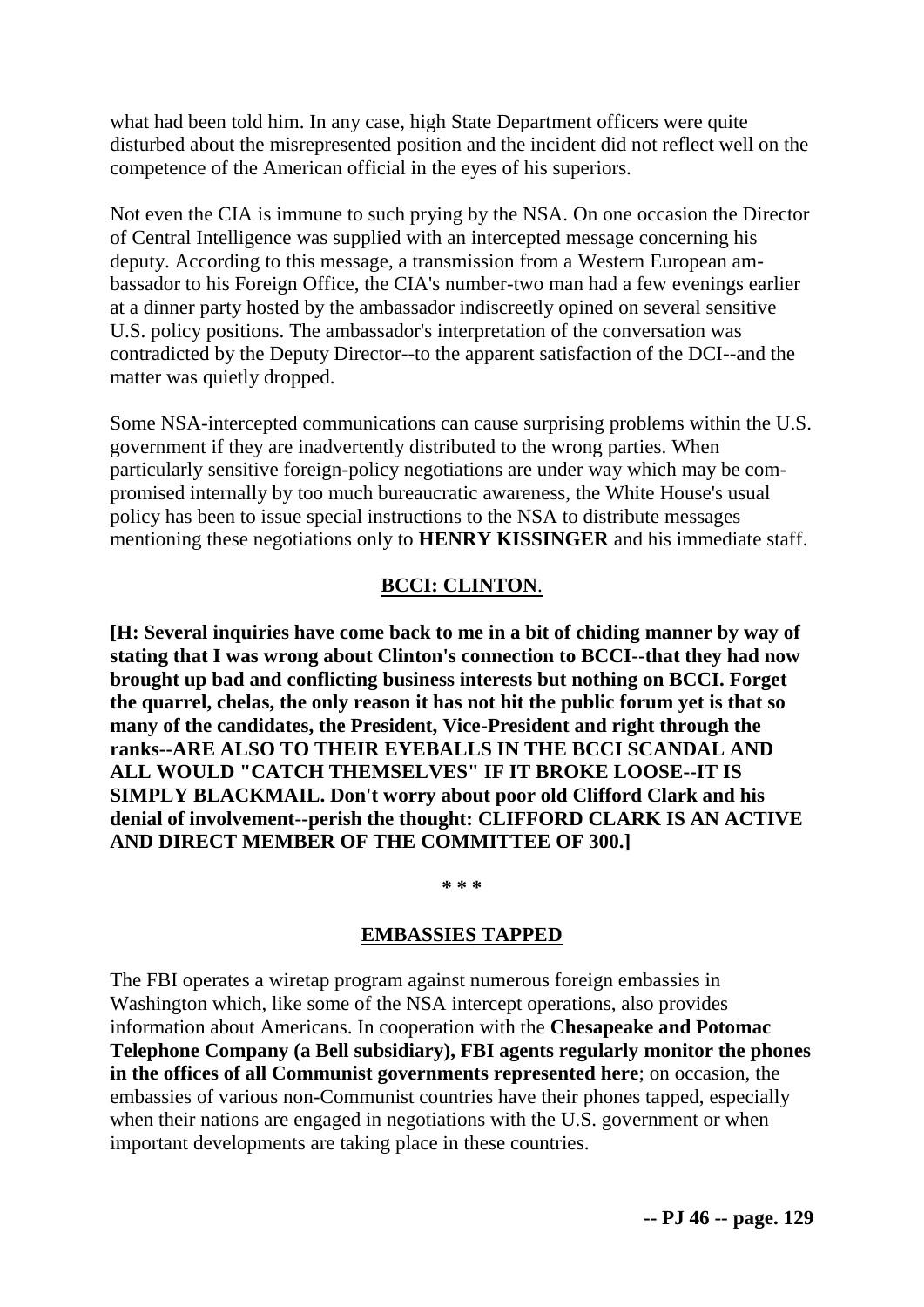what had been told him. In any case, high State Department officers were quite disturbed about the misrepresented position and the incident did not reflect well on the competence of the American official in the eyes of his superiors.

Not even the CIA is immune to such prying by the NSA. On one occasion the Director of Central Intelligence was supplied with an intercepted message concerning his deputy. According to this message, a transmission from a Western European ambassador to his Foreign Office, the CIA's number-two man had a few evenings earlier at a dinner party hosted by the ambassador indiscreetly opined on several sensitive U.S. policy positions. The ambassador's interpretation of the conversation was contradicted by the Deputy Director--to the apparent satisfaction of the DCI--and the matter was quietly dropped.

Some NSA-intercepted communications can cause surprising problems within the U.S. government if they are inadvertently distributed to the wrong parties. When particularly sensitive foreign-policy negotiations are under way which may be compromised internally by too much bureaucratic awareness, the White House's usual policy has been to issue special instructions to the NSA to distribute messages mentioning these negotiations only to **HENRY KISSINGER** and his immediate staff.

## **BCCI: CLINTON**.

**[H: Several inquiries have come back to me in a bit of chiding manner by way of stating that I was wrong about Clinton's connection to BCCI--that they had now brought up bad and conflicting business interests but nothing on BCCI. Forget the quarrel, chelas, the only reason it has not hit the public forum yet is that so many of the candidates, the President, Vice-President and right through the ranks--ARE ALSO TO THEIR EYEBALLS IN THE BCCI SCANDAL AND ALL WOULD "CATCH THEMSELVES" IF IT BROKE LOOSE--IT IS SIMPLY BLACKMAIL. Don't worry about poor old Clifford Clark and his denial of involvement--perish the thought: CLIFFORD CLARK IS AN ACTIVE AND DIRECT MEMBER OF THE COMMITTEE OF 300.]**

* * *

## **EMBASSIES TAPPED**

The FBI operates a wiretap program against numerous foreign embassies in Washington which, like some of the NSA intercept operations, also provides information about Americans. In cooperation with the **Chesapeake and Potomac Telephone Company (a Bell subsidiary), FBI agents regularly monitor the phones in the offices of all Communist governments represented here**; on occasion, the embassies of various non-Communist countries have their phones tapped, especially when their nations are engaged in negotiations with the U.S. government or when important developments are taking place in these countries.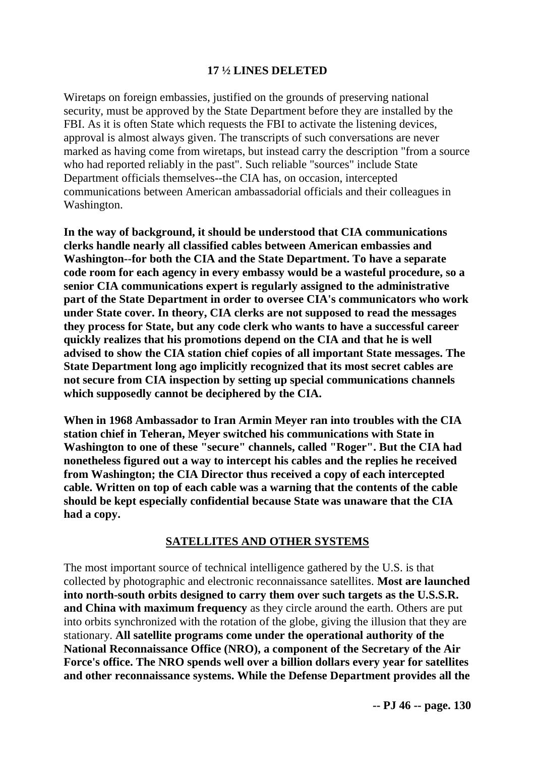**17 ½ LINES DELETED**

Wiretaps on foreign embassies, justified on the grounds of preserving national security, must be approved by the State Department before they are installed by the FBI. As it is often State which requests the FBI to activate the listening devices, approval is almost always given. The transcripts of such conversations are never marked as having come from wiretaps, but instead carry the description "from a source who had reported reliably in the past". Such reliable "sources" include State Department officials themselves--the CIA has, on occasion, intercepted communications between American ambassadorial officials and their colleagues in Washington.

**In the way of background, it should be understood that CIA communications clerks handle nearly all classified cables between American embassies and Washington--for both the CIA and the State Department. To have a separate code room for each agency in every embassy would be a wasteful procedure, so a senior CIA communications expert is regularly assigned to the administrative part of the State Department in order to oversee CIA's communicators who work under State cover. In theory, CIA clerks are not supposed to read the messages they process for State, but any code clerk who wants to have a successful career quickly realizes that his promotions depend on the CIA and that he is well advised to show the CIA station chief copies of all important State messages. The State Department long ago implicitly recognized that its most secret cables are not secure from CIA inspection by setting up special communications channels which supposedly cannot be deciphered by the CIA.**

**When in 1968 Ambassador to Iran Armin Meyer ran into troubles with the CIA station chief in Teheran, Meyer switched his communications with State in Washington to one of these "secure" channels, called "Roger". But the CIA had nonetheless figured out a way to intercept his cables and the replies he received from Washington; the CIA Director thus received a copy of each intercepted cable. Written on top of each cable was a warning that the contents of the cable should be kept especially confidential because State was unaware that the CIA had a copy.**

## SATELLITES AND OTHER SYSTEMS

The most important source of technical intelligence gathered by the U.S. is that collected by photographic and electronic reconnaissance satellites. **Most are launched into north-south orbits designed to carry them over such targets as the U.S.S.R. and China with maximum frequency** as they circle around the earth. Others are put into orbits synchronized with the rotation of the globe, giving the illusion that they are stationary. **All satellite programs come under the operational authority of the National Reconnaissance Office (NRO), a component of the Secretary of the Air Force's office. The NRO spends well over a billion dollars every year for satellites and other reconnaissance systems. While the Defense Department provides all the**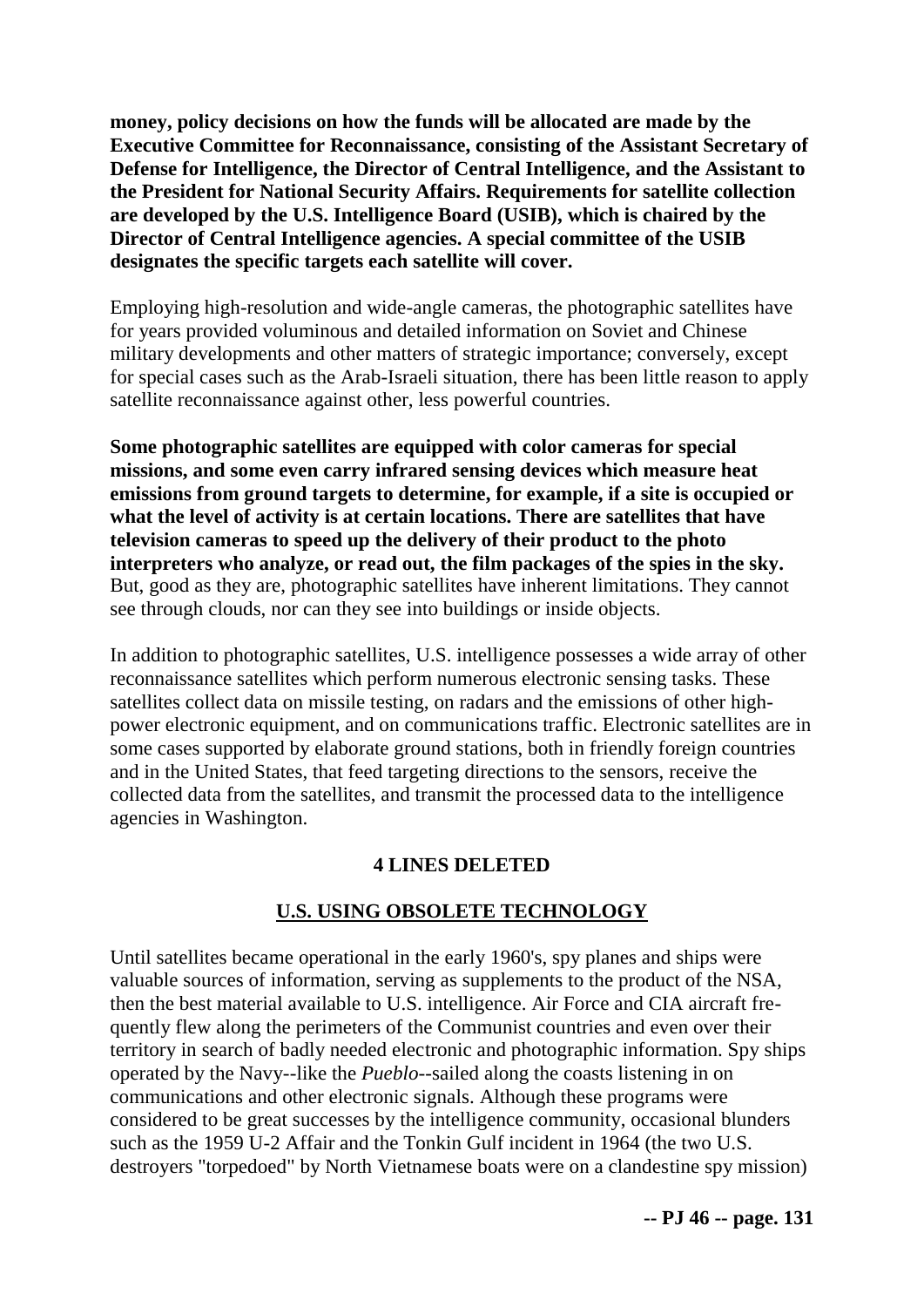**money, policy decisions on how the funds will be allocated are made by the Executive Committee for Reconnaissance, consisting of the Assistant Secretary of Defense for Intelligence, the Director of Central Intelligence, and the Assistant to the President for National Security Affairs. Requirements for satellite collection are developed by the U.S. Intelligence Board (USIB), which is chaired by the Director of Central Intelligence agencies. A special committee of the USIB designates the specific targets each satellite will cover.**

Employing high-resolution and wide-angle cameras, the photographic satellites have for years provided voluminous and detailed information on Soviet and Chinese military developments and other matters of strategic importance; conversely, except for special cases such as the Arab-Israeli situation, there has been little reason to apply satellite reconnaissance against other, less powerful countries.

**Some photographic satellites are equipped with color cameras for special missions, and some even carry infrared sensing devices which measure heat emissions from ground targets to determine, for example, if a site is occupied or what the level of activity is at certain locations. There are satellites that have television cameras to speed up the delivery of their product to the photo interpreters who analyze, or read out, the film packages of the spies in the sky.** But, good as they are, photographic satellites have inherent limitations. They cannot see through clouds, nor can they see into buildings or inside objects.

In addition to photographic satellites, U.S. intelligence possesses a wide array of other reconnaissance satellites which perform numerous electronic sensing tasks. These satellites collect data on missile testing, on radars and the emissions of other high-power electronic equipment, and on communications traffic. Electronic satellites are in some cases supported by elaborate ground stations, both in friendly foreign countries and in the United States, that feed targeting directions to the sensors, receive the collected data from the satellites, and transmit the processed data to the intelligence agencies in Washington.

**4 LINES DELETED**

## U.S. USING OBSOLETE TECHNOLOGY

Until satellites became operational in the early 1960's, spy planes and ships were valuable sources of information, serving as supplements to the product of the NSA, then the best material available to U.S. intelligence. Air Force and CIA aircraft frequently flew along the perimeters of the Communist countries and even over their territory in search of badly needed electronic and photographic information. Spy ships operated by the Navy--like the *Pueblo*--sailed along the coasts listening in on communications and other electronic signals. Although these programs were considered to be great successes by the intelligence community, occasional blunders such as the 1959 U-2 Affair and the Tonkin Gulf incident in 1964 (the two U.S. destroyers "torpedoed" by North Vietnamese boats were on a clandestine spy mission)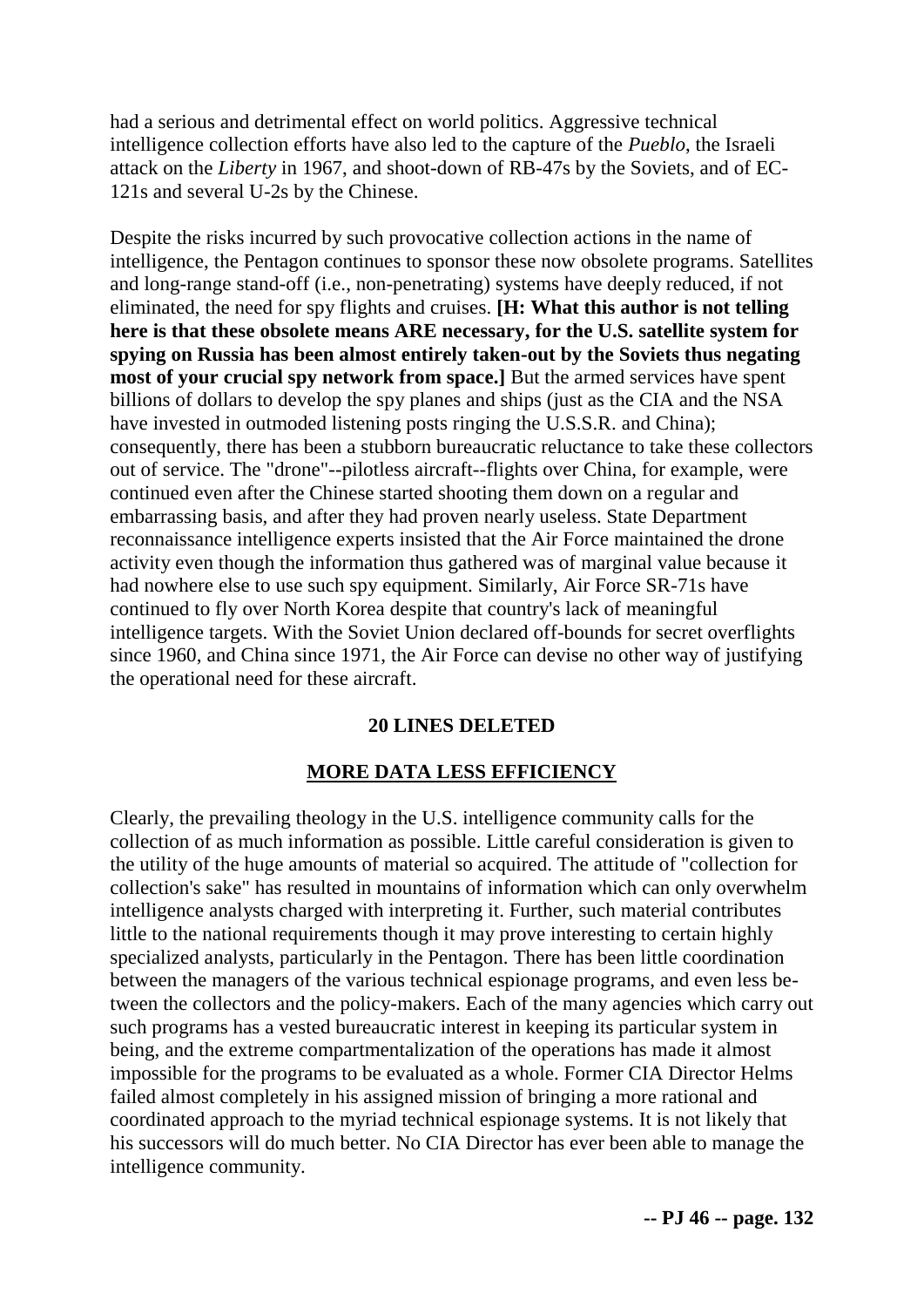had a serious and detrimental effect on world politics. Aggressive technical intelligence collection efforts have also led to the capture of the *Pueblo*, the Israeli attack on the *Liberty* in 1967, and shoot-down of RB-47s by the Soviets, and of EC-121s and several U-2s by the Chinese.

Despite the risks incurred by such provocative collection actions in the name of intelligence, the Pentagon continues to sponsor these now obsolete programs. Satellites and long-range stand-off (i.e., non-penetrating) systems have deeply reduced, if not eliminated, the need for spy flights and cruises. **[H: What this author is not telling here is that these obsolete means ARE necessary, for the U.S. satellite system for spying on Russia has been almost entirely taken-out by the Soviets thus negating most of your crucial spy network from space.]** But the armed services have spent billions of dollars to develop the spy planes and ships (just as the CIA and the NSA have invested in outmoded listening posts ringing the U.S.S.R. and China); consequently, there has been a stubborn bureaucratic reluctance to take these collectors out of service. The "drone"--pilotless aircraft--flights over China, for example, were continued even after the Chinese started shooting them down on a regular and embarrassing basis, and after they had proven nearly useless. State Department reconnaissance intelligence experts insisted that the Air Force maintained the drone activity even though the information thus gathered was of marginal value because it had nowhere else to use such spy equipment. Similarly, Air Force SR-71s have continued to fly over North Korea despite that country's lack of meaningful intelligence targets. With the Soviet Union declared off-bounds for secret overflights since 1960, and China since 1971, the Air Force can devise no other way of justifying the operational need for these aircraft.

**20 LINES DELETED**

## MORE DATA LESS EFFICIENCY

Clearly, the prevailing theology in the U.S. intelligence community calls for the collection of as much information as possible. Little careful consideration is given to the utility of the huge amounts of material so acquired. The attitude of "collection for collection's sake" has resulted in mountains of information which can only overwhelm intelligence analysts charged with interpreting it. Further, such material contributes little to the national requirements though it may prove interesting to certain highly specialized analysts, particularly in the Pentagon. There has been little coordination between the managers of the various technical espionage programs, and even less between the collectors and the policy-makers. Each of the many agencies which carry out such programs has a vested bureaucratic interest in keeping its particular system in being, and the extreme compartmentalization of the operations has made it almost impossible for the programs to be evaluated as a whole. Former CIA Director Helms failed almost completely in his assigned mission of bringing a more rational and coordinated approach to the myriad technical espionage systems. It is not likely that his successors will do much better. No CIA Director has ever been able to manage the intelligence community.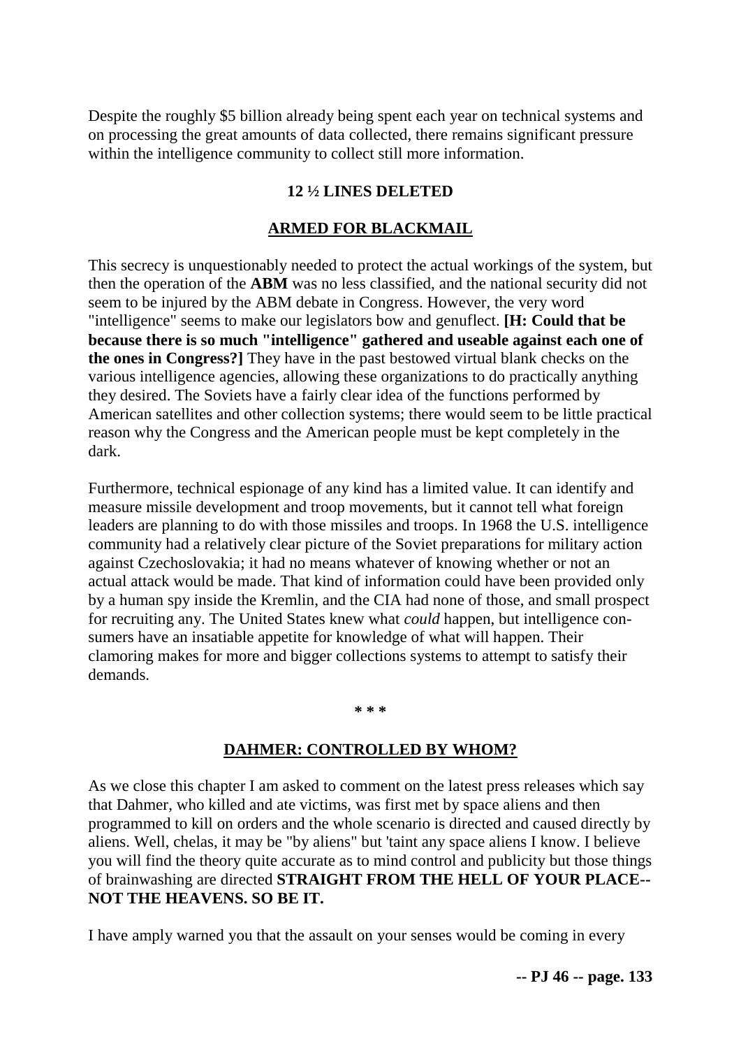Despite the roughly $5 billion already being spent each year on technical systems and on processing the great amounts of data collected, there remains significant pressure within the intelligence community to collect still more information.

**12 ½ LINES DELETED**

## ARMED FOR BLACKMAIL

This secrecy is unquestionably needed to protect the actual workings of the system, but then the operation of the **ABM** was no less classified, and the national security did not seem to be injured by the ABM debate in Congress. However, the very word "intelligence" seems to make our legislators bow and genuflect. **[H: Could that be because there is so much "intelligence" gathered and useable against each one of the ones in Congress?]** They have in the past bestowed virtual blank checks on the various intelligence agencies, allowing these organizations to do practically anything they desired. The Soviets have a fairly clear idea of the functions performed by American satellites and other collection systems; there would seem to be little practical reason why the Congress and the American people must be kept completely in the dark.

Furthermore, technical espionage of any kind has a limited value. It can identify and measure missile development and troop movements, but it cannot tell what foreign leaders are planning to do with those missiles and troops. In 1968 the U.S. intelligence community had a relatively clear picture of the Soviet preparations for military action against Czechoslovakia; it had no means whatever of knowing whether or not an actual attack would be made. That kind of information could have been provided only by a human spy inside the Kremlin, and the CIA had none of those, and small prospect for recruiting any. The United States knew what *could* happen, but intelligence consumers have an insatiable appetite for knowledge of what will happen. Their clamoring makes for more and bigger collections systems to attempt to satisfy their demands.

\* \* \*

## DAHMER: CONTROLLED BY WHOM?

As we close this chapter I am asked to comment on the latest press releases which say that Dahmer, who killed and ate victims, was first met by space aliens and then programmed to kill on orders and the whole scenario is directed and caused directly by aliens. Well, chelas, it may be "by aliens" but 'taint any space aliens I know. I believe you will find the theory quite accurate as to mind control and publicity but those things of brainwashing are directed **STRAIGHT FROM THE HELL OF YOUR PLACE--NOT THE HEAVENS. SO BE IT.**

I have amply warned you that the assault on your senses would be coming in every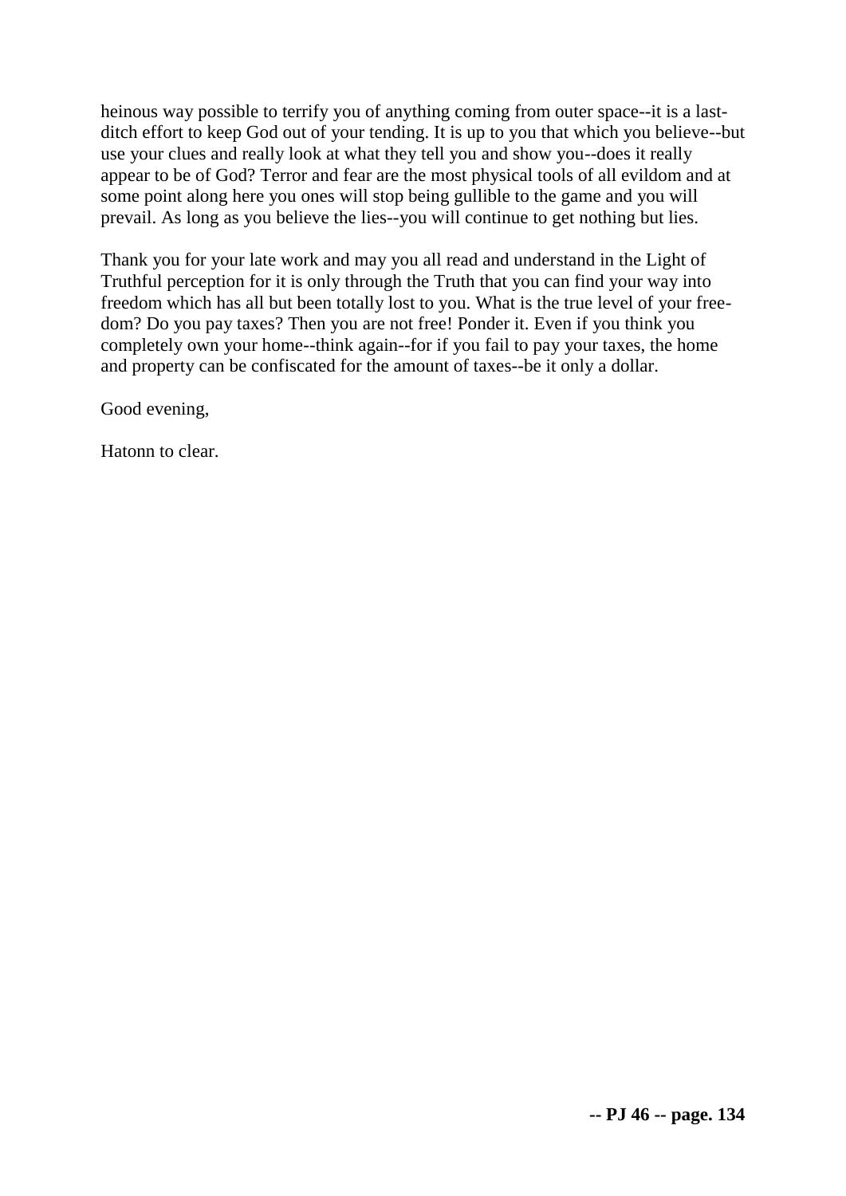heinous way possible to terrify you of anything coming from outer space--it is a last-ditch effort to keep God out of your tending. It is up to you that which you believe--but use your clues and really look at what they tell you and show you--does it really appear to be of God? Terror and fear are the most physical tools of all evildom and at some point along here you ones will stop being gullible to the game and you will prevail. As long as you believe the lies--you will continue to get nothing but lies.

Thank you for your late work and may you all read and understand in the Light of Truthful perception for it is only through the Truth that you can find your way into freedom which has all but been totally lost to you. What is the true level of your freedom? Do you pay taxes? Then you are not free! Ponder it. Even if you think you completely own your home--think again--for if you fail to pay your taxes, the home and property can be confiscated for the amount of taxes--be it only a dollar.

Good evening,

Hatonn to clear.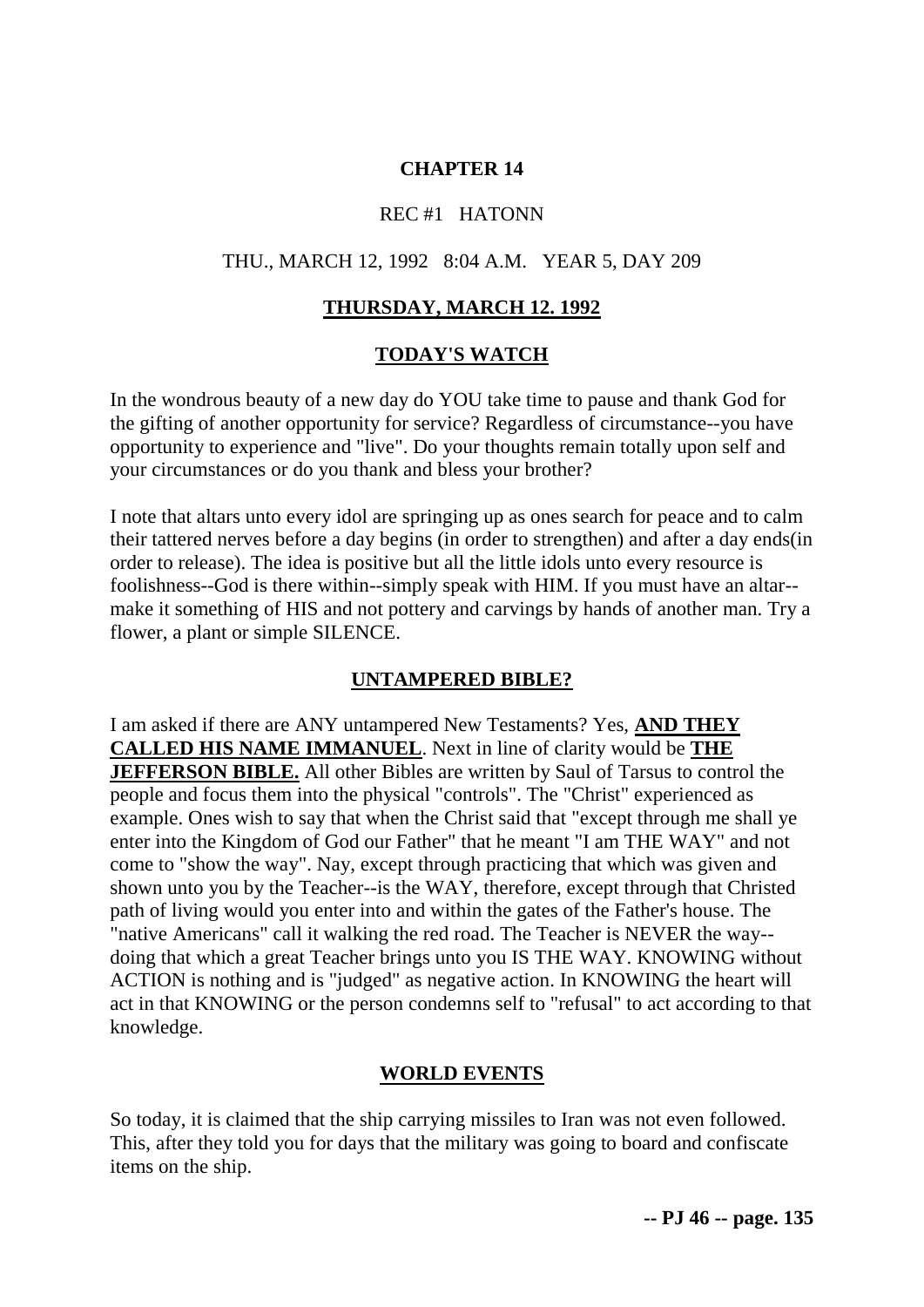# CHAPTER 14

REC #1 HATONN

THU., MARCH 12, 1992 8:04 A.M. YEAR 5, DAY 209

## THURSDAY, MARCH 12. 1992

## TODAY'S WATCH

In the wondrous beauty of a new day do YOU take time to pause and thank God for the gifting of another opportunity for service? Regardless of circumstance--you have opportunity to experience and "live". Do your thoughts remain totally upon self and your circumstances or do you thank and bless your brother?

I note that altars unto every idol are springing up as ones search for peace and to calm their tattered nerves before a day begins (in order to strengthen) and after a day ends(in order to release). The idea is positive but all the little idols unto every resource is foolishness--God is there within--simply speak with HIM. If you must have an altar--make it something of HIS and not pottery and carvings by hands of another man. Try a flower, a plant or simple SILENCE.

## UNTAMPERED BIBLE?

I am asked if there are ANY untampered New Testaments? Yes, **AND THEY CALLED HIS NAME IMMANUEL**. Next in line of clarity would be **THE JEFFERSON BIBLE.** All other Bibles are written by Saul of Tarsus to control the people and focus them into the physical "controls". The "Christ" experienced as example. Ones wish to say that when the Christ said that "except through me shall ye enter into the Kingdom of God our Father" that he meant "I am THE WAY" and not come to "show the way". Nay, except through practicing that which was given and shown unto you by the Teacher--is the WAY, therefore, except through that Christed path of living would you enter into and within the gates of the Father's house. The "native Americans" call it walking the red road. The Teacher is NEVER the way--doing that which a great Teacher brings unto you IS THE WAY. KNOWING without ACTION is nothing and is "judged" as negative action. In KNOWING the heart will act in that KNOWING or the person condemns self to "refusal" to act according to that knowledge.

## WORLD EVENTS

So today, it is claimed that the ship carrying missiles to Iran was not even followed. This, after they told you for days that the military was going to board and confiscate items on the ship.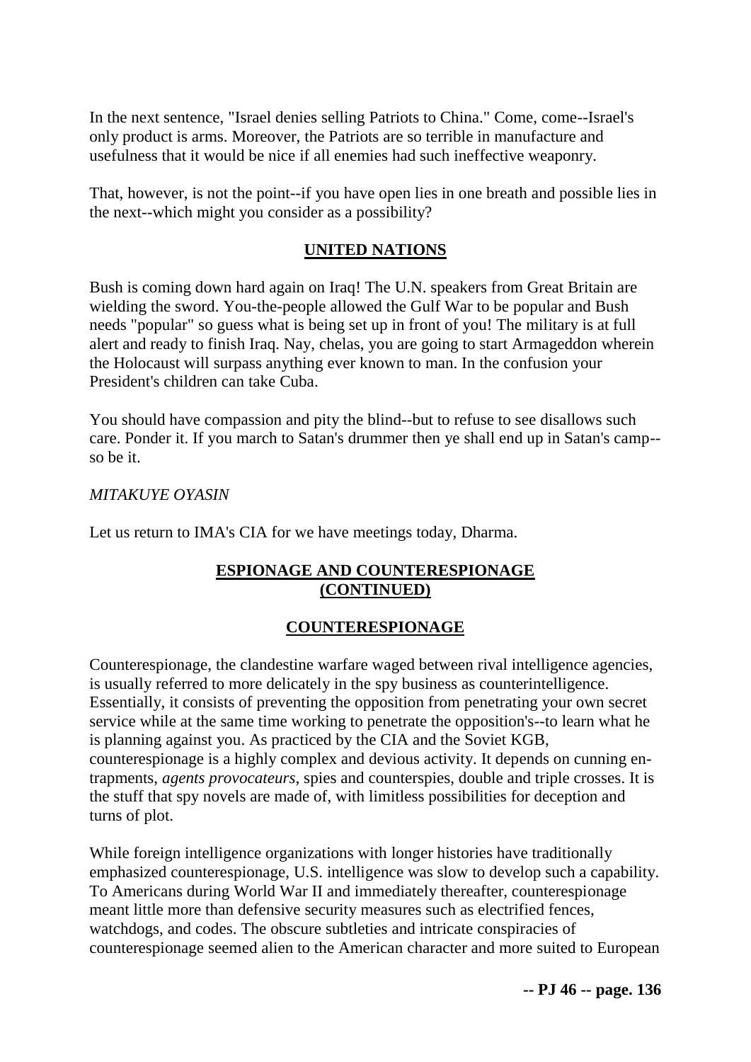In the next sentence, "Israel denies selling Patriots to China." Come, come--Israel's only product is arms. Moreover, the Patriots are so terrible in manufacture and usefulness that it would be nice if all enemies had such ineffective weaponry.

That, however, is not the point--if you have open lies in one breath and possible lies in the next--which might you consider as a possibility?

## UNITED NATIONS

Bush is coming down hard again on Iraq! The U.N. speakers from Great Britain are wielding the sword. You-the-people allowed the Gulf War to be popular and Bush needs "popular" so guess what is being set up in front of you! The military is at full alert and ready to finish Iraq. Nay, chelas, you are going to start Armageddon wherein the Holocaust will surpass anything ever known to man. In the confusion your President's children can take Cuba.

You should have compassion and pity the blind--but to refuse to see disallows such care. Ponder it. If you march to Satan's drummer then ye shall end up in Satan's camp--so be it.

*MITAKUYE OYASIN*

Let us return to IMA's CIA for we have meetings today, Dharma.

## ESPIONAGE AND COUNTERESPIONAGE (CONTINUED)

## COUNTERESPIONAGE

Counterespionage, the clandestine warfare waged between rival intelligence agencies, is usually referred to more delicately in the spy business as counterintelligence. Essentially, it consists of preventing the opposition from penetrating your own secret service while at the same time working to penetrate the opposition's--to learn what he is planning against you. As practiced by the CIA and the Soviet KGB, counterespionage is a highly complex and devious activity. It depends on cunning en-trapments, *agents provocateurs*, spies and counterspies, double and triple crosses. It is the stuff that spy novels are made of, with limitless possibilities for deception and turns of plot.

While foreign intelligence organizations with longer histories have traditionally emphasized counterespionage, U.S. intelligence was slow to develop such a capability. To Americans during World War II and immediately thereafter, counterespionage meant little more than defensive security measures such as electrified fences, watchdogs, and codes. The obscure subtleties and intricate conspiracies of counterespionage seemed alien to the American character and more suited to European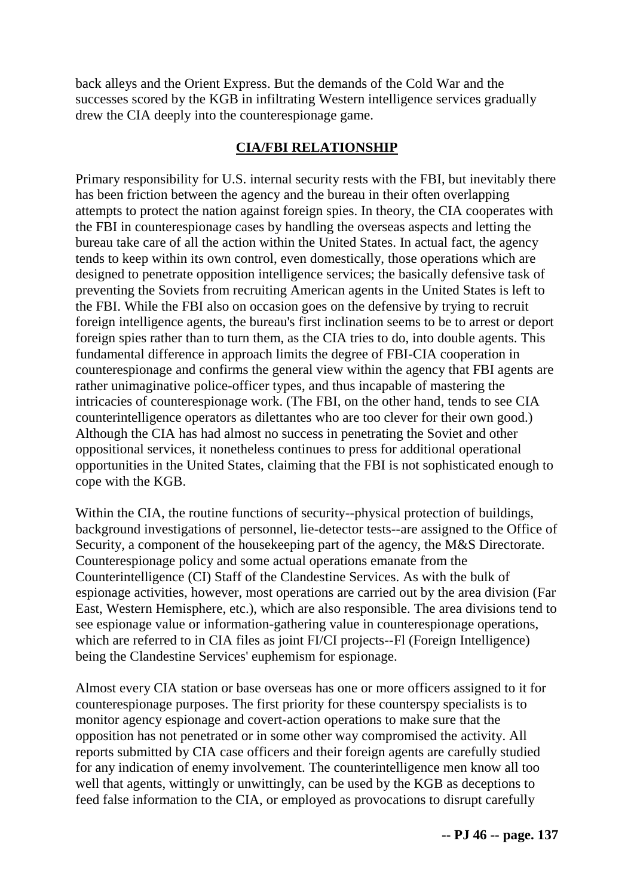back alleys and the Orient Express. But the demands of the Cold War and the successes scored by the KGB in infiltrating Western intelligence services gradually drew the CIA deeply into the counterespionage game.

## CIA/FBI RELATIONSHIP

Primary responsibility for U.S. internal security rests with the FBI, but inevitably there has been friction between the agency and the bureau in their often overlapping attempts to protect the nation against foreign spies. In theory, the CIA cooperates with the FBI in counterespionage cases by handling the overseas aspects and letting the bureau take care of all the action within the United States. In actual fact, the agency tends to keep within its own control, even domestically, those operations which are designed to penetrate opposition intelligence services; the basically defensive task of preventing the Soviets from recruiting American agents in the United States is left to the FBI. While the FBI also on occasion goes on the defensive by trying to recruit foreign intelligence agents, the bureau's first inclination seems to be to arrest or deport foreign spies rather than to turn them, as the CIA tries to do, into double agents. This fundamental difference in approach limits the degree of FBI-CIA cooperation in counterespionage and confirms the general view within the agency that FBI agents are rather unimaginative police-officer types, and thus incapable of mastering the intricacies of counterespionage work. (The FBI, on the other hand, tends to see CIA counterintelligence operators as dilettantes who are too clever for their own good.) Although the CIA has had almost no success in penetrating the Soviet and other oppositional services, it nonetheless continues to press for additional operational opportunities in the United States, claiming that the FBI is not sophisticated enough to cope with the KGB.

Within the CIA, the routine functions of security--physical protection of buildings, background investigations of personnel, lie-detector tests--are assigned to the Office of Security, a component of the housekeeping part of the agency, the M&S Directorate. Counterespionage policy and some actual operations emanate from the Counterintelligence (CI) Staff of the Clandestine Services. As with the bulk of espionage activities, however, most operations are carried out by the area division (Far East, Western Hemisphere, etc.), which are also responsible. The area divisions tend to see espionage value or information-gathering value in counterespionage operations, which are referred to in CIA files as joint FI/CI projects--Fl (Foreign Intelligence) being the Clandestine Services' euphemism for espionage.

Almost every CIA station or base overseas has one or more officers assigned to it for counterespionage purposes. The first priority for these counterspy specialists is to monitor agency espionage and covert-action operations to make sure that the opposition has not penetrated or in some other way compromised the activity. All reports submitted by CIA case officers and their foreign agents are carefully studied for any indication of enemy involvement. The counterintelligence men know all too well that agents, wittingly or unwittingly, can be used by the KGB as deceptions to feed false information to the CIA, or employed as provocations to disrupt carefully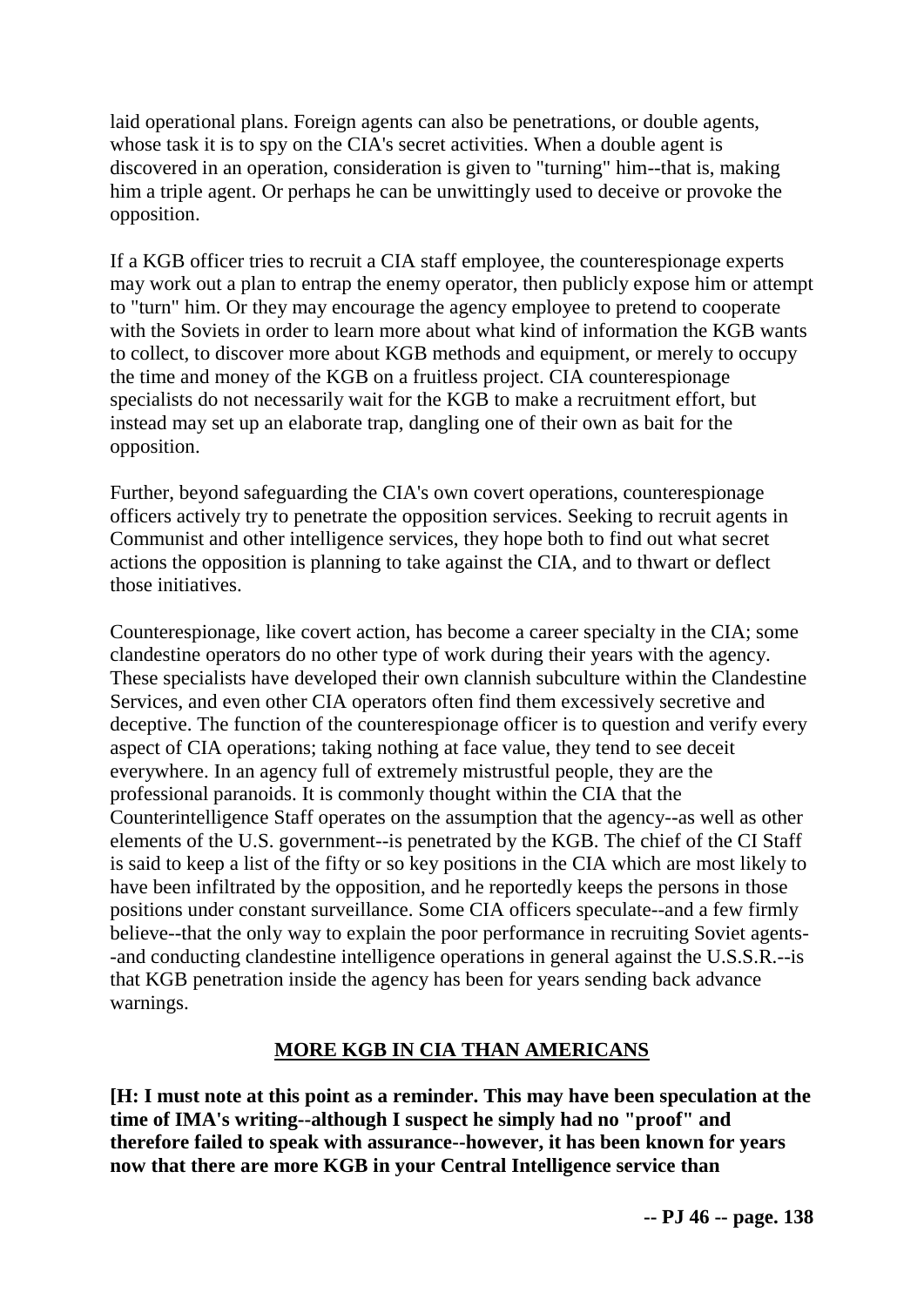laid operational plans. Foreign agents can also be penetrations, or double agents, whose task it is to spy on the CIA's secret activities. When a double agent is discovered in an operation, consideration is given to "turning" him--that is, making him a triple agent. Or perhaps he can be unwittingly used to deceive or provoke the opposition.

If a KGB officer tries to recruit a CIA staff employee, the counterespionage experts may work out a plan to entrap the enemy operator, then publicly expose him or attempt to "turn" him. Or they may encourage the agency employee to pretend to cooperate with the Soviets in order to learn more about what kind of information the KGB wants to collect, to discover more about KGB methods and equipment, or merely to occupy the time and money of the KGB on a fruitless project. CIA counterespionage specialists do not necessarily wait for the KGB to make a recruitment effort, but instead may set up an elaborate trap, dangling one of their own as bait for the opposition.

Further, beyond safeguarding the CIA's own covert operations, counterespionage officers actively try to penetrate the opposition services. Seeking to recruit agents in Communist and other intelligence services, they hope both to find out what secret actions the opposition is planning to take against the CIA, and to thwart or deflect those initiatives.

Counterespionage, like covert action, has become a career specialty in the CIA; some clandestine operators do no other type of work during their years with the agency. These specialists have developed their own clannish subculture within the Clandestine Services, and even other CIA operators often find them excessively secretive and deceptive. The function of the counterespionage officer is to question and verify every aspect of CIA operations; taking nothing at face value, they tend to see deceit everywhere. In an agency full of extremely mistrustful people, they are the professional paranoids. It is commonly thought within the CIA that the Counterintelligence Staff operates on the assumption that the agency--as well as other elements of the U.S. government--is penetrated by the KGB. The chief of the CI Staff is said to keep a list of the fifty or so key positions in the CIA which are most likely to have been infiltrated by the opposition, and he reportedly keeps the persons in those positions under constant surveillance. Some CIA officers speculate--and a few firmly believe--that the only way to explain the poor performance in recruiting Soviet agents--and conducting clandestine intelligence operations in general against the U.S.S.R.--is that KGB penetration inside the agency has been for years sending back advance warnings.

## MORE KGB IN CIA THAN AMERICANS

**[H: I must note at this point as a reminder. This may have been speculation at the time of IMA's writing--although I suspect he simply had no "proof" and therefore failed to speak with assurance--however, it has been known for years now that there are more KGB in your Central Intelligence service than**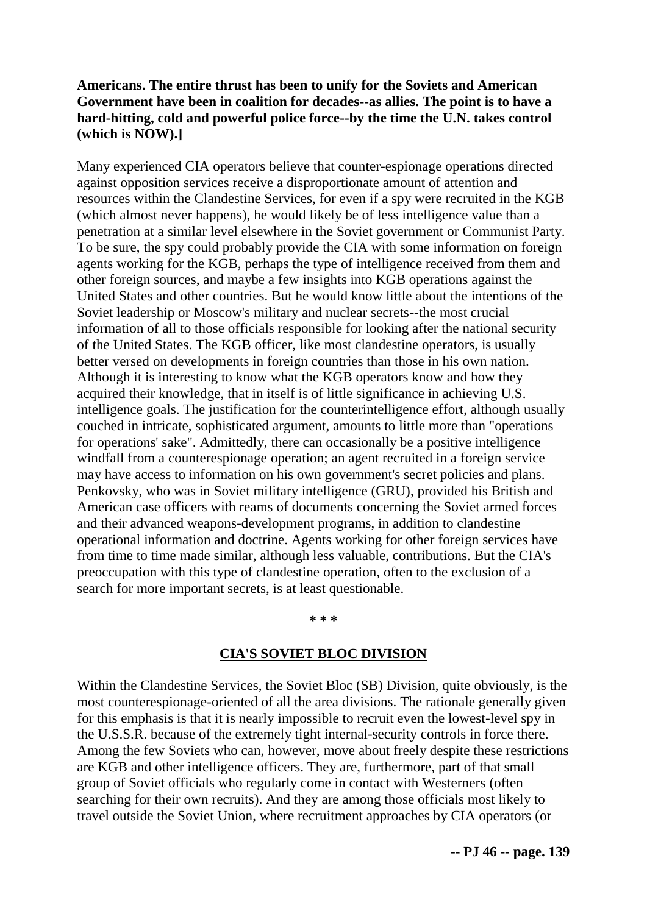**Americans. The entire thrust has been to unify for the Soviets and American Government have been in coalition for decades--as allies. The point is to have a hard-hitting, cold and powerful police force--by the time the U.N. takes control (which is NOW).]**

Many experienced CIA operators believe that counter-espionage operations directed against opposition services receive a disproportionate amount of attention and resources within the Clandestine Services, for even if a spy were recruited in the KGB (which almost never happens), he would likely be of less intelligence value than a penetration at a similar level elsewhere in the Soviet government or Communist Party. To be sure, the spy could probably provide the CIA with some information on foreign agents working for the KGB, perhaps the type of intelligence received from them and other foreign sources, and maybe a few insights into KGB operations against the United States and other countries. But he would know little about the intentions of the Soviet leadership or Moscow's military and nuclear secrets--the most crucial information of all to those officials responsible for looking after the national security of the United States. The KGB officer, like most clandestine operators, is usually better versed on developments in foreign countries than those in his own nation. Although it is interesting to know what the KGB operators know and how they acquired their knowledge, that in itself is of little significance in achieving U.S. intelligence goals. The justification for the counterintelligence effort, although usually couched in intricate, sophisticated argument, amounts to little more than "operations for operations' sake". Admittedly, there can occasionally be a positive intelligence windfall from a counterespionage operation; an agent recruited in a foreign service may have access to information on his own government's secret policies and plans. Penkovsky, who was in Soviet military intelligence (GRU), provided his British and American case officers with reams of documents concerning the Soviet armed forces and their advanced weapons-development programs, in addition to clandestine operational information and doctrine. Agents working for other foreign services have from time to time made similar, although less valuable, contributions. But the CIA's preoccupation with this type of clandestine operation, often to the exclusion of a search for more important secrets, is at least questionable.

**\* \* \***

## CIA'S SOVIET BLOC DIVISION

Within the Clandestine Services, the Soviet Bloc (SB) Division, quite obviously, is the most counterespionage-oriented of all the area divisions. The rationale generally given for this emphasis is that it is nearly impossible to recruit even the lowest-level spy in the U.S.S.R. because of the extremely tight internal-security controls in force there. Among the few Soviets who can, however, move about freely despite these restrictions are KGB and other intelligence officers. They are, furthermore, part of that small group of Soviet officials who regularly come in contact with Westerners (often searching for their own recruits). And they are among those officials most likely to travel outside the Soviet Union, where recruitment approaches by CIA operators (or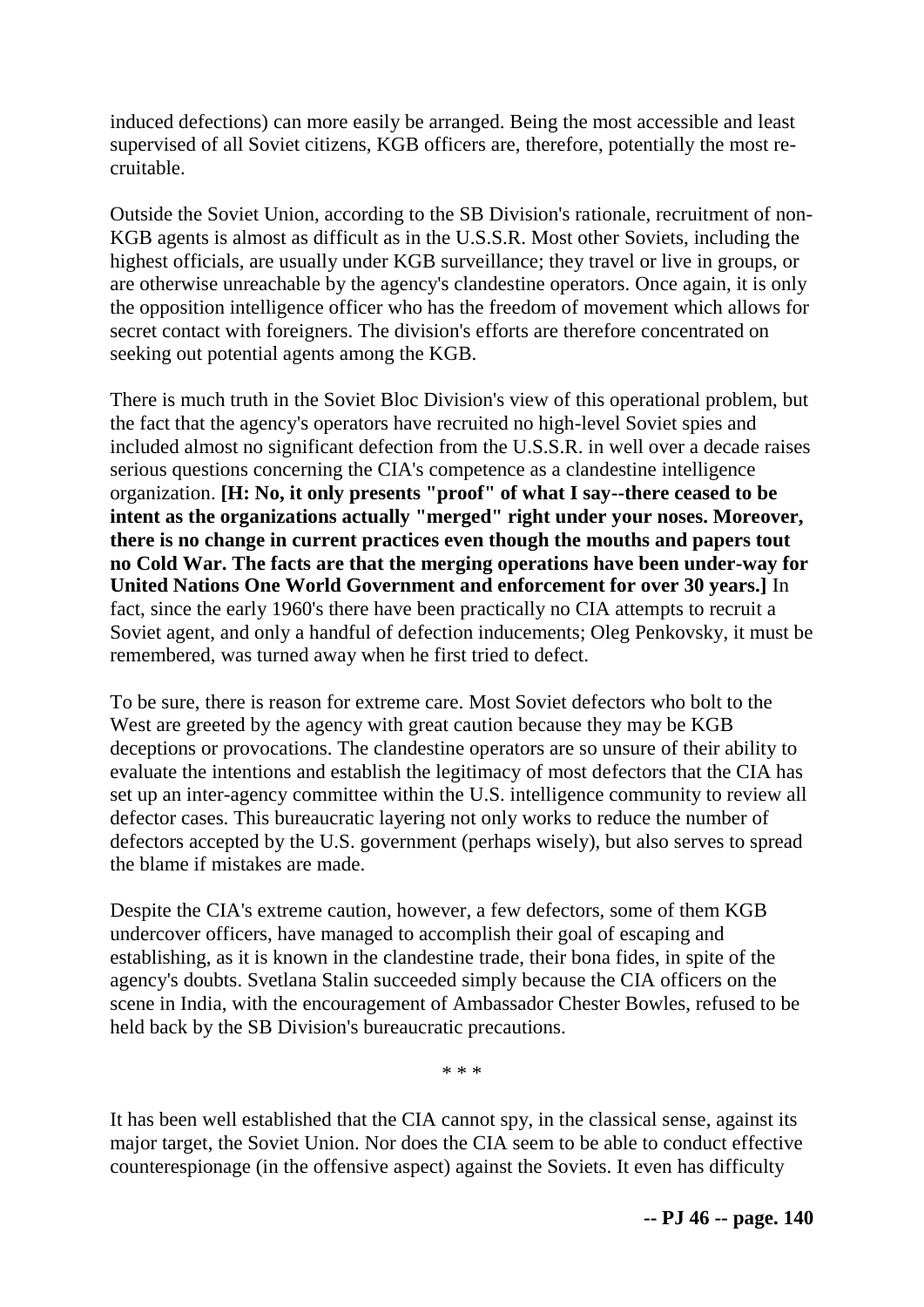induced defections) can more easily be arranged. Being the most accessible and least supervised of all Soviet citizens, KGB officers are, therefore, potentially the most re-cruitable.

Outside the Soviet Union, according to the SB Division's rationale, recruitment of non-KGB agents is almost as difficult as in the U.S.S.R. Most other Soviets, including the highest officials, are usually under KGB surveillance; they travel or live in groups, or are otherwise unreachable by the agency's clandestine operators. Once again, it is only the opposition intelligence officer who has the freedom of movement which allows for secret contact with foreigners. The division's efforts are therefore concentrated on seeking out potential agents among the KGB.

There is much truth in the Soviet Bloc Division's view of this operational problem, but the fact that the agency's operators have recruited no high-level Soviet spies and included almost no significant defection from the U.S.S.R. in well over a decade raises serious questions concerning the CIA's competence as a clandestine intelligence organization. **[H: No, it only presents "proof" of what I say--there ceased to be intent as the organizations actually "merged" right under your noses. Moreover, there is no change in current practices even though the mouths and papers tout no Cold War. The facts are that the merging operations have been under-way for United Nations One World Government and enforcement for over 30 years.]** In fact, since the early 1960's there have been practically no CIA attempts to recruit a Soviet agent, and only a handful of defection inducements; Oleg Penkovsky, it must be remembered, was turned away when he first tried to defect.

To be sure, there is reason for extreme care. Most Soviet defectors who bolt to the West are greeted by the agency with great caution because they may be KGB deceptions or provocations. The clandestine operators are so unsure of their ability to evaluate the intentions and establish the legitimacy of most defectors that the CIA has set up an inter-agency committee within the U.S. intelligence community to review all defector cases. This bureaucratic layering not only works to reduce the number of defectors accepted by the U.S. government (perhaps wisely), but also serves to spread the blame if mistakes are made.

Despite the CIA's extreme caution, however, a few defectors, some of them KGB undercover officers, have managed to accomplish their goal of escaping and establishing, as it is known in the clandestine trade, their bona fides, in spite of the agency's doubts. Svetlana Stalin succeeded simply because the CIA officers on the scene in India, with the encouragement of Ambassador Chester Bowles, refused to be held back by the SB Division's bureaucratic precautions.

\* \* \*

It has been well established that the CIA cannot spy, in the classical sense, against its major target, the Soviet Union. Nor does the CIA seem to be able to conduct effective counterespionage (in the offensive aspect) against the Soviets. It even has difficulty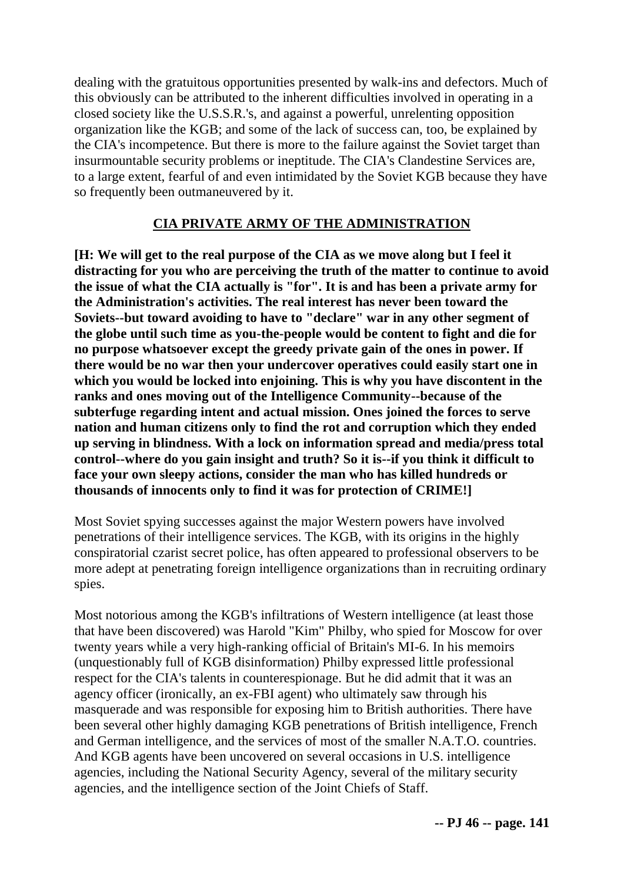dealing with the gratuitous opportunities presented by walk-ins and defectors. Much of this obviously can be attributed to the inherent difficulties involved in operating in a closed society like the U.S.S.R.'s, and against a powerful, unrelenting opposition organization like the KGB; and some of the lack of success can, too, be explained by the CIA's incompetence. But there is more to the failure against the Soviet target than insurmountable security problems or ineptitude. The CIA's Clandestine Services are, to a large extent, fearful of and even intimidated by the Soviet KGB because they have so frequently been outmaneuvered by it.

## CIA PRIVATE ARMY OF THE ADMINISTRATION

**[H: We will get to the real purpose of the CIA as we move along but I feel it distracting for you who are perceiving the truth of the matter to continue to avoid the issue of what the CIA actually is "for". It is and has been a private army for the Administration's activities. The real interest has never been toward the Soviets--but toward avoiding to have to "declare" war in any other segment of the globe until such time as you-the-people would be content to fight and die for no purpose whatsoever except the greedy private gain of the ones in power. If there would be no war then your undercover operatives could easily start one in which you would be locked into enjoining. This is why you have discontent in the ranks and ones moving out of the Intelligence Community--because of the subterfuge regarding intent and actual mission. Ones joined the forces to serve nation and human citizens only to find the rot and corruption which they ended up serving in blindness. With a lock on information spread and media/press total control--where do you gain insight and truth? So it is--if you think it difficult to face your own sleepy actions, consider the man who has killed hundreds or thousands of innocents only to find it was for protection of CRIME!]**

Most Soviet spying successes against the major Western powers have involved penetrations of their intelligence services. The KGB, with its origins in the highly conspiratorial czarist secret police, has often appeared to professional observers to be more adept at penetrating foreign intelligence organizations than in recruiting ordinary spies.

Most notorious among the KGB's infiltrations of Western intelligence (at least those that have been discovered) was Harold "Kim" Philby, who spied for Moscow for over twenty years while a very high-ranking official of Britain's MI-6. In his memoirs (unquestionably full of KGB disinformation) Philby expressed little professional respect for the CIA's talents in counterespionage. But he did admit that it was an agency officer (ironically, an ex-FBI agent) who ultimately saw through his masquerade and was responsible for exposing him to British authorities. There have been several other highly damaging KGB penetrations of British intelligence, French and German intelligence, and the services of most of the smaller N.A.T.O. countries. And KGB agents have been uncovered on several occasions in U.S. intelligence agencies, including the National Security Agency, several of the military security agencies, and the intelligence section of the Joint Chiefs of Staff.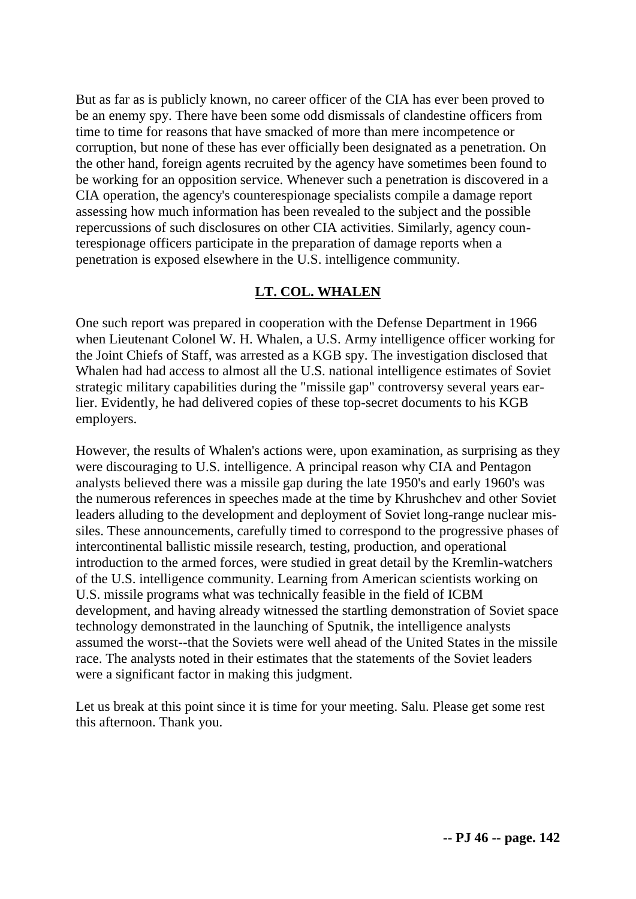But as far as is publicly known, no career officer of the CIA has ever been proved to be an enemy spy. There have been some odd dismissals of clandestine officers from time to time for reasons that have smacked of more than mere incompetence or corruption, but none of these has ever officially been designated as a penetration. On the other hand, foreign agents recruited by the agency have sometimes been found to be working for an opposition service. Whenever such a penetration is discovered in a CIA operation, the agency's counterespionage specialists compile a damage report assessing how much information has been revealed to the subject and the possible repercussions of such disclosures on other CIA activities. Similarly, agency counterespionage officers participate in the preparation of damage reports when a penetration is exposed elsewhere in the U.S. intelligence community.

## LT. COL. WHALEN

One such report was prepared in cooperation with the Defense Department in 1966 when Lieutenant Colonel W. H. Whalen, a U.S. Army intelligence officer working for the Joint Chiefs of Staff, was arrested as a KGB spy. The investigation disclosed that Whalen had had access to almost all the U.S. national intelligence estimates of Soviet strategic military capabilities during the "missile gap" controversy several years earlier. Evidently, he had delivered copies of these top-secret documents to his KGB employers.

However, the results of Whalen's actions were, upon examination, as surprising as they were discouraging to U.S. intelligence. A principal reason why CIA and Pentagon analysts believed there was a missile gap during the late 1950's and early 1960's was the numerous references in speeches made at the time by Khrushchev and other Soviet leaders alluding to the development and deployment of Soviet long-range nuclear missiles. These announcements, carefully timed to correspond to the progressive phases of intercontinental ballistic missile research, testing, production, and operational introduction to the armed forces, were studied in great detail by the Kremlin-watchers of the U.S. intelligence community. Learning from American scientists working on U.S. missile programs what was technically feasible in the field of ICBM development, and having already witnessed the startling demonstration of Soviet space technology demonstrated in the launching of Sputnik, the intelligence analysts assumed the worst--that the Soviets were well ahead of the United States in the missile race. The analysts noted in their estimates that the statements of the Soviet leaders were a significant factor in making this judgment.

Let us break at this point since it is time for your meeting. Salu. Please get some rest this afternoon. Thank you.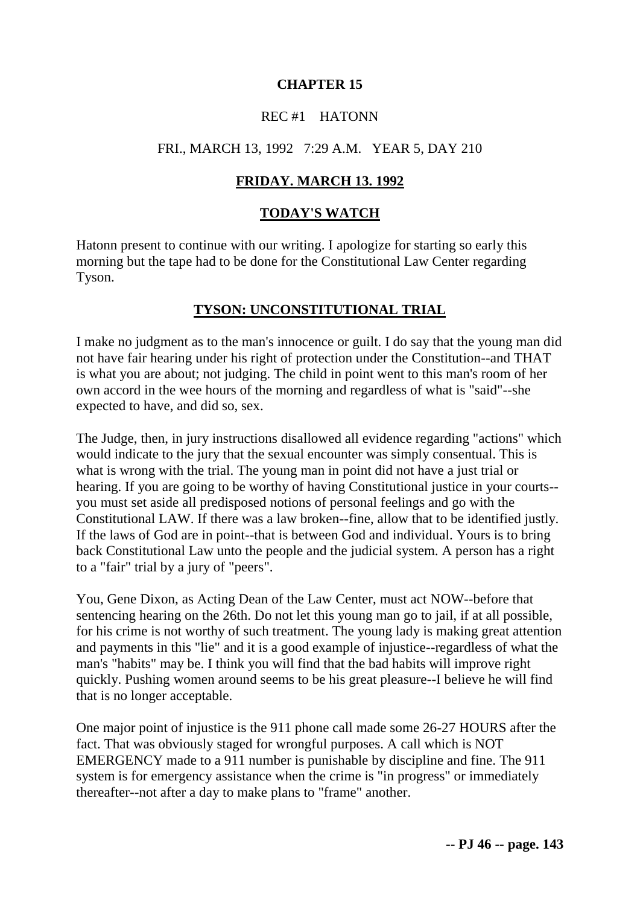# CHAPTER 15

REC #1 HATONN

FRI., MARCH 13, 1992 7:29 A.M. YEAR 5, DAY 210

## FRIDAY. MARCH 13. 1992

## TODAY'S WATCH

Hatonn present to continue with our writing. I apologize for starting so early this morning but the tape had to be done for the Constitutional Law Center regarding Tyson.

## TYSON: UNCONSTITUTIONAL TRIAL

I make no judgment as to the man's innocence or guilt. I do say that the young man did not have fair hearing under his right of protection under the Constitution--and THAT is what you are about; not judging. The child in point went to this man's room of her own accord in the wee hours of the morning and regardless of what is "said"--she expected to have, and did so, sex.

The Judge, then, in jury instructions disallowed all evidence regarding "actions" which would indicate to the jury that the sexual encounter was simply consentual. This is what is wrong with the trial. The young man in point did not have a just trial or hearing. If you are going to be worthy of having Constitutional justice in your courts--you must set aside all predisposed notions of personal feelings and go with the Constitutional LAW. If there was a law broken--fine, allow that to be identified justly. If the laws of God are in point--that is between God and individual. Yours is to bring back Constitutional Law unto the people and the judicial system. A person has a right to a "fair" trial by a jury of "peers".

You, Gene Dixon, as Acting Dean of the Law Center, must act NOW--before that sentencing hearing on the 26th. Do not let this young man go to jail, if at all possible, for his crime is not worthy of such treatment. The young lady is making great attention and payments in this "lie" and it is a good example of injustice--regardless of what the man's "habits" may be. I think you will find that the bad habits will improve right quickly. Pushing women around seems to be his great pleasure--I believe he will find that is no longer acceptable.

One major point of injustice is the 911 phone call made some 26-27 HOURS after the fact. That was obviously staged for wrongful purposes. A call which is NOT EMERGENCY made to a 911 number is punishable by discipline and fine. The 911 system is for emergency assistance when the crime is "in progress" or immediately thereafter--not after a day to make plans to "frame" another.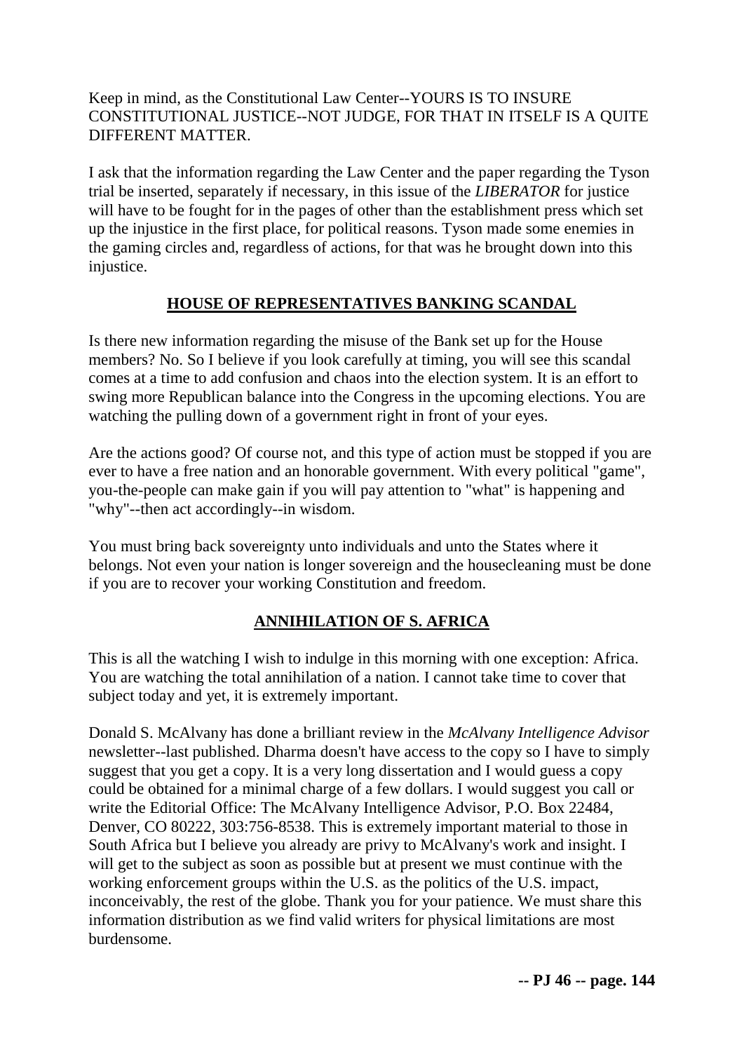Keep in mind, as the Constitutional Law Center--YOURS IS TO INSURE CONSTITUTIONAL JUSTICE--NOT JUDGE, FOR THAT IN ITSELF IS A QUITE DIFFERENT MATTER.

I ask that the information regarding the Law Center and the paper regarding the Tyson trial be inserted, separately if necessary, in this issue of the *LIBERATOR* for justice will have to be fought for in the pages of other than the establishment press which set up the injustice in the first place, for political reasons. Tyson made some enemies in the gaming circles and, regardless of actions, for that was he brought down into this injustice.

## HOUSE OF REPRESENTATIVES BANKING SCANDAL

Is there new information regarding the misuse of the Bank set up for the House members? No. So I believe if you look carefully at timing, you will see this scandal comes at a time to add confusion and chaos into the election system. It is an effort to swing more Republican balance into the Congress in the upcoming elections. You are watching the pulling down of a government right in front of your eyes.

Are the actions good? Of course not, and this type of action must be stopped if you are ever to have a free nation and an honorable government. With every political "game", you-the-people can make gain if you will pay attention to "what" is happening and "why"--then act accordingly--in wisdom.

You must bring back sovereignty unto individuals and unto the States where it belongs. Not even your nation is longer sovereign and the housecleaning must be done if you are to recover your working Constitution and freedom.

## ANNIHILATION OF S. AFRICA

This is all the watching I wish to indulge in this morning with one exception: Africa. You are watching the total annihilation of a nation. I cannot take time to cover that subject today and yet, it is extremely important.

Donald S. McAlvany has done a brilliant review in the *McAlvany Intelligence Advisor* newsletter--last published. Dharma doesn't have access to the copy so I have to simply suggest that you get a copy. It is a very long dissertation and I would guess a copy could be obtained for a minimal charge of a few dollars. I would suggest you call or write the Editorial Office: The McAlvany Intelligence Advisor, P.O. Box 22484, Denver, CO 80222, 303:756-8538. This is extremely important material to those in South Africa but I believe you already are privy to McAlvany's work and insight. I will get to the subject as soon as possible but at present we must continue with the working enforcement groups within the U.S. as the politics of the U.S. impact, inconceivably, the rest of the globe. Thank you for your patience. We must share this information distribution as we find valid writers for physical limitations are most burdensome.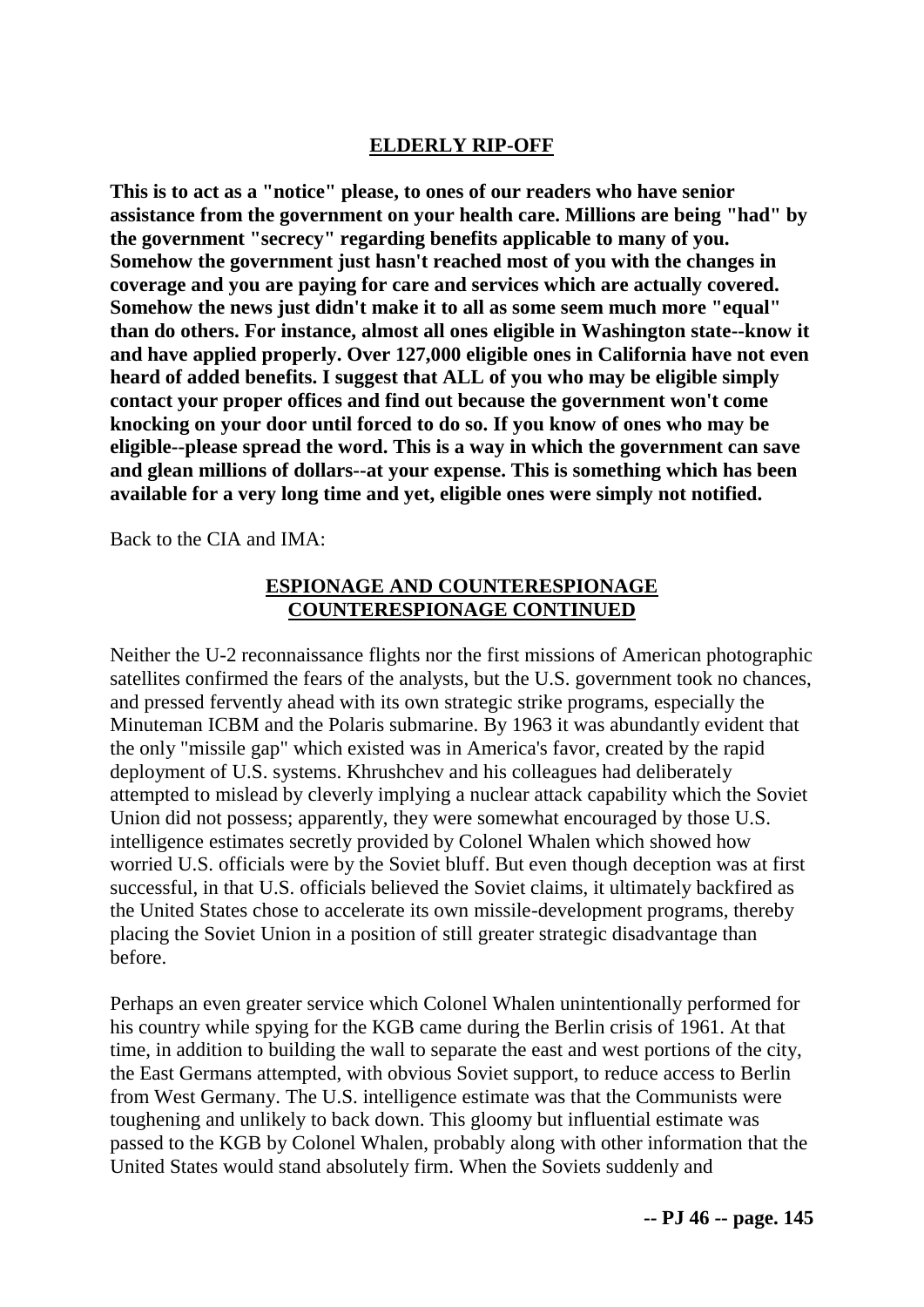## ELDERLY RIP-OFF

**This is to act as a "notice" please, to ones of our readers who have senior assistance from the government on your health care. Millions are being "had" by the government "secrecy" regarding benefits applicable to many of you. Somehow the government just hasn't reached most of you with the changes in coverage and you are paying for care and services which are actually covered. Somehow the news just didn't make it to all as some seem much more "equal" than do others. For instance, almost all ones eligible in Washington state--know it and have applied properly. Over 127,000 eligible ones in California have not even heard of added benefits. I suggest that ALL of you who may be eligible simply contact your proper offices and find out because the government won't come knocking on your door until forced to do so. If you know of ones who may be eligible--please spread the word. This is a way in which the government can save and glean millions of dollars--at your expense. This is something which has been available for a very long time and yet, eligible ones were simply not notified.**

Back to the CIA and IMA:

## ESPIONAGE AND COUNTERESPIONAGE COUNTERESPIONAGE CONTINUED

Neither the U-2 reconnaissance flights nor the first missions of American photographic satellites confirmed the fears of the analysts, but the U.S. government took no chances, and pressed fervently ahead with its own strategic strike programs, especially the Minuteman ICBM and the Polaris submarine. By 1963 it was abundantly evident that the only "missile gap" which existed was in America's favor, created by the rapid deployment of U.S. systems. Khrushchev and his colleagues had deliberately attempted to mislead by cleverly implying a nuclear attack capability which the Soviet Union did not possess; apparently, they were somewhat encouraged by those U.S. intelligence estimates secretly provided by Colonel Whalen which showed how worried U.S. officials were by the Soviet bluff. But even though deception was at first successful, in that U.S. officials believed the Soviet claims, it ultimately backfired as the United States chose to accelerate its own missile-development programs, thereby placing the Soviet Union in a position of still greater strategic disadvantage than before.

Perhaps an even greater service which Colonel Whalen unintentionally performed for his country while spying for the KGB came during the Berlin crisis of 1961. At that time, in addition to building the wall to separate the east and west portions of the city, the East Germans attempted, with obvious Soviet support, to reduce access to Berlin from West Germany. The U.S. intelligence estimate was that the Communists were toughening and unlikely to back down. This gloomy but influential estimate was passed to the KGB by Colonel Whalen, probably along with other information that the United States would stand absolutely firm. When the Soviets suddenly and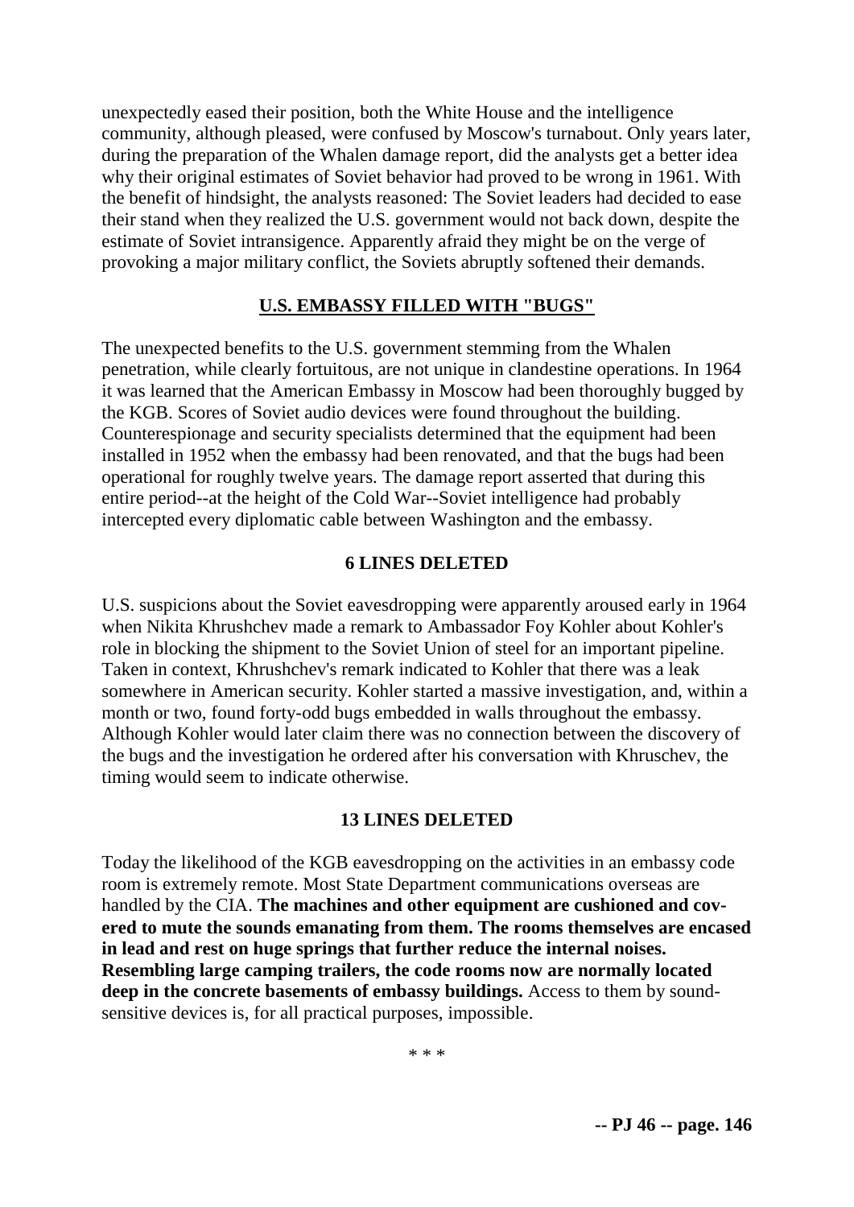unexpectedly eased their position, both the White House and the intelligence community, although pleased, were confused by Moscow's turnabout. Only years later, during the preparation of the Whalen damage report, did the analysts get a better idea why their original estimates of Soviet behavior had proved to be wrong in 1961. With the benefit of hindsight, the analysts reasoned: The Soviet leaders had decided to ease their stand when they realized the U.S. government would not back down, despite the estimate of Soviet intransigence. Apparently afraid they might be on the verge of provoking a major military conflict, the Soviets abruptly softened their demands.

## U.S. EMBASSY FILLED WITH "BUGS"

The unexpected benefits to the U.S. government stemming from the Whalen penetration, while clearly fortuitous, are not unique in clandestine operations. In 1964 it was learned that the American Embassy in Moscow had been thoroughly bugged by the KGB. Scores of Soviet audio devices were found throughout the building. Counterespionage and security specialists determined that the equipment had been installed in 1952 when the embassy had been renovated, and that the bugs had been operational for roughly twelve years. The damage report asserted that during this entire period--at the height of the Cold War--Soviet intelligence had probably intercepted every diplomatic cable between Washington and the embassy.

**6 LINES DELETED**

U.S. suspicions about the Soviet eavesdropping were apparently aroused early in 1964 when Nikita Khrushchev made a remark to Ambassador Foy Kohler about Kohler's role in blocking the shipment to the Soviet Union of steel for an important pipeline. Taken in context, Khrushchev's remark indicated to Kohler that there was a leak somewhere in American security. Kohler started a massive investigation, and, within a month or two, found forty-odd bugs embedded in walls throughout the embassy. Although Kohler would later claim there was no connection between the discovery of the bugs and the investigation he ordered after his conversation with Khruschev, the timing would seem to indicate otherwise.

**13 LINES DELETED**

Today the likelihood of the KGB eavesdropping on the activities in an embassy code room is extremely remote. Most State Department communications overseas are handled by the CIA. **The machines and other equipment are cushioned and covered to mute the sounds emanating from them. The rooms themselves are encased in lead and rest on huge springs that further reduce the internal noises. Resembling large camping trailers, the code rooms now are normally located deep in the concrete basements of embassy buildings.** Access to them by sound-sensitive devices is, for all practical purposes, impossible.

\* \* \*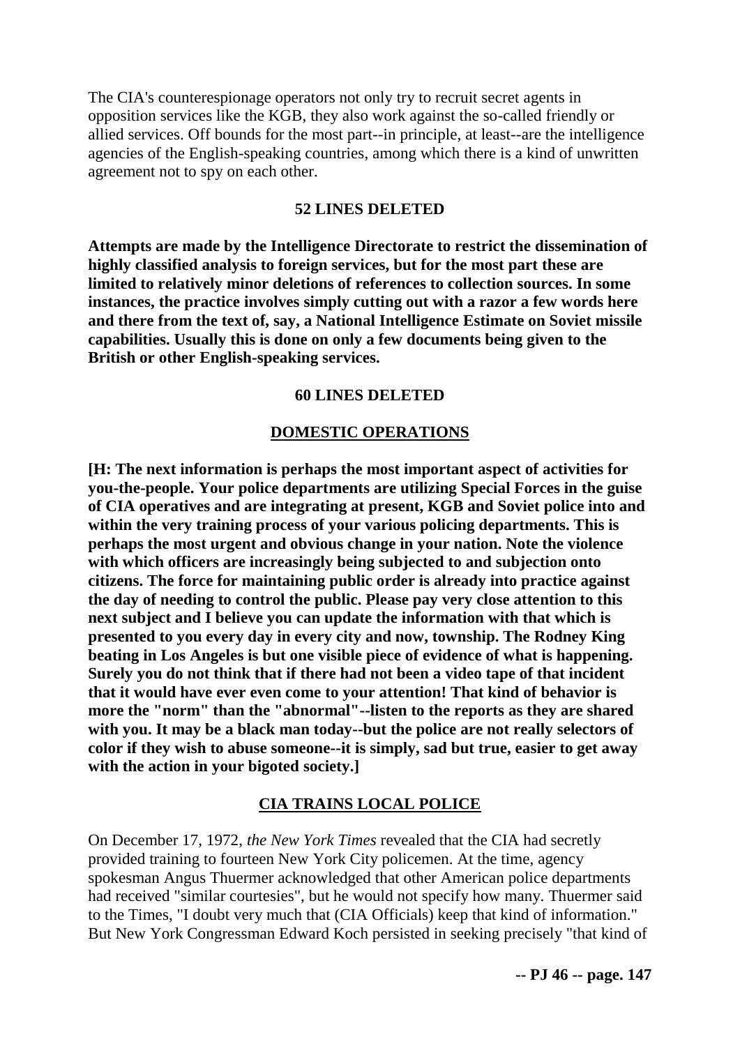The CIA's counterespionage operators not only try to recruit secret agents in opposition services like the KGB, they also work against the so-called friendly or allied services. Off bounds for the most part--in principle, at least--are the intelligence agencies of the English-speaking countries, among which there is a kind of unwritten agreement not to spy on each other.

**52 LINES DELETED**

**Attempts are made by the Intelligence Directorate to restrict the dissemination of highly classified analysis to foreign services, but for the most part these are limited to relatively minor deletions of references to collection sources. In some instances, the practice involves simply cutting out with a razor a few words here and there from the text of, say, a National Intelligence Estimate on Soviet missile capabilities. Usually this is done on only a few documents being given to the British or other English-speaking services.**

**60 LINES DELETED**

## DOMESTIC OPERATIONS

**[H: The next information is perhaps the most important aspect of activities for you-the-people. Your police departments are utilizing Special Forces in the guise of CIA operatives and are integrating at present, KGB and Soviet police into and within the very training process of your various policing departments. This is perhaps the most urgent and obvious change in your nation. Note the violence with which officers are increasingly being subjected to and subjection onto citizens. The force for maintaining public order is already into practice against the day of needing to control the public. Please pay very close attention to this next subject and I believe you can update the information with that which is presented to you every day in every city and now, township. The Rodney King beating in Los Angeles is but one visible piece of evidence of what is happening. Surely you do not think that if there had not been a video tape of that incident that it would have ever even come to your attention! That kind of behavior is more the "norm" than the "abnormal"--listen to the reports as they are shared with you. It may be a black man today--but the police are not really selectors of color if they wish to abuse someone--it is simply, sad but true, easier to get away with the action in your bigoted society.]**

## CIA TRAINS LOCAL POLICE

On December 17, 1972, *the New York Times* revealed that the CIA had secretly provided training to fourteen New York City policemen. At the time, agency spokesman Angus Thuermer acknowledged that other American police departments had received "similar courtesies", but he would not specify how many. Thuermer said to the Times, "I doubt very much that (CIA Officials) keep that kind of information." But New York Congressman Edward Koch persisted in seeking precisely "that kind of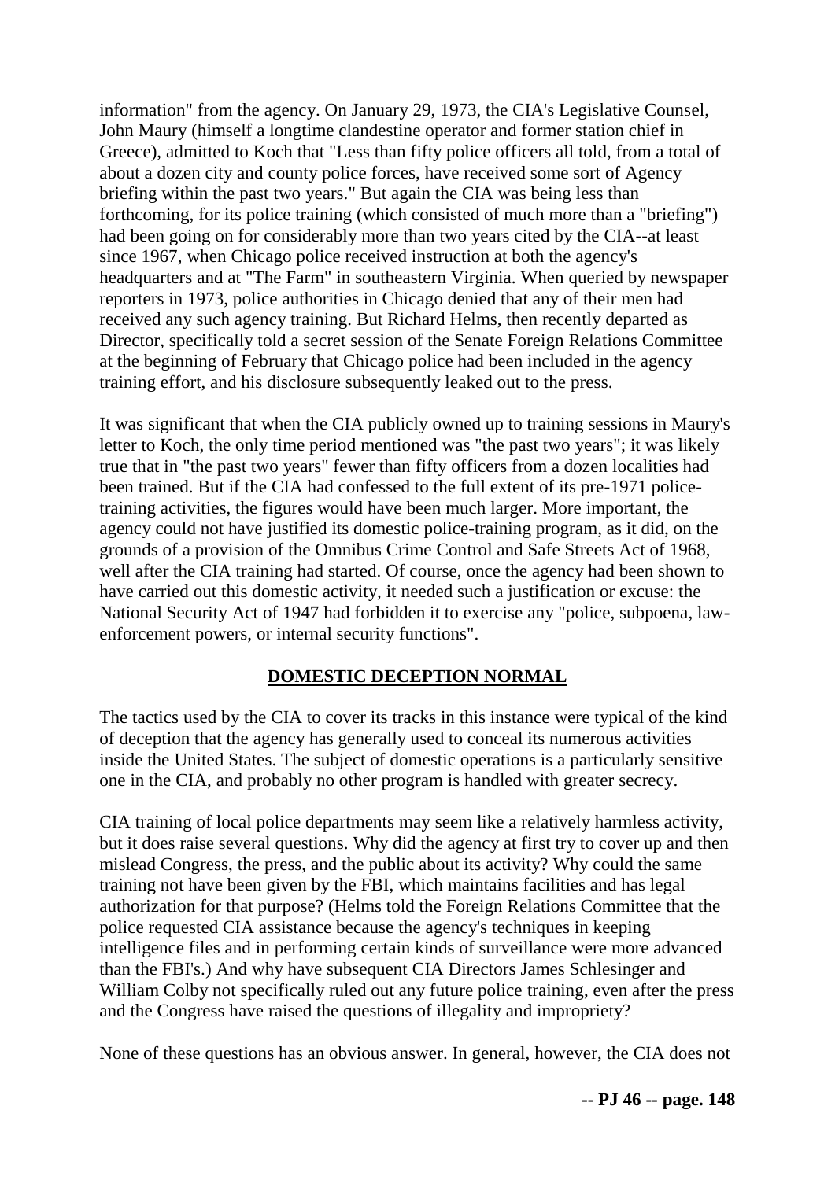information" from the agency. On January 29, 1973, the CIA's Legislative Counsel, John Maury (himself a longtime clandestine operator and former station chief in Greece), admitted to Koch that "Less than fifty police officers all told, from a total of about a dozen city and county police forces, have received some sort of Agency briefing within the past two years." But again the CIA was being less than forthcoming, for its police training (which consisted of much more than a "briefing") had been going on for considerably more than two years cited by the CIA--at least since 1967, when Chicago police received instruction at both the agency's headquarters and at "The Farm" in southeastern Virginia. When queried by newspaper reporters in 1973, police authorities in Chicago denied that any of their men had received any such agency training. But Richard Helms, then recently departed as Director, specifically told a secret session of the Senate Foreign Relations Committee at the beginning of February that Chicago police had been included in the agency training effort, and his disclosure subsequently leaked out to the press.

It was significant that when the CIA publicly owned up to training sessions in Maury's letter to Koch, the only time period mentioned was "the past two years"; it was likely true that in "the past two years" fewer than fifty officers from a dozen localities had been trained. But if the CIA had confessed to the full extent of its pre-1971 police-training activities, the figures would have been much larger. More important, the agency could not have justified its domestic police-training program, as it did, on the grounds of a provision of the Omnibus Crime Control and Safe Streets Act of 1968, well after the CIA training had started. Of course, once the agency had been shown to have carried out this domestic activity, it needed such a justification or excuse: the National Security Act of 1947 had forbidden it to exercise any "police, subpoena, law-enforcement powers, or internal security functions".

## DOMESTIC DECEPTION NORMAL

The tactics used by the CIA to cover its tracks in this instance were typical of the kind of deception that the agency has generally used to conceal its numerous activities inside the United States. The subject of domestic operations is a particularly sensitive one in the CIA, and probably no other program is handled with greater secrecy.

CIA training of local police departments may seem like a relatively harmless activity, but it does raise several questions. Why did the agency at first try to cover up and then mislead Congress, the press, and the public about its activity? Why could the same training not have been given by the FBI, which maintains facilities and has legal authorization for that purpose? (Helms told the Foreign Relations Committee that the police requested CIA assistance because the agency's techniques in keeping intelligence files and in performing certain kinds of surveillance were more advanced than the FBI's.) And why have subsequent CIA Directors James Schlesinger and William Colby not specifically ruled out any future police training, even after the press and the Congress have raised the questions of illegality and impropriety?

None of these questions has an obvious answer. In general, however, the CIA does not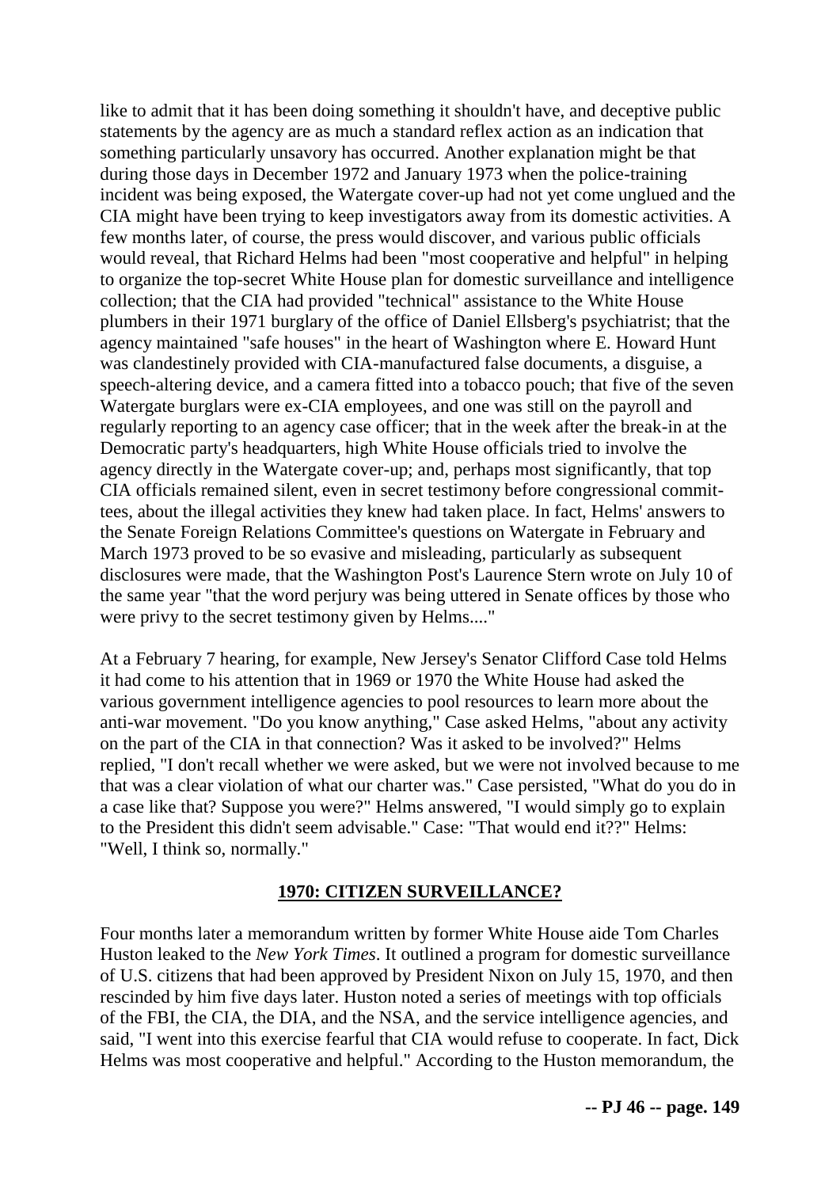like to admit that it has been doing something it shouldn't have, and deceptive public statements by the agency are as much a standard reflex action as an indication that something particularly unsavory has occurred. Another explanation might be that during those days in December 1972 and January 1973 when the police-training incident was being exposed, the Watergate cover-up had not yet come unglued and the CIA might have been trying to keep investigators away from its domestic activities. A few months later, of course, the press would discover, and various public officials would reveal, that Richard Helms had been "most cooperative and helpful" in helping to organize the top-secret White House plan for domestic surveillance and intelligence collection; that the CIA had provided "technical" assistance to the White House plumbers in their 1971 burglary of the office of Daniel Ellsberg's psychiatrist; that the agency maintained "safe houses" in the heart of Washington where E. Howard Hunt was clandestinely provided with CIA-manufactured false documents, a disguise, a speech-altering device, and a camera fitted into a tobacco pouch; that five of the seven Watergate burglars were ex-CIA employees, and one was still on the payroll and regularly reporting to an agency case officer; that in the week after the break-in at the Democratic party's headquarters, high White House officials tried to involve the agency directly in the Watergate cover-up; and, perhaps most significantly, that top CIA officials remained silent, even in secret testimony before congressional committees, about the illegal activities they knew had taken place. In fact, Helms' answers to the Senate Foreign Relations Committee's questions on Watergate in February and March 1973 proved to be so evasive and misleading, particularly as subsequent disclosures were made, that the Washington Post's Laurence Stern wrote on July 10 of the same year "that the word perjury was being uttered in Senate offices by those who were privy to the secret testimony given by Helms...."

At a February 7 hearing, for example, New Jersey's Senator Clifford Case told Helms it had come to his attention that in 1969 or 1970 the White House had asked the various government intelligence agencies to pool resources to learn more about the anti-war movement. "Do you know anything," Case asked Helms, "about any activity on the part of the CIA in that connection? Was it asked to be involved?" Helms replied, "I don't recall whether we were asked, but we were not involved because to me that was a clear violation of what our charter was." Case persisted, "What do you do in a case like that? Suppose you were?" Helms answered, "I would simply go to explain to the President this didn't seem advisable." Case: "That would end it??" Helms: "Well, I think so, normally."

## **1970: CITIZEN SURVEILLANCE?**

Four months later a memorandum written by former White House aide Tom Charles Huston leaked to the *New York Times*. It outlined a program for domestic surveillance of U.S. citizens that had been approved by President Nixon on July 15, 1970, and then rescinded by him five days later. Huston noted a series of meetings with top officials of the FBI, the CIA, the DIA, and the NSA, and the service intelligence agencies, and said, "I went into this exercise fearful that CIA would refuse to cooperate. In fact, Dick Helms was most cooperative and helpful." According to the Huston memorandum, the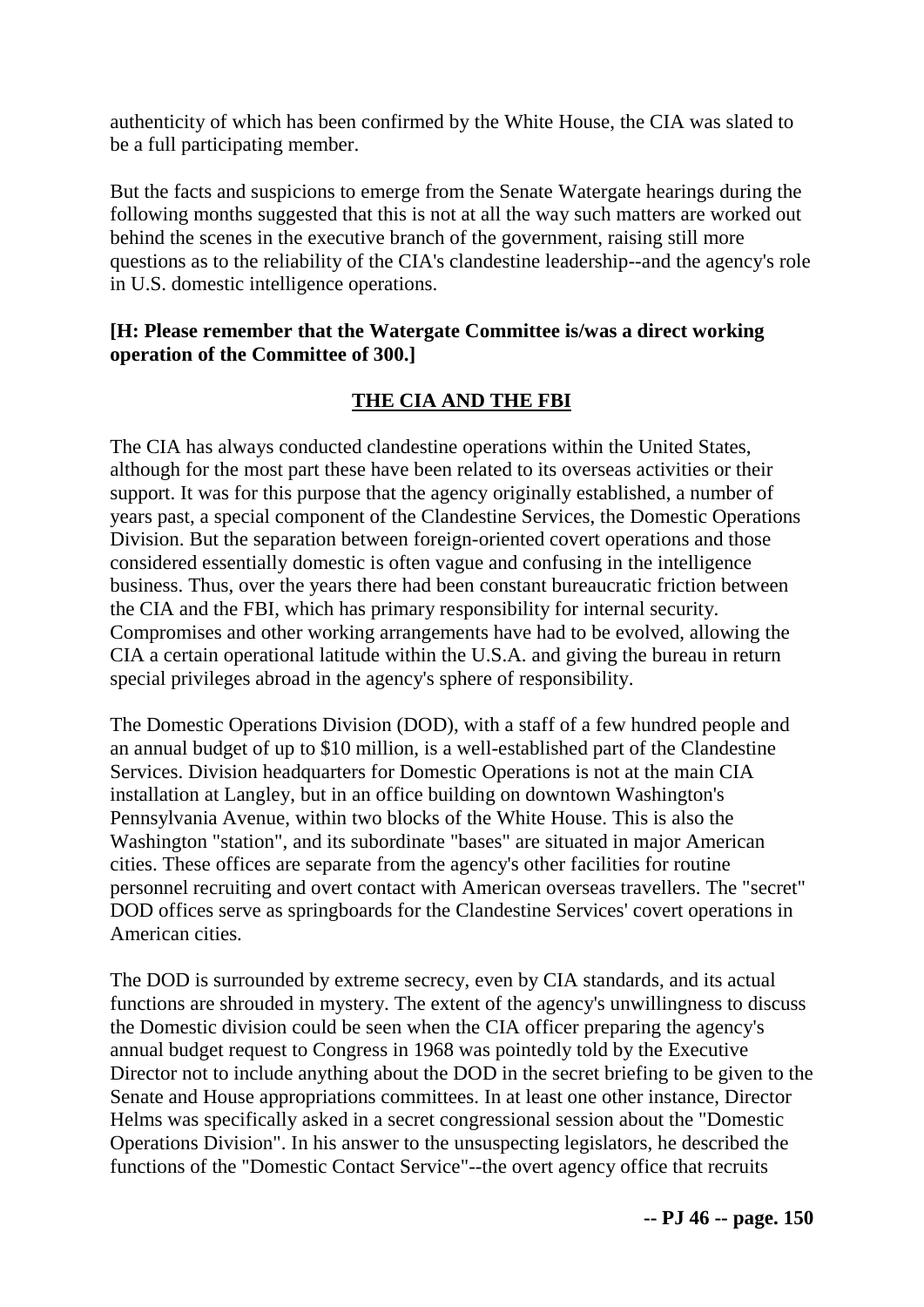authenticity of which has been confirmed by the White House, the CIA was slated to be a full participating member.

But the facts and suspicions to emerge from the Senate Watergate hearings during the following months suggested that this is not at all the way such matters are worked out behind the scenes in the executive branch of the government, raising still more questions as to the reliability of the CIA's clandestine leadership--and the agency's role in U.S. domestic intelligence operations.

**[H: Please remember that the Watergate Committee is/was a direct working operation of the Committee of 300.]**

## THE CIA AND THE FBI

The CIA has always conducted clandestine operations within the United States, although for the most part these have been related to its overseas activities or their support. It was for this purpose that the agency originally established, a number of years past, a special component of the Clandestine Services, the Domestic Operations Division. But the separation between foreign-oriented covert operations and those considered essentially domestic is often vague and confusing in the intelligence business. Thus, over the years there had been constant bureaucratic friction between the CIA and the FBI, which has primary responsibility for internal security. Compromises and other working arrangements have had to be evolved, allowing the CIA a certain operational latitude within the U.S.A. and giving the bureau in return special privileges abroad in the agency's sphere of responsibility.

The Domestic Operations Division (DOD), with a staff of a few hundred people and an annual budget of up to $10 million, is a well-established part of the Clandestine Services. Division headquarters for Domestic Operations is not at the main CIA installation at Langley, but in an office building on downtown Washington's Pennsylvania Avenue, within two blocks of the White House. This is also the Washington "station", and its subordinate "bases" are situated in major American cities. These offices are separate from the agency's other facilities for routine personnel recruiting and overt contact with American overseas travellers. The "secret" DOD offices serve as springboards for the Clandestine Services' covert operations in American cities.

The DOD is surrounded by extreme secrecy, even by CIA standards, and its actual functions are shrouded in mystery. The extent of the agency's unwillingness to discuss the Domestic division could be seen when the CIA officer preparing the agency's annual budget request to Congress in 1968 was pointedly told by the Executive Director not to include anything about the DOD in the secret briefing to be given to the Senate and House appropriations committees. In at least one other instance, Director Helms was specifically asked in a secret congressional session about the "Domestic Operations Division". In his answer to the unsuspecting legislators, he described the functions of the "Domestic Contact Service"--the overt agency office that recruits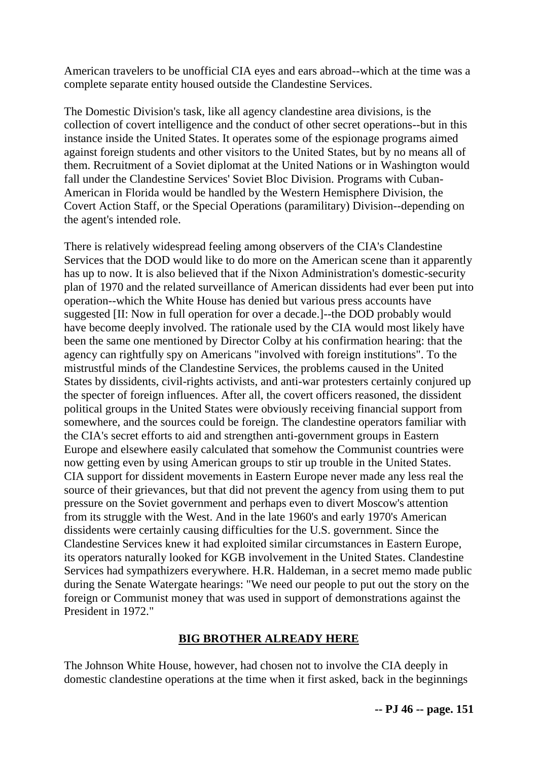American travelers to be unofficial CIA eyes and ears abroad--which at the time was a complete separate entity housed outside the Clandestine Services.

The Domestic Division's task, like all agency clandestine area divisions, is the collection of covert intelligence and the conduct of other secret operations--but in this instance inside the United States. It operates some of the espionage programs aimed against foreign students and other visitors to the United States, but by no means all of them. Recruitment of a Soviet diplomat at the United Nations or in Washington would fall under the Clandestine Services' Soviet Bloc Division. Programs with Cuban-American in Florida would be handled by the Western Hemisphere Division, the Covert Action Staff, or the Special Operations (paramilitary) Division--depending on the agent's intended role.

There is relatively widespread feeling among observers of the CIA's Clandestine Services that the DOD would like to do more on the American scene than it apparently has up to now. It is also believed that if the Nixon Administration's domestic-security plan of 1970 and the related surveillance of American dissidents had ever been put into operation--which the White House has denied but various press accounts have suggested [II: Now in full operation for over a decade.]--the DOD probably would have become deeply involved. The rationale used by the CIA would most likely have been the same one mentioned by Director Colby at his confirmation hearing: that the agency can rightfully spy on Americans "involved with foreign institutions". To the mistrustful minds of the Clandestine Services, the problems caused in the United States by dissidents, civil-rights activists, and anti-war protesters certainly conjured up the specter of foreign influences. After all, the covert officers reasoned, the dissident political groups in the United States were obviously receiving financial support from somewhere, and the sources could be foreign. The clandestine operators familiar with the CIA's secret efforts to aid and strengthen anti-government groups in Eastern Europe and elsewhere easily calculated that somehow the Communist countries were now getting even by using American groups to stir up trouble in the United States. CIA support for dissident movements in Eastern Europe never made any less real the source of their grievances, but that did not prevent the agency from using them to put pressure on the Soviet government and perhaps even to divert Moscow's attention from its struggle with the West. And in the late 1960's and early 1970's American dissidents were certainly causing difficulties for the U.S. government. Since the Clandestine Services knew it had exploited similar circumstances in Eastern Europe, its operators naturally looked for KGB involvement in the United States. Clandestine Services had sympathizers everywhere. H.R. Haldeman, in a secret memo made public during the Senate Watergate hearings: "We need our people to put out the story on the foreign or Communist money that was used in support of demonstrations against the President in 1972."

## BIG BROTHER ALREADY HERE

The Johnson White House, however, had chosen not to involve the CIA deeply in domestic clandestine operations at the time when it first asked, back in the beginnings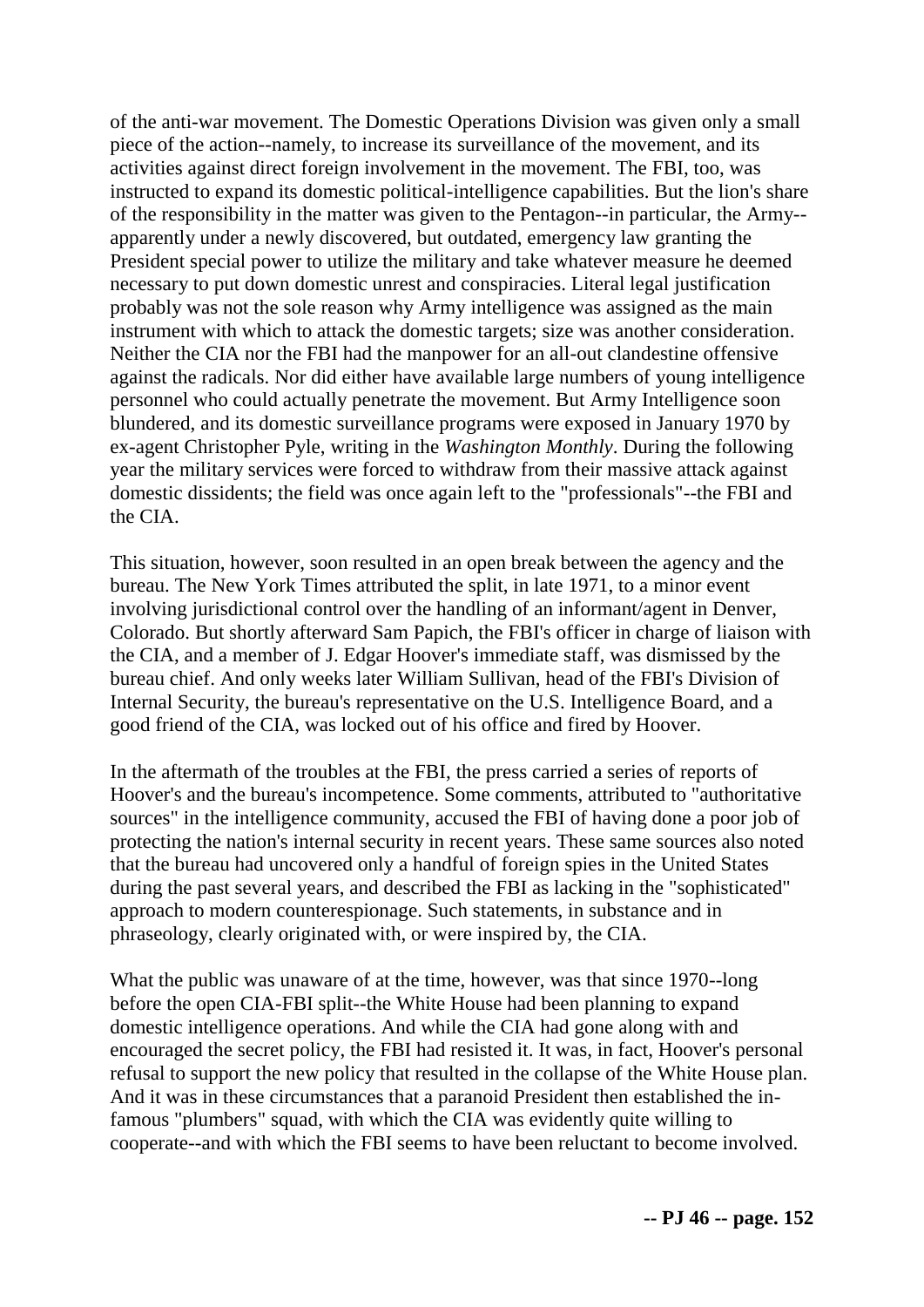of the anti-war movement. The Domestic Operations Division was given only a small piece of the action--namely, to increase its surveillance of the movement, and its activities against direct foreign involvement in the movement. The FBI, too, was instructed to expand its domestic political-intelligence capabilities. But the lion's share of the responsibility in the matter was given to the Pentagon--in particular, the Army--apparently under a newly discovered, but outdated, emergency law granting the President special power to utilize the military and take whatever measure he deemed necessary to put down domestic unrest and conspiracies. Literal legal justification probably was not the sole reason why Army intelligence was assigned as the main instrument with which to attack the domestic targets; size was another consideration. Neither the CIA nor the FBI had the manpower for an all-out clandestine offensive against the radicals. Nor did either have available large numbers of young intelligence personnel who could actually penetrate the movement. But Army Intelligence soon blundered, and its domestic surveillance programs were exposed in January 1970 by ex-agent Christopher Pyle, writing in the *Washington Monthly*. During the following year the military services were forced to withdraw from their massive attack against domestic dissidents; the field was once again left to the "professionals"--the FBI and the CIA.

This situation, however, soon resulted in an open break between the agency and the bureau. The New York Times attributed the split, in late 1971, to a minor event involving jurisdictional control over the handling of an informant/agent in Denver, Colorado. But shortly afterward Sam Papich, the FBI's officer in charge of liaison with the CIA, and a member of J. Edgar Hoover's immediate staff, was dismissed by the bureau chief. And only weeks later William Sullivan, head of the FBI's Division of Internal Security, the bureau's representative on the U.S. Intelligence Board, and a good friend of the CIA, was locked out of his office and fired by Hoover.

In the aftermath of the troubles at the FBI, the press carried a series of reports of Hoover's and the bureau's incompetence. Some comments, attributed to "authoritative sources" in the intelligence community, accused the FBI of having done a poor job of protecting the nation's internal security in recent years. These same sources also noted that the bureau had uncovered only a handful of foreign spies in the United States during the past several years, and described the FBI as lacking in the "sophisticated" approach to modern counterespionage. Such statements, in substance and in phraseology, clearly originated with, or were inspired by, the CIA.

What the public was unaware of at the time, however, was that since 1970--long before the open CIA-FBI split--the White House had been planning to expand domestic intelligence operations. And while the CIA had gone along with and encouraged the secret policy, the FBI had resisted it. It was, in fact, Hoover's personal refusal to support the new policy that resulted in the collapse of the White House plan. And it was in these circumstances that a paranoid President then established the in-famous "plumbers" squad, with which the CIA was evidently quite willing to cooperate--and with which the FBI seems to have been reluctant to become involved.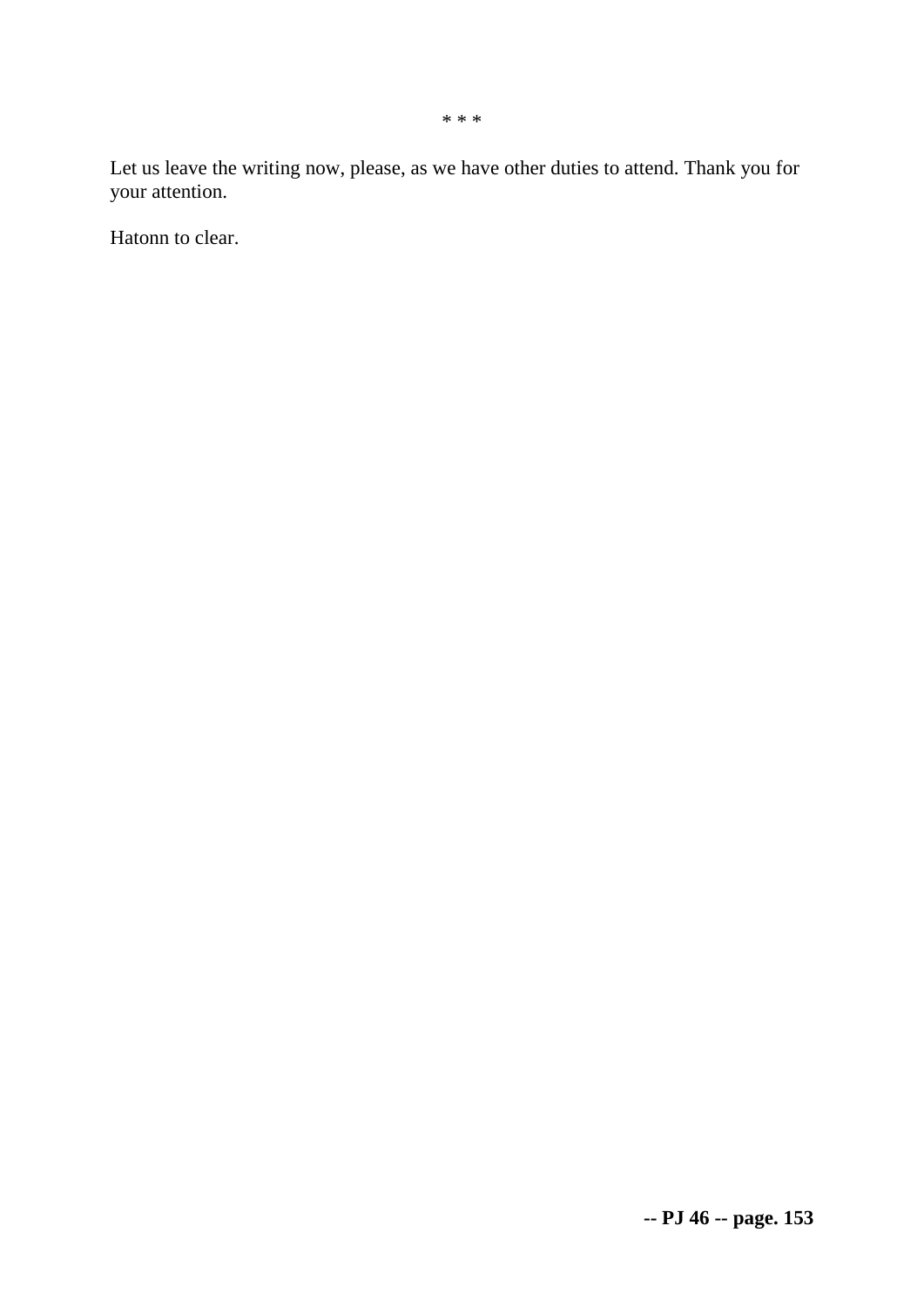* * *

Let us leave the writing now, please, as we have other duties to attend. Thank you for your attention.

Hatonn to clear.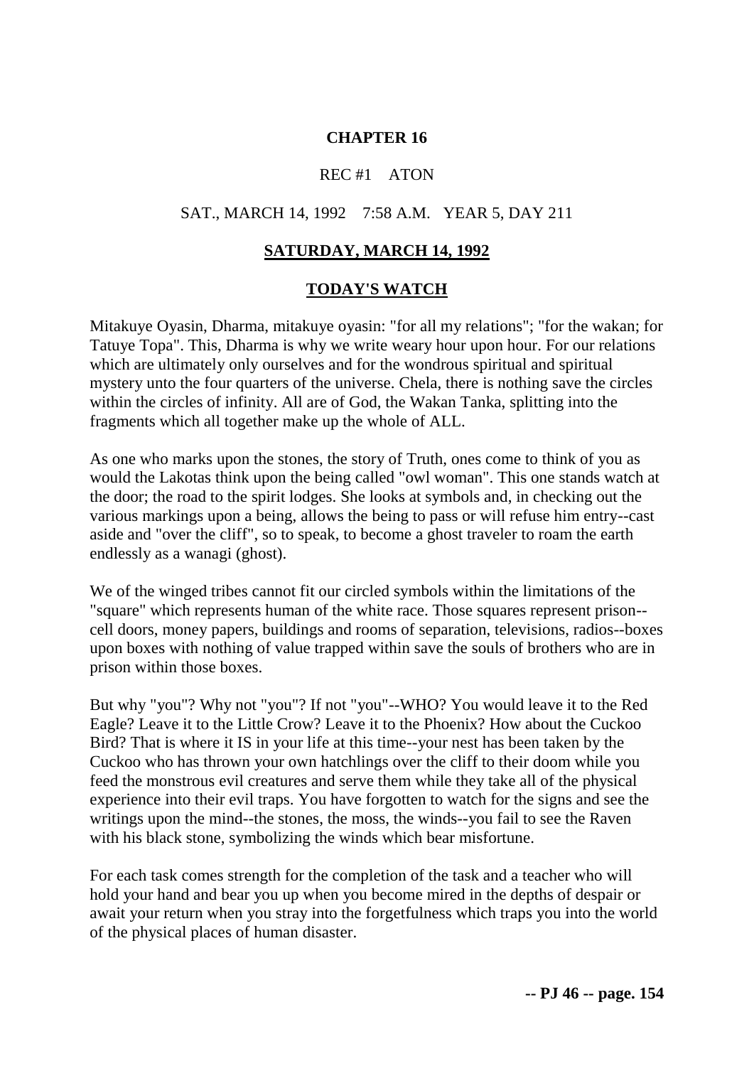## CHAPTER 16

REC #1 ATON

SAT., MARCH 14, 1992 7:58 A.M. YEAR 5, DAY 211

### SATURDAY, MARCH 14, 1992

### TODAY'S WATCH

Mitakuye Oyasin, Dharma, mitakuye oyasin: "for all my relations"; "for the wakan; for Tatuye Topa". This, Dharma is why we write weary hour upon hour. For our relations which are ultimately only ourselves and for the wondrous spiritual and spiritual mystery unto the four quarters of the universe. Chela, there is nothing save the circles within the circles of infinity. All are of God, the Wakan Tanka, splitting into the fragments which all together make up the whole of ALL.

As one who marks upon the stones, the story of Truth, ones come to think of you as would the Lakotas think upon the being called "owl woman". This one stands watch at the door; the road to the spirit lodges. She looks at symbols and, in checking out the various markings upon a being, allows the being to pass or will refuse him entry--cast aside and "over the cliff", so to speak, to become a ghost traveler to roam the earth endlessly as a wanagi (ghost).

We of the winged tribes cannot fit our circled symbols within the limitations of the "square" which represents human of the white race. Those squares represent prison--cell doors, money papers, buildings and rooms of separation, televisions, radios--boxes upon boxes with nothing of value trapped within save the souls of brothers who are in prison within those boxes.

But why "you"? Why not "you"? If not "you"--WHO? You would leave it to the Red Eagle? Leave it to the Little Crow? Leave it to the Phoenix? How about the Cuckoo Bird? That is where it IS in your life at this time--your nest has been taken by the Cuckoo who has thrown your own hatchlings over the cliff to their doom while you feed the monstrous evil creatures and serve them while they take all of the physical experience into their evil traps. You have forgotten to watch for the signs and see the writings upon the mind--the stones, the moss, the winds--you fail to see the Raven with his black stone, symbolizing the winds which bear misfortune.

For each task comes strength for the completion of the task and a teacher who will hold your hand and bear you up when you become mired in the depths of despair or await your return when you stray into the forgetfulness which traps you into the world of the physical places of human disaster.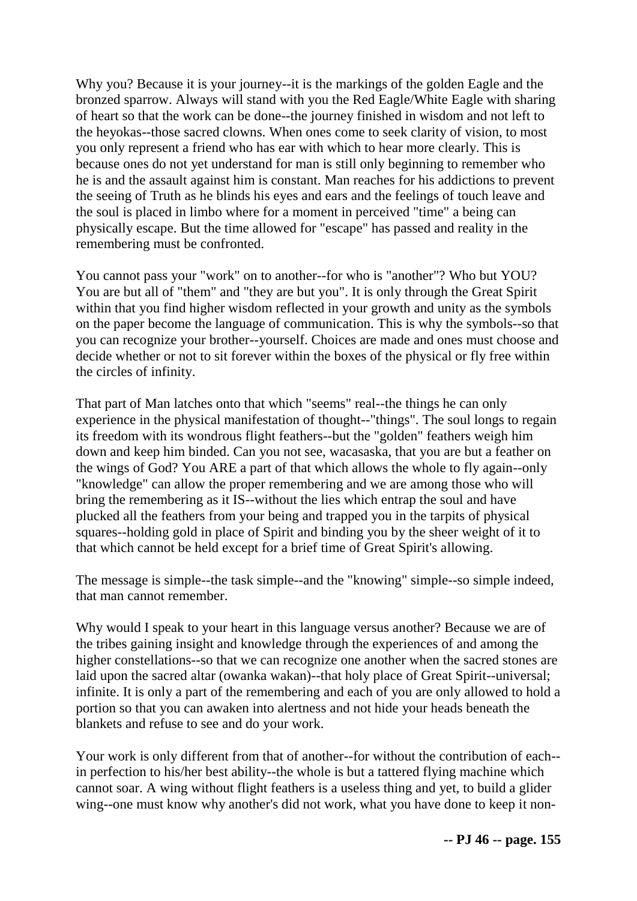Why you? Because it is your journey--it is the markings of the golden Eagle and the bronzed sparrow. Always will stand with you the Red Eagle/White Eagle with sharing of heart so that the work can be done--the journey finished in wisdom and not left to the heyokas--those sacred clowns. When ones come to seek clarity of vision, to most you only represent a friend who has ear with which to hear more clearly. This is because ones do not yet understand for man is still only beginning to remember who he is and the assault against him is constant. Man reaches for his addictions to prevent the seeing of Truth as he blinds his eyes and ears and the feelings of touch leave and the soul is placed in limbo where for a moment in perceived "time" a being can physically escape. But the time allowed for "escape" has passed and reality in the remembering must be confronted.

You cannot pass your "work" on to another--for who is "another"? Who but YOU? You are but all of "them" and "they are but you". It is only through the Great Spirit within that you find higher wisdom reflected in your growth and unity as the symbols on the paper become the language of communication. This is why the symbols--so that you can recognize your brother--yourself. Choices are made and ones must choose and decide whether or not to sit forever within the boxes of the physical or fly free within the circles of infinity.

That part of Man latches onto that which "seems" real--the things he can only experience in the physical manifestation of thought--"things". The soul longs to regain its freedom with its wondrous flight feathers--but the "golden" feathers weigh him down and keep him binded. Can you not see, wacasaska, that you are but a feather on the wings of God? You ARE a part of that which allows the whole to fly again--only "knowledge" can allow the proper remembering and we are among those who will bring the remembering as it IS--without the lies which entrap the soul and have plucked all the feathers from your being and trapped you in the tarpits of physical squares--holding gold in place of Spirit and binding you by the sheer weight of it to that which cannot be held except for a brief time of Great Spirit's allowing.

The message is simple--the task simple--and the "knowing" simple--so simple indeed, that man cannot remember.

Why would I speak to your heart in this language versus another? Because we are of the tribes gaining insight and knowledge through the experiences of and among the higher constellations--so that we can recognize one another when the sacred stones are laid upon the sacred altar (owanka wakan)--that holy place of Great Spirit--universal; infinite. It is only a part of the remembering and each of you are only allowed to hold a portion so that you can awaken into alertness and not hide your heads beneath the blankets and refuse to see and do your work.

Your work is only different from that of another--for without the contribution of each--in perfection to his/her best ability--the whole is but a tattered flying machine which cannot soar. A wing without flight feathers is a useless thing and yet, to build a glider wing--one must know why another's did not work, what you have done to keep it non-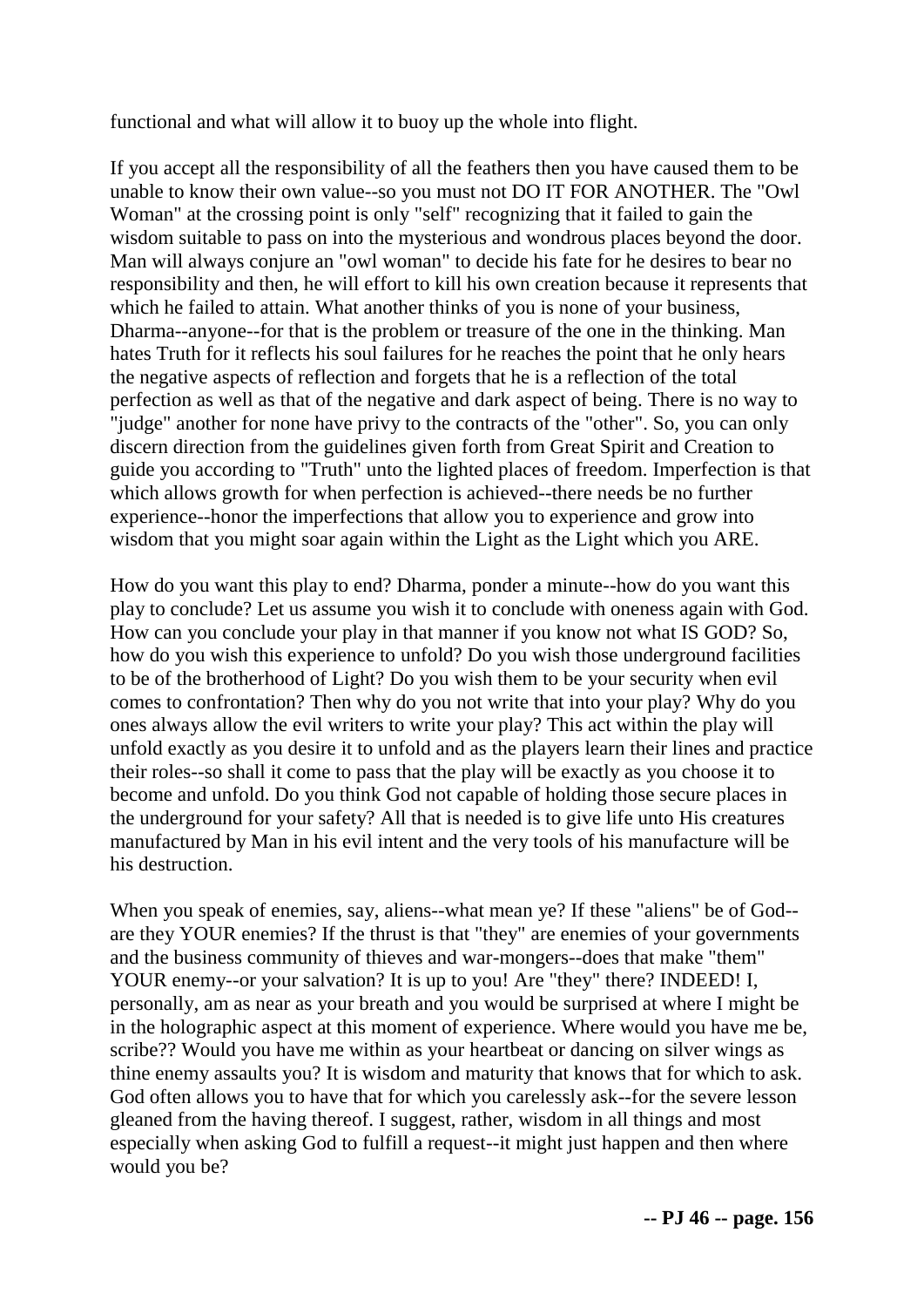functional and what will allow it to buoy up the whole into flight.

If you accept all the responsibility of all the feathers then you have caused them to be unable to know their own value--so you must not DO IT FOR ANOTHER. The "Owl Woman" at the crossing point is only "self" recognizing that it failed to gain the wisdom suitable to pass on into the mysterious and wondrous places beyond the door. Man will always conjure an "owl woman" to decide his fate for he desires to bear no responsibility and then, he will effort to kill his own creation because it represents that which he failed to attain. What another thinks of you is none of your business, Dharma--anyone--for that is the problem or treasure of the one in the thinking. Man hates Truth for it reflects his soul failures for he reaches the point that he only hears the negative aspects of reflection and forgets that he is a reflection of the total perfection as well as that of the negative and dark aspect of being. There is no way to "judge" another for none have privy to the contracts of the "other". So, you can only discern direction from the guidelines given forth from Great Spirit and Creation to guide you according to "Truth" unto the lighted places of freedom. Imperfection is that which allows growth for when perfection is achieved--there needs be no further experience--honor the imperfections that allow you to experience and grow into wisdom that you might soar again within the Light as the Light which you ARE.

How do you want this play to end? Dharma, ponder a minute--how do you want this play to conclude? Let us assume you wish it to conclude with oneness again with God. How can you conclude your play in that manner if you know not what IS GOD? So, how do you wish this experience to unfold? Do you wish those underground facilities to be of the brotherhood of Light? Do you wish them to be your security when evil comes to confrontation? Then why do you not write that into your play? Why do you ones always allow the evil writers to write your play? This act within the play will unfold exactly as you desire it to unfold and as the players learn their lines and practice their roles--so shall it come to pass that the play will be exactly as you choose it to become and unfold. Do you think God not capable of holding those secure places in the underground for your safety? All that is needed is to give life unto His creatures manufactured by Man in his evil intent and the very tools of his manufacture will be his destruction.

When you speak of enemies, say, aliens--what mean ye? If these "aliens" be of God--are they YOUR enemies? If the thrust is that "they" are enemies of your governments and the business community of thieves and war-mongers--does that make "them" YOUR enemy--or your salvation? It is up to you! Are "they" there? INDEED! I, personally, am as near as your breath and you would be surprised at where I might be in the holographic aspect at this moment of experience. Where would you have me be, scribe?? Would you have me within as your heartbeat or dancing on silver wings as thine enemy assaults you? It is wisdom and maturity that knows that for which to ask. God often allows you to have that for which you carelessly ask--for the severe lesson gleaned from the having thereof. I suggest, rather, wisdom in all things and most especially when asking God to fulfill a request--it might just happen and then where would you be?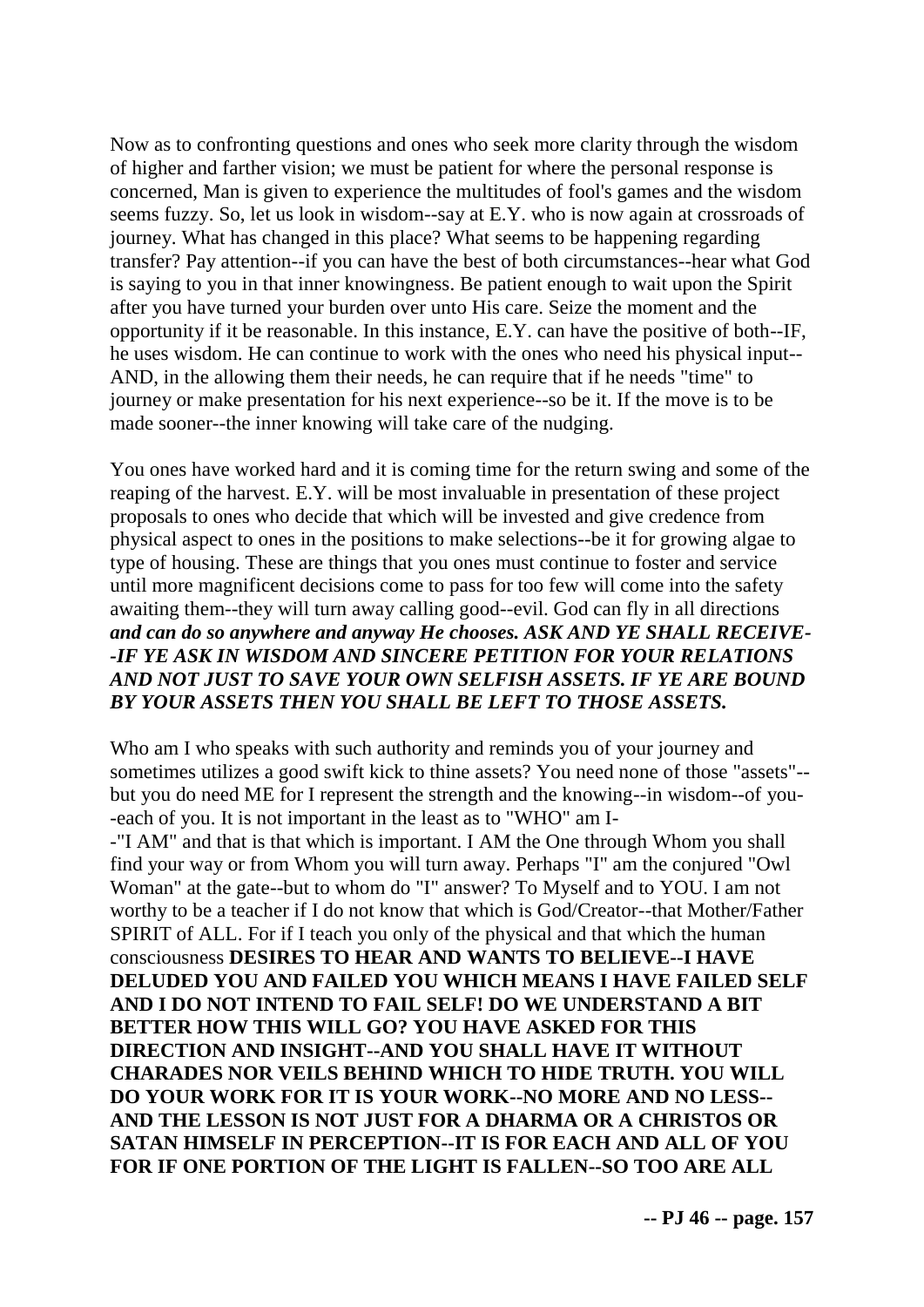Now as to confronting questions and ones who seek more clarity through the wisdom of higher and farther vision; we must be patient for where the personal response is concerned, Man is given to experience the multitudes of fool's games and the wisdom seems fuzzy. So, let us look in wisdom--say at E.Y. who is now again at crossroads of journey. What has changed in this place? What seems to be happening regarding transfer? Pay attention--if you can have the best of both circumstances--hear what God is saying to you in that inner knowingness. Be patient enough to wait upon the Spirit after you have turned your burden over unto His care. Seize the moment and the opportunity if it be reasonable. In this instance, E.Y. can have the positive of both--IF, he uses wisdom. He can continue to work with the ones who need his physical input--AND, in the allowing them their needs, he can require that if he needs "time" to journey or make presentation for his next experience--so be it. If the move is to be made sooner--the inner knowing will take care of the nudging.

You ones have worked hard and it is coming time for the return swing and some of the reaping of the harvest. E.Y. will be most invaluable in presentation of these project proposals to ones who decide that which will be invested and give credence from physical aspect to ones in the positions to make selections--be it for growing algae to type of housing. These are things that you ones must continue to foster and service until more magnificent decisions come to pass for too few will come into the safety awaiting them--they will turn away calling good--evil. God can fly in all directions ***and can do so anywhere and anyway He chooses. ASK AND YE SHALL RECEIVE--IF YE ASK IN WISDOM AND SINCERE PETITION FOR YOUR RELATIONS AND NOT JUST TO SAVE YOUR OWN SELFISH ASSETS. IF YE ARE BOUND BY YOUR ASSETS THEN YOU SHALL BE LEFT TO THOSE ASSETS.***

Who am I who speaks with such authority and reminds you of your journey and sometimes utilizes a good swift kick to thine assets? You need none of those "assets"--but you do need ME for I represent the strength and the knowing--in wisdom--of you--each of you. It is not important in the least as to "WHO" am I--"I AM" and that is that which is important. I AM the One through Whom you shall find your way or from Whom you will turn away. Perhaps "I" am the conjured "Owl Woman" at the gate--but to whom do "I" answer? To Myself and to YOU. I am not worthy to be a teacher if I do not know that which is God/Creator--that Mother/Father SPIRIT of ALL. For if I teach you only of the physical and that which the human consciousness **DESIRES TO HEAR AND WANTS TO BELIEVE--I HAVE DELUDED YOU AND FAILED YOU WHICH MEANS I HAVE FAILED SELF AND I DO NOT INTEND TO FAIL SELF! DO WE UNDERSTAND A BIT BETTER HOW THIS WILL GO? YOU HAVE ASKED FOR THIS DIRECTION AND INSIGHT--AND YOU SHALL HAVE IT WITHOUT CHARADES NOR VEILS BEHIND WHICH TO HIDE TRUTH. YOU WILL DO YOUR WORK FOR IT IS YOUR WORK--NO MORE AND NO LESS--AND THE LESSON IS NOT JUST FOR A DHARMA OR A CHRISTOS OR SATAN HIMSELF IN PERCEPTION--IT IS FOR EACH AND ALL OF YOU FOR IF ONE PORTION OF THE LIGHT IS FALLEN--SO TOO ARE ALL**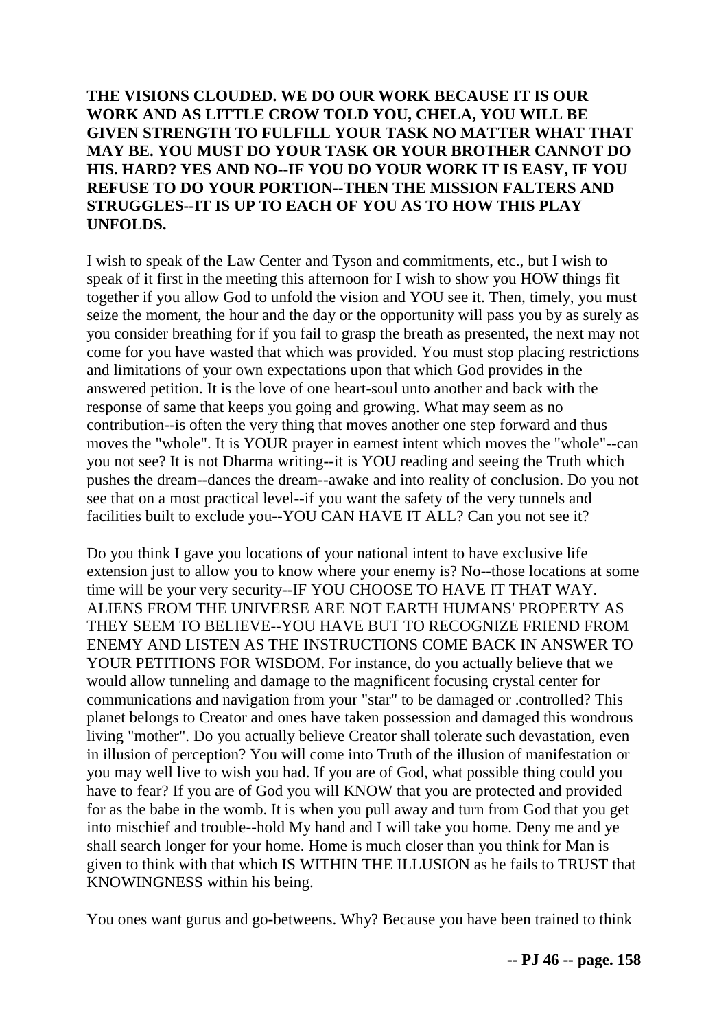**THE VISIONS CLOUDED. WE DO OUR WORK BECAUSE IT IS OUR WORK AND AS LITTLE CROW TOLD YOU, CHELA, YOU WILL BE GIVEN STRENGTH TO FULFILL YOUR TASK NO MATTER WHAT THAT MAY BE. YOU MUST DO YOUR TASK OR YOUR BROTHER CANNOT DO HIS. HARD? YES AND NO--IF YOU DO YOUR WORK IT IS EASY, IF YOU REFUSE TO DO YOUR PORTION--THEN THE MISSION FALTERS AND STRUGGLES--IT IS UP TO EACH OF YOU AS TO HOW THIS PLAY UNFOLDS.**

I wish to speak of the Law Center and Tyson and commitments, etc., but I wish to speak of it first in the meeting this afternoon for I wish to show you HOW things fit together if you allow God to unfold the vision and YOU see it. Then, timely, you must seize the moment, the hour and the day or the opportunity will pass you by as surely as you consider breathing for if you fail to grasp the breath as presented, the next may not come for you have wasted that which was provided. You must stop placing restrictions and limitations of your own expectations upon that which God provides in the answered petition. It is the love of one heart-soul unto another and back with the response of same that keeps you going and growing. What may seem as no contribution--is often the very thing that moves another one step forward and thus moves the "whole". It is YOUR prayer in earnest intent which moves the "whole"--can you not see? It is not Dharma writing--it is YOU reading and seeing the Truth which pushes the dream--dances the dream--awake and into reality of conclusion. Do you not see that on a most practical level--if you want the safety of the very tunnels and facilities built to exclude you--YOU CAN HAVE IT ALL? Can you not see it?

Do you think I gave you locations of your national intent to have exclusive life extension just to allow you to know where your enemy is? No--those locations at some time will be your very security--IF YOU CHOOSE TO HAVE IT THAT WAY. ALIENS FROM THE UNIVERSE ARE NOT EARTH HUMANS' PROPERTY AS THEY SEEM TO BELIEVE--YOU HAVE BUT TO RECOGNIZE FRIEND FROM ENEMY AND LISTEN AS THE INSTRUCTIONS COME BACK IN ANSWER TO YOUR PETITIONS FOR WISDOM. For instance, do you actually believe that we would allow tunneling and damage to the magnificent focusing crystal center for communications and navigation from your "star" to be damaged or .controlled? This planet belongs to Creator and ones have taken possession and damaged this wondrous living "mother". Do you actually believe Creator shall tolerate such devastation, even in illusion of perception? You will come into Truth of the illusion of manifestation or you may well live to wish you had. If you are of God, what possible thing could you have to fear? If you are of God you will KNOW that you are protected and provided for as the babe in the womb. It is when you pull away and turn from God that you get into mischief and trouble--hold My hand and I will take you home. Deny me and ye shall search longer for your home. Home is much closer than you think for Man is given to think with that which IS WITHIN THE ILLUSION as he fails to TRUST that KNOWINGNESS within his being.

You ones want gurus and go-betweens. Why? Because you have been trained to think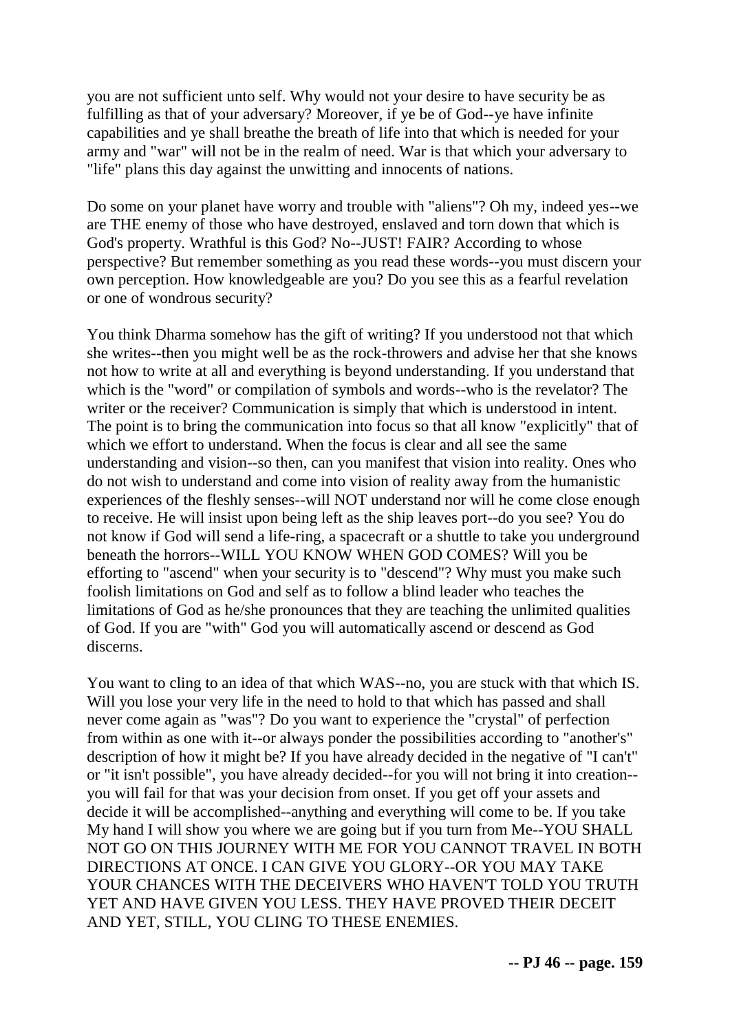you are not sufficient unto self. Why would not your desire to have security be as fulfilling as that of your adversary? Moreover, if ye be of God--ye have infinite capabilities and ye shall breathe the breath of life into that which is needed for your army and "war" will not be in the realm of need. War is that which your adversary to "life" plans this day against the unwitting and innocents of nations.

Do some on your planet have worry and trouble with "aliens"? Oh my, indeed yes--we are THE enemy of those who have destroyed, enslaved and torn down that which is God's property. Wrathful is this God? No--JUST! FAIR? According to whose perspective? But remember something as you read these words--you must discern your own perception. How knowledgeable are you? Do you see this as a fearful revelation or one of wondrous security?

You think Dharma somehow has the gift of writing? If you understood not that which she writes--then you might well be as the rock-throwers and advise her that she knows not how to write at all and everything is beyond understanding. If you understand that which is the "word" or compilation of symbols and words--who is the revelator? The writer or the receiver? Communication is simply that which is understood in intent. The point is to bring the communication into focus so that all know "explicitly" that of which we effort to understand. When the focus is clear and all see the same understanding and vision--so then, can you manifest that vision into reality. Ones who do not wish to understand and come into vision of reality away from the humanistic experiences of the fleshly senses--will NOT understand nor will he come close enough to receive. He will insist upon being left as the ship leaves port--do you see? You do not know if God will send a life-ring, a spacecraft or a shuttle to take you underground beneath the horrors--WILL YOU KNOW WHEN GOD COMES? Will you be efforting to "ascend" when your security is to "descend"? Why must you make such foolish limitations on God and self as to follow a blind leader who teaches the limitations of God as he/she pronounces that they are teaching the unlimited qualities of God. If you are "with" God you will automatically ascend or descend as God discerns.

You want to cling to an idea of that which WAS--no, you are stuck with that which IS. Will you lose your very life in the need to hold to that which has passed and shall never come again as "was"? Do you want to experience the "crystal" of perfection from within as one with it--or always ponder the possibilities according to "another's" description of how it might be? If you have already decided in the negative of "I can't" or "it isn't possible", you have already decided--for you will not bring it into creation--you will fail for that was your decision from onset. If you get off your assets and decide it will be accomplished--anything and everything will come to be. If you take My hand I will show you where we are going but if you turn from Me--YOU SHALL NOT GO ON THIS JOURNEY WITH ME FOR YOU CANNOT TRAVEL IN BOTH DIRECTIONS AT ONCE. I CAN GIVE YOU GLORY--OR YOU MAY TAKE YOUR CHANCES WITH THE DECEIVERS WHO HAVEN'T TOLD YOU TRUTH YET AND HAVE GIVEN YOU LESS. THEY HAVE PROVED THEIR DECEIT AND YET, STILL, YOU CLING TO THESE ENEMIES.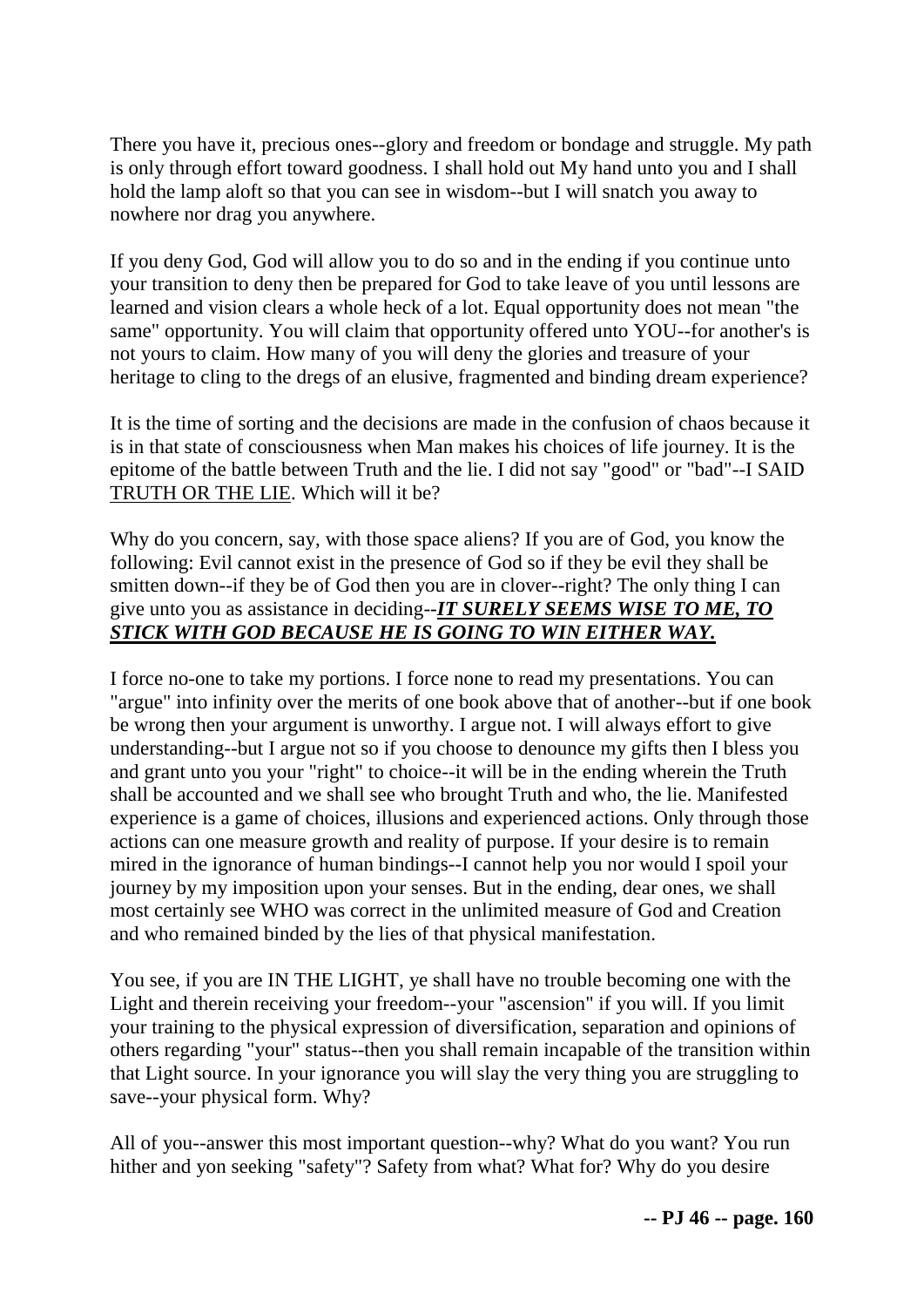There you have it, precious ones--glory and freedom or bondage and struggle. My path is only through effort toward goodness. I shall hold out My hand unto you and I shall hold the lamp aloft so that you can see in wisdom--but I will snatch you away to nowhere nor drag you anywhere.

If you deny God, God will allow you to do so and in the ending if you continue unto your transition to deny then be prepared for God to take leave of you until lessons are learned and vision clears a whole heck of a lot. Equal opportunity does not mean "the same" opportunity. You will claim that opportunity offered unto YOU--for another's is not yours to claim. How many of you will deny the glories and treasure of your heritage to cling to the dregs of an elusive, fragmented and binding dream experience?

It is the time of sorting and the decisions are made in the confusion of chaos because it is in that state of consciousness when Man makes his choices of life journey. It is the epitome of the battle between Truth and the lie. I did not say "good" or "bad"--I SAID TRUTH OR THE LIE. Which will it be?

Why do you concern, say, with those space aliens? If you are of God, you know the following: Evil cannot exist in the presence of God so if they be evil they shall be smitten down--if they be of God then you are in clover--right? The only thing I can give unto you as assistance in deciding--***IT SURELY SEEMS WISE TO ME, TO STICK WITH GOD BECAUSE HE IS GOING TO WIN EITHER WAY.***

I force no-one to take my portions. I force none to read my presentations. You can "argue" into infinity over the merits of one book above that of another--but if one book be wrong then your argument is unworthy. I argue not. I will always effort to give understanding--but I argue not so if you choose to denounce my gifts then I bless you and grant unto you your "right" to choice--it will be in the ending wherein the Truth shall be accounted and we shall see who brought Truth and who, the lie. Manifested experience is a game of choices, illusions and experienced actions. Only through those actions can one measure growth and reality of purpose. If your desire is to remain mired in the ignorance of human bindings--I cannot help you nor would I spoil your journey by my imposition upon your senses. But in the ending, dear ones, we shall most certainly see WHO was correct in the unlimited measure of God and Creation and who remained binded by the lies of that physical manifestation.

You see, if you are IN THE LIGHT, ye shall have no trouble becoming one with the Light and therein receiving your freedom--your "ascension" if you will. If you limit your training to the physical expression of diversification, separation and opinions of others regarding "your" status--then you shall remain incapable of the transition within that Light source. In your ignorance you will slay the very thing you are struggling to save--your physical form. Why?

All of you--answer this most important question--why? What do you want? You run hither and yon seeking "safety"? Safety from what? What for? Why do you desire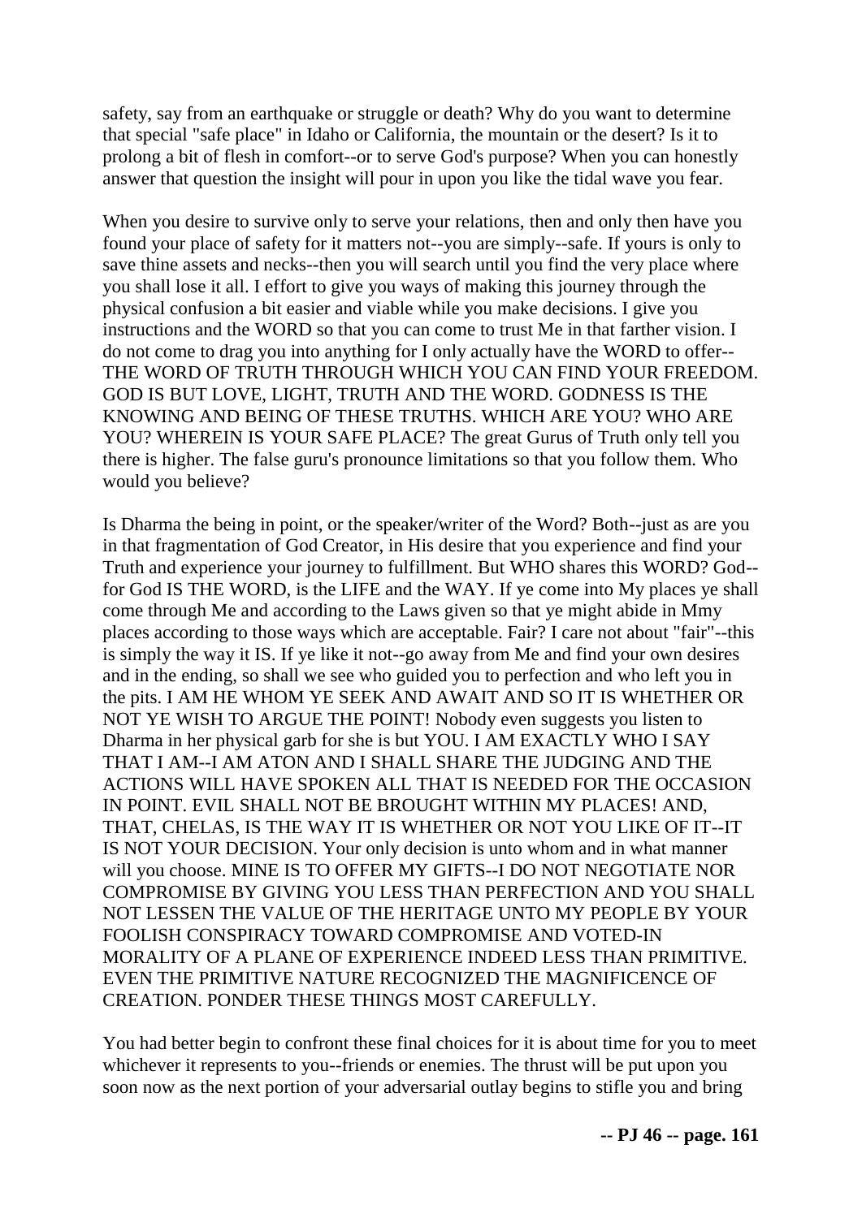safety, say from an earthquake or struggle or death? Why do you want to determine that special "safe place" in Idaho or California, the mountain or the desert? Is it to prolong a bit of flesh in comfort--or to serve God's purpose? When you can honestly answer that question the insight will pour in upon you like the tidal wave you fear.

When you desire to survive only to serve your relations, then and only then have you found your place of safety for it matters not--you are simply--safe. If yours is only to save thine assets and necks--then you will search until you find the very place where you shall lose it all. I effort to give you ways of making this journey through the physical confusion a bit easier and viable while you make decisions. I give you instructions and the WORD so that you can come to trust Me in that farther vision. I do not come to drag you into anything for I only actually have the WORD to offer--THE WORD OF TRUTH THROUGH WHICH YOU CAN FIND YOUR FREEDOM. GOD IS BUT LOVE, LIGHT, TRUTH AND THE WORD. GODNESS IS THE KNOWING AND BEING OF THESE TRUTHS. WHICH ARE YOU? WHO ARE YOU? WHEREIN IS YOUR SAFE PLACE? The great Gurus of Truth only tell you there is higher. The false guru's pronounce limitations so that you follow them. Who would you believe?

Is Dharma the being in point, or the speaker/writer of the Word? Both--just as are you in that fragmentation of God Creator, in His desire that you experience and find your Truth and experience your journey to fulfillment. But WHO shares this WORD? God--for God IS THE WORD, is the LIFE and the WAY. If ye come into My places ye shall come through Me and according to the Laws given so that ye might abide in Mmy places according to those ways which are acceptable. Fair? I care not about "fair"--this is simply the way it IS. If ye like it not--go away from Me and find your own desires and in the ending, so shall we see who guided you to perfection and who left you in the pits. I AM HE WHOM YE SEEK AND AWAIT AND SO IT IS WHETHER OR NOT YE WISH TO ARGUE THE POINT! Nobody even suggests you listen to Dharma in her physical garb for she is but YOU. I AM EXACTLY WHO I SAY THAT I AM--I AM ATON AND I SHALL SHARE THE JUDGING AND THE ACTIONS WILL HAVE SPOKEN ALL THAT IS NEEDED FOR THE OCCASION IN POINT. EVIL SHALL NOT BE BROUGHT WITHIN MY PLACES! AND, THAT, CHELAS, IS THE WAY IT IS WHETHER OR NOT YOU LIKE OF IT--IT IS NOT YOUR DECISION. Your only decision is unto whom and in what manner will you choose. MINE IS TO OFFER MY GIFTS--I DO NOT NEGOTIATE NOR COMPROMISE BY GIVING YOU LESS THAN PERFECTION AND YOU SHALL NOT LESSEN THE VALUE OF THE HERITAGE UNTO MY PEOPLE BY YOUR FOOLISH CONSPIRACY TOWARD COMPROMISE AND VOTED-IN MORALITY OF A PLANE OF EXPERIENCE INDEED LESS THAN PRIMITIVE. EVEN THE PRIMITIVE NATURE RECOGNIZED THE MAGNIFICENCE OF CREATION. PONDER THESE THINGS MOST CAREFULLY.

You had better begin to confront these final choices for it is about time for you to meet whichever it represents to you--friends or enemies. The thrust will be put upon you soon now as the next portion of your adversarial outlay begins to stifle you and bring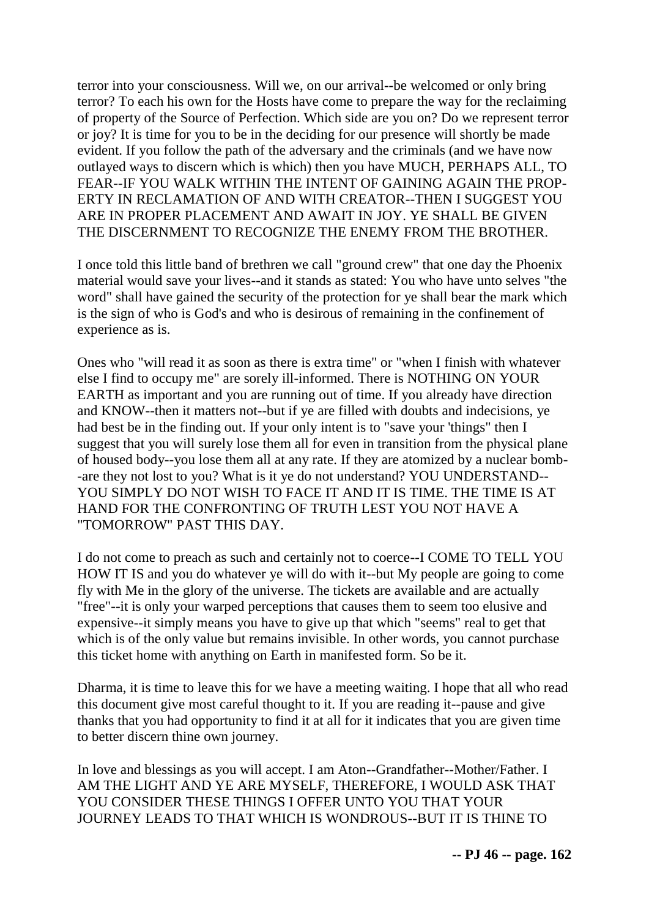terror into your consciousness. Will we, on our arrival--be welcomed or only bring terror? To each his own for the Hosts have come to prepare the way for the reclaiming of property of the Source of Perfection. Which side are you on? Do we represent terror or joy? It is time for you to be in the deciding for our presence will shortly be made evident. If you follow the path of the adversary and the criminals (and we have now outlayed ways to discern which is which) then you have MUCH, PERHAPS ALL, TO FEAR--IF YOU WALK WITHIN THE INTENT OF GAINING AGAIN THE PROPERTY IN RECLAMATION OF AND WITH CREATOR--THEN I SUGGEST YOU ARE IN PROPER PLACEMENT AND AWAIT IN JOY. YE SHALL BE GIVEN THE DISCERNMENT TO RECOGNIZE THE ENEMY FROM THE BROTHER.

I once told this little band of brethren we call "ground crew" that one day the Phoenix material would save your lives--and it stands as stated: You who have unto selves "the word" shall have gained the security of the protection for ye shall bear the mark which is the sign of who is God's and who is desirous of remaining in the confinement of experience as is.

Ones who "will read it as soon as there is extra time" or "when I finish with whatever else I find to occupy me" are sorely ill-informed. There is NOTHING ON YOUR EARTH as important and you are running out of time. If you already have direction and KNOW--then it matters not--but if ye are filled with doubts and indecisions, ye had best be in the finding out. If your only intent is to "save your 'things" then I suggest that you will surely lose them all for even in transition from the physical plane of housed body--you lose them all at any rate. If they are atomized by a nuclear bomb--are they not lost to you? What is it ye do not understand? YOU UNDERSTAND--YOU SIMPLY DO NOT WISH TO FACE IT AND IT IS TIME. THE TIME IS AT HAND FOR THE CONFRONTING OF TRUTH LEST YOU NOT HAVE A "TOMORROW" PAST THIS DAY.

I do not come to preach as such and certainly not to coerce--I COME TO TELL YOU HOW IT IS and you do whatever ye will do with it--but My people are going to come fly with Me in the glory of the universe. The tickets are available and are actually "free"--it is only your warped perceptions that causes them to seem too elusive and expensive--it simply means you have to give up that which "seems" real to get that which is of the only value but remains invisible. In other words, you cannot purchase this ticket home with anything on Earth in manifested form. So be it.

Dharma, it is time to leave this for we have a meeting waiting. I hope that all who read this document give most careful thought to it. If you are reading it--pause and give thanks that you had opportunity to find it at all for it indicates that you are given time to better discern thine own journey.

In love and blessings as you will accept. I am Aton--Grandfather--Mother/Father. I AM THE LIGHT AND YE ARE MYSELF, THEREFORE, I WOULD ASK THAT YOU CONSIDER THESE THINGS I OFFER UNTO YOU THAT YOUR JOURNEY LEADS TO THAT WHICH IS WONDROUS--BUT IT IS THINE TO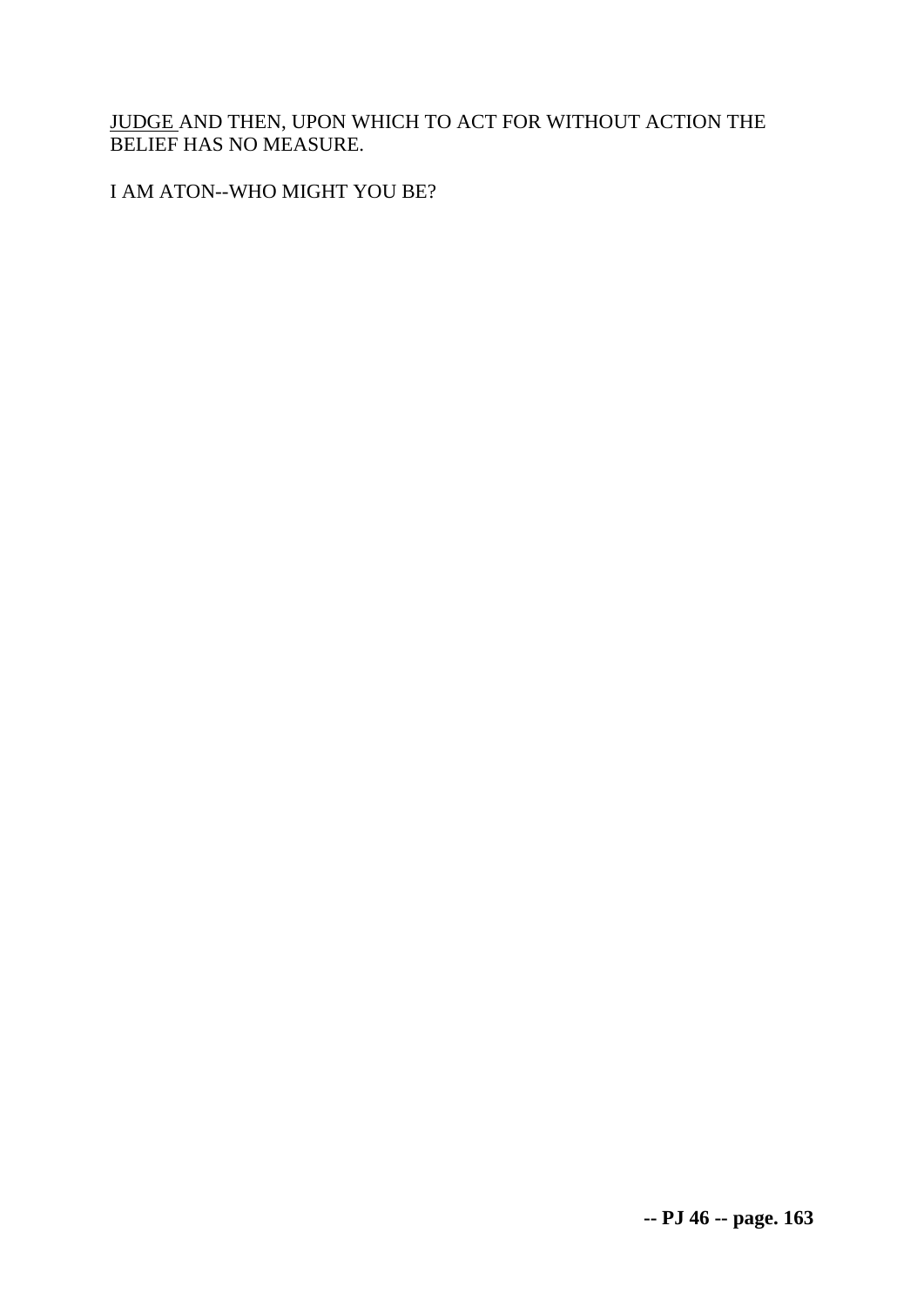<u>JUDGE</u> AND THEN, UPON WHICH TO ACT FOR WITHOUT ACTION THE BELIEF HAS NO MEASURE.

I AM ATON--WHO MIGHT YOU BE?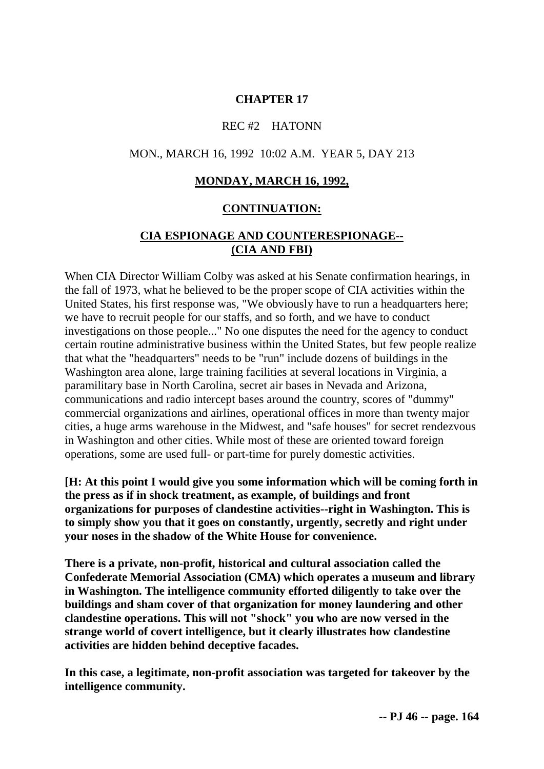## CHAPTER 17

REC #2 HATONN

MON., MARCH 16, 1992 10:02 A.M. YEAR 5, DAY 213

**MONDAY, MARCH 16, 1992,**

**CONTINUATION:**

**CIA ESPIONAGE AND COUNTERESPIONAGE-- (CIA AND FBI)**

When CIA Director William Colby was asked at his Senate confirmation hearings, in the fall of 1973, what he believed to be the proper scope of CIA activities within the United States, his first response was, "We obviously have to run a headquarters here; we have to recruit people for our staffs, and so forth, and we have to conduct investigations on those people..." No one disputes the need for the agency to conduct certain routine administrative business within the United States, but few people realize that what the "headquarters" needs to be "run" include dozens of buildings in the Washington area alone, large training facilities at several locations in Virginia, a paramilitary base in North Carolina, secret air bases in Nevada and Arizona, communications and radio intercept bases around the country, scores of "dummy" commercial organizations and airlines, operational offices in more than twenty major cities, a huge arms warehouse in the Midwest, and "safe houses" for secret rendezvous in Washington and other cities. While most of these are oriented toward foreign operations, some are used full- or part-time for purely domestic activities.

**[H: At this point I would give you some information which will be coming forth in the press as if in shock treatment, as example, of buildings and front organizations for purposes of clandestine activities--right in Washington. This is to simply show you that it goes on constantly, urgently, secretly and right under your noses in the shadow of the White House for convenience.**

**There is a private, non-profit, historical and cultural association called the Confederate Memorial Association (CMA) which operates a museum and library in Washington. The intelligence community efforted diligently to take over the buildings and sham cover of that organization for money laundering and other clandestine operations. This will not "shock" you who are now versed in the strange world of covert intelligence, but it clearly illustrates how clandestine activities are hidden behind deceptive facades.**

**In this case, a legitimate, non-profit association was targeted for takeover by the intelligence community.**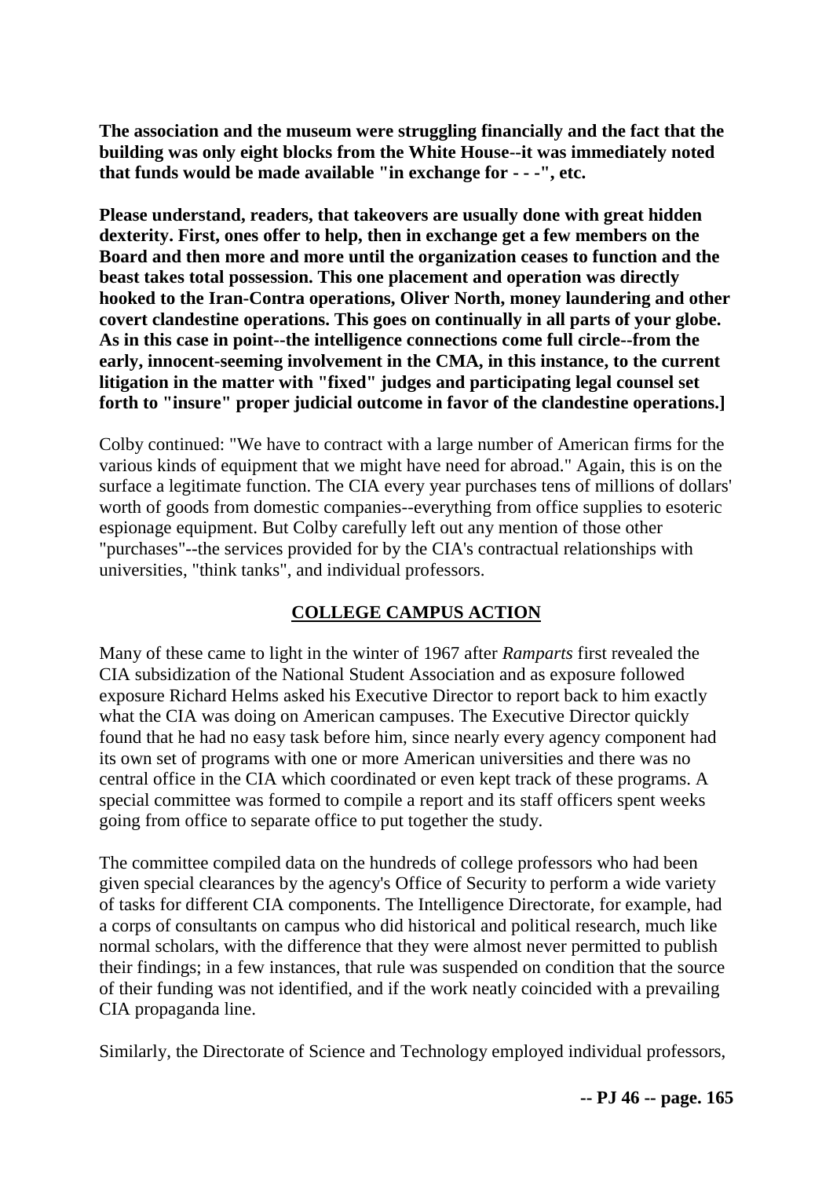**The association and the museum were struggling financially and the fact that the building was only eight blocks from the White House--it was immediately noted that funds would be made available "in exchange for - - -", etc.**

**Please understand, readers, that takeovers are usually done with great hidden dexterity. First, ones offer to help, then in exchange get a few members on the Board and then more and more until the organization ceases to function and the beast takes total possession. This one placement and operation was directly hooked to the Iran-Contra operations, Oliver North, money laundering and other covert clandestine operations. This goes on continually in all parts of your globe. As in this case in point--the intelligence connections come full circle--from the early, innocent-seeming involvement in the CMA, in this instance, to the current litigation in the matter with "fixed" judges and participating legal counsel set forth to "insure" proper judicial outcome in favor of the clandestine operations.]**

Colby continued: "We have to contract with a large number of American firms for the various kinds of equipment that we might have need for abroad." Again, this is on the surface a legitimate function. The CIA every year purchases tens of millions of dollars' worth of goods from domestic companies--everything from office supplies to esoteric espionage equipment. But Colby carefully left out any mention of those other "purchases"--the services provided for by the CIA's contractual relationships with universities, "think tanks", and individual professors.

## COLLEGE CAMPUS ACTION

Many of these came to light in the winter of 1967 after *Ramparts* first revealed the CIA subsidization of the National Student Association and as exposure followed exposure Richard Helms asked his Executive Director to report back to him exactly what the CIA was doing on American campuses. The Executive Director quickly found that he had no easy task before him, since nearly every agency component had its own set of programs with one or more American universities and there was no central office in the CIA which coordinated or even kept track of these programs. A special committee was formed to compile a report and its staff officers spent weeks going from office to separate office to put together the study.

The committee compiled data on the hundreds of college professors who had been given special clearances by the agency's Office of Security to perform a wide variety of tasks for different CIA components. The Intelligence Directorate, for example, had a corps of consultants on campus who did historical and political research, much like normal scholars, with the difference that they were almost never permitted to publish their findings; in a few instances, that rule was suspended on condition that the source of their funding was not identified, and if the work neatly coincided with a prevailing CIA propaganda line.

Similarly, the Directorate of Science and Technology employed individual professors,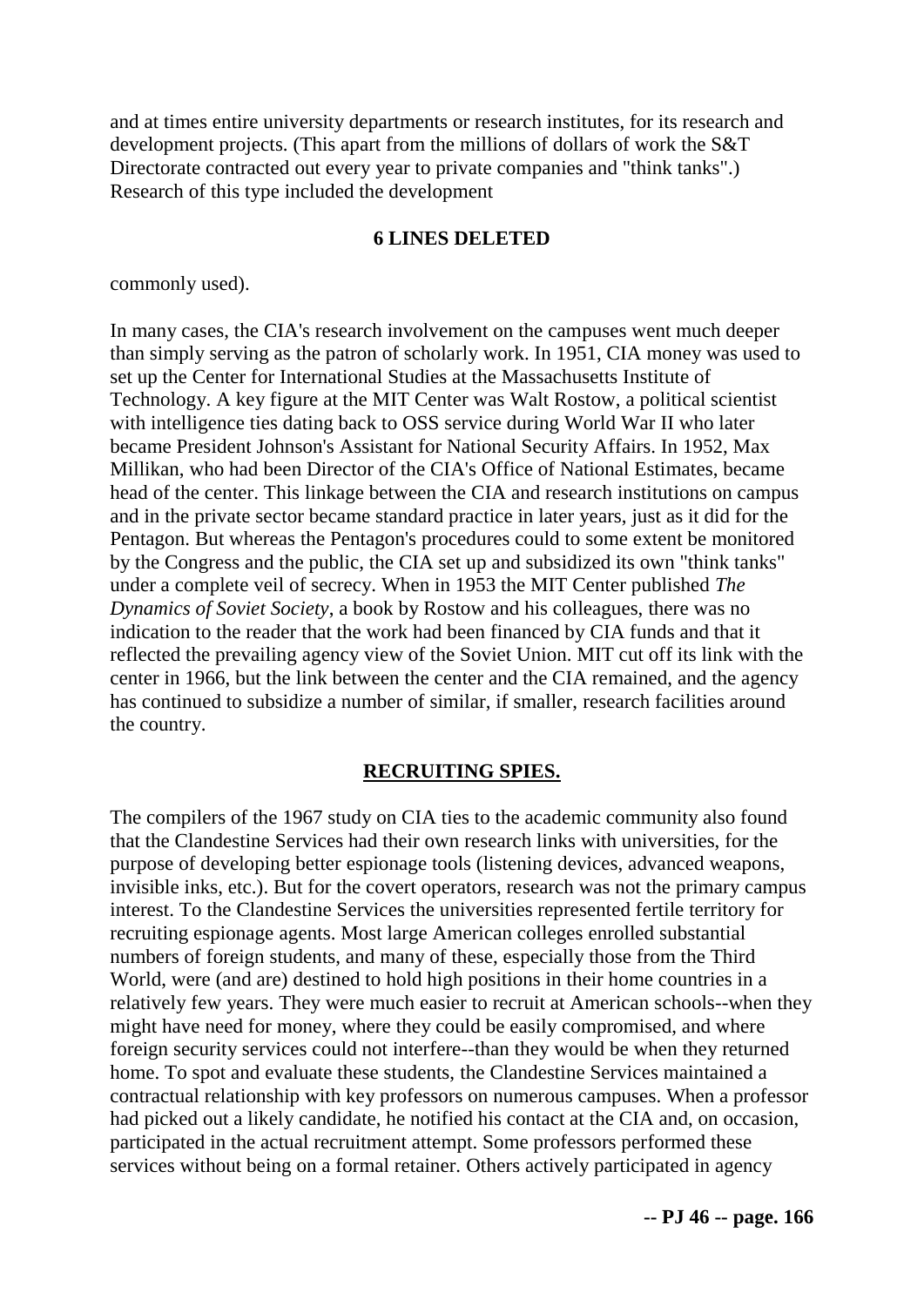and at times entire university departments or research institutes, for its research and development projects. (This apart from the millions of dollars of work the S&T Directorate contracted out every year to private companies and "think tanks".) Research of this type included the development

**6 LINES DELETED**

commonly used).

In many cases, the CIA's research involvement on the campuses went much deeper than simply serving as the patron of scholarly work. In 1951, CIA money was used to set up the Center for International Studies at the Massachusetts Institute of Technology. A key figure at the MIT Center was Walt Rostow, a political scientist with intelligence ties dating back to OSS service during World War II who later became President Johnson's Assistant for National Security Affairs. In 1952, Max Millikan, who had been Director of the CIA's Office of National Estimates, became head of the center. This linkage between the CIA and research institutions on campus and in the private sector became standard practice in later years, just as it did for the Pentagon. But whereas the Pentagon's procedures could to some extent be monitored by the Congress and the public, the CIA set up and subsidized its own "think tanks" under a complete veil of secrecy. When in 1953 the MIT Center published *The Dynamics of Soviet Society*, a book by Rostow and his colleagues, there was no indication to the reader that the work had been financed by CIA funds and that it reflected the prevailing agency view of the Soviet Union. MIT cut off its link with the center in 1966, but the link between the center and the CIA remained, and the agency has continued to subsidize a number of similar, if smaller, research facilities around the country.

## RECRUITING SPIES.

The compilers of the 1967 study on CIA ties to the academic community also found that the Clandestine Services had their own research links with universities, for the purpose of developing better espionage tools (listening devices, advanced weapons, invisible inks, etc.). But for the covert operators, research was not the primary campus interest. To the Clandestine Services the universities represented fertile territory for recruiting espionage agents. Most large American colleges enrolled substantial numbers of foreign students, and many of these, especially those from the Third World, were (and are) destined to hold high positions in their home countries in a relatively few years. They were much easier to recruit at American schools--when they might have need for money, where they could be easily compromised, and where foreign security services could not interfere--than they would be when they returned home. To spot and evaluate these students, the Clandestine Services maintained a contractual relationship with key professors on numerous campuses. When a professor had picked out a likely candidate, he notified his contact at the CIA and, on occasion, participated in the actual recruitment attempt. Some professors performed these services without being on a formal retainer. Others actively participated in agency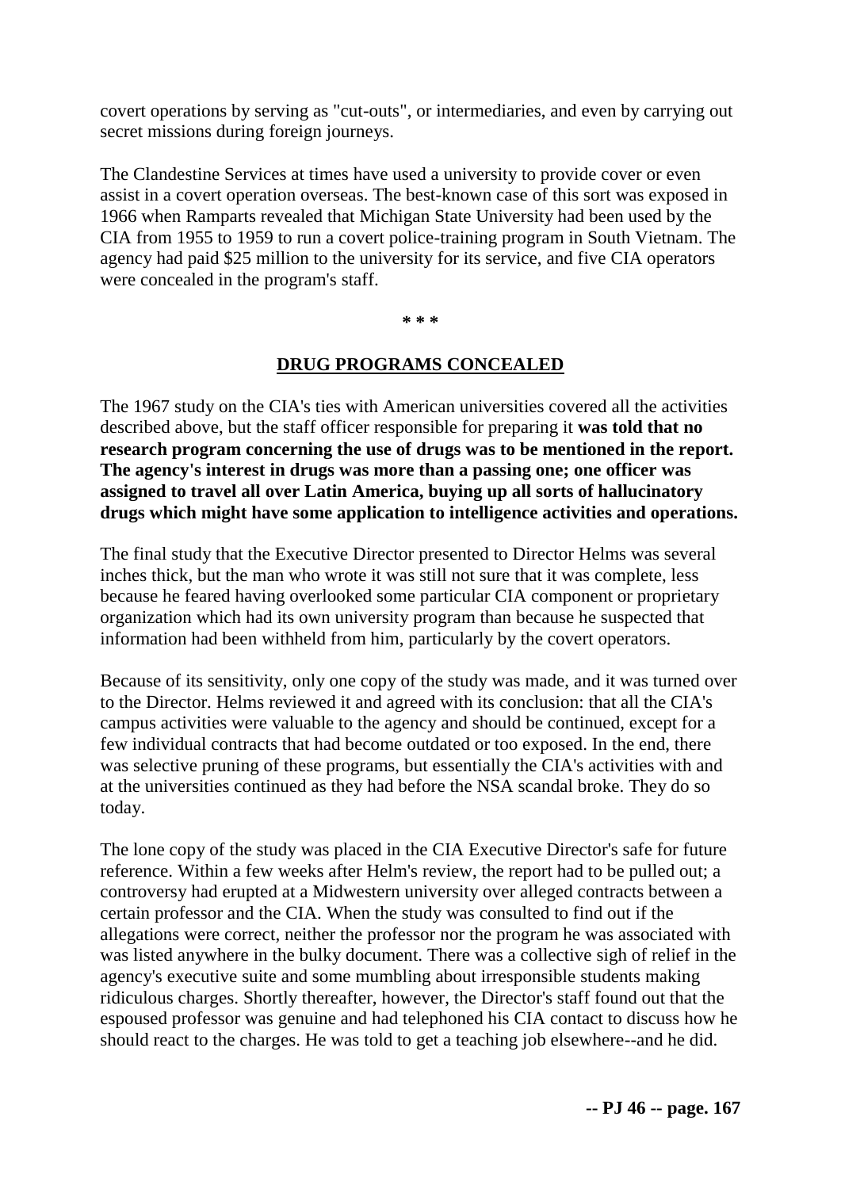covert operations by serving as "cut-outs", or intermediaries, and even by carrying out secret missions during foreign journeys.

The Clandestine Services at times have used a university to provide cover or even assist in a covert operation overseas. The best-known case of this sort was exposed in 1966 when Ramparts revealed that Michigan State University had been used by the CIA from 1955 to 1959 to run a covert police-training program in South Vietnam. The agency had paid $25 million to the university for its service, and five CIA operators were concealed in the program's staff.

**\* \* \***

## DRUG PROGRAMS CONCEALED

The 1967 study on the CIA's ties with American universities covered all the activities described above, but the staff officer responsible for preparing it **was told that no research program concerning the use of drugs was to be mentioned in the report. The agency's interest in drugs was more than a passing one; one officer was assigned to travel all over Latin America, buying up all sorts of hallucinatory drugs which might have some application to intelligence activities and operations.**

The final study that the Executive Director presented to Director Helms was several inches thick, but the man who wrote it was still not sure that it was complete, less because he feared having overlooked some particular CIA component or proprietary organization which had its own university program than because he suspected that information had been withheld from him, particularly by the covert operators.

Because of its sensitivity, only one copy of the study was made, and it was turned over to the Director. Helms reviewed it and agreed with its conclusion: that all the CIA's campus activities were valuable to the agency and should be continued, except for a few individual contracts that had become outdated or too exposed. In the end, there was selective pruning of these programs, but essentially the CIA's activities with and at the universities continued as they had before the NSA scandal broke. They do so today.

The lone copy of the study was placed in the CIA Executive Director's safe for future reference. Within a few weeks after Helm's review, the report had to be pulled out; a controversy had erupted at a Midwestern university over alleged contracts between a certain professor and the CIA. When the study was consulted to find out if the allegations were correct, neither the professor nor the program he was associated with was listed anywhere in the bulky document. There was a collective sigh of relief in the agency's executive suite and some mumbling about irresponsible students making ridiculous charges. Shortly thereafter, however, the Director's staff found out that the espoused professor was genuine and had telephoned his CIA contact to discuss how he should react to the charges. He was told to get a teaching job elsewhere--and he did.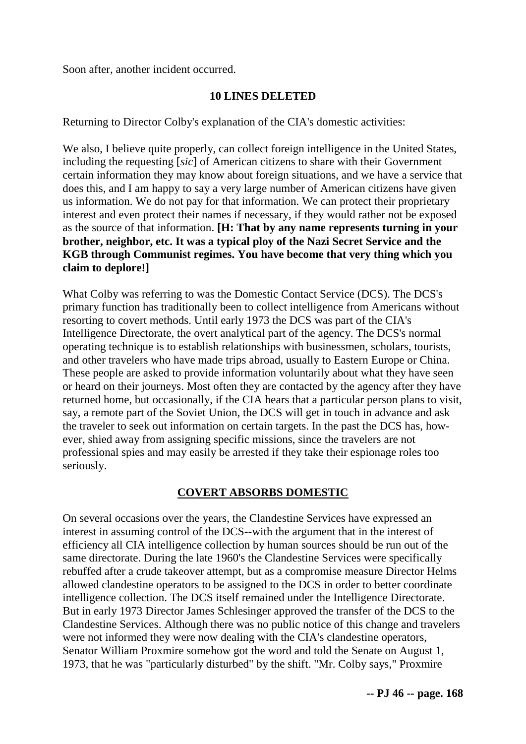Soon after, another incident occurred.

**10 LINES DELETED**

Returning to Director Colby's explanation of the CIA's domestic activities:

We also, I believe quite properly, can collect foreign intelligence in the United States, including the requesting [*sic*] of American citizens to share with their Government certain information they may know about foreign situations, and we have a service that does this, and I am happy to say a very large number of American citizens have given us information. We do not pay for that information. We can protect their proprietary interest and even protect their names if necessary, if they would rather not be exposed as the source of that information. **[H: That by any name represents turning in your brother, neighbor, etc. It was a typical ploy of the Nazi Secret Service and the KGB through Communist regimes. You have become that very thing which you claim to deplore!]**

What Colby was referring to was the Domestic Contact Service (DCS). The DCS's primary function has traditionally been to collect intelligence from Americans without resorting to covert methods. Until early 1973 the DCS was part of the CIA's Intelligence Directorate, the overt analytical part of the agency. The DCS's normal operating technique is to establish relationships with businessmen, scholars, tourists, and other travelers who have made trips abroad, usually to Eastern Europe or China. These people are asked to provide information voluntarily about what they have seen or heard on their journeys. Most often they are contacted by the agency after they have returned home, but occasionally, if the CIA hears that a particular person plans to visit, say, a remote part of the Soviet Union, the DCS will get in touch in advance and ask the traveler to seek out information on certain targets. In the past the DCS has, however, shied away from assigning specific missions, since the travelers are not professional spies and may easily be arrested if they take their espionage roles too seriously.

## COVERT ABSORBS DOMESTIC

On several occasions over the years, the Clandestine Services have expressed an interest in assuming control of the DCS--with the argument that in the interest of efficiency all CIA intelligence collection by human sources should be run out of the same directorate. During the late 1960's the Clandestine Services were specifically rebuffed after a crude takeover attempt, but as a compromise measure Director Helms allowed clandestine operators to be assigned to the DCS in order to better coordinate intelligence collection. The DCS itself remained under the Intelligence Directorate. But in early 1973 Director James Schlesinger approved the transfer of the DCS to the Clandestine Services. Although there was no public notice of this change and travelers were not informed they were now dealing with the CIA's clandestine operators, Senator William Proxmire somehow got the word and told the Senate on August 1, 1973, that he was "particularly disturbed" by the shift. "Mr. Colby says," Proxmire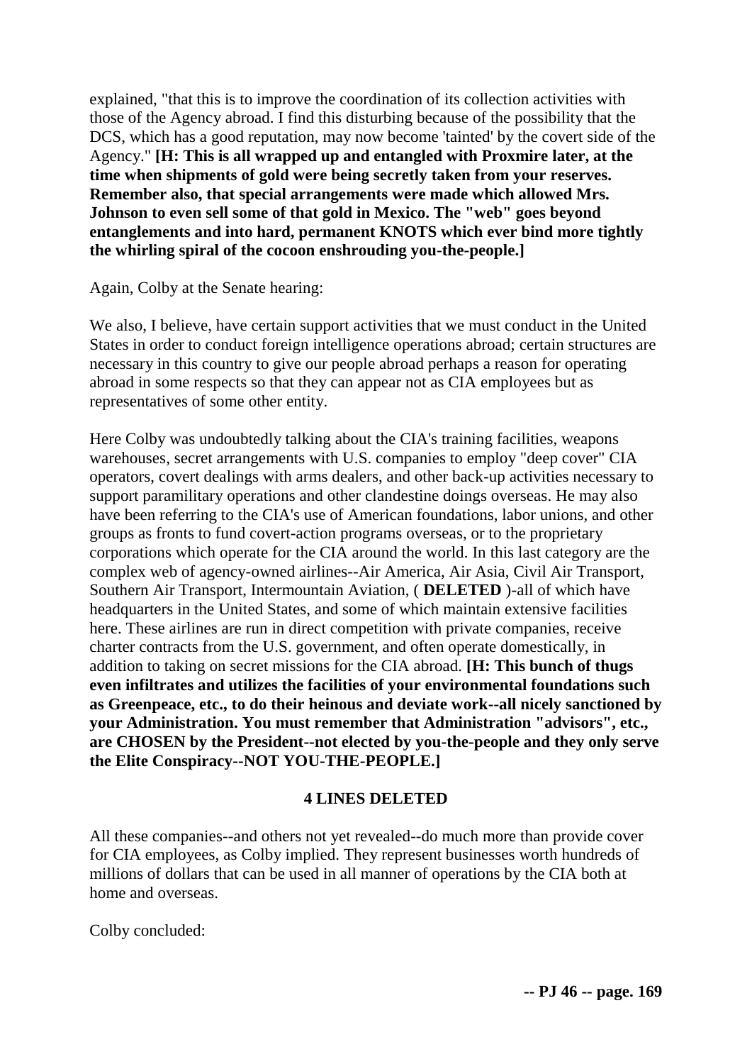explained, "that this is to improve the coordination of its collection activities with those of the Agency abroad. I find this disturbing because of the possibility that the DCS, which has a good reputation, may now become 'tainted' by the covert side of the Agency." **[H: This is all wrapped up and entangled with Proxmire later, at the time when shipments of gold were being secretly taken from your reserves. Remember also, that special arrangements were made which allowed Mrs. Johnson to even sell some of that gold in Mexico. The "web" goes beyond entanglements and into hard, permanent KNOTS which ever bind more tightly the whirling spiral of the cocoon enshrouding you-the-people.]**

Again, Colby at the Senate hearing:

We also, I believe, have certain support activities that we must conduct in the United States in order to conduct foreign intelligence operations abroad; certain structures are necessary in this country to give our people abroad perhaps a reason for operating abroad in some respects so that they can appear not as CIA employees but as representatives of some other entity.

Here Colby was undoubtedly talking about the CIA's training facilities, weapons warehouses, secret arrangements with U.S. companies to employ "deep cover" CIA operators, covert dealings with arms dealers, and other back-up activities necessary to support paramilitary operations and other clandestine doings overseas. He may also have been referring to the CIA's use of American foundations, labor unions, and other groups as fronts to fund covert-action programs overseas, or to the proprietary corporations which operate for the CIA around the world. In this last category are the complex web of agency-owned airlines--Air America, Air Asia, Civil Air Transport, Southern Air Transport, Intermountain Aviation, ( **DELETED** )-all of which have headquarters in the United States, and some of which maintain extensive facilities here. These airlines are run in direct competition with private companies, receive charter contracts from the U.S. government, and often operate domestically, in addition to taking on secret missions for the CIA abroad. **[H: This bunch of thugs even infiltrates and utilizes the facilities of your environmental foundations such as Greenpeace, etc., to do their heinous and deviate work--all nicely sanctioned by your Administration. You must remember that Administration "advisors", etc., are CHOSEN by the President--not elected by you-the-people and they only serve the Elite Conspiracy--NOT YOU-THE-PEOPLE.]**

**4 LINES DELETED**

All these companies--and others not yet revealed--do much more than provide cover for CIA employees, as Colby implied. They represent businesses worth hundreds of millions of dollars that can be used in all manner of operations by the CIA both at home and overseas.

Colby concluded: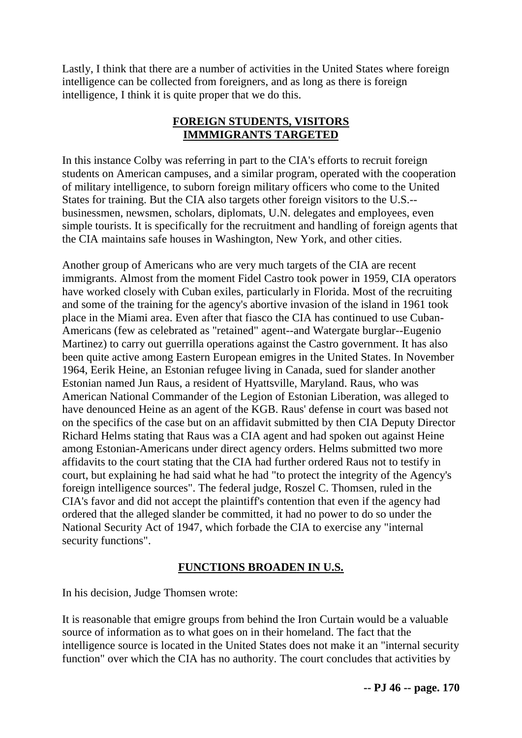Lastly, I think that there are a number of activities in the United States where foreign intelligence can be collected from foreigners, and as long as there is foreign intelligence, I think it is quite proper that we do this.

## FOREIGN STUDENTS, VISITORS IMMMIGRANTS TARGETED

In this instance Colby was referring in part to the CIA's efforts to recruit foreign students on American campuses, and a similar program, operated with the cooperation of military intelligence, to suborn foreign military officers who come to the United States for training. But the CIA also targets other foreign visitors to the U.S.--businessmen, newsmen, scholars, diplomats, U.N. delegates and employees, even simple tourists. It is specifically for the recruitment and handling of foreign agents that the CIA maintains safe houses in Washington, New York, and other cities.

Another group of Americans who are very much targets of the CIA are recent immigrants. Almost from the moment Fidel Castro took power in 1959, CIA operators have worked closely with Cuban exiles, particularly in Florida. Most of the recruiting and some of the training for the agency's abortive invasion of the island in 1961 took place in the Miami area. Even after that fiasco the CIA has continued to use Cuban-Americans (few as celebrated as "retained" agent--and Watergate burglar--Eugenio Martinez) to carry out guerrilla operations against the Castro government. It has also been quite active among Eastern European emigres in the United States. In November 1964, Eerik Heine, an Estonian refugee living in Canada, sued for slander another Estonian named Jun Raus, a resident of Hyattsville, Maryland. Raus, who was American National Commander of the Legion of Estonian Liberation, was alleged to have denounced Heine as an agent of the KGB. Raus' defense in court was based not on the specifics of the case but on an affidavit submitted by then CIA Deputy Director Richard Helms stating that Raus was a CIA agent and had spoken out against Heine among Estonian-Americans under direct agency orders. Helms submitted two more affidavits to the court stating that the CIA had further ordered Raus not to testify in court, but explaining he had said what he had "to protect the integrity of the Agency's foreign intelligence sources". The federal judge, Roszel C. Thomsen, ruled in the CIA's favor and did not accept the plaintiff's contention that even if the agency had ordered that the alleged slander be committed, it had no power to do so under the National Security Act of 1947, which forbade the CIA to exercise any "internal security functions".

## FUNCTIONS BROADEN IN U.S.

In his decision, Judge Thomsen wrote:

It is reasonable that emigre groups from behind the Iron Curtain would be a valuable source of information as to what goes on in their homeland. The fact that the intelligence source is located in the United States does not make it an "internal security function" over which the CIA has no authority. The court concludes that activities by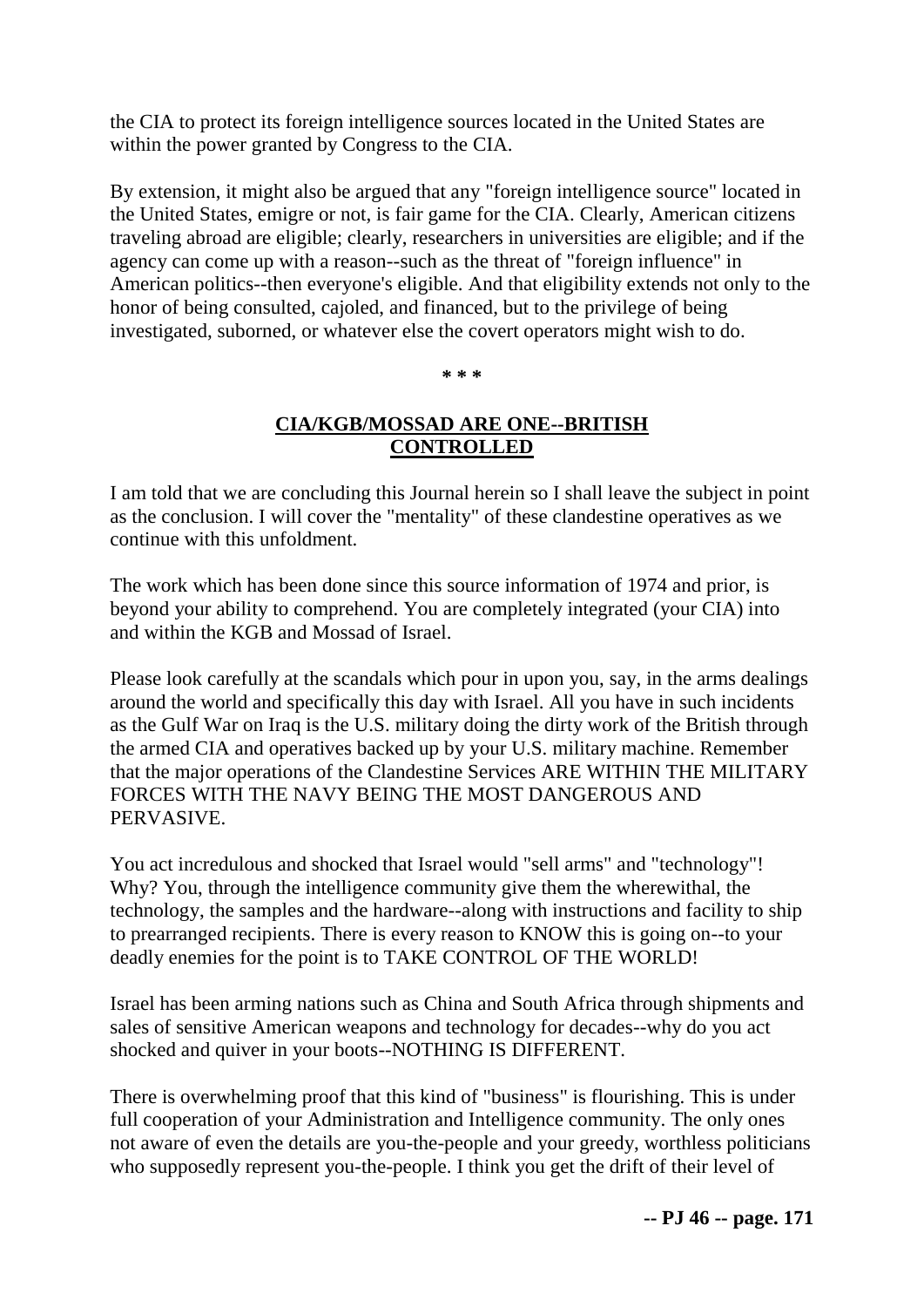the CIA to protect its foreign intelligence sources located in the United States are within the power granted by Congress to the CIA.

By extension, it might also be argued that any "foreign intelligence source" located in the United States, emigre or not, is fair game for the CIA. Clearly, American citizens traveling abroad are eligible; clearly, researchers in universities are eligible; and if the agency can come up with a reason--such as the threat of "foreign influence" in American politics--then everyone's eligible. And that eligibility extends not only to the honor of being consulted, cajoled, and financed, but to the privilege of being investigated, suborned, or whatever else the covert operators might wish to do.

**\* \* \***

## CIA/KGB/MOSSAD ARE ONE--BRITISH CONTROLLED

I am told that we are concluding this Journal herein so I shall leave the subject in point as the conclusion. I will cover the "mentality" of these clandestine operatives as we continue with this unfoldment.

The work which has been done since this source information of 1974 and prior, is beyond your ability to comprehend. You are completely integrated (your CIA) into and within the KGB and Mossad of Israel.

Please look carefully at the scandals which pour in upon you, say, in the arms dealings around the world and specifically this day with Israel. All you have in such incidents as the Gulf War on Iraq is the U.S. military doing the dirty work of the British through the armed CIA and operatives backed up by your U.S. military machine. Remember that the major operations of the Clandestine Services ARE WITHIN THE MILITARY FORCES WITH THE NAVY BEING THE MOST DANGEROUS AND PERVASIVE.

You act incredulous and shocked that Israel would "sell arms" and "technology"! Why? You, through the intelligence community give them the wherewithal, the technology, the samples and the hardware--along with instructions and facility to ship to prearranged recipients. There is every reason to KNOW this is going on--to your deadly enemies for the point is to TAKE CONTROL OF THE WORLD!

Israel has been arming nations such as China and South Africa through shipments and sales of sensitive American weapons and technology for decades--why do you act shocked and quiver in your boots--NOTHING IS DIFFERENT.

There is overwhelming proof that this kind of "business" is flourishing. This is under full cooperation of your Administration and Intelligence community. The only ones not aware of even the details are you-the-people and your greedy, worthless politicians who supposedly represent you-the-people. I think you get the drift of their level of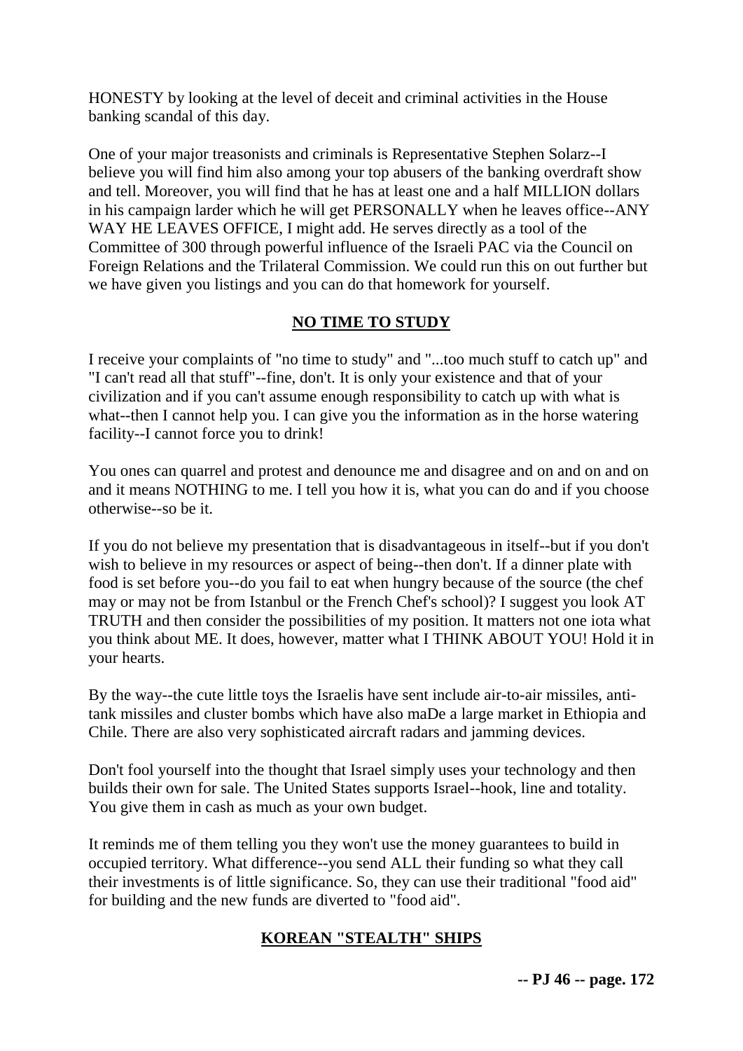HONESTY by looking at the level of deceit and criminal activities in the House banking scandal of this day.

One of your major treasonists and criminals is Representative Stephen Solarz--I believe you will find him also among your top abusers of the banking overdraft show and tell. Moreover, you will find that he has at least one and a half MILLION dollars in his campaign larder which he will get PERSONALLY when he leaves office--ANY WAY HE LEAVES OFFICE, I might add. He serves directly as a tool of the Committee of 300 through powerful influence of the Israeli PAC via the Council on Foreign Relations and the Trilateral Commission. We could run this on out further but we have given you listings and you can do that homework for yourself.

## NO TIME TO STUDY

I receive your complaints of "no time to study" and "...too much stuff to catch up" and "I can't read all that stuff"--fine, don't. It is only your existence and that of your civilization and if you can't assume enough responsibility to catch up with what is what--then I cannot help you. I can give you the information as in the horse watering facility--I cannot force you to drink!

You ones can quarrel and protest and denounce me and disagree and on and on and on and it means NOTHING to me. I tell you how it is, what you can do and if you choose otherwise--so be it.

If you do not believe my presentation that is disadvantageous in itself--but if you don't wish to believe in my resources or aspect of being--then don't. If a dinner plate with food is set before you--do you fail to eat when hungry because of the source (the chef may or may not be from Istanbul or the French Chef's school)? I suggest you look AT TRUTH and then consider the possibilities of my position. It matters not one iota what you think about ME. It does, however, matter what I THINK ABOUT YOU! Hold it in your hearts.

By the way--the cute little toys the Israelis have sent include air-to-air missiles, anti-tank missiles and cluster bombs which have also maDe a large market in Ethiopia and Chile. There are also very sophisticated aircraft radars and jamming devices.

Don't fool yourself into the thought that Israel simply uses your technology and then builds their own for sale. The United States supports Israel--hook, line and totality. You give them in cash as much as your own budget.

It reminds me of them telling you they won't use the money guarantees to build in occupied territory. What difference--you send ALL their funding so what they call their investments is of little significance. So, they can use their traditional "food aid" for building and the new funds are diverted to "food aid".

## KOREAN "STEALTH" SHIPS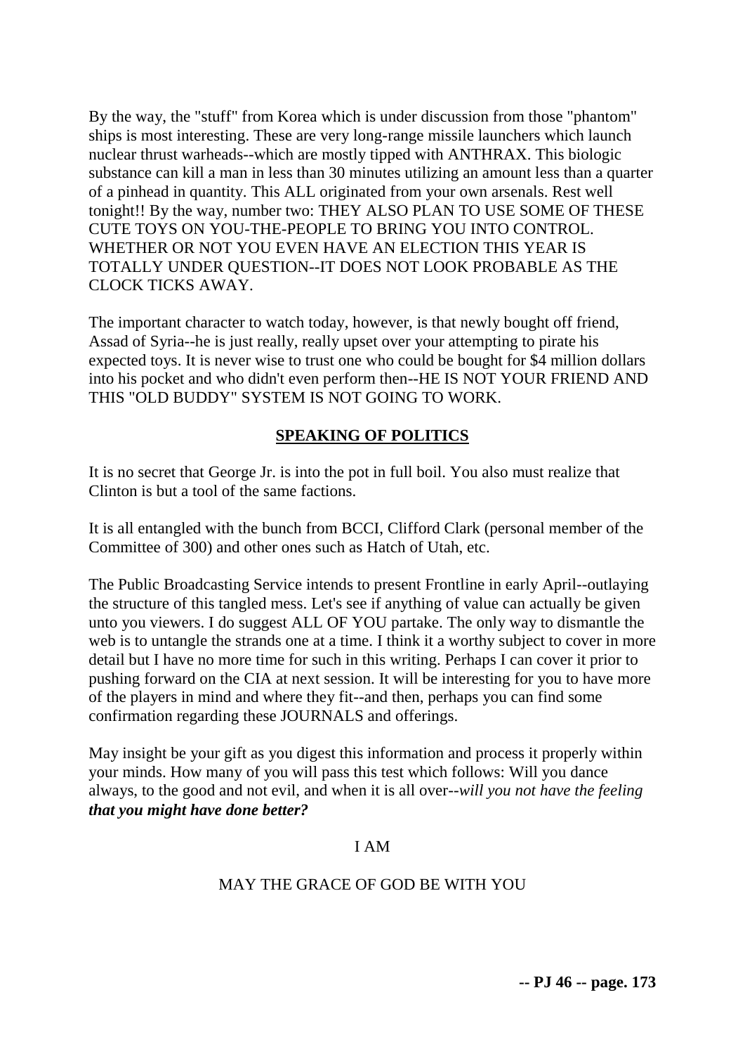By the way, the "stuff" from Korea which is under discussion from those "phantom" ships is most interesting. These are very long-range missile launchers which launch nuclear thrust warheads--which are mostly tipped with ANTHRAX. This biologic substance can kill a man in less than 30 minutes utilizing an amount less than a quarter of a pinhead in quantity. This ALL originated from your own arsenals. Rest well tonight!! By the way, number two: THEY ALSO PLAN TO USE SOME OF THESE CUTE TOYS ON YOU-THE-PEOPLE TO BRING YOU INTO CONTROL. WHETHER OR NOT YOU EVEN HAVE AN ELECTION THIS YEAR IS TOTALLY UNDER QUESTION--IT DOES NOT LOOK PROBABLE AS THE CLOCK TICKS AWAY.

The important character to watch today, however, is that newly bought off friend, Assad of Syria--he is just really, really upset over your attempting to pirate his expected toys. It is never wise to trust one who could be bought for $4 million dollars into his pocket and who didn't even perform then--HE IS NOT YOUR FRIEND AND THIS "OLD BUDDY" SYSTEM IS NOT GOING TO WORK.

## SPEAKING OF POLITICS

It is no secret that George Jr. is into the pot in full boil. You also must realize that Clinton is but a tool of the same factions.

It is all entangled with the bunch from BCCI, Clifford Clark (personal member of the Committee of 300) and other ones such as Hatch of Utah, etc.

The Public Broadcasting Service intends to present Frontline in early April--outlaying the structure of this tangled mess. Let's see if anything of value can actually be given unto you viewers. I do suggest ALL OF YOU partake. The only way to dismantle the web is to untangle the strands one at a time. I think it a worthy subject to cover in more detail but I have no more time for such in this writing. Perhaps I can cover it prior to pushing forward on the CIA at next session. It will be interesting for you to have more of the players in mind and where they fit--and then, perhaps you can find some confirmation regarding these JOURNALS and offerings.

May insight be your gift as you digest this information and process it properly within your minds. How many of you will pass this test which follows: Will you dance always, to the good and not evil, and when it is all over--*will you not have the feeling* ***that you might have done better?***

I AM

MAY THE GRACE OF GOD BE WITH YOU